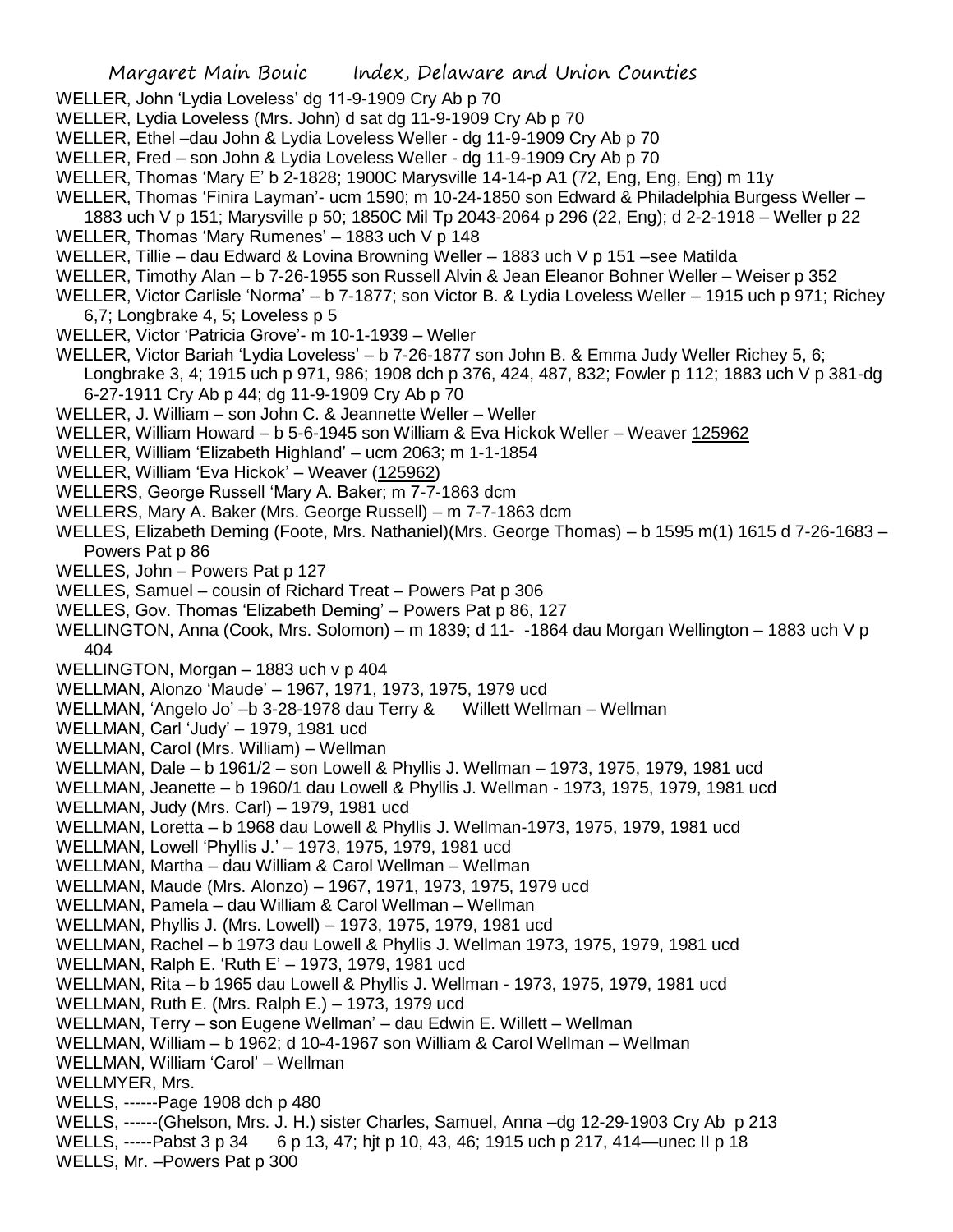WELLER, John 'Lydia Loveless' dg 11-9-1909 Cry Ab p 70

WELLER, Lydia Loveless (Mrs. John) d sat dg 11-9-1909 Cry Ab p 70

WELLER, Ethel –dau John & Lydia Loveless Weller - dg 11-9-1909 Cry Ab p 70

WELLER, Fred – son John & Lydia Loveless Weller - dg 11-9-1909 Cry Ab p 70

WELLER, Thomas 'Mary E' b 2-1828; 1900C Marysville 14-14-p A1 (72, Eng, Eng, Eng) m 11y

WELLER, Thomas 'Finira Layman'- ucm 1590; m 10-24-1850 son Edward & Philadelphia Burgess Weller – 1883 uch V p 151; Marysville p 50; 1850C Mil Tp 2043-2064 p 296 (22, Eng); d 2-2-1918 – Weller p 22

WELLER, Thomas 'Mary Rumenes' – 1883 uch V p 148

WELLER, Tillie – dau Edward & Lovina Browning Weller – 1883 uch V p 151 –see Matilda

WELLER, Timothy Alan – b 7-26-1955 son Russell Alvin & Jean Eleanor Bohner Weller – Weiser p 352

WELLER, Victor Carlisle 'Norma' – b 7-1877; son Victor B. & Lydia Loveless Weller – 1915 uch p 971; Richey 6,7; Longbrake 4, 5; Loveless p 5

WELLER, Victor 'Patricia Grove'- m 10-1-1939 – Weller

WELLER, Victor Bariah 'Lydia Loveless' – b 7-26-1877 son John B. & Emma Judy Weller Richey 5, 6; Longbrake 3, 4; 1915 uch p 971, 986; 1908 dch p 376, 424, 487, 832; Fowler p 112; 1883 uch V p 381-dg 6-27-1911 Cry Ab p 44; dg 11-9-1909 Cry Ab p 70

WELLER, J. William – son John C. & Jeannette Weller – Weller

WELLER, William Howard – b 5-6-1945 son William & Eva Hickok Weller – Weaver 125962

WELLER, William 'Elizabeth Highland' – ucm 2063; m 1-1-1854

WELLER, William 'Eva Hickok' – Weaver (125962)

WELLERS, George Russell 'Mary A. Baker; m 7-7-1863 dcm

WELLERS, Mary A. Baker (Mrs. George Russell) – m 7-7-1863 dcm

WELLES, Elizabeth Deming (Foote, Mrs. Nathaniel)(Mrs. George Thomas) – b 1595 m(1) 1615 d 7-26-1683 – Powers Pat p 86

WELLES, John – Powers Pat p 127

WELLES, Samuel – cousin of Richard Treat – Powers Pat p 306

WELLES, Gov. Thomas 'Elizabeth Deming' – Powers Pat p 86, 127

WELLINGTON, Anna (Cook, Mrs. Solomon) – m 1839; d 11- -1864 dau Morgan Wellington – 1883 uch V p 404

WELLINGTON, Morgan – 1883 uch v p 404

WELLMAN, Alonzo 'Maude' – 1967, 1971, 1973, 1975, 1979 ucd

WELLMAN, 'Angelo Jo' –b 3-28-1978 dau Terry & Willett Wellman – Wellman

WELLMAN, Carl 'Judy' – 1979, 1981 ucd

WELLMAN, Carol (Mrs. William) – Wellman

WELLMAN, Dale – b 1961/2 – son Lowell & Phyllis J. Wellman – 1973, 1975, 1979, 1981 ucd

WELLMAN, Jeanette – b 1960/1 dau Lowell & Phyllis J. Wellman - 1973, 1975, 1979, 1981 ucd

WELLMAN, Judy (Mrs. Carl) – 1979, 1981 ucd

WELLMAN, Loretta – b 1968 dau Lowell & Phyllis J. Wellman-1973, 1975, 1979, 1981 ucd

WELLMAN, Lowell 'Phyllis J.' – 1973, 1975, 1979, 1981 ucd

WELLMAN, Martha – dau William & Carol Wellman – Wellman

WELLMAN, Maude (Mrs. Alonzo) – 1967, 1971, 1973, 1975, 1979 ucd

WELLMAN, Pamela – dau William & Carol Wellman – Wellman

WELLMAN, Phyllis J. (Mrs. Lowell) – 1973, 1975, 1979, 1981 ucd

WELLMAN, Rachel – b 1973 dau Lowell & Phyllis J. Wellman 1973, 1975, 1979, 1981 ucd

WELLMAN, Ralph E. 'Ruth E' – 1973, 1979, 1981 ucd

WELLMAN, Rita – b 1965 dau Lowell & Phyllis J. Wellman - 1973, 1975, 1979, 1981 ucd

WELLMAN, Ruth E. (Mrs. Ralph E.) – 1973, 1979 ucd

WELLMAN, Terry – son Eugene Wellman' – dau Edwin E. Willett – Wellman

WELLMAN, William – b 1962; d 10-4-1967 son William & Carol Wellman – Wellman

WELLMAN, William 'Carol' – Wellman

WELLMYER, Mrs.

WELLS, ------Page 1908 dch p 480

WELLS, ------(Ghelson, Mrs. J. H.) sister Charles, Samuel, Anna –dg 12-29-1903 Cry Ab p 213

WELLS, -----Pabst 3 p 34 6 p 13, 47; hjt p 10, 43, 46; 1915 uch p 217, 414—unec II p 18

WELLS, Mr. –Powers Pat p 300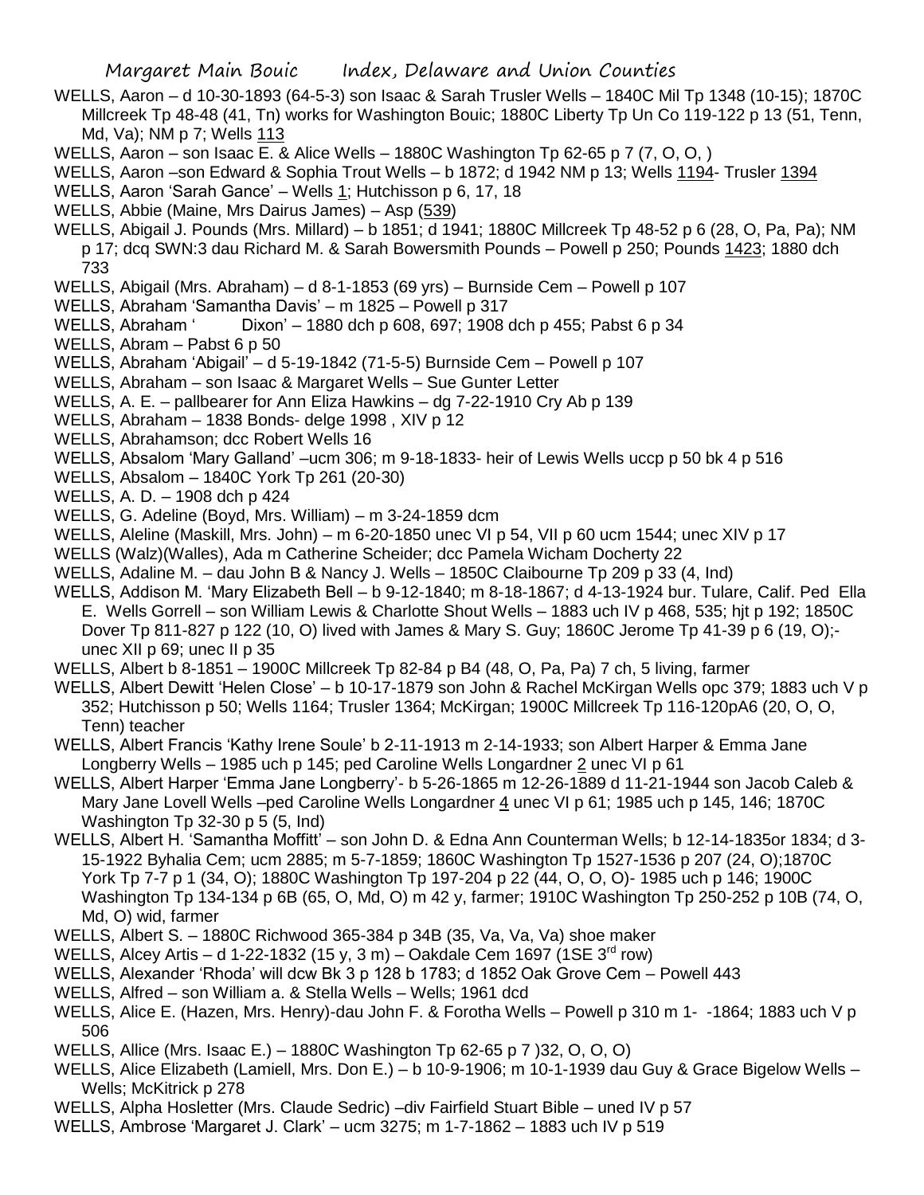WELLS, Aaron – d 10-30-1893 (64-5-3) son Isaac & Sarah Trusler Wells – 1840C Mil Tp 1348 (10-15); 1870C Millcreek Tp 48-48 (41, Tn) works for Washington Bouic; 1880C Liberty Tp Un Co 119-122 p 13 (51, Tenn, Md, Va); NM p 7; Wells 113

WELLS, Aaron – son Isaac E. & Alice Wells – 1880C Washington Tp 62-65 p 7 (7, O, O, )

WELLS, Aaron –son Edward & Sophia Trout Wells – b 1872; d 1942 NM p 13; Wells 1194- Trusler 1394

WELLS, Aaron 'Sarah Gance' – Wells 1; Hutchisson p 6, 17, 18

WELLS, Abbie (Maine, Mrs Dairus James) – Asp (539)

WELLS, Abigail J. Pounds (Mrs. Millard) – b 1851; d 1941; 1880C Millcreek Tp 48-52 p 6 (28, O, Pa, Pa); NM p 17; dcq SWN:3 dau Richard M. & Sarah Bowersmith Pounds – Powell p 250; Pounds 1423; 1880 dch 733

WELLS, Abigail (Mrs. Abraham) – d 8-1-1853 (69 yrs) – Burnside Cem – Powell p 107

WELLS, Abraham 'Samantha Davis' – m 1825 – Powell p 317

WELLS, Abraham ' Dixon' – 1880 dch p 608, 697; 1908 dch p 455; Pabst 6 p 34

WELLS, Abram – Pabst 6 p 50

WELLS, Abraham 'Abigail' – d 5-19-1842 (71-5-5) Burnside Cem – Powell p 107

WELLS, Abraham – son Isaac & Margaret Wells – Sue Gunter Letter

WELLS, A. E. – pallbearer for Ann Eliza Hawkins – dg 7-22-1910 Cry Ab p 139

WELLS, Abraham – 1838 Bonds- delge 1998 , XIV p 12

WELLS, Abrahamson; dcc Robert Wells 16

WELLS, Absalom 'Mary Galland' –ucm 306; m 9-18-1833- heir of Lewis Wells uccp p 50 bk 4 p 516

WELLS, Absalom – 1840C York Tp 261 (20-30)

WELLS, A. D. – 1908 dch p 424

WELLS, G. Adeline (Boyd, Mrs. William) – m 3-24-1859 dcm

WELLS, Aleline (Maskill, Mrs. John) – m 6-20-1850 unec VI p 54, VII p 60 ucm 1544; unec XIV p 17

WELLS (Walz)(Walles), Ada m Catherine Scheider; dcc Pamela Wicham Docherty 22

WELLS, Adaline M. – dau John B & Nancy J. Wells – 1850C Claibourne Tp 209 p 33 (4, Ind)

WELLS, Addison M. 'Mary Elizabeth Bell – b 9-12-1840; m 8-18-1867; d 4-13-1924 bur. Tulare, Calif. Ped Ella E. Wells Gorrell – son William Lewis & Charlotte Shout Wells – 1883 uch IV p 468, 535; hjt p 192; 1850C Dover Tp 811-827 p 122 (10, O) lived with James & Mary S. Guy; 1860C Jerome Tp 41-39 p 6 (19, O);- unec XII p 69; unec II p 35

WELLS, Albert b 8-1851 – 1900C Millcreek Tp 82-84 p B4 (48, O, Pa, Pa) 7 ch, 5 living, farmer

WELLS, Albert Dewitt 'Helen Close' – b 10-17-1879 son John & Rachel McKirgan Wells opc 379; 1883 uch V p 352; Hutchisson p 50; Wells 1164; Trusler 1364; McKirgan; 1900C Millcreek Tp 116-120pA6 (20, O, O, Tenn) teacher

WELLS, Albert Francis 'Kathy Irene Soule' b 2-11-1913 m 2-14-1933; son Albert Harper & Emma Jane Longberry Wells – 1985 uch p 145; ped Caroline Wells Longardner 2 unec VI p 61

WELLS, Albert Harper 'Emma Jane Longberry'- b 5-26-1865 m 12-26-1889 d 11-21-1944 son Jacob Caleb & Mary Jane Lovell Wells –ped Caroline Wells Longardner 4 unec VI p 61; 1985 uch p 145, 146; 1870C Washington Tp 32-30 p 5 (5, Ind)

WELLS, Albert H. 'Samantha Moffitt' – son John D. & Edna Ann Counterman Wells; b 12-14-1835or 1834; d 3-15-1922 Byhalia Cem; ucm 2885; m 5-7-1859; 1860C Washington Tp 1527-1536 p 207 (24, O);1870C York Tp 7-7 p 1 (34, O); 1880C Washington Tp 197-204 p 22 (44, O, O, O)- 1985 uch p 146; 1900C Washington Tp 134-134 p 6B (65, O, Md, O) m 42 y, farmer; 1910C Washington Tp 250-252 p 10B (74, O, Md, O) wid, farmer

WELLS, Albert S. – 1880C Richwood 365-384 p 34B (35, Va, Va, Va) shoe maker

WELLS, Alcey Artis – d 1-22-1832 (15 y, 3 m) – Oakdale Cem 1697 (1SE 3rd row)

WELLS, Alexander 'Rhoda' will dcw Bk 3 p 128 b 1783; d 1852 Oak Grove Cem – Powell 443

WELLS, Alfred – son William a. & Stella Wells – Wells; 1961 dcd

WELLS, Alice E. (Hazen, Mrs. Henry)-dau John F. & Forotha Wells – Powell p 310 m 1- -1864; 1883 uch V p 506

WELLS, Allice (Mrs. Isaac E.) – 1880C Washington Tp 62-65 p 7 )32, O, O, O)

WELLS, Alice Elizabeth (Lamiell, Mrs. Don E.) – b 10-9-1906; m 10-1-1939 dau Guy & Grace Bigelow Wells – Wells; McKitrick p 278

WELLS, Alpha Hosletter (Mrs. Claude Sedric) –div Fairfield Stuart Bible – uned IV p 57

WELLS, Ambrose 'Margaret J. Clark' – ucm 3275; m 1-7-1862 – 1883 uch IV p 519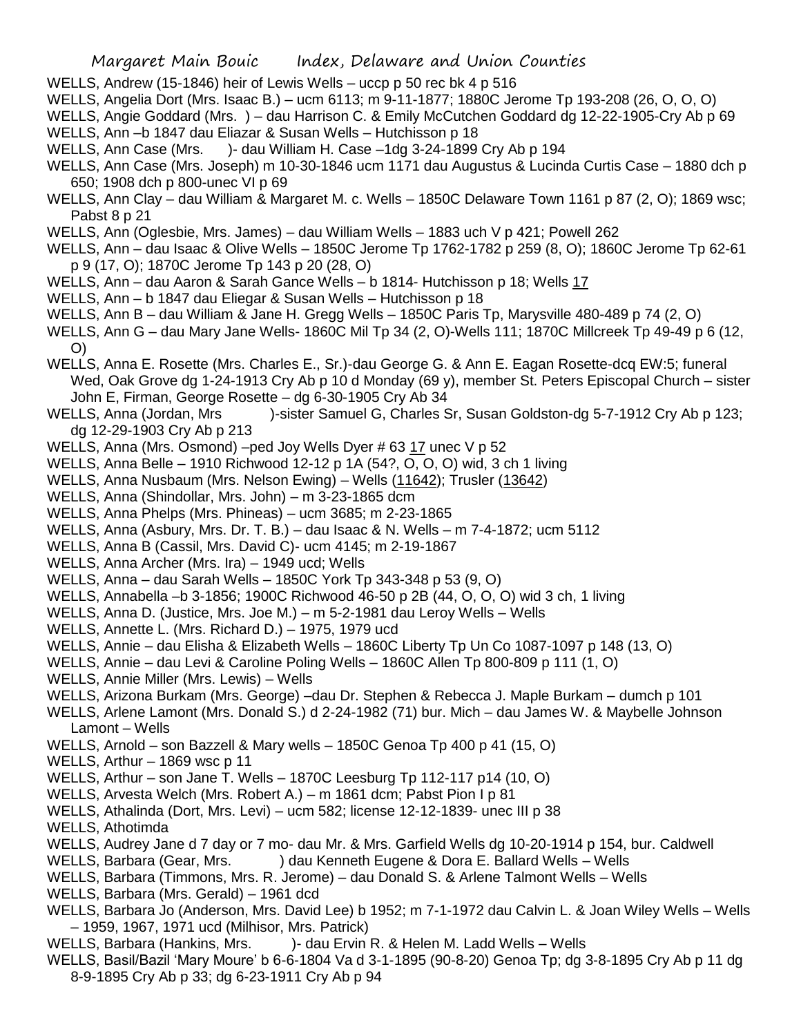WELLS, Andrew (15-1846) heir of Lewis Wells – uccp p 50 rec bk 4 p 516

WELLS, Angelia Dort (Mrs. Isaac B.) – ucm 6113; m 9-11-1877; 1880C Jerome Tp 193-208 (26, O, O, O)

WELLS, Angie Goddard (Mrs. ) – dau Harrison C. & Emily McCutchen Goddard dg 12-22-1905-Cry Ab p 69

WELLS, Ann –b 1847 dau Eliazar & Susan Wells – Hutchisson p 18

WELLS, Ann Case (Mrs. )- dau William H. Case –1dg 3-24-1899 Cry Ab p 194

WELLS, Ann Case (Mrs. Joseph) m 10-30-1846 ucm 1171 dau Augustus & Lucinda Curtis Case – 1880 dch p 650; 1908 dch p 800-unec VI p 69

WELLS, Ann Clay – dau William & Margaret M. c. Wells – 1850C Delaware Town 1161 p 87 (2, O); 1869 wsc; Pabst 8 p 21

WELLS, Ann (Oglesbie, Mrs. James) – dau William Wells – 1883 uch V p 421; Powell 262

WELLS, Ann – dau Isaac & Olive Wells – 1850C Jerome Tp 1762-1782 p 259 (8, O); 1860C Jerome Tp 62-61 p 9 (17, O); 1870C Jerome Tp 143 p 20 (28, O)

WELLS, Ann – dau Aaron & Sarah Gance Wells – b 1814- Hutchisson p 18; Wells 17

WELLS, Ann – b 1847 dau Eliegar & Susan Wells – Hutchisson p 18

WELLS, Ann B – dau William & Jane H. Gregg Wells – 1850C Paris Tp, Marysville 480-489 p 74 (2, O)

WELLS, Ann G – dau Mary Jane Wells- 1860C Mil Tp 34 (2, O)-Wells 111; 1870C Millcreek Tp 49-49 p 6 (12, O)

WELLS, Anna E. Rosette (Mrs. Charles E., Sr.)-dau George G. & Ann E. Eagan Rosette-dcq EW:5; funeral Wed, Oak Grove dg 1-24-1913 Cry Ab p 10 d Monday (69 y), member St. Peters Episcopal Church – sister John E, Firman, George Rosette – dg 6-30-1905 Cry Ab 34

WELLS, Anna (Jordan, Mrs )-sister Samuel G, Charles Sr, Susan Goldston-dg 5-7-1912 Cry Ab p 123; dg 12-29-1903 Cry Ab p 213

WELLS, Anna (Mrs. Osmond) –ped Joy Wells Dyer # 63 17 unec V p 52

WELLS, Anna Belle – 1910 Richwood 12-12 p 1A (54?, O, O, O) wid, 3 ch 1 living

WELLS, Anna Nusbaum (Mrs. Nelson Ewing) – Wells (11642); Trusler (13642)

WELLS, Anna (Shindollar, Mrs. John) – m 3-23-1865 dcm

WELLS, Anna Phelps (Mrs. Phineas) – ucm 3685; m 2-23-1865

WELLS, Anna (Asbury, Mrs. Dr. T. B.) – dau Isaac & N. Wells – m 7-4-1872; ucm 5112

WELLS, Anna B (Cassil, Mrs. David C)- ucm 4145; m 2-19-1867

WELLS, Anna Archer (Mrs. Ira) – 1949 ucd; Wells

WELLS, Anna – dau Sarah Wells – 1850C York Tp 343-348 p 53 (9, O)

WELLS, Annabella –b 3-1856; 1900C Richwood 46-50 p 2B (44, O, O, O) wid 3 ch, 1 living

WELLS, Anna D. (Justice, Mrs. Joe M.) – m 5-2-1981 dau Leroy Wells – Wells

WELLS, Annette L. (Mrs. Richard D.) – 1975, 1979 ucd

WELLS, Annie – dau Elisha & Elizabeth Wells – 1860C Liberty Tp Un Co 1087-1097 p 148 (13, O)

WELLS, Annie – dau Levi & Caroline Poling Wells – 1860C Allen Tp 800-809 p 111 (1, O)

WELLS, Annie Miller (Mrs. Lewis) – Wells

WELLS, Arizona Burkam (Mrs. George) –dau Dr. Stephen & Rebecca J. Maple Burkam – dumch p 101

WELLS, Arlene Lamont (Mrs. Donald S.) d 2-24-1982 (71) bur. Mich – dau James W. & Maybelle Johnson Lamont – Wells

WELLS, Arnold – son Bazzell & Mary wells – 1850C Genoa Tp 400 p 41 (15, O)

WELLS, Arthur – 1869 wsc p 11

WELLS, Arthur – son Jane T. Wells – 1870C Leesburg Tp 112-117 p14 (10, O)

WELLS, Arvesta Welch (Mrs. Robert A.) – m 1861 dcm; Pabst Pion I p 81

WELLS, Athalinda (Dort, Mrs. Levi) – ucm 582; license 12-12-1839- unec III p 38

WELLS, Athotimda

WELLS, Audrey Jane d 7 day or 7 mo- dau Mr. & Mrs. Garfield Wells dg 10-20-1914 p 154, bur. Caldwell

WELLS, Barbara (Gear, Mrs. ) dau Kenneth Eugene & Dora E. Ballard Wells – Wells

WELLS, Barbara (Timmons, Mrs. R. Jerome) – dau Donald S. & Arlene Talmont Wells – Wells

WELLS, Barbara (Mrs. Gerald) – 1961 dcd

WELLS, Barbara Jo (Anderson, Mrs. David Lee) b 1952; m 7-1-1972 dau Calvin L. & Joan Wiley Wells – Wells – 1959, 1967, 1971 ucd (Milhisor, Mrs. Patrick)

WELLS, Barbara (Hankins, Mrs. )- dau Ervin R. & Helen M. Ladd Wells – Wells

WELLS, Basil/Bazil 'Mary Moure' b 6-6-1804 Va d 3-1-1895 (90-8-20) Genoa Tp; dg 3-8-1895 Cry Ab p 11 dg 8-9-1895 Cry Ab p 33; dg 6-23-1911 Cry Ab p 94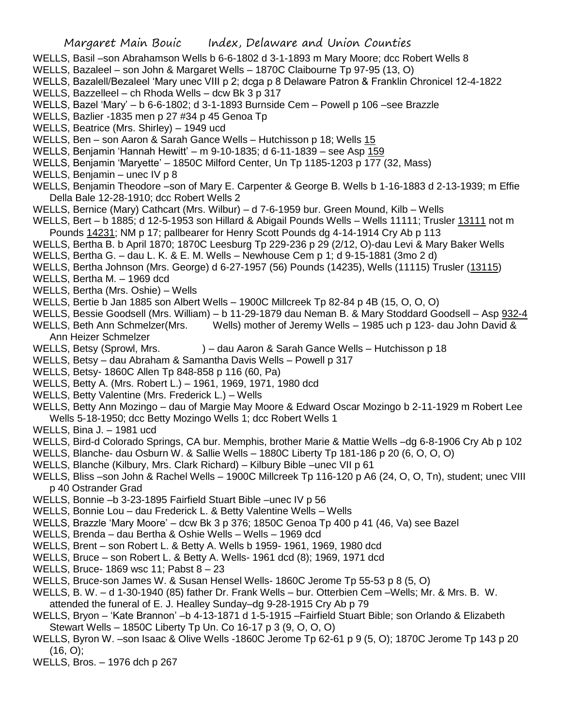WELLS, Basil –son Abrahamson Wells b 6-6-1802 d 3-1-1893 m Mary Moore; dcc Robert Wells 8

WELLS, Bazaleel – son John & Margaret Wells – 1870C Claibourne Tp 97-95 (13, O)

WELLS, Bazalell/Bezaleel 'Mary unec VIII p 2; dcga p 8 Delaware Patron & Franklin Chronicel 12-4-1822

WELLS, Bazzelleel – ch Rhoda Wells – dcw Bk 3 p 317

WELLS, Bazel 'Mary' – b 6-6-1802; d 3-1-1893 Burnside Cem – Powell p 106 –see Brazzle

WELLS, Bazlier -1835 men p 27 #34 p 45 Genoa Tp

WELLS, Beatrice (Mrs. Shirley) – 1949 ucd

WELLS, Ben – son Aaron & Sarah Gance Wells – Hutchisson p 18; Wells 15

WELLS, Benjamin 'Hannah Hewitt' – m 9-10-1835; d 6-11-1839 – see Asp 159

WELLS, Benjamin 'Maryette' – 1850C Milford Center, Un Tp 1185-1203 p 177 (32, Mass)

WELLS, Benjamin – unec IV p 8

WELLS, Benjamin Theodore –son of Mary E. Carpenter & George B. Wells b 1-16-1883 d 2-13-1939; m Effie Della Bale 12-28-1910; dcc Robert Wells 2

WELLS, Bernice (Mary) Cathcart (Mrs. Wilbur) – d 7-6-1959 bur. Green Mound, Kilb – Wells

WELLS, Bert – b 1885; d 12-5-1953 son Hillard & Abigail Pounds Wells – Wells 11111; Trusler 13111 not m Pounds 14231; NM p 17; pallbearer for Henry Scott Pounds dg 4-14-1914 Cry Ab p 113

WELLS, Bertha B. b April 1870; 1870C Leesburg Tp 229-236 p 29 (2/12, O)-dau Levi & Mary Baker Wells

WELLS, Bertha G. – dau L. K. & E. M. Wells – Newhouse Cem p 1; d 9-15-1881 (3mo 2 d)

WELLS, Bertha Johnson (Mrs. George) d 6-27-1957 (56) Pounds (14235), Wells (11115) Trusler (13115)

WELLS, Bertha M. – 1969 dcd

WELLS, Bertha (Mrs. Oshie) – Wells

WELLS, Bertie b Jan 1885 son Albert Wells – 1900C Millcreek Tp 82-84 p 4B (15, O, O, O)

WELLS, Bessie Goodsell (Mrs. William) – b 11-29-1879 dau Neman B. & Mary Stoddard Goodsell – Asp 932-4

WELLS, Beth Ann Schmelzer(Mrs. Wells) mother of Jeremy Wells – 1985 uch p 123- dau John David & Ann Heizer Schmelzer

WELLS, Betsy (Sprowl, Mrs. ) – dau Aaron & Sarah Gance Wells – Hutchisson p 18

WELLS, Betsy – dau Abraham & Samantha Davis Wells – Powell p 317

WELLS, Betsy- 1860C Allen Tp 848-858 p 116 (60, Pa)

WELLS, Betty A. (Mrs. Robert L.) – 1961, 1969, 1971, 1980 dcd

WELLS, Betty Valentine (Mrs. Frederick L.) – Wells

WELLS, Betty Ann Mozingo – dau of Margie May Moore & Edward Oscar Mozingo b 2-11-1929 m Robert Lee Wells 5-18-1950; dcc Betty Mozingo Wells 1; dcc Robert Wells 1

WELLS, Bina J. – 1981 ucd

WELLS, Bird-d Colorado Springs, CA bur. Memphis, brother Marie & Mattie Wells –dg 6-8-1906 Cry Ab p 102

WELLS, Blanche- dau Osburn W. & Sallie Wells – 1880C Liberty Tp 181-186 p 20 (6, O, O, O)

WELLS, Blanche (Kilbury, Mrs. Clark Richard) – Kilbury Bible –unec VII p 61

WELLS, Bliss –son John & Rachel Wells – 1900C Millcreek Tp 116-120 p A6 (24, O, O, Tn), student; unec VIII p 40 Ostrander Grad

WELLS, Bonnie –b 3-23-1895 Fairfield Stuart Bible –unec IV p 56

WELLS, Bonnie Lou – dau Frederick L. & Betty Valentine Wells – Wells

WELLS, Brazzle 'Mary Moore' – dcw Bk 3 p 376; 1850C Genoa Tp 400 p 41 (46, Va) see Bazel

WELLS, Brenda – dau Bertha & Oshie Wells – Wells – 1969 dcd

WELLS, Brent – son Robert L. & Betty A. Wells b 1959- 1961, 1969, 1980 dcd

WELLS, Bruce – son Robert L. & Betty A. Wells- 1961 dcd (8); 1969, 1971 dcd

WELLS, Bruce- 1869 wsc 11; Pabst 8 – 23

WELLS, Bruce-son James W. & Susan Hensel Wells- 1860C Jerome Tp 55-53 p 8 (5, O)

WELLS, B. W. – d 1-30-1940 (85) father Dr. Frank Wells – bur. Otterbien Cem –Wells; Mr. & Mrs. B. W. attended the funeral of E. J. Healley Sunday–dg 9-28-1915 Cry Ab p 79

WELLS, Bryon – 'Kate Brannon' –b 4-13-1871 d 1-5-1915 –Fairfield Stuart Bible; son Orlando & Elizabeth Stewart Wells – 1850C Liberty Tp Un. Co 16-17 p 3 (9, O, O, O)

WELLS, Byron W. –son Isaac & Olive Wells -1860C Jerome Tp 62-61 p 9 (5, O); 1870C Jerome Tp 143 p 20 (16, O);

WELLS, Bros. – 1976 dch p 267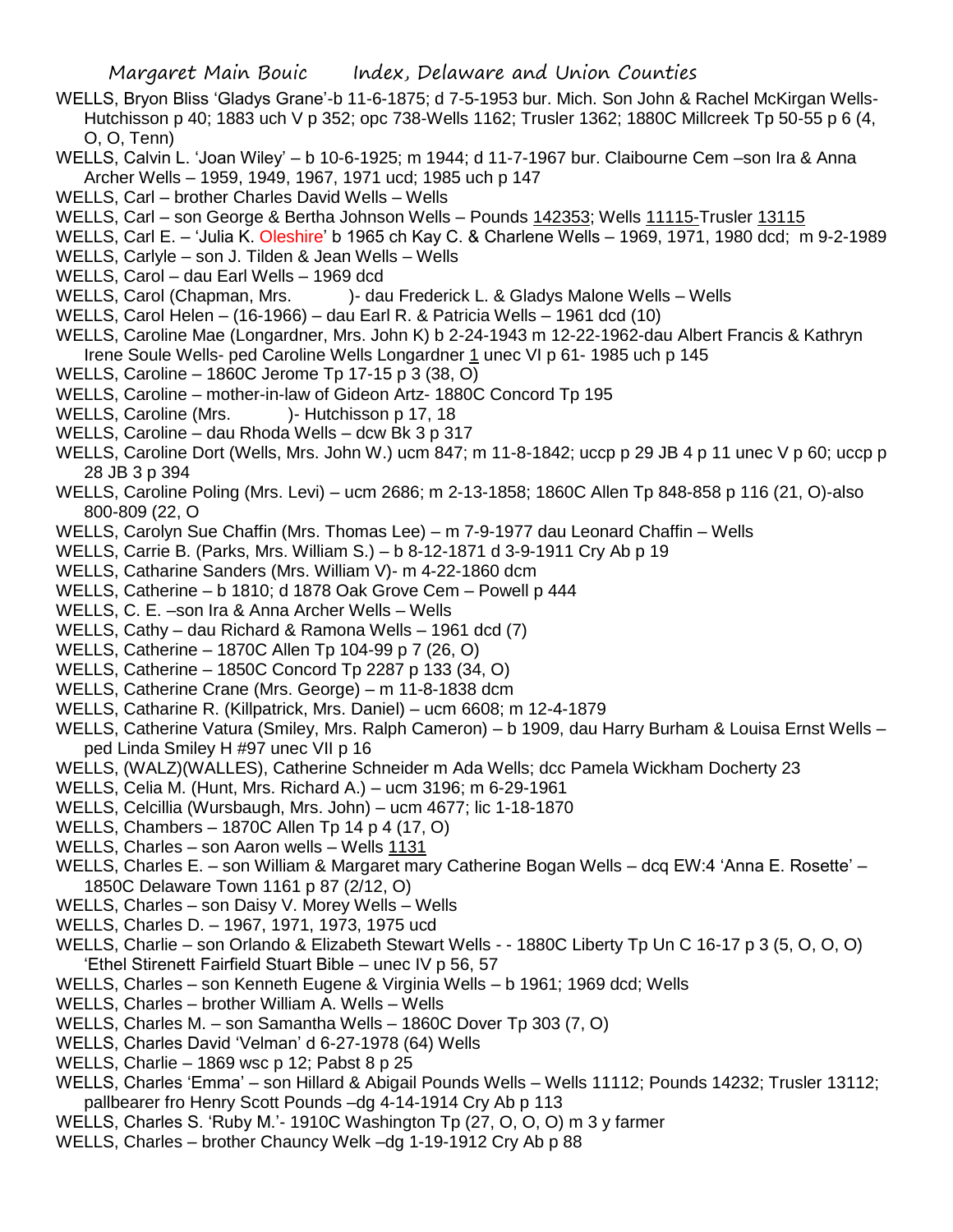WELLS, Bryon Bliss 'Gladys Grane'-b 11-6-1875; d 7-5-1953 bur. Mich. Son John & Rachel McKirgan Wells-Hutchisson p 40; 1883 uch V p 352; opc 738-Wells 1162; Trusler 1362; 1880C Millcreek Tp 50-55 p 6 (4, O, O, Tenn)

WELLS, Calvin L. 'Joan Wiley' – b 10-6-1925; m 1944; d 11-7-1967 bur. Claibourne Cem –son Ira & Anna Archer Wells – 1959, 1949, 1967, 1971 ucd; 1985 uch p 147

WELLS, Carl – brother Charles David Wells – Wells

WELLS, Carl – son George & Bertha Johnson Wells – Pounds 142353; Wells 11115-Trusler 13115

WELLS, Carl E. – 'Julia K. Oleshire' b 1965 ch Kay C. & Charlene Wells – 1969, 1971, 1980 dcd; m 9-2-1989

WELLS, Carlyle – son J. Tilden & Jean Wells – Wells

WELLS, Carol – dau Earl Wells – 1969 dcd

WELLS, Carol (Chapman, Mrs. )- dau Frederick L. & Gladys Malone Wells – Wells

WELLS, Carol Helen – (16-1966) – dau Earl R. & Patricia Wells – 1961 dcd (10)

WELLS, Caroline Mae (Longardner, Mrs. John K) b 2-24-1943 m 12-22-1962-dau Albert Francis & Kathryn Irene Soule Wells- ped Caroline Wells Longardner 1 unec VI p 61- 1985 uch p 145

WELLS, Caroline – 1860C Jerome Tp 17-15 p 3 (38, O)

WELLS, Caroline – mother-in-law of Gideon Artz- 1880C Concord Tp 195

WELLS, Caroline (Mrs. )- Hutchisson p 17, 18

WELLS, Caroline – dau Rhoda Wells – dcw Bk 3 p 317

WELLS, Caroline Dort (Wells, Mrs. John W.) ucm 847; m 11-8-1842; uccp p 29 JB 4 p 11 unec V p 60; uccp p 28 JB 3 p 394

WELLS, Caroline Poling (Mrs. Levi) – ucm 2686; m 2-13-1858; 1860C Allen Tp 848-858 p 116 (21, O)-also 800-809 (22, O

WELLS, Carolyn Sue Chaffin (Mrs. Thomas Lee) – m 7-9-1977 dau Leonard Chaffin – Wells

WELLS, Carrie B. (Parks, Mrs. William S.) – b 8-12-1871 d 3-9-1911 Cry Ab p 19

WELLS, Catharine Sanders (Mrs. William V)- m 4-22-1860 dcm

WELLS, Catherine – b 1810; d 1878 Oak Grove Cem – Powell p 444

WELLS, C. E. –son Ira & Anna Archer Wells – Wells

WELLS, Cathy – dau Richard & Ramona Wells – 1961 dcd (7)

WELLS, Catherine – 1870C Allen Tp 104-99 p 7 (26, O)

WELLS, Catherine – 1850C Concord Tp 2287 p 133 (34, O)

WELLS, Catherine Crane (Mrs. George) – m 11-8-1838 dcm

WELLS, Catharine R. (Killpatrick, Mrs. Daniel) – ucm 6608; m 12-4-1879

WELLS, Catherine Vatura (Smiley, Mrs. Ralph Cameron) – b 1909, dau Harry Burham & Louisa Ernst Wells – ped Linda Smiley H #97 unec VII p 16

WELLS, (WALZ)(WALLES), Catherine Schneider m Ada Wells; dcc Pamela Wickham Docherty 23

WELLS, Celia M. (Hunt, Mrs. Richard A.) – ucm 3196; m 6-29-1961

WELLS, Celcillia (Wursbaugh, Mrs. John) – ucm 4677; lic 1-18-1870

WELLS, Chambers – 1870C Allen Tp 14 p 4 (17, O)

WELLS, Charles – son Aaron wells – Wells 1131

WELLS, Charles E. – son William & Margaret mary Catherine Bogan Wells – dcq EW:4 'Anna E. Rosette' – 1850C Delaware Town 1161 p 87 (2/12, O)

WELLS, Charles – son Daisy V. Morey Wells – Wells

WELLS, Charles D. – 1967, 1971, 1973, 1975 ucd

WELLS, Charlie – son Orlando & Elizabeth Stewart Wells - - 1880C Liberty Tp Un C 16-17 p 3 (5, O, O, O) 'Ethel Stirenett Fairfield Stuart Bible – unec IV p 56, 57

WELLS, Charles – son Kenneth Eugene & Virginia Wells – b 1961; 1969 dcd; Wells

WELLS, Charles – brother William A. Wells – Wells

WELLS, Charles M. – son Samantha Wells – 1860C Dover Tp 303 (7, O)

WELLS, Charles David 'Velman' d 6-27-1978 (64) Wells

WELLS, Charlie – 1869 wsc p 12; Pabst 8 p 25

WELLS, Charles 'Emma' – son Hillard & Abigail Pounds Wells – Wells 11112; Pounds 14232; Trusler 13112; pallbearer fro Henry Scott Pounds –dg 4-14-1914 Cry Ab p 113

WELLS, Charles S. 'Ruby M.'- 1910C Washington Tp (27, O, O, O) m 3 y farmer

WELLS, Charles – brother Chauncy Welk –dg 1-19-1912 Cry Ab p 88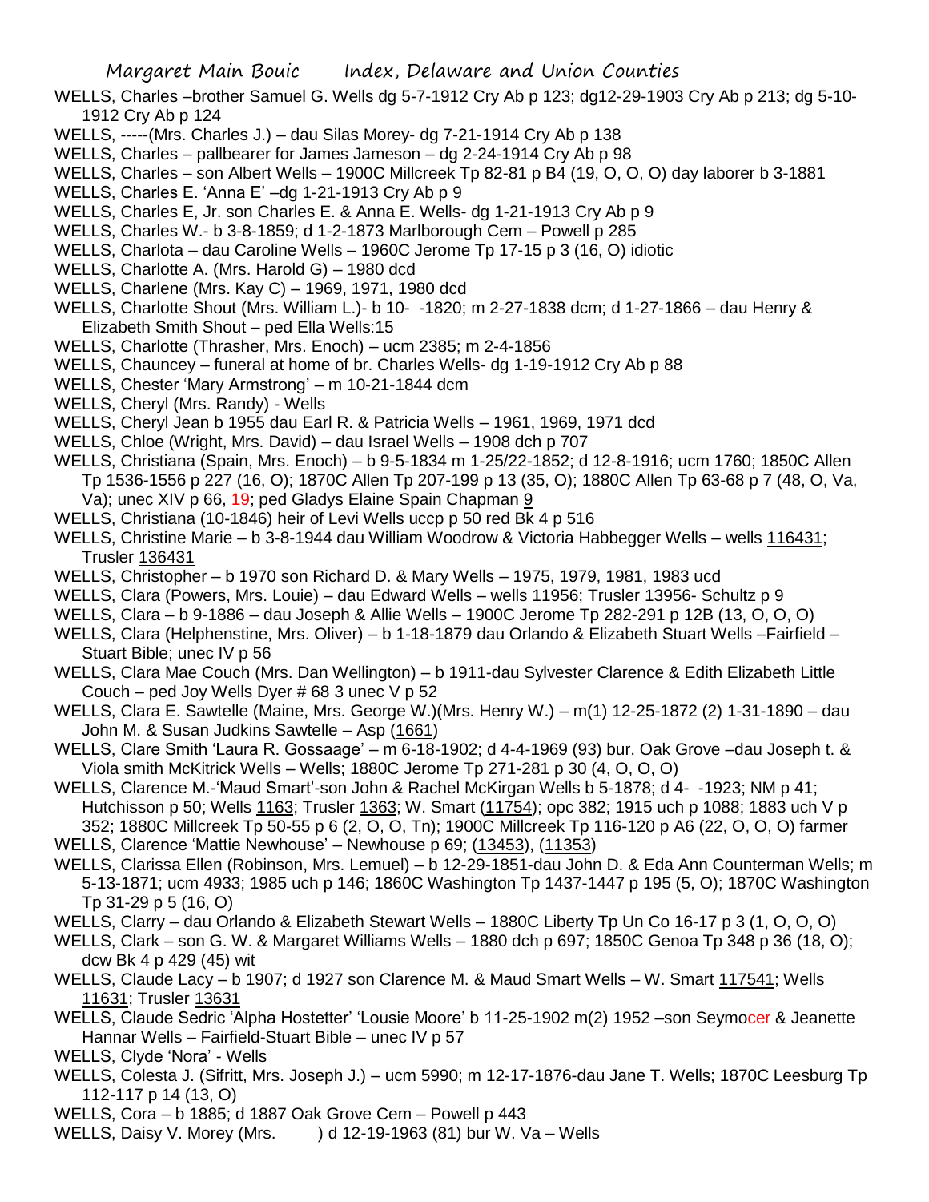WELLS, Charles –brother Samuel G. Wells dg 5-7-1912 Cry Ab p 123; dg12-29-1903 Cry Ab p 213; dg 5-10-1912 Cry Ab p 124

WELLS, -----(Mrs. Charles J.) – dau Silas Morey- dg 7-21-1914 Cry Ab p 138

WELLS, Charles – pallbearer for James Jameson – dg 2-24-1914 Cry Ab p 98

WELLS, Charles – son Albert Wells – 1900C Millcreek Tp 82-81 p B4 (19, O, O, O) day laborer b 3-1881

WELLS, Charles E. 'Anna E' –dg 1-21-1913 Cry Ab p 9

WELLS, Charles E, Jr. son Charles E. & Anna E. Wells- dg 1-21-1913 Cry Ab p 9

WELLS, Charles W.- b 3-8-1859; d 1-2-1873 Marlborough Cem – Powell p 285

WELLS, Charlota – dau Caroline Wells – 1960C Jerome Tp 17-15 p 3 (16, O) idiotic

WELLS, Charlotte A. (Mrs. Harold G) – 1980 dcd

WELLS, Charlene (Mrs. Kay C) – 1969, 1971, 1980 dcd

WELLS, Charlotte Shout (Mrs. William L.)- b 10- -1820; m 2-27-1838 dcm; d 1-27-1866 – dau Henry & Elizabeth Smith Shout – ped Ella Wells:15

WELLS, Charlotte (Thrasher, Mrs. Enoch) – ucm 2385; m 2-4-1856

WELLS, Chauncey – funeral at home of br. Charles Wells- dg 1-19-1912 Cry Ab p 88

WELLS, Chester 'Mary Armstrong' – m 10-21-1844 dcm

WELLS, Cheryl (Mrs. Randy) - Wells

WELLS, Cheryl Jean b 1955 dau Earl R. & Patricia Wells – 1961, 1969, 1971 dcd

WELLS, Chloe (Wright, Mrs. David) – dau Israel Wells – 1908 dch p 707

WELLS, Christiana (Spain, Mrs. Enoch) – b 9-5-1834 m 1-25/22-1852; d 12-8-1916; ucm 1760; 1850C Allen Tp 1536-1556 p 227 (16, O); 1870C Allen Tp 207-199 p 13 (35, O); 1880C Allen Tp 63-68 p 7 (48, O, Va, Va); unec XIV p 66, 19; ped Gladys Elaine Spain Chapman 9

WELLS, Christiana (10-1846) heir of Levi Wells uccp p 50 red Bk 4 p 516

WELLS, Christine Marie – b 3-8-1944 dau William Woodrow & Victoria Habbegger Wells – wells 116431; Trusler 136431

WELLS, Christopher – b 1970 son Richard D. & Mary Wells – 1975, 1979, 1981, 1983 ucd

WELLS, Clara (Powers, Mrs. Louie) – dau Edward Wells – wells 11956; Trusler 13956- Schultz p 9

WELLS, Clara – b 9-1886 – dau Joseph & Allie Wells – 1900C Jerome Tp 282-291 p 12B (13, O, O, O)

WELLS, Clara (Helphenstine, Mrs. Oliver) – b 1-18-1879 dau Orlando & Elizabeth Stuart Wells –Fairfield – Stuart Bible; unec IV p 56

WELLS, Clara Mae Couch (Mrs. Dan Wellington) – b 1911-dau Sylvester Clarence & Edith Elizabeth Little Couch – ped Joy Wells Dyer # 68 3 unec V p 52

WELLS, Clara E. Sawtelle (Maine, Mrs. George W.)(Mrs. Henry W.) – m(1) 12-25-1872 (2) 1-31-1890 – dau John M. & Susan Judkins Sawtelle – Asp (1661)

WELLS, Clare Smith 'Laura R. Gossaage' – m 6-18-1902; d 4-4-1969 (93) bur. Oak Grove –dau Joseph t. & Viola smith McKitrick Wells – Wells; 1880C Jerome Tp 271-281 p 30 (4, O, O, O)

WELLS, Clarence M.-'Maud Smart'-son John & Rachel McKirgan Wells b 5-1878; d 4- -1923; NM p 41; Hutchisson p 50; Wells 1163; Trusler 1363; W. Smart (11754); opc 382; 1915 uch p 1088; 1883 uch V p 352; 1880C Millcreek Tp 50-55 p 6 (2, O, O, Tn); 1900C Millcreek Tp 116-120 p A6 (22, O, O, O) farmer

WELLS, Clarence 'Mattie Newhouse' – Newhouse p 69; (13453), (11353)

WELLS, Clarissa Ellen (Robinson, Mrs. Lemuel) – b 12-29-1851-dau John D. & Eda Ann Counterman Wells; m 5-13-1871; ucm 4933; 1985 uch p 146; 1860C Washington Tp 1437-1447 p 195 (5, O); 1870C Washington Tp 31-29 p 5 (16, O)

WELLS, Clarry – dau Orlando & Elizabeth Stewart Wells – 1880C Liberty Tp Un Co 16-17 p 3 (1, O, O, O)

WELLS, Clark – son G. W. & Margaret Williams Wells – 1880 dch p 697; 1850C Genoa Tp 348 p 36 (18, O); dcw Bk 4 p 429 (45) wit

WELLS, Claude Lacy – b 1907; d 1927 son Clarence M. & Maud Smart Wells – W. Smart 117541; Wells 11631; Trusler 13631

WELLS, Claude Sedric 'Alpha Hostetter' 'Lousie Moore' b 11-25-1902 m(2) 1952 –son Seymocer & Jeanette Hannar Wells – Fairfield-Stuart Bible – unec IV p 57

WELLS, Clyde 'Nora' - Wells

WELLS, Colesta J. (Sifritt, Mrs. Joseph J.) – ucm 5990; m 12-17-1876-dau Jane T. Wells; 1870C Leesburg Tp 112-117 p 14 (13, O)

WELLS, Cora – b 1885; d 1887 Oak Grove Cem – Powell p 443

WELLS, Daisy V. Morey (Mrs. ) d 12-19-1963 (81) bur W. Va – Wells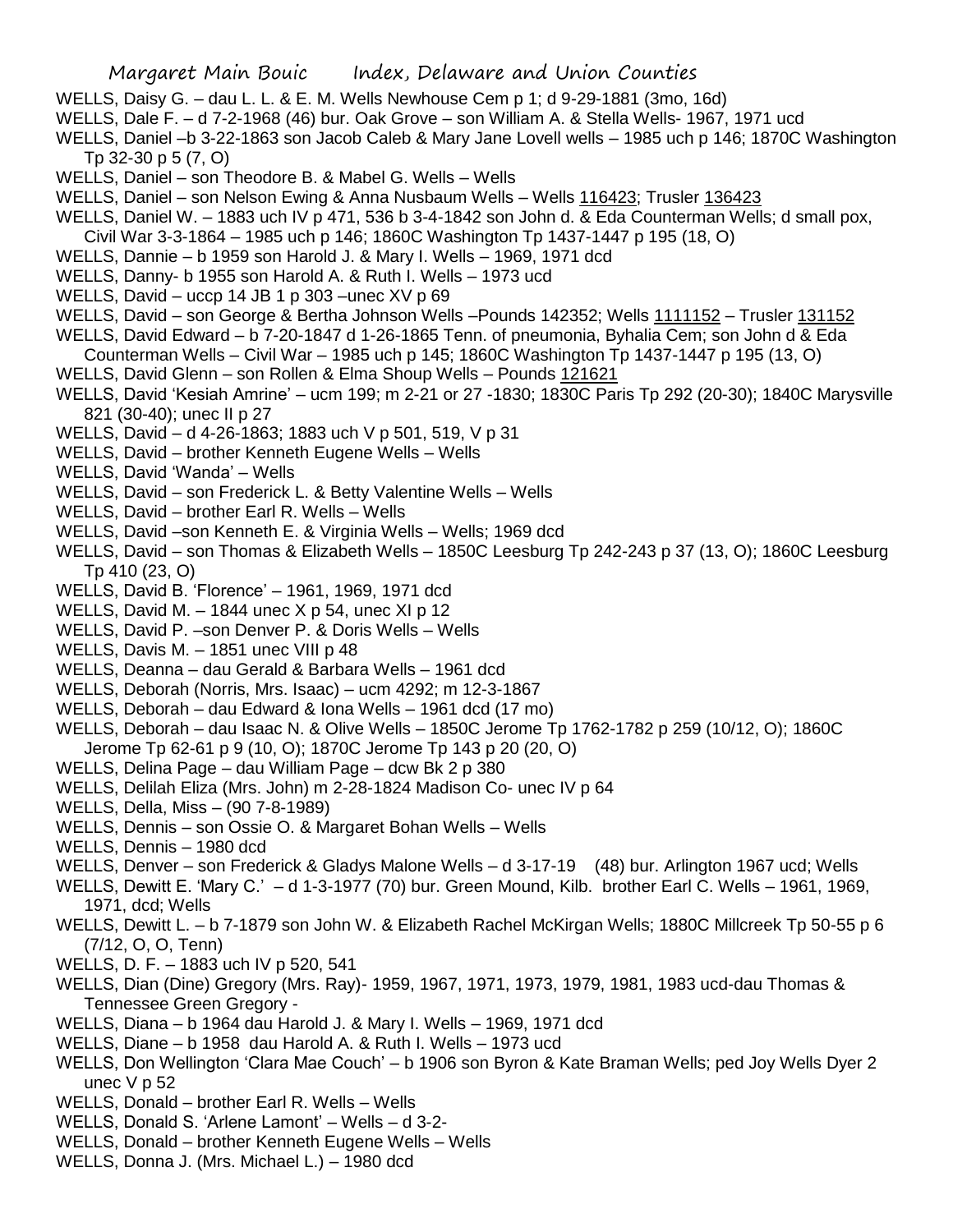WELLS, Daisy G. – dau L. L. & E. M. Wells Newhouse Cem p 1; d 9-29-1881 (3mo, 16d)

WELLS, Dale F. – d 7-2-1968 (46) bur. Oak Grove – son William A. & Stella Wells- 1967, 1971 ucd

WELLS, Daniel –b 3-22-1863 son Jacob Caleb & Mary Jane Lovell wells – 1985 uch p 146; 1870C Washington Tp 32-30 p 5 (7, O)

WELLS, Daniel – son Theodore B. & Mabel G. Wells – Wells

WELLS, Daniel – son Nelson Ewing & Anna Nusbaum Wells – Wells 116423; Trusler 136423

WELLS, Daniel W. – 1883 uch IV p 471, 536 b 3-4-1842 son John d. & Eda Counterman Wells; d small pox, Civil War 3-3-1864 – 1985 uch p 146; 1860C Washington Tp 1437-1447 p 195 (18, O)

WELLS, Dannie – b 1959 son Harold J. & Mary I. Wells – 1969, 1971 dcd

WELLS, Danny- b 1955 son Harold A. & Ruth I. Wells – 1973 ucd

WELLS, David – uccp 14 JB 1 p 303 –unec XV p 69

WELLS, David – son George & Bertha Johnson Wells –Pounds 142352; Wells 1111152 – Trusler 131152

WELLS, David Edward – b 7-20-1847 d 1-26-1865 Tenn. of pneumonia, Byhalia Cem; son John d & Eda Counterman Wells – Civil War – 1985 uch p 145; 1860C Washington Tp 1437-1447 p 195 (13, O)

WELLS, David Glenn – son Rollen & Elma Shoup Wells – Pounds 121621

WELLS, David 'Kesiah Amrine' – ucm 199; m 2-21 or 27 -1830; 1830C Paris Tp 292 (20-30); 1840C Marysville 821 (30-40); unec II p 27

WELLS, David – d 4-26-1863; 1883 uch V p 501, 519, V p 31

WELLS, David – brother Kenneth Eugene Wells – Wells

WELLS, David 'Wanda' – Wells

WELLS, David – son Frederick L. & Betty Valentine Wells – Wells

WELLS, David – brother Earl R. Wells – Wells

WELLS, David –son Kenneth E. & Virginia Wells – Wells; 1969 dcd

WELLS, David – son Thomas & Elizabeth Wells – 1850C Leesburg Tp 242-243 p 37 (13, O); 1860C Leesburg Tp 410 (23, O)

WELLS, David B. 'Florence' – 1961, 1969, 1971 dcd

WELLS, David M. – 1844 unec X p 54, unec XI p 12

WELLS, David P. –son Denver P. & Doris Wells – Wells

WELLS, Davis M. – 1851 unec VIII p 48

WELLS, Deanna – dau Gerald & Barbara Wells – 1961 dcd

WELLS, Deborah (Norris, Mrs. Isaac) – ucm 4292; m 12-3-1867

WELLS, Deborah – dau Edward & Iona Wells – 1961 dcd (17 mo)

WELLS, Deborah – dau Isaac N. & Olive Wells – 1850C Jerome Tp 1762-1782 p 259 (10/12, O); 1860C Jerome Tp 62-61 p 9 (10, O); 1870C Jerome Tp 143 p 20 (20, O)

WELLS, Delina Page – dau William Page – dcw Bk 2 p 380

WELLS, Delilah Eliza (Mrs. John) m 2-28-1824 Madison Co- unec IV p 64

WELLS, Della, Miss – (90 7-8-1989)

WELLS, Dennis – son Ossie O. & Margaret Bohan Wells – Wells

WELLS, Dennis – 1980 dcd

WELLS, Denver – son Frederick & Gladys Malone Wells – d 3-17-19 (48) bur. Arlington 1967 ucd; Wells

WELLS, Dewitt E. 'Mary C.' – d 1-3-1977 (70) bur. Green Mound, Kilb. brother Earl C. Wells – 1961, 1969, 1971, dcd; Wells

WELLS, Dewitt L. – b 7-1879 son John W. & Elizabeth Rachel McKirgan Wells; 1880C Millcreek Tp 50-55 p 6 (7/12, O, O, Tenn)

WELLS, D. F. – 1883 uch IV p 520, 541

WELLS, Dian (Dine) Gregory (Mrs. Ray)- 1959, 1967, 1971, 1973, 1979, 1981, 1983 ucd-dau Thomas & Tennessee Green Gregory -

WELLS, Diana – b 1964 dau Harold J. & Mary I. Wells – 1969, 1971 dcd

WELLS, Diane – b 1958 dau Harold A. & Ruth I. Wells – 1973 ucd

WELLS, Don Wellington 'Clara Mae Couch' – b 1906 son Byron & Kate Braman Wells; ped Joy Wells Dyer 2 unec V p 52

WELLS, Donald – brother Earl R. Wells – Wells

WELLS, Donald S. 'Arlene Lamont' – Wells – d 3-2-

WELLS, Donald – brother Kenneth Eugene Wells – Wells

WELLS, Donna J. (Mrs. Michael L.) – 1980 dcd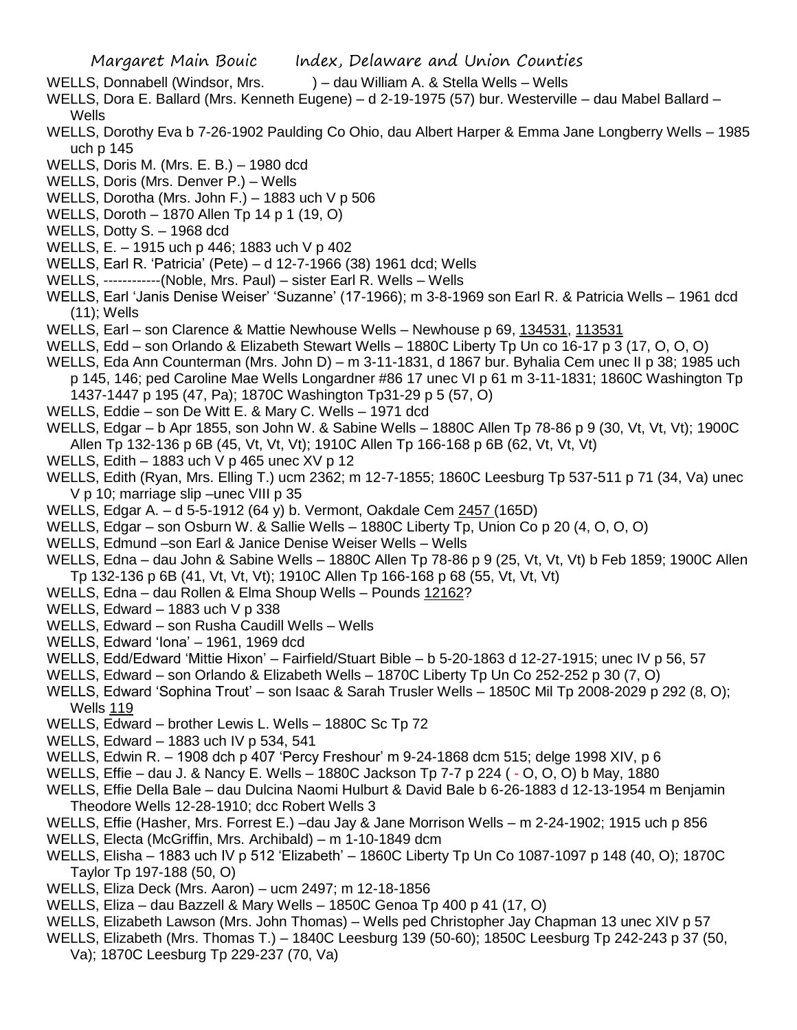WELLS, Donnabell (Windsor, Mrs. ) – dau William A. & Stella Wells – Wells

WELLS, Dora E. Ballard (Mrs. Kenneth Eugene) – d 2-19-1975 (57) bur. Westerville – dau Mabel Ballard – Wells

WELLS, Dorothy Eva b 7-26-1902 Paulding Co Ohio, dau Albert Harper & Emma Jane Longberry Wells – 1985 uch p 145

WELLS, Doris M. (Mrs. E. B.) – 1980 dcd

WELLS, Doris (Mrs. Denver P.) – Wells

WELLS, Dorotha (Mrs. John F.) – 1883 uch V p 506

WELLS, Doroth – 1870 Allen Tp 14 p 1 (19, O)

WELLS, Dotty S. – 1968 dcd

WELLS, E. – 1915 uch p 446; 1883 uch V p 402

WELLS, Earl R. 'Patricia' (Pete) – d 12-7-1966 (38) 1961 dcd; Wells

WELLS, ------------(Noble, Mrs. Paul) – sister Earl R. Wells – Wells

WELLS, Earl 'Janis Denise Weiser' 'Suzanne' (17-1966); m 3-8-1969 son Earl R. & Patricia Wells – 1961 dcd (11); Wells

WELLS, Earl – son Clarence & Mattie Newhouse Wells – Newhouse p 69, 134531, 113531

WELLS, Edd – son Orlando & Elizabeth Stewart Wells – 1880C Liberty Tp Un co 16-17 p 3 (17, O, O, O)

WELLS, Eda Ann Counterman (Mrs. John D) – m 3-11-1831, d 1867 bur. Byhalia Cem unec II p 38; 1985 uch p 145, 146; ped Caroline Mae Wells Longardner #86 17 unec VI p 61 m 3-11-1831; 1860C Washington Tp 1437-1447 p 195 (47, Pa); 1870C Washington Tp31-29 p 5 (57, O)

WELLS, Eddie – son De Witt E. & Mary C. Wells – 1971 dcd

WELLS, Edgar – b Apr 1855, son John W. & Sabine Wells – 1880C Allen Tp 78-86 p 9 (30, Vt, Vt, Vt); 1900C Allen Tp 132-136 p 6B (45, Vt, Vt, Vt); 1910C Allen Tp 166-168 p 6B (62, Vt, Vt, Vt)

WELLS, Edith – 1883 uch V p 465 unec XV p 12

WELLS, Edith (Ryan, Mrs. Elling T.) ucm 2362; m 12-7-1855; 1860C Leesburg Tp 537-511 p 71 (34, Va) unec V p 10; marriage slip –unec VIII p 35

WELLS, Edgar A. – d 5-5-1912 (64 y) b. Vermont, Oakdale Cem 2457 (165D)

WELLS, Edgar – son Osburn W. & Sallie Wells – 1880C Liberty Tp, Union Co p 20 (4, O, O, O)

WELLS, Edmund –son Earl & Janice Denise Weiser Wells – Wells

WELLS, Edna – dau John & Sabine Wells – 1880C Allen Tp 78-86 p 9 (25, Vt, Vt, Vt) b Feb 1859; 1900C Allen Tp 132-136 p 6B (41, Vt, Vt, Vt); 1910C Allen Tp 166-168 p 68 (55, Vt, Vt, Vt)

WELLS, Edna – dau Rollen & Elma Shoup Wells – Pounds 12162?

WELLS, Edward – 1883 uch V p 338

WELLS, Edward – son Rusha Caudill Wells – Wells

WELLS, Edward 'Iona' – 1961, 1969 dcd

WELLS, Edd/Edward 'Mittie Hixon' – Fairfield/Stuart Bible – b 5-20-1863 d 12-27-1915; unec IV p 56, 57

WELLS, Edward – son Orlando & Elizabeth Wells – 1870C Liberty Tp Un Co 252-252 p 30 (7, O)

WELLS, Edward 'Sophina Trout' – son Isaac & Sarah Trusler Wells – 1850C Mil Tp 2008-2029 p 292 (8, O); Wells 119

WELLS, Edward – brother Lewis L. Wells – 1880C Sc Tp 72

WELLS, Edward – 1883 uch IV p 534, 541

WELLS, Edwin R. – 1908 dch p 407 'Percy Freshour' m 9-24-1868 dcm 515; delge 1998 XIV, p 6

WELLS, Effie – dau J. & Nancy E. Wells – 1880C Jackson Tp 7-7 p 224 ( - O, O, O) b May, 1880

WELLS, Effie Della Bale – dau Dulcina Naomi Hulburt & David Bale b 6-26-1883 d 12-13-1954 m Benjamin Theodore Wells 12-28-1910; dcc Robert Wells 3

WELLS, Effie (Hasher, Mrs. Forrest E.) –dau Jay & Jane Morrison Wells – m 2-24-1902; 1915 uch p 856

WELLS, Electa (McGriffin, Mrs. Archibald) – m 1-10-1849 dcm

WELLS, Elisha – 1883 uch IV p 512 'Elizabeth' – 1860C Liberty Tp Un Co 1087-1097 p 148 (40, O); 1870C Taylor Tp 197-188 (50, O)

WELLS, Eliza Deck (Mrs. Aaron) – ucm 2497; m 12-18-1856

WELLS, Eliza – dau Bazzell & Mary Wells – 1850C Genoa Tp 400 p 41 (17, O)

WELLS, Elizabeth Lawson (Mrs. John Thomas) – Wells ped Christopher Jay Chapman 13 unec XIV p 57

WELLS, Elizabeth (Mrs. Thomas T.) – 1840C Leesburg 139 (50-60); 1850C Leesburg Tp 242-243 p 37 (50, Va); 1870C Leesburg Tp 229-237 (70, Va)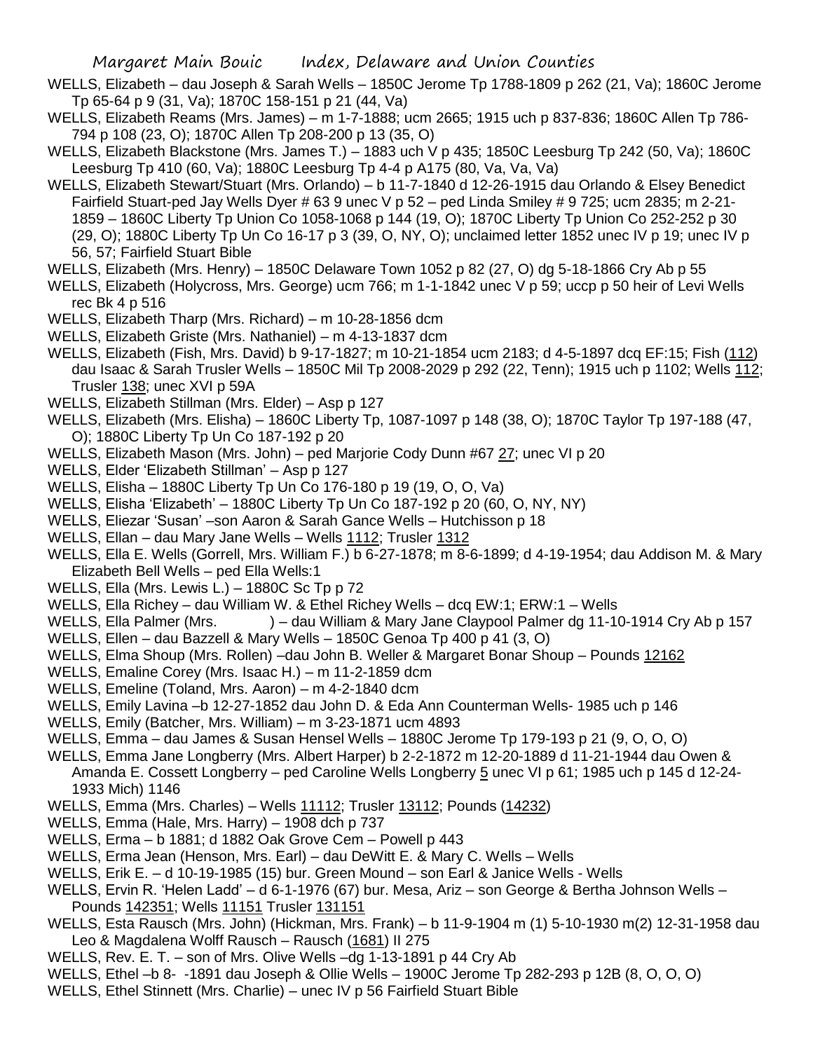WELLS, Elizabeth – dau Joseph & Sarah Wells – 1850C Jerome Tp 1788-1809 p 262 (21, Va); 1860C Jerome Tp 65-64 p 9 (31, Va); 1870C 158-151 p 21 (44, Va)

WELLS, Elizabeth Reams (Mrs. James) – m 1-7-1888; ucm 2665; 1915 uch p 837-836; 1860C Allen Tp 786-794 p 108 (23, O); 1870C Allen Tp 208-200 p 13 (35, O)

WELLS, Elizabeth Blackstone (Mrs. James T.) – 1883 uch V p 435; 1850C Leesburg Tp 242 (50, Va); 1860C Leesburg Tp 410 (60, Va); 1880C Leesburg Tp 4-4 p A175 (80, Va, Va, Va)

WELLS, Elizabeth Stewart/Stuart (Mrs. Orlando) – b 11-7-1840 d 12-26-1915 dau Orlando & Elsey Benedict Fairfield Stuart-ped Jay Wells Dyer # 63 9 unec V p 52 – ped Linda Smiley # 9 725; ucm 2835; m 2-21-1859 – 1860C Liberty Tp Union Co 1058-1068 p 144 (19, O); 1870C Liberty Tp Union Co 252-252 p 30 (29, O); 1880C Liberty Tp Un Co 16-17 p 3 (39, O, NY, O); unclaimed letter 1852 unec IV p 19; unec IV p 56, 57; Fairfield Stuart Bible

WELLS, Elizabeth (Mrs. Henry) – 1850C Delaware Town 1052 p 82 (27, O) dg 5-18-1866 Cry Ab p 55

WELLS, Elizabeth (Holycross, Mrs. George) ucm 766; m 1-1-1842 unec V p 59; uccp p 50 heir of Levi Wells rec Bk 4 p 516

WELLS, Elizabeth Tharp (Mrs. Richard) – m 10-28-1856 dcm

WELLS, Elizabeth Griste (Mrs. Nathaniel) – m 4-13-1837 dcm

WELLS, Elizabeth (Fish, Mrs. David) b 9-17-1827; m 10-21-1854 ucm 2183; d 4-5-1897 dcq EF:15; Fish (112) dau Isaac & Sarah Trusler Wells – 1850C Mil Tp 2008-2029 p 292 (22, Tenn); 1915 uch p 1102; Wells 112; Trusler 138; unec XVI p 59A

WELLS, Elizabeth Stillman (Mrs. Elder) – Asp p 127

WELLS, Elizabeth (Mrs. Elisha) – 1860C Liberty Tp, 1087-1097 p 148 (38, O); 1870C Taylor Tp 197-188 (47, O); 1880C Liberty Tp Un Co 187-192 p 20

WELLS, Elizabeth Mason (Mrs. John) – ped Marjorie Cody Dunn #67 27; unec VI p 20

WELLS, Elder 'Elizabeth Stillman' – Asp p 127

WELLS, Elisha – 1880C Liberty Tp Un Co 176-180 p 19 (19, O, O, Va)

WELLS, Elisha 'Elizabeth' – 1880C Liberty Tp Un Co 187-192 p 20 (60, O, NY, NY)

WELLS, Eliezar 'Susan' –son Aaron & Sarah Gance Wells – Hutchisson p 18

WELLS, Ellan – dau Mary Jane Wells – Wells 1112; Trusler 1312

WELLS, Ella E. Wells (Gorrell, Mrs. William F.) b 6-27-1878; m 8-6-1899; d 4-19-1954; dau Addison M. & Mary Elizabeth Bell Wells – ped Ella Wells:1

WELLS, Ella (Mrs. Lewis L.) – 1880C Sc Tp p 72

WELLS, Ella Richey – dau William W. & Ethel Richey Wells – dcq EW:1; ERW:1 – Wells

WELLS, Ella Palmer (Mrs. ) – dau William & Mary Jane Claypool Palmer dg 11-10-1914 Cry Ab p 157

WELLS, Ellen – dau Bazzell & Mary Wells – 1850C Genoa Tp 400 p 41 (3, O)

WELLS, Elma Shoup (Mrs. Rollen) –dau John B. Weller & Margaret Bonar Shoup – Pounds 12162

WELLS, Emaline Corey (Mrs. Isaac H.) – m 11-2-1859 dcm

WELLS, Emeline (Toland, Mrs. Aaron) – m 4-2-1840 dcm

WELLS, Emily Lavina –b 12-27-1852 dau John D. & Eda Ann Counterman Wells- 1985 uch p 146

WELLS, Emily (Batcher, Mrs. William) – m 3-23-1871 ucm 4893

WELLS, Emma – dau James & Susan Hensel Wells – 1880C Jerome Tp 179-193 p 21 (9, O, O, O)

WELLS, Emma Jane Longberry (Mrs. Albert Harper) b 2-2-1872 m 12-20-1889 d 11-21-1944 dau Owen & Amanda E. Cossett Longberry – ped Caroline Wells Longberry 5 unec VI p 61; 1985 uch p 145 d 12-24-1933 Mich) 1146

WELLS, Emma (Mrs. Charles) – Wells 11112; Trusler 13112; Pounds (14232)

WELLS, Emma (Hale, Mrs. Harry) – 1908 dch p 737

WELLS, Erma – b 1881; d 1882 Oak Grove Cem – Powell p 443

WELLS, Erma Jean (Henson, Mrs. Earl) – dau DeWitt E. & Mary C. Wells – Wells

WELLS, Erik E. – d 10-19-1985 (15) bur. Green Mound – son Earl & Janice Wells - Wells

WELLS, Ervin R. 'Helen Ladd' – d 6-1-1976 (67) bur. Mesa, Ariz – son George & Bertha Johnson Wells – Pounds 142351; Wells 11151 Trusler 131151

WELLS, Esta Rausch (Mrs. John) (Hickman, Mrs. Frank) – b 11-9-1904 m (1) 5-10-1930 m(2) 12-31-1958 dau Leo & Magdalena Wolff Rausch – Rausch (1681) II 275

WELLS, Rev. E. T. – son of Mrs. Olive Wells –dg 1-13-1891 p 44 Cry Ab

WELLS, Ethel –b 8- -1891 dau Joseph & Ollie Wells – 1900C Jerome Tp 282-293 p 12B (8, O, O, O)

WELLS, Ethel Stinnett (Mrs. Charlie) – unec IV p 56 Fairfield Stuart Bible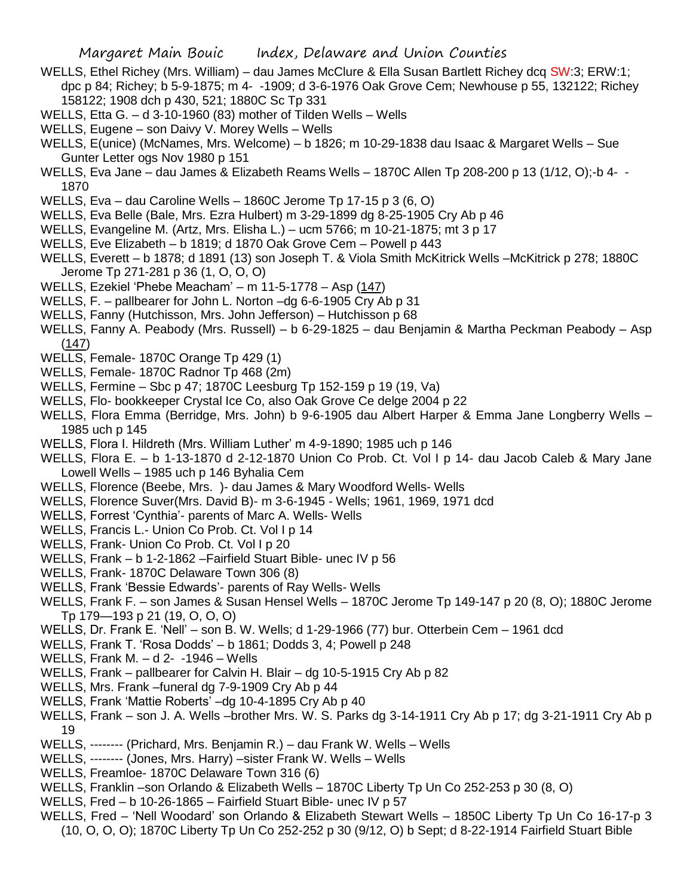WELLS, Ethel Richey (Mrs. William) – dau James McClure & Ella Susan Bartlett Richey dcq SW:3; ERW:1; dpc p 84; Richey; b 5-9-1875; m 4- -1909; d 3-6-1976 Oak Grove Cem; Newhouse p 55, 132122; Richey 158122; 1908 dch p 430, 521; 1880C Sc Tp 331

WELLS, Etta G. – d 3-10-1960 (83) mother of Tilden Wells – Wells

WELLS, Eugene – son Daivy V. Morey Wells – Wells

WELLS, E(unice) (McNames, Mrs. Welcome) – b 1826; m 10-29-1838 dau Isaac & Margaret Wells – Sue Gunter Letter ogs Nov 1980 p 151

WELLS, Eva Jane – dau James & Elizabeth Reams Wells – 1870C Allen Tp 208-200 p 13 (1/12, O);-b 4- -1870

WELLS, Eva – dau Caroline Wells – 1860C Jerome Tp 17-15 p 3 (6, O)

WELLS, Eva Belle (Bale, Mrs. Ezra Hulbert) m 3-29-1899 dg 8-25-1905 Cry Ab p 46

WELLS, Evangeline M. (Artz, Mrs. Elisha L.) – ucm 5766; m 10-21-1875; mt 3 p 17

WELLS, Eve Elizabeth – b 1819; d 1870 Oak Grove Cem – Powell p 443

WELLS, Everett – b 1878; d 1891 (13) son Joseph T. & Viola Smith McKitrick Wells –McKitrick p 278; 1880C Jerome Tp 271-281 p 36 (1, O, O, O)

WELLS, Ezekiel 'Phebe Meacham' – m 11-5-1778 – Asp (147)

WELLS, F. – pallbearer for John L. Norton –dg 6-6-1905 Cry Ab p 31

WELLS, Fanny (Hutchisson, Mrs. John Jefferson) – Hutchisson p 68

WELLS, Fanny A. Peabody (Mrs. Russell) – b 6-29-1825 – dau Benjamin & Martha Peckman Peabody – Asp (147)

WELLS, Female- 1870C Orange Tp 429 (1)

WELLS, Female- 1870C Radnor Tp 468 (2m)

WELLS, Fermine – Sbc p 47; 1870C Leesburg Tp 152-159 p 19 (19, Va)

WELLS, Flo- bookkeeper Crystal Ice Co, also Oak Grove Ce delge 2004 p 22

WELLS, Flora Emma (Berridge, Mrs. John) b 9-6-1905 dau Albert Harper & Emma Jane Longberry Wells – 1985 uch p 145

WELLS, Flora I. Hildreth (Mrs. William Luther' m 4-9-1890; 1985 uch p 146

WELLS, Flora E. – b 1-13-1870 d 2-12-1870 Union Co Prob. Ct. Vol I p 14- dau Jacob Caleb & Mary Jane Lowell Wells – 1985 uch p 146 Byhalia Cem

WELLS, Florence (Beebe, Mrs. )- dau James & Mary Woodford Wells- Wells

WELLS, Florence Suver(Mrs. David B)- m 3-6-1945 - Wells; 1961, 1969, 1971 dcd

WELLS, Forrest 'Cynthia'- parents of Marc A. Wells- Wells

WELLS, Francis L.- Union Co Prob. Ct. Vol I p 14

WELLS, Frank- Union Co Prob. Ct. Vol I p 20

WELLS, Frank – b 1-2-1862 –Fairfield Stuart Bible- unec IV p 56

WELLS, Frank- 1870C Delaware Town 306 (8)

WELLS, Frank 'Bessie Edwards'- parents of Ray Wells- Wells

WELLS, Frank F. – son James & Susan Hensel Wells – 1870C Jerome Tp 149-147 p 20 (8, O); 1880C Jerome Tp 179—193 p 21 (19, O, O, O)

WELLS, Dr. Frank E. 'Nell' – son B. W. Wells; d 1-29-1966 (77) bur. Otterbein Cem – 1961 dcd

WELLS, Frank T. 'Rosa Dodds' – b 1861; Dodds 3, 4; Powell p 248

WELLS, Frank M. – d 2- -1946 – Wells

WELLS, Frank – pallbearer for Calvin H. Blair – dg 10-5-1915 Cry Ab p 82

WELLS, Mrs. Frank –funeral dg 7-9-1909 Cry Ab p 44

WELLS, Frank 'Mattie Roberts' –dg 10-4-1895 Cry Ab p 40

WELLS, Frank – son J. A. Wells –brother Mrs. W. S. Parks dg 3-14-1911 Cry Ab p 17; dg 3-21-1911 Cry Ab p 19

WELLS, -------- (Prichard, Mrs. Benjamin R.) – dau Frank W. Wells – Wells

WELLS, -------- (Jones, Mrs. Harry) –sister Frank W. Wells – Wells

WELLS, Freamloe- 1870C Delaware Town 316 (6)

WELLS, Franklin –son Orlando & Elizabeth Wells – 1870C Liberty Tp Un Co 252-253 p 30 (8, O)

WELLS, Fred – b 10-26-1865 – Fairfield Stuart Bible- unec IV p 57

WELLS, Fred – 'Nell Woodard' son Orlando & Elizabeth Stewart Wells – 1850C Liberty Tp Un Co 16-17-p 3 (10, O, O, O); 1870C Liberty Tp Un Co 252-252 p 30 (9/12, O) b Sept; d 8-22-1914 Fairfield Stuart Bible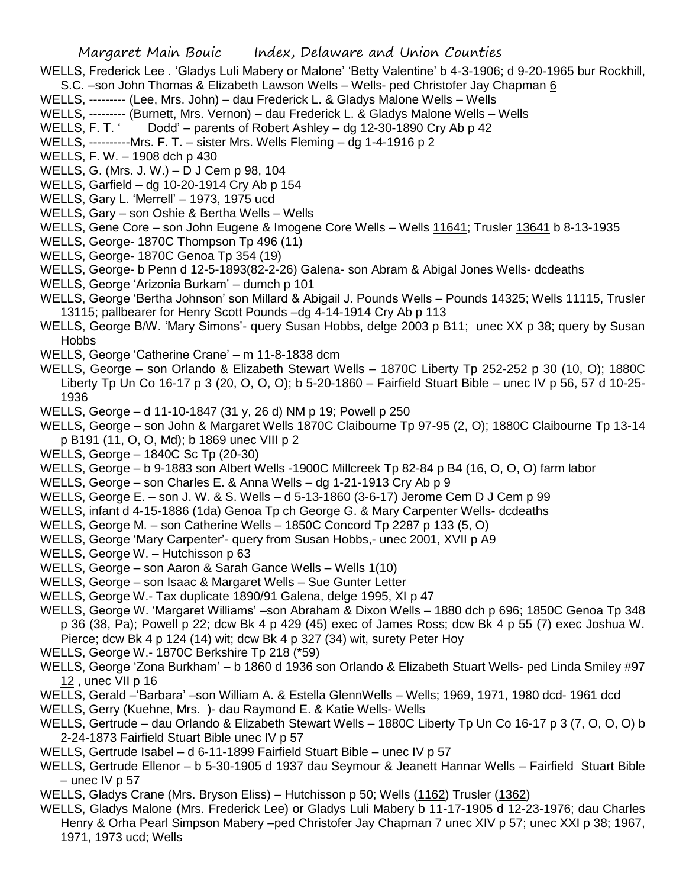WELLS, Frederick Lee . 'Gladys Luli Mabery or Malone' 'Betty Valentine' b 4-3-1906; d 9-20-1965 bur Rockhill, S.C. –son John Thomas & Elizabeth Lawson Wells – Wells- ped Christofer Jay Chapman 6

WELLS, --------- (Lee, Mrs. John) – dau Frederick L. & Gladys Malone Wells – Wells

WELLS, --------- (Burnett, Mrs. Vernon) – dau Frederick L. & Gladys Malone Wells – Wells

WELLS, F. T. ' Dodd' – parents of Robert Ashley – dg 12-30-1890 Cry Ab p 42

WELLS, ----------Mrs. F. T. – sister Mrs. Wells Fleming – dg 1-4-1916 p 2

WELLS, F. W. – 1908 dch p 430

WELLS, G. (Mrs. J. W.) – D J Cem p 98, 104

WELLS, Garfield – dg 10-20-1914 Cry Ab p 154

WELLS, Gary L. 'Merrell' – 1973, 1975 ucd

WELLS, Gary – son Oshie & Bertha Wells – Wells

WELLS, Gene Core – son John Eugene & Imogene Core Wells – Wells 11641; Trusler 13641 b 8-13-1935

WELLS, George- 1870C Thompson Tp 496 (11)

WELLS, George- 1870C Genoa Tp 354 (19)

WELLS, George- b Penn d 12-5-1893(82-2-26) Galena- son Abram & Abigal Jones Wells- dcdeaths

WELLS, George 'Arizonia Burkam' – dumch p 101

WELLS, George 'Bertha Johnson' son Millard & Abigail J. Pounds Wells – Pounds 14325; Wells 11115, Trusler 13115; pallbearer for Henry Scott Pounds –dg 4-14-1914 Cry Ab p 113

WELLS, George B/W. 'Mary Simons'- query Susan Hobbs, delge 2003 p B11; unec XX p 38; query by Susan Hobbs

WELLS, George 'Catherine Crane' – m 11-8-1838 dcm

WELLS, George – son Orlando & Elizabeth Stewart Wells – 1870C Liberty Tp 252-252 p 30 (10, O); 1880C Liberty Tp Un Co 16-17 p 3 (20, O, O, O); b 5-20-1860 – Fairfield Stuart Bible – unec IV p 56, 57 d 10-25-1936

WELLS, George – d 11-10-1847 (31 y, 26 d) NM p 19; Powell p 250

WELLS, George – son John & Margaret Wells 1870C Claibourne Tp 97-95 (2, O); 1880C Claibourne Tp 13-14 p B191 (11, O, O, Md); b 1869 unec VIII p 2

WELLS, George – 1840C Sc Tp (20-30)

WELLS, George – b 9-1883 son Albert Wells -1900C Millcreek Tp 82-84 p B4 (16, O, O, O) farm labor

WELLS, George – son Charles E. & Anna Wells – dg 1-21-1913 Cry Ab p 9

WELLS, George E. – son J. W. & S. Wells – d 5-13-1860 (3-6-17) Jerome Cem D J Cem p 99

WELLS, infant d 4-15-1886 (1da) Genoa Tp ch George G. & Mary Carpenter Wells- dcdeaths

WELLS, George M. – son Catherine Wells – 1850C Concord Tp 2287 p 133 (5, O)

WELLS, George 'Mary Carpenter'- query from Susan Hobbs,- unec 2001, XVII p A9

WELLS, George W. – Hutchisson p 63

WELLS, George – son Aaron & Sarah Gance Wells – Wells 1(10)

WELLS, George – son Isaac & Margaret Wells – Sue Gunter Letter

WELLS, George W.- Tax duplicate 1890/91 Galena, delge 1995, XI p 47

WELLS, George W. 'Margaret Williams' –son Abraham & Dixon Wells – 1880 dch p 696; 1850C Genoa Tp 348 p 36 (38, Pa); Powell p 22; dcw Bk 4 p 429 (45) exec of James Ross; dcw Bk 4 p 55 (7) exec Joshua W. Pierce; dcw Bk 4 p 124 (14) wit; dcw Bk 4 p 327 (34) wit, surety Peter Hoy

WELLS, George W.- 1870C Berkshire Tp 218 (*59)

WELLS, George 'Zona Burkham' – b 1860 d 1936 son Orlando & Elizabeth Stuart Wells- ped Linda Smiley #97 12 , unec VII p 16

WELLS, Gerald –'Barbara' –son William A. & Estella GlennWells – Wells; 1969, 1971, 1980 dcd- 1961 dcd

WELLS, Gerry (Kuehne, Mrs. )- dau Raymond E. & Katie Wells- Wells

WELLS, Gertrude – dau Orlando & Elizabeth Stewart Wells – 1880C Liberty Tp Un Co 16-17 p 3 (7, O, O, O) b 2-24-1873 Fairfield Stuart Bible unec IV p 57

WELLS, Gertrude Isabel – d 6-11-1899 Fairfield Stuart Bible – unec IV p 57

WELLS, Gertrude Ellenor – b 5-30-1905 d 1937 dau Seymour & Jeanett Hannar Wells – Fairfield Stuart Bible – unec IV p 57

WELLS, Gladys Crane (Mrs. Bryson Eliss) – Hutchisson p 50; Wells (1162) Trusler (1362)

WELLS, Gladys Malone (Mrs. Frederick Lee) or Gladys Luli Mabery b 11-17-1905 d 12-23-1976; dau Charles Henry & Orha Pearl Simpson Mabery –ped Christofer Jay Chapman 7 unec XIV p 57; unec XXI p 38; 1967, 1971, 1973 ucd; Wells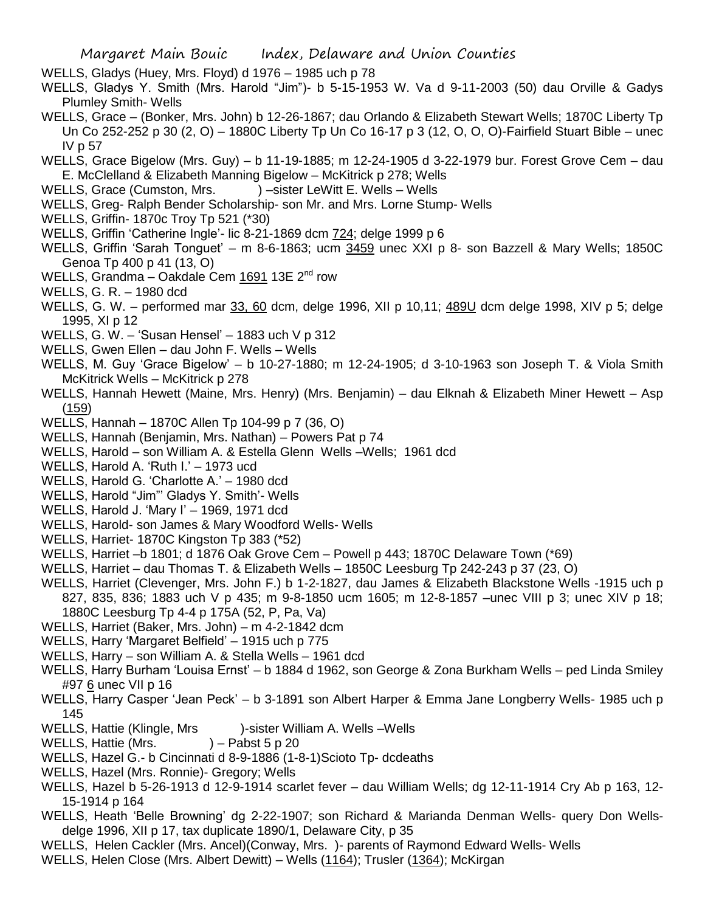WELLS, Gladys (Huey, Mrs. Floyd) d 1976 – 1985 uch p 78

WELLS, Gladys Y. Smith (Mrs. Harold "Jim")- b 5-15-1953 W. Va d 9-11-2003 (50) dau Orville & Gadys Plumley Smith- Wells

WELLS, Grace – (Bonker, Mrs. John) b 12-26-1867; dau Orlando & Elizabeth Stewart Wells; 1870C Liberty Tp Un Co 252-252 p 30 (2, O) – 1880C Liberty Tp Un Co 16-17 p 3 (12, O, O, O)-Fairfield Stuart Bible – unec IV p 57

WELLS, Grace Bigelow (Mrs. Guy) – b 11-19-1885; m 12-24-1905 d 3-22-1979 bur. Forest Grove Cem – dau E. McClelland & Elizabeth Manning Bigelow – McKitrick p 278; Wells

WELLS, Grace (Cumston, Mrs. ) –sister LeWitt E. Wells – Wells

WELLS, Greg- Ralph Bender Scholarship- son Mr. and Mrs. Lorne Stump- Wells

WELLS, Griffin- 1870c Troy Tp 521 (*30)

WELLS, Griffin 'Catherine Ingle'- lic 8-21-1869 dcm 724; delge 1999 p 6

WELLS, Griffin 'Sarah Tonguet' – m 8-6-1863; ucm 3459 unec XXI p 8- son Bazzell & Mary Wells; 1850C Genoa Tp 400 p 41 (13, O)

WELLS, Grandma – Oakdale Cem 1691 13E 2nd row

WELLS, G. R. – 1980 dcd

WELLS, G. W. – performed mar 33, 60 dcm, delge 1996, XII p 10,11; 489U dcm delge 1998, XIV p 5; delge 1995, XI p 12

WELLS, G. W. – 'Susan Hensel' – 1883 uch V p 312

WELLS, Gwen Ellen – dau John F. Wells – Wells

WELLS, M. Guy 'Grace Bigelow' – b 10-27-1880; m 12-24-1905; d 3-10-1963 son Joseph T. & Viola Smith McKitrick Wells – McKitrick p 278

WELLS, Hannah Hewett (Maine, Mrs. Henry) (Mrs. Benjamin) – dau Elknah & Elizabeth Miner Hewett – Asp (159)

WELLS, Hannah – 1870C Allen Tp 104-99 p 7 (36, O)

WELLS, Hannah (Benjamin, Mrs. Nathan) – Powers Pat p 74

WELLS, Harold – son William A. & Estella Glenn Wells –Wells; 1961 dcd

WELLS, Harold A. 'Ruth I.' – 1973 ucd

WELLS, Harold G. 'Charlotte A.' – 1980 dcd

WELLS, Harold "Jim"' Gladys Y. Smith'- Wells

WELLS, Harold J. 'Mary I' – 1969, 1971 dcd

WELLS, Harold- son James & Mary Woodford Wells- Wells

WELLS, Harriet- 1870C Kingston Tp 383 (*52)

WELLS, Harriet –b 1801; d 1876 Oak Grove Cem – Powell p 443; 1870C Delaware Town (*69)

WELLS, Harriet – dau Thomas T. & Elizabeth Wells – 1850C Leesburg Tp 242-243 p 37 (23, O)

WELLS, Harriet (Clevenger, Mrs. John F.) b 1-2-1827, dau James & Elizabeth Blackstone Wells -1915 uch p 827, 835, 836; 1883 uch V p 435; m 9-8-1850 ucm 1605; m 12-8-1857 –unec VIII p 3; unec XIV p 18; 1880C Leesburg Tp 4-4 p 175A (52, P, Pa, Va)

WELLS, Harriet (Baker, Mrs. John) – m 4-2-1842 dcm

WELLS, Harry 'Margaret Belfield' – 1915 uch p 775

WELLS, Harry – son William A. & Stella Wells – 1961 dcd

WELLS, Harry Burham 'Louisa Ernst' – b 1884 d 1962, son George & Zona Burkham Wells – ped Linda Smiley #97 6 unec VII p 16

WELLS, Harry Casper 'Jean Peck' – b 3-1891 son Albert Harper & Emma Jane Longberry Wells- 1985 uch p 145

WELLS, Hattie (Klingle, Mrs )-sister William A. Wells –Wells

WELLS, Hattie (Mrs. ) – Pabst 5 p 20

WELLS, Hazel G.- b Cincinnati d 8-9-1886 (1-8-1)Scioto Tp- dcdeaths

WELLS, Hazel (Mrs. Ronnie)- Gregory; Wells

WELLS, Hazel b 5-26-1913 d 12-9-1914 scarlet fever – dau William Wells; dg 12-11-1914 Cry Ab p 163, 12-15-1914 p 164

WELLS, Heath 'Belle Browning' dg 2-22-1907; son Richard & Marianda Denman Wells- query Don Wells- delge 1996, XII p 17, tax duplicate 1890/1, Delaware City, p 35

WELLS, Helen Cackler (Mrs. Ancel)(Conway, Mrs. )- parents of Raymond Edward Wells- Wells

WELLS, Helen Close (Mrs. Albert Dewitt) – Wells (1164); Trusler (1364); McKirgan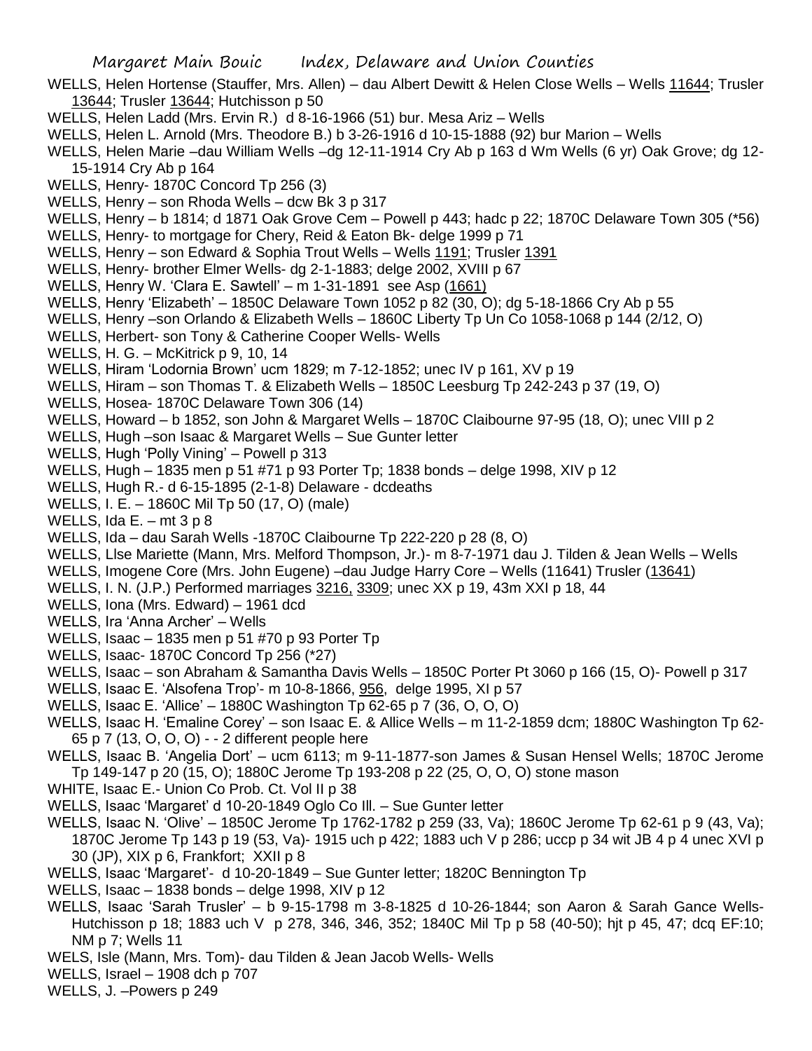WELLS, Helen Hortense (Stauffer, Mrs. Allen) – dau Albert Dewitt & Helen Close Wells – Wells 11644; Trusler 13644; Trusler 13644; Hutchisson p 50

WELLS, Helen Ladd (Mrs. Ervin R.) d 8-16-1966 (51) bur. Mesa Ariz – Wells

WELLS, Helen L. Arnold (Mrs. Theodore B.) b 3-26-1916 d 10-15-1888 (92) bur Marion – Wells

WELLS, Helen Marie –dau William Wells –dg 12-11-1914 Cry Ab p 163 d Wm Wells (6 yr) Oak Grove; dg 12-15-1914 Cry Ab p 164

WELLS, Henry- 1870C Concord Tp 256 (3)

WELLS, Henry – son Rhoda Wells – dcw Bk 3 p 317

WELLS, Henry – b 1814; d 1871 Oak Grove Cem – Powell p 443; hadc p 22; 1870C Delaware Town 305 (*56)

WELLS, Henry- to mortgage for Chery, Reid & Eaton Bk- delge 1999 p 71

WELLS, Henry – son Edward & Sophia Trout Wells – Wells 1191; Trusler 1391

WELLS, Henry- brother Elmer Wells- dg 2-1-1883; delge 2002, XVIII p 67

WELLS, Henry W. 'Clara E. Sawtell' – m 1-31-1891 see Asp (1661)

WELLS, Henry 'Elizabeth' – 1850C Delaware Town 1052 p 82 (30, O); dg 5-18-1866 Cry Ab p 55

WELLS, Henry –son Orlando & Elizabeth Wells – 1860C Liberty Tp Un Co 1058-1068 p 144 (2/12, O)

WELLS, Herbert- son Tony & Catherine Cooper Wells- Wells

WELLS, H. G. – McKitrick p 9, 10, 14

WELLS, Hiram 'Lodornia Brown' ucm 1829; m 7-12-1852; unec IV p 161, XV p 19

WELLS, Hiram – son Thomas T. & Elizabeth Wells – 1850C Leesburg Tp 242-243 p 37 (19, O)

WELLS, Hosea- 1870C Delaware Town 306 (14)

WELLS, Howard – b 1852, son John & Margaret Wells – 1870C Claibourne 97-95 (18, O); unec VIII p 2

WELLS, Hugh –son Isaac & Margaret Wells – Sue Gunter letter

WELLS, Hugh 'Polly Vining' – Powell p 313

WELLS, Hugh – 1835 men p 51 #71 p 93 Porter Tp; 1838 bonds – delge 1998, XIV p 12

WELLS, Hugh R.- d 6-15-1895 (2-1-8) Delaware - dcdeaths

WELLS, I. E. – 1860C Mil Tp 50 (17, O) (male)

WELLS, Ida E. – mt 3 p 8

WELLS, Ida – dau Sarah Wells -1870C Claibourne Tp 222-220 p 28 (8, O)

WELLS, Llse Mariette (Mann, Mrs. Melford Thompson, Jr.)- m 8-7-1971 dau J. Tilden & Jean Wells – Wells

WELLS, Imogene Core (Mrs. John Eugene) –dau Judge Harry Core – Wells (11641) Trusler (13641)

WELLS, I. N. (J.P.) Performed marriages 3216, 3309; unec XX p 19, 43m XXI p 18, 44

WELLS, Iona (Mrs. Edward) – 1961 dcd

WELLS, Ira 'Anna Archer' – Wells

WELLS, Isaac – 1835 men p 51 #70 p 93 Porter Tp

WELLS, Isaac- 1870C Concord Tp 256 (*27)

WELLS, Isaac – son Abraham & Samantha Davis Wells – 1850C Porter Pt 3060 p 166 (15, O)- Powell p 317

WELLS, Isaac E. 'Alsofena Trop'- m 10-8-1866, 956, delge 1995, XI p 57

WELLS, Isaac E. 'Allice' – 1880C Washington Tp 62-65 p 7 (36, O, O, O)

WELLS, Isaac H. 'Emaline Corey' – son Isaac E. & Allice Wells – m 11-2-1859 dcm; 1880C Washington Tp 62-65 p 7 (13, O, O, O) - - 2 different people here

WELLS, Isaac B. 'Angelia Dort' – ucm 6113; m 9-11-1877-son James & Susan Hensel Wells; 1870C Jerome Tp 149-147 p 20 (15, O); 1880C Jerome Tp 193-208 p 22 (25, O, O, O) stone mason

WHITE, Isaac E.- Union Co Prob. Ct. Vol II p 38

WELLS, Isaac 'Margaret' d 10-20-1849 Oglo Co Ill. – Sue Gunter letter

WELLS, Isaac N. 'Olive' – 1850C Jerome Tp 1762-1782 p 259 (33, Va); 1860C Jerome Tp 62-61 p 9 (43, Va); 1870C Jerome Tp 143 p 19 (53, Va)- 1915 uch p 422; 1883 uch V p 286; uccp p 34 wit JB 4 p 4 unec XVI p 30 (JP), XIX p 6, Frankfort; XXII p 8

WELLS, Isaac 'Margaret'- d 10-20-1849 – Sue Gunter letter; 1820C Bennington Tp

WELLS, Isaac – 1838 bonds – delge 1998, XIV p 12

WELLS, Isaac 'Sarah Trusler' – b 9-15-1798 m 3-8-1825 d 10-26-1844; son Aaron & Sarah Gance Wells- Hutchisson p 18; 1883 uch V p 278, 346, 346, 352; 1840C Mil Tp p 58 (40-50); hjt p 45, 47; dcq EF:10; NM p 7; Wells 11

WELS, Isle (Mann, Mrs. Tom)- dau Tilden & Jean Jacob Wells- Wells

WELLS, Israel – 1908 dch p 707

WELLS, J. –Powers p 249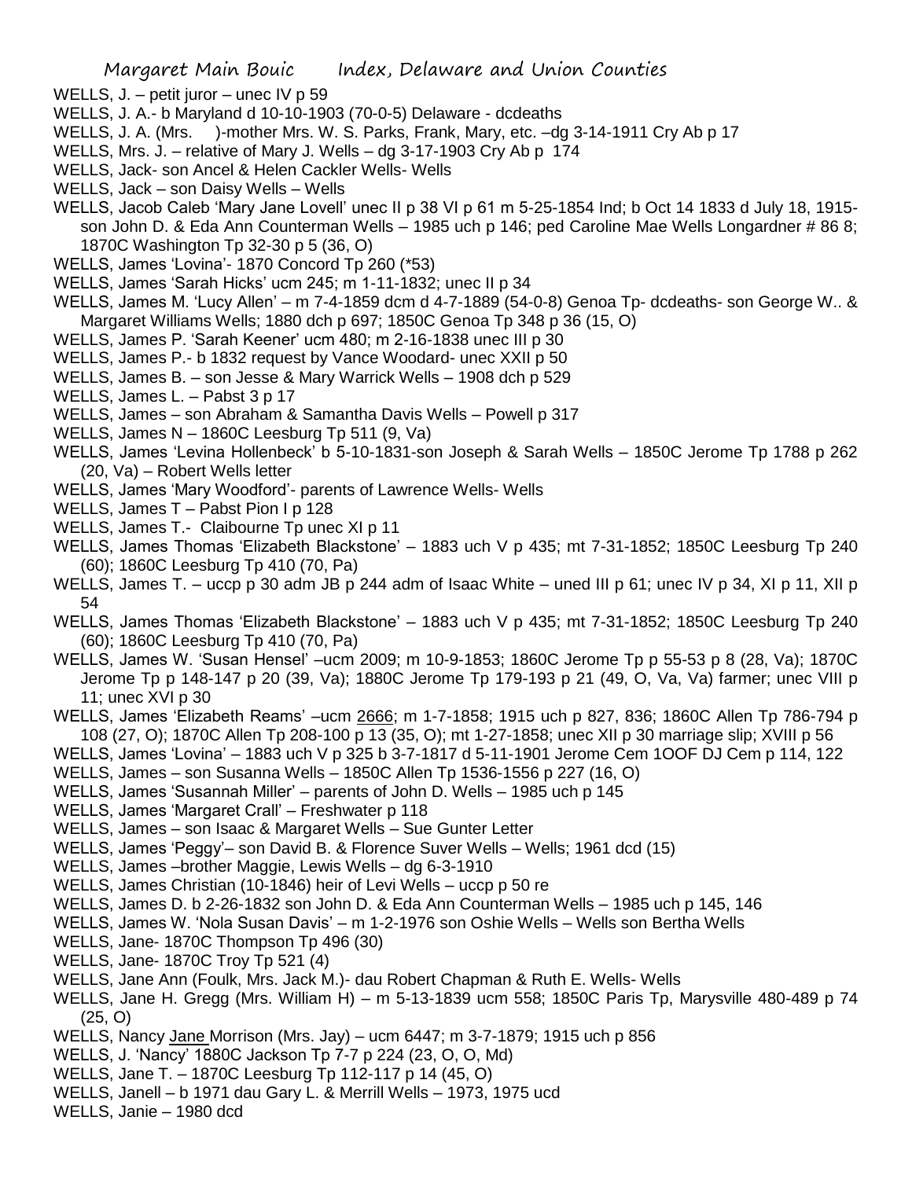WELLS, J. – petit juror – unec IV p 59

WELLS, J. A.- b Maryland d 10-10-1903 (70-0-5) Delaware - dcdeaths

WELLS, J. A. (Mrs. )-mother Mrs. W. S. Parks, Frank, Mary, etc. –dg 3-14-1911 Cry Ab p 17

WELLS, Mrs. J. – relative of Mary J. Wells – dg 3-17-1903 Cry Ab p 174

WELLS, Jack- son Ancel & Helen Cackler Wells- Wells

WELLS, Jack – son Daisy Wells – Wells

WELLS, Jacob Caleb 'Mary Jane Lovell' unec II p 38 VI p 61 m 5-25-1854 Ind; b Oct 14 1833 d July 18, 1915- son John D. & Eda Ann Counterman Wells – 1985 uch p 146; ped Caroline Mae Wells Longardner # 86 8; 1870C Washington Tp 32-30 p 5 (36, O)

WELLS, James 'Lovina'- 1870 Concord Tp 260 (*53)

WELLS, James 'Sarah Hicks' ucm 245; m 1-11-1832; unec II p 34

WELLS, James M. 'Lucy Allen' – m 7-4-1859 dcm d 4-7-1889 (54-0-8) Genoa Tp- dcdeaths- son George W.. & Margaret Williams Wells; 1880 dch p 697; 1850C Genoa Tp 348 p 36 (15, O)

WELLS, James P. 'Sarah Keener' ucm 480; m 2-16-1838 unec III p 30

WELLS, James P.- b 1832 request by Vance Woodard- unec XXII p 50

WELLS, James B. – son Jesse & Mary Warrick Wells – 1908 dch p 529

WELLS, James L. – Pabst 3 p 17

WELLS, James – son Abraham & Samantha Davis Wells – Powell p 317

WELLS, James N – 1860C Leesburg Tp 511 (9, Va)

WELLS, James 'Levina Hollenbeck' b 5-10-1831-son Joseph & Sarah Wells – 1850C Jerome Tp 1788 p 262 (20, Va) – Robert Wells letter

WELLS, James 'Mary Woodford'- parents of Lawrence Wells- Wells

WELLS, James T – Pabst Pion I p 128

WELLS, James T.- Claibourne Tp unec XI p 11

WELLS, James Thomas 'Elizabeth Blackstone' – 1883 uch V p 435; mt 7-31-1852; 1850C Leesburg Tp 240 (60); 1860C Leesburg Tp 410 (70, Pa)

WELLS, James T. – uccp p 30 adm JB p 244 adm of Isaac White – uned III p 61; unec IV p 34, XI p 11, XII p 54

WELLS, James Thomas 'Elizabeth Blackstone' – 1883 uch V p 435; mt 7-31-1852; 1850C Leesburg Tp 240 (60); 1860C Leesburg Tp 410 (70, Pa)

WELLS, James W. 'Susan Hensel' –ucm 2009; m 10-9-1853; 1860C Jerome Tp p 55-53 p 8 (28, Va); 1870C Jerome Tp p 148-147 p 20 (39, Va); 1880C Jerome Tp 179-193 p 21 (49, O, Va, Va) farmer; unec VIII p 11; unec XVI p 30

WELLS, James 'Elizabeth Reams' –ucm 2666; m 1-7-1858; 1915 uch p 827, 836; 1860C Allen Tp 786-794 p 108 (27, O); 1870C Allen Tp 208-100 p 13 (35, O); mt 1-27-1858; unec XII p 30 marriage slip; XVIII p 56

WELLS, James 'Lovina' – 1883 uch V p 325 b 3-7-1817 d 5-11-1901 Jerome Cem 1OOF DJ Cem p 114, 122

WELLS, James – son Susanna Wells – 1850C Allen Tp 1536-1556 p 227 (16, O)

WELLS, James 'Susannah Miller' – parents of John D. Wells – 1985 uch p 145

WELLS, James 'Margaret Crall' – Freshwater p 118

WELLS, James – son Isaac & Margaret Wells – Sue Gunter Letter

WELLS, James 'Peggy'– son David B. & Florence Suver Wells – Wells; 1961 dcd (15)

WELLS, James –brother Maggie, Lewis Wells – dg 6-3-1910

WELLS, James Christian (10-1846) heir of Levi Wells – uccp p 50 re

WELLS, James D. b 2-26-1832 son John D. & Eda Ann Counterman Wells – 1985 uch p 145, 146

WELLS, James W. 'Nola Susan Davis' – m 1-2-1976 son Oshie Wells – Wells son Bertha Wells

WELLS, Jane- 1870C Thompson Tp 496 (30)

WELLS, Jane- 1870C Troy Tp 521 (4)

WELLS, Jane Ann (Foulk, Mrs. Jack M.)- dau Robert Chapman & Ruth E. Wells- Wells

WELLS, Jane H. Gregg (Mrs. William H) – m 5-13-1839 ucm 558; 1850C Paris Tp, Marysville 480-489 p 74 (25, O)

WELLS, Nancy Jane Morrison (Mrs. Jay) – ucm 6447; m 3-7-1879; 1915 uch p 856

WELLS, J. 'Nancy' 1880C Jackson Tp 7-7 p 224 (23, O, O, Md)

WELLS, Jane T. – 1870C Leesburg Tp 112-117 p 14 (45, O)

WELLS, Janell – b 1971 dau Gary L. & Merrill Wells – 1973, 1975 ucd

WELLS, Janie – 1980 dcd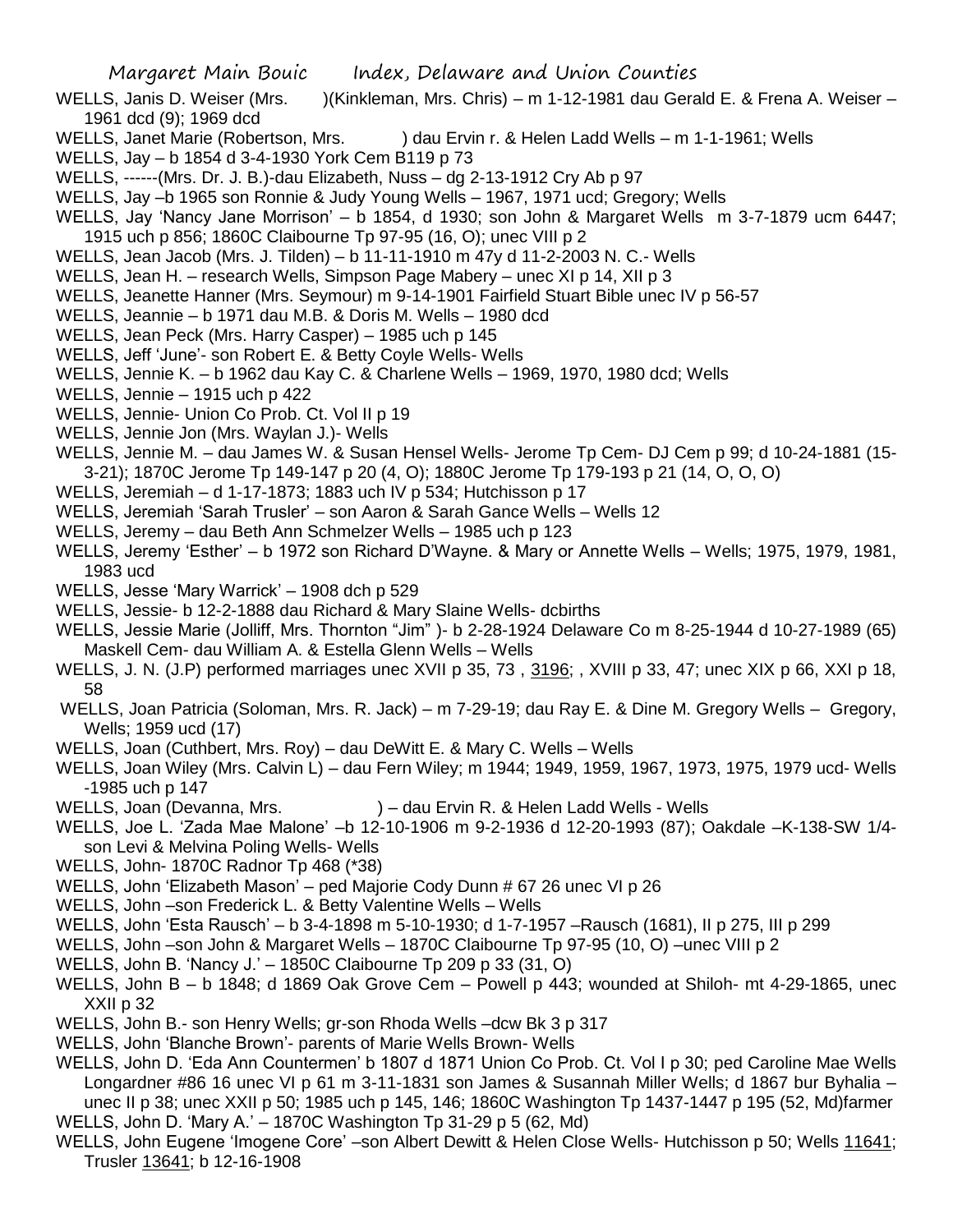WELLS, Janis D. Weiser (Mrs. )(Kinkleman, Mrs. Chris) – m 1-12-1981 dau Gerald E. & Frena A. Weiser – 1961 dcd (9); 1969 dcd

WELLS, Janet Marie (Robertson, Mrs. ) dau Ervin r. & Helen Ladd Wells – m 1-1-1961; Wells

WELLS, Jay – b 1854 d 3-4-1930 York Cem B119 p 73

WELLS, ------(Mrs. Dr. J. B.)-dau Elizabeth, Nuss – dg 2-13-1912 Cry Ab p 97

WELLS, Jay –b 1965 son Ronnie & Judy Young Wells – 1967, 1971 ucd; Gregory; Wells

WELLS, Jay 'Nancy Jane Morrison' – b 1854, d 1930; son John & Margaret Wells m 3-7-1879 ucm 6447; 1915 uch p 856; 1860C Claibourne Tp 97-95 (16, O); unec VIII p 2

WELLS, Jean Jacob (Mrs. J. Tilden) – b 11-11-1910 m 47y d 11-2-2003 N. C.- Wells

WELLS, Jean H. – research Wells, Simpson Page Mabery – unec XI p 14, XII p 3

WELLS, Jeanette Hanner (Mrs. Seymour) m 9-14-1901 Fairfield Stuart Bible unec IV p 56-57

WELLS, Jeannie – b 1971 dau M.B. & Doris M. Wells – 1980 dcd

WELLS, Jean Peck (Mrs. Harry Casper) – 1985 uch p 145

WELLS, Jeff 'June'- son Robert E. & Betty Coyle Wells- Wells

WELLS, Jennie K. – b 1962 dau Kay C. & Charlene Wells – 1969, 1970, 1980 dcd; Wells

WELLS, Jennie – 1915 uch p 422

WELLS, Jennie- Union Co Prob. Ct. Vol II p 19

WELLS, Jennie Jon (Mrs. Waylan J.)- Wells

WELLS, Jennie M. – dau James W. & Susan Hensel Wells- Jerome Tp Cem- DJ Cem p 99; d 10-24-1881 (15-3-21); 1870C Jerome Tp 149-147 p 20 (4, O); 1880C Jerome Tp 179-193 p 21 (14, O, O, O)

WELLS, Jeremiah – d 1-17-1873; 1883 uch IV p 534; Hutchisson p 17

WELLS, Jeremiah 'Sarah Trusler' – son Aaron & Sarah Gance Wells – Wells 12

WELLS, Jeremy – dau Beth Ann Schmelzer Wells – 1985 uch p 123

WELLS, Jeremy 'Esther' – b 1972 son Richard D'Wayne. & Mary or Annette Wells – Wells; 1975, 1979, 1981, 1983 ucd

WELLS, Jesse 'Mary Warrick' – 1908 dch p 529

WELLS, Jessie- b 12-2-1888 dau Richard & Mary Slaine Wells- dcbirths

WELLS, Jessie Marie (Jolliff, Mrs. Thornton "Jim" )- b 2-28-1924 Delaware Co m 8-25-1944 d 10-27-1989 (65) Maskell Cem- dau William A. & Estella Glenn Wells – Wells

WELLS, J. N. (J.P) performed marriages unec XVII p 35, 73 , 3196; , XVIII p 33, 47; unec XIX p 66, XXI p 18, 58

WELLS, Joan Patricia (Soloman, Mrs. R. Jack) – m 7-29-19; dau Ray E. & Dine M. Gregory Wells – Gregory, Wells; 1959 ucd (17)

WELLS, Joan (Cuthbert, Mrs. Roy) – dau DeWitt E. & Mary C. Wells – Wells

WELLS, Joan Wiley (Mrs. Calvin L) – dau Fern Wiley; m 1944; 1949, 1959, 1967, 1973, 1975, 1979 ucd- Wells -1985 uch p 147

WELLS, Joan (Devanna, Mrs. ) – dau Ervin R. & Helen Ladd Wells - Wells

WELLS, Joe L. 'Zada Mae Malone' –b 12-10-1906 m 9-2-1936 d 12-20-1993 (87); Oakdale –K-138-SW 1/4- son Levi & Melvina Poling Wells- Wells

WELLS, John- 1870C Radnor Tp 468 (*38)

WELLS, John 'Elizabeth Mason' – ped Majorie Cody Dunn # 67 26 unec VI p 26

WELLS, John –son Frederick L. & Betty Valentine Wells – Wells

WELLS, John 'Esta Rausch' – b 3-4-1898 m 5-10-1930; d 1-7-1957 –Rausch (1681), II p 275, III p 299

WELLS, John –son John & Margaret Wells – 1870C Claibourne Tp 97-95 (10, O) –unec VIII p 2

WELLS, John B. 'Nancy J.' – 1850C Claibourne Tp 209 p 33 (31, O)

WELLS, John B – b 1848; d 1869 Oak Grove Cem – Powell p 443; wounded at Shiloh- mt 4-29-1865, unec XXII p 32

WELLS, John B.- son Henry Wells; gr-son Rhoda Wells –dcw Bk 3 p 317

WELLS, John 'Blanche Brown'- parents of Marie Wells Brown- Wells

WELLS, John D. 'Eda Ann Countermen' b 1807 d 1871 Union Co Prob. Ct. Vol I p 30; ped Caroline Mae Wells Longardner #86 16 unec VI p 61 m 3-11-1831 son James & Susannah Miller Wells; d 1867 bur Byhalia – unec II p 38; unec XXII p 50; 1985 uch p 145, 146; 1860C Washington Tp 1437-1447 p 195 (52, Md)farmer

WELLS, John D. 'Mary A.' – 1870C Washington Tp 31-29 p 5 (62, Md)

WELLS, John Eugene 'Imogene Core' –son Albert Dewitt & Helen Close Wells- Hutchisson p 50; Wells 11641; Trusler 13641; b 12-16-1908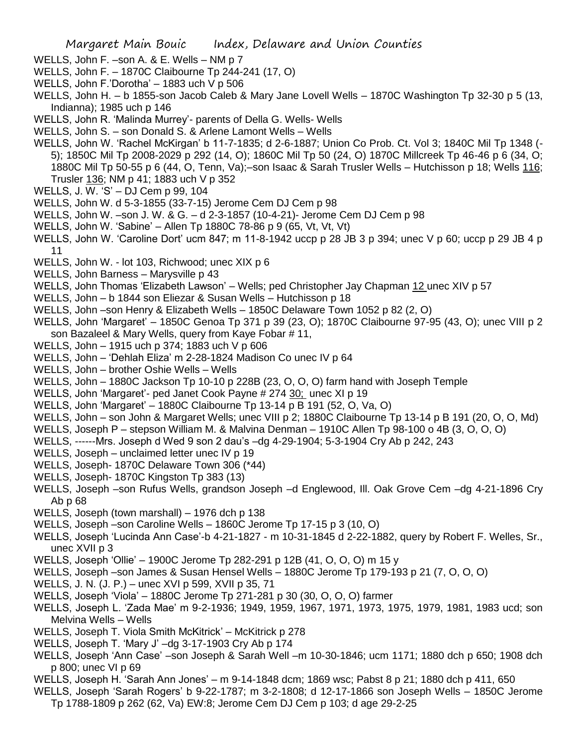WELLS, John F. –son A. & E. Wells – NM p 7

WELLS, John F. – 1870C Claibourne Tp 244-241 (17, O)

WELLS, John F.'Dorotha' – 1883 uch V p 506

WELLS, John H. – b 1855-son Jacob Caleb & Mary Jane Lovell Wells – 1870C Washington Tp 32-30 p 5 (13, Indianna); 1985 uch p 146

WELLS, John R. 'Malinda Murrey'- parents of Della G. Wells- Wells

WELLS, John S. – son Donald S. & Arlene Lamont Wells – Wells

WELLS, John W. 'Rachel McKirgan' b 11-7-1835; d 2-6-1887; Union Co Prob. Ct. Vol 3; 1840C Mil Tp 1348 (-5); 1850C Mil Tp 2008-2029 p 292 (14, O); 1860C Mil Tp 50 (24, O) 1870C Millcreek Tp 46-46 p 6 (34, O; 1880C Mil Tp 50-55 p 6 (44, O, Tenn, Va);–son Isaac & Sarah Trusler Wells – Hutchisson p 18; Wells 116; Trusler 136; NM p 41; 1883 uch V p 352

WELLS, J. W. 'S' – DJ Cem p 99, 104

WELLS, John W. d 5-3-1855 (33-7-15) Jerome Cem DJ Cem p 98

WELLS, John W. –son J. W. & G. – d 2-3-1857 (10-4-21)- Jerome Cem DJ Cem p 98

WELLS, John W. 'Sabine' – Allen Tp 1880C 78-86 p 9 (65, Vt, Vt, Vt)

WELLS, John W. 'Caroline Dort' ucm 847; m 11-8-1942 uccp p 28 JB 3 p 394; unec V p 60; uccp p 29 JB 4 p 11

WELLS, John W. - lot 103, Richwood; unec XIX p 6

WELLS, John Barness – Marysville p 43

WELLS, John Thomas 'Elizabeth Lawson' – Wells; ped Christopher Jay Chapman 12 unec XIV p 57

WELLS, John – b 1844 son Eliezar & Susan Wells – Hutchisson p 18

WELLS, John –son Henry & Elizabeth Wells – 1850C Delaware Town 1052 p 82 (2, O)

WELLS, John 'Margaret' – 1850C Genoa Tp 371 p 39 (23, O); 1870C Claibourne 97-95 (43, O); unec VIII p 2 son Bazaleel & Mary Wells, query from Kaye Fobar # 11,

WELLS, John – 1915 uch p 374; 1883 uch V p 606

WELLS, John – 'Dehlah Eliza' m 2-28-1824 Madison Co unec IV p 64

WELLS, John – brother Oshie Wells – Wells

WELLS, John – 1880C Jackson Tp 10-10 p 228B (23, O, O, O) farm hand with Joseph Temple

WELLS, John 'Margaret'- ped Janet Cook Payne # 274 30; unec XI p 19

WELLS, John 'Margaret' – 1880C Claibourne Tp 13-14 p B 191 (52, O, Va, O)

WELLS, John – son John & Margaret Wells; unec VIII p 2; 1880C Claibourne Tp 13-14 p B 191 (20, O, O, Md)

WELLS, Joseph P – stepson William M. & Malvina Denman – 1910C Allen Tp 98-100 o 4B (3, O, O, O)

WELLS, ------Mrs. Joseph d Wed 9 son 2 dau's –dg 4-29-1904; 5-3-1904 Cry Ab p 242, 243

WELLS, Joseph – unclaimed letter unec IV p 19

WELLS, Joseph- 1870C Delaware Town 306 (*44)

WELLS, Joseph- 1870C Kingston Tp 383 (13)

WELLS, Joseph –son Rufus Wells, grandson Joseph –d Englewood, Ill. Oak Grove Cem –dg 4-21-1896 Cry Ab p 68

WELLS, Joseph (town marshall) – 1976 dch p 138

WELLS, Joseph –son Caroline Wells – 1860C Jerome Tp 17-15 p 3 (10, O)

WELLS, Joseph 'Lucinda Ann Case'-b 4-21-1827 - m 10-31-1845 d 2-22-1882, query by Robert F. Welles, Sr., unec XVII p 3

WELLS, Joseph 'Ollie' – 1900C Jerome Tp 282-291 p 12B (41, O, O, O) m 15 y

WELLS, Joseph –son James & Susan Hensel Wells – 1880C Jerome Tp 179-193 p 21 (7, O, O, O)

WELLS, J. N. (J. P.) – unec XVI p 599, XVII p 35, 71

WELLS, Joseph 'Viola' – 1880C Jerome Tp 271-281 p 30 (30, O, O, O) farmer

WELLS, Joseph L. 'Zada Mae' m 9-2-1936; 1949, 1959, 1967, 1971, 1973, 1975, 1979, 1981, 1983 ucd; son Melvina Wells – Wells

WELLS, Joseph T. Viola Smith McKitrick' – McKitrick p 278

WELLS, Joseph T. 'Mary J' –dg 3-17-1903 Cry Ab p 174

WELLS, Joseph 'Ann Case' –son Joseph & Sarah Well –m 10-30-1846; ucm 1171; 1880 dch p 650; 1908 dch p 800; unec VI p 69

WELLS, Joseph H. 'Sarah Ann Jones' – m 9-14-1848 dcm; 1869 wsc; Pabst 8 p 21; 1880 dch p 411, 650

WELLS, Joseph 'Sarah Rogers' b 9-22-1787; m 3-2-1808; d 12-17-1866 son Joseph Wells – 1850C Jerome Tp 1788-1809 p 262 (62, Va) EW:8; Jerome Cem DJ Cem p 103; d age 29-2-25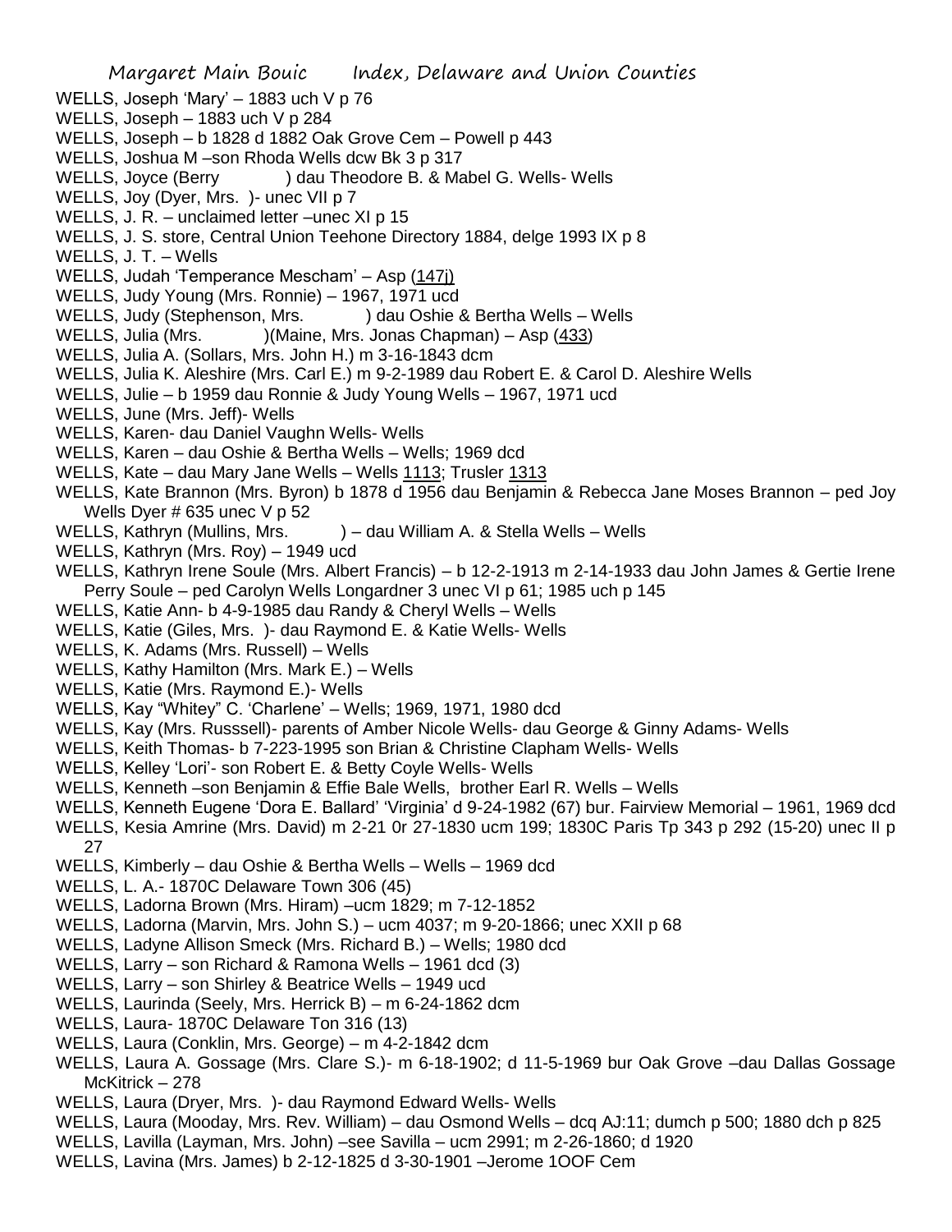WELLS, Joseph 'Mary' – 1883 uch V p 76
WELLS, Joseph – 1883 uch V p 284
WELLS, Joseph – b 1828 d 1882 Oak Grove Cem – Powell p 443
WELLS, Joshua M –son Rhoda Wells dcw Bk 3 p 317
WELLS, Joyce (Berry ) dau Theodore B. & Mabel G. Wells- Wells
WELLS, Joy (Dyer, Mrs. )- unec VII p 7
WELLS, J. R. – unclaimed letter –unec XI p 15
WELLS, J. S. store, Central Union Teehone Directory 1884, delge 1993 IX p 8
WELLS, J. T. – Wells
WELLS, Judah 'Temperance Mescham' – Asp (147j)
WELLS, Judy Young (Mrs. Ronnie) – 1967, 1971 ucd
WELLS, Judy (Stephenson, Mrs. ) dau Oshie & Bertha Wells – Wells
WELLS, Julia (Mrs. )(Maine, Mrs. Jonas Chapman) – Asp (433)
WELLS, Julia A. (Sollars, Mrs. John H.) m 3-16-1843 dcm
WELLS, Julia K. Aleshire (Mrs. Carl E.) m 9-2-1989 dau Robert E. & Carol D. Aleshire Wells
WELLS, Julie – b 1959 dau Ronnie & Judy Young Wells – 1967, 1971 ucd
WELLS, June (Mrs. Jeff)- Wells
WELLS, Karen- dau Daniel Vaughn Wells- Wells
WELLS, Karen – dau Oshie & Bertha Wells – Wells; 1969 dcd
WELLS, Kate – dau Mary Jane Wells – Wells 1113; Trusler 1313
WELLS, Kate Brannon (Mrs. Byron) b 1878 d 1956 dau Benjamin & Rebecca Jane Moses Brannon – ped Joy Wells Dyer # 635 unec V p 52
WELLS, Kathryn (Mullins, Mrs. ) – dau William A. & Stella Wells – Wells
WELLS, Kathryn (Mrs. Roy) – 1949 ucd
WELLS, Kathryn Irene Soule (Mrs. Albert Francis) – b 12-2-1913 m 2-14-1933 dau John James & Gertie Irene Perry Soule – ped Carolyn Wells Longardner 3 unec VI p 61; 1985 uch p 145
WELLS, Katie Ann- b 4-9-1985 dau Randy & Cheryl Wells – Wells
WELLS, Katie (Giles, Mrs. )- dau Raymond E. & Katie Wells- Wells
WELLS, K. Adams (Mrs. Russell) – Wells
WELLS, Kathy Hamilton (Mrs. Mark E.) – Wells
WELLS, Katie (Mrs. Raymond E.)- Wells
WELLS, Kay "Whitey" C. 'Charlene' – Wells; 1969, 1971, 1980 dcd
WELLS, Kay (Mrs. Russsell)- parents of Amber Nicole Wells- dau George & Ginny Adams- Wells
WELLS, Keith Thomas- b 7-223-1995 son Brian & Christine Clapham Wells- Wells
WELLS, Kelley 'Lori'- son Robert E. & Betty Coyle Wells- Wells
WELLS, Kenneth –son Benjamin & Effie Bale Wells, brother Earl R. Wells – Wells
WELLS, Kenneth Eugene 'Dora E. Ballard' 'Virginia' d 9-24-1982 (67) bur. Fairview Memorial – 1961, 1969 dcd
WELLS, Kesia Amrine (Mrs. David) m 2-21 0r 27-1830 ucm 199; 1830C Paris Tp 343 p 292 (15-20) unec II p 27
WELLS, Kimberly – dau Oshie & Bertha Wells – Wells – 1969 dcd
WELLS, L. A.- 1870C Delaware Town 306 (45)
WELLS, Ladorna Brown (Mrs. Hiram) –ucm 1829; m 7-12-1852
WELLS, Ladorna (Marvin, Mrs. John S.) – ucm 4037; m 9-20-1866; unec XXII p 68
WELLS, Ladyne Allison Smeck (Mrs. Richard B.) – Wells; 1980 dcd
WELLS, Larry – son Richard & Ramona Wells – 1961 dcd (3)
WELLS, Larry – son Shirley & Beatrice Wells – 1949 ucd
WELLS, Laurinda (Seely, Mrs. Herrick B) – m 6-24-1862 dcm
WELLS, Laura- 1870C Delaware Ton 316 (13)
WELLS, Laura (Conklin, Mrs. George) – m 4-2-1842 dcm
WELLS, Laura A. Gossage (Mrs. Clare S.)- m 6-18-1902; d 11-5-1969 bur Oak Grove –dau Dallas Gossage McKitrick – 278
WELLS, Laura (Dryer, Mrs. )- dau Raymond Edward Wells- Wells
WELLS, Laura (Mooday, Mrs. Rev. William) – dau Osmond Wells – dcq AJ:11; dumch p 500; 1880 dch p 825
WELLS, Lavilla (Layman, Mrs. John) –see Savilla – ucm 2991; m 2-26-1860; d 1920
WELLS, Lavina (Mrs. James) b 2-12-1825 d 3-30-1901 –Jerome 1OOF Cem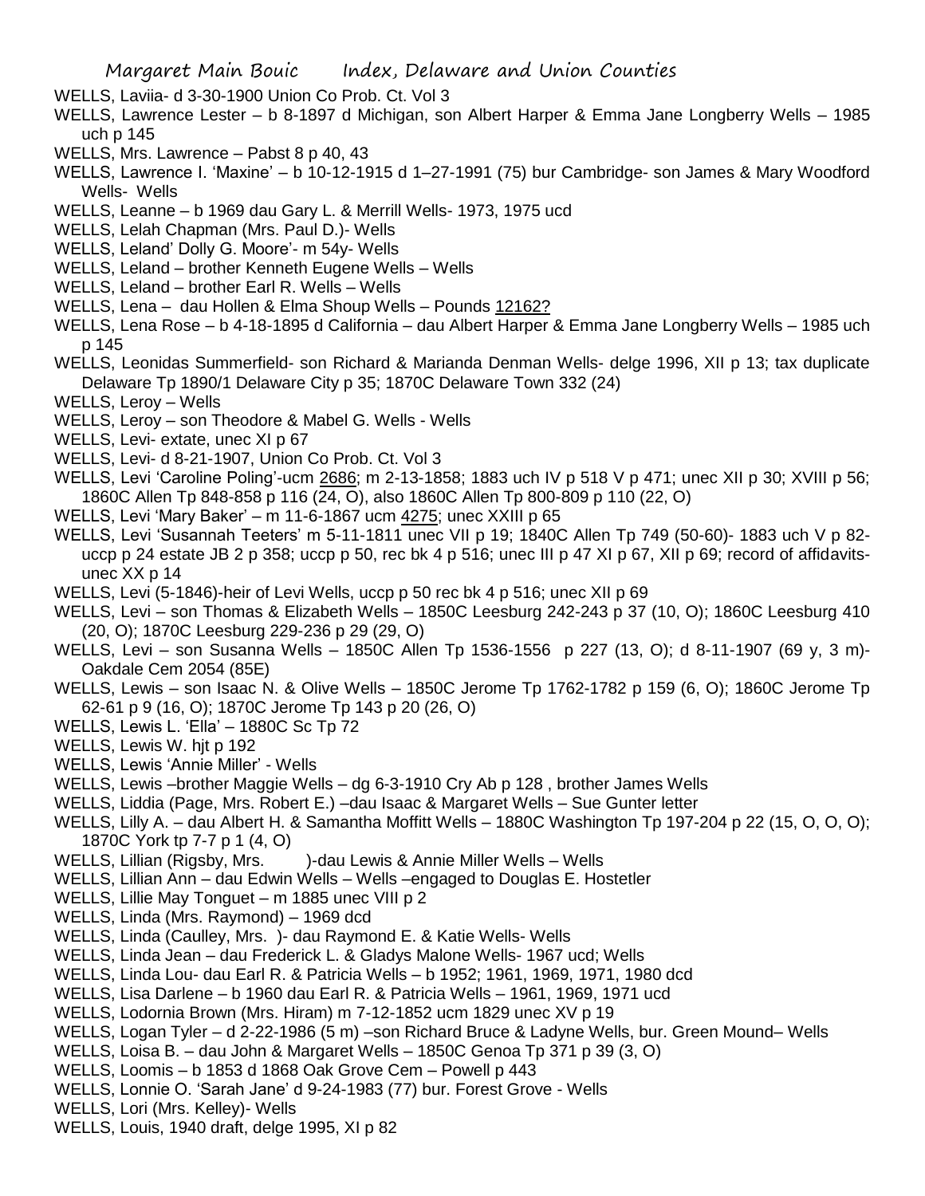WELLS, Laviia- d 3-30-1900 Union Co Prob. Ct. Vol 3

WELLS, Lawrence Lester – b 8-1897 d Michigan, son Albert Harper & Emma Jane Longberry Wells – 1985 uch p 145

WELLS, Mrs. Lawrence – Pabst 8 p 40, 43

WELLS, Lawrence I. 'Maxine' – b 10-12-1915 d 1–27-1991 (75) bur Cambridge- son James & Mary Woodford Wells- Wells

WELLS, Leanne – b 1969 dau Gary L. & Merrill Wells- 1973, 1975 ucd

WELLS, Lelah Chapman (Mrs. Paul D.)- Wells

WELLS, Leland' Dolly G. Moore'- m 54y- Wells

WELLS, Leland – brother Kenneth Eugene Wells – Wells

WELLS, Leland – brother Earl R. Wells – Wells

WELLS, Lena – dau Hollen & Elma Shoup Wells – Pounds 12162?

WELLS, Lena Rose – b 4-18-1895 d California – dau Albert Harper & Emma Jane Longberry Wells – 1985 uch p 145

WELLS, Leonidas Summerfield- son Richard & Marianda Denman Wells- delge 1996, XII p 13; tax duplicate Delaware Tp 1890/1 Delaware City p 35; 1870C Delaware Town 332 (24)

WELLS, Leroy – Wells

WELLS, Leroy – son Theodore & Mabel G. Wells - Wells

WELLS, Levi- extate, unec XI p 67

WELLS, Levi- d 8-21-1907, Union Co Prob. Ct. Vol 3

WELLS, Levi 'Caroline Poling'-ucm 2686; m 2-13-1858; 1883 uch IV p 518 V p 471; unec XII p 30; XVIII p 56; 1860C Allen Tp 848-858 p 116 (24, O), also 1860C Allen Tp 800-809 p 110 (22, O)

WELLS, Levi 'Mary Baker' – m 11-6-1867 ucm 4275; unec XXIII p 65

WELLS, Levi 'Susannah Teeters' m 5-11-1811 unec VII p 19; 1840C Allen Tp 749 (50-60)- 1883 uch V p 82- uccp p 24 estate JB 2 p 358; uccp p 50, rec bk 4 p 516; unec III p 47 XI p 67, XII p 69; record of affidavits- unec XX p 14

WELLS, Levi (5-1846)-heir of Levi Wells, uccp p 50 rec bk 4 p 516; unec XII p 69

WELLS, Levi – son Thomas & Elizabeth Wells – 1850C Leesburg 242-243 p 37 (10, O); 1860C Leesburg 410 (20, O); 1870C Leesburg 229-236 p 29 (29, O)

WELLS, Levi – son Susanna Wells – 1850C Allen Tp 1536-1556 p 227 (13, O); d 8-11-1907 (69 y, 3 m)- Oakdale Cem 2054 (85E)

WELLS, Lewis – son Isaac N. & Olive Wells – 1850C Jerome Tp 1762-1782 p 159 (6, O); 1860C Jerome Tp 62-61 p 9 (16, O); 1870C Jerome Tp 143 p 20 (26, O)

WELLS, Lewis L. 'Ella' – 1880C Sc Tp 72

WELLS, Lewis W. hjt p 192

WELLS, Lewis 'Annie Miller' - Wells

WELLS, Lewis –brother Maggie Wells – dg 6-3-1910 Cry Ab p 128 , brother James Wells

WELLS, Liddia (Page, Mrs. Robert E.) –dau Isaac & Margaret Wells – Sue Gunter letter

WELLS, Lilly A. – dau Albert H. & Samantha Moffitt Wells – 1880C Washington Tp 197-204 p 22 (15, O, O, O); 1870C York tp 7-7 p 1 (4, O)

WELLS, Lillian (Rigsby, Mrs. )-dau Lewis & Annie Miller Wells – Wells

WELLS, Lillian Ann – dau Edwin Wells – Wells –engaged to Douglas E. Hostetler

WELLS, Lillie May Tonguet – m 1885 unec VIII p 2

WELLS, Linda (Mrs. Raymond) – 1969 dcd

WELLS, Linda (Caulley, Mrs. )- dau Raymond E. & Katie Wells- Wells

WELLS, Linda Jean – dau Frederick L. & Gladys Malone Wells- 1967 ucd; Wells

WELLS, Linda Lou- dau Earl R. & Patricia Wells – b 1952; 1961, 1969, 1971, 1980 dcd

WELLS, Lisa Darlene – b 1960 dau Earl R. & Patricia Wells – 1961, 1969, 1971 ucd

WELLS, Lodornia Brown (Mrs. Hiram) m 7-12-1852 ucm 1829 unec XV p 19

WELLS, Logan Tyler – d 2-22-1986 (5 m) –son Richard Bruce & Ladyne Wells, bur. Green Mound– Wells

WELLS, Loisa B. – dau John & Margaret Wells – 1850C Genoa Tp 371 p 39 (3, O)

WELLS, Loomis – b 1853 d 1868 Oak Grove Cem – Powell p 443

WELLS, Lonnie O. 'Sarah Jane' d 9-24-1983 (77) bur. Forest Grove - Wells

WELLS, Lori (Mrs. Kelley)- Wells

WELLS, Louis, 1940 draft, delge 1995, XI p 82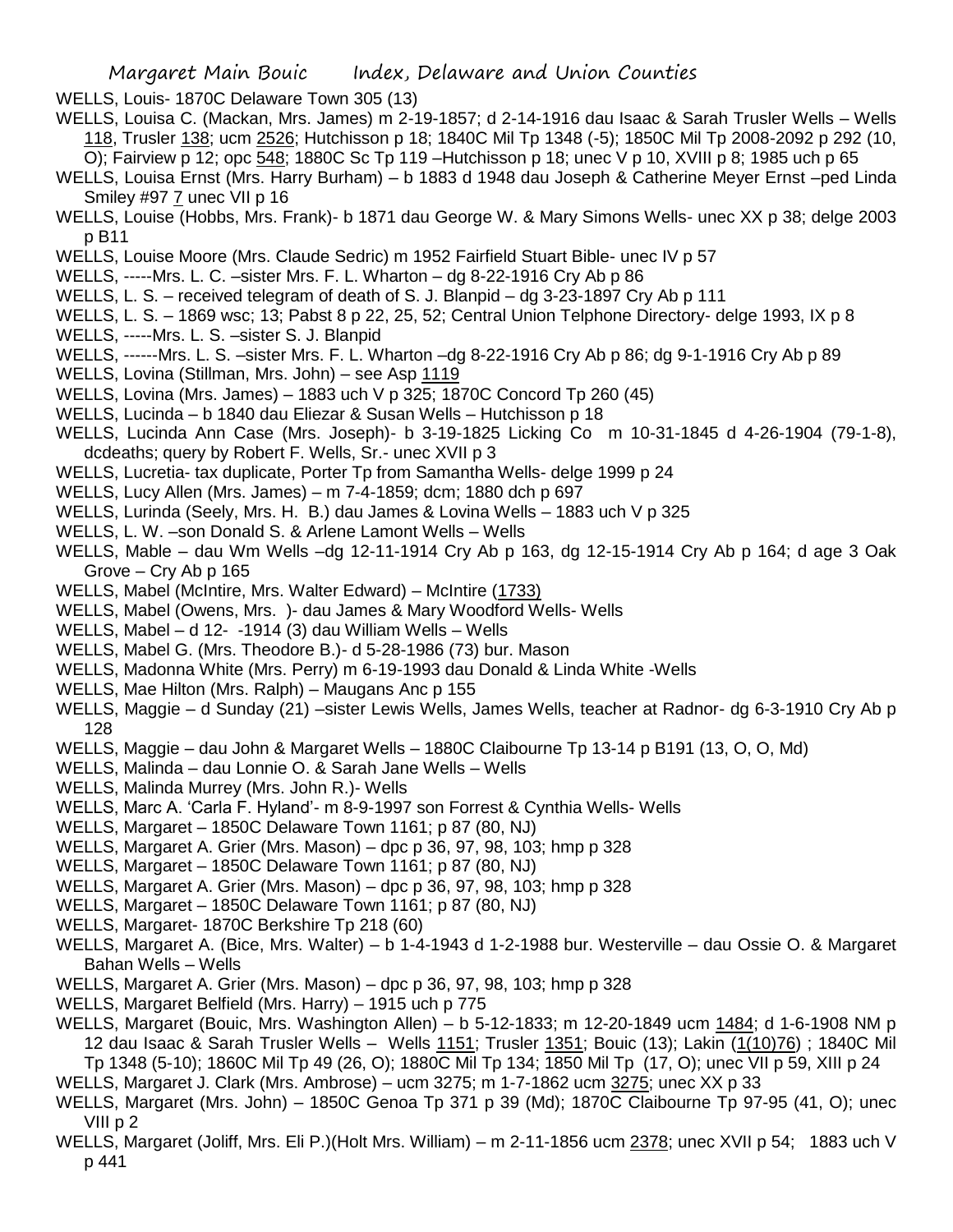WELLS, Louis- 1870C Delaware Town 305 (13)

WELLS, Louisa C. (Mackan, Mrs. James) m 2-19-1857; d 2-14-1916 dau Isaac & Sarah Trusler Wells – Wells 118, Trusler 138; ucm 2526; Hutchisson p 18; 1840C Mil Tp 1348 (-5); 1850C Mil Tp 2008-2092 p 292 (10, O); Fairview p 12; opc 548; 1880C Sc Tp 119 –Hutchisson p 18; unec V p 10, XVIII p 8; 1985 uch p 65

WELLS, Louisa Ernst (Mrs. Harry Burham) – b 1883 d 1948 dau Joseph & Catherine Meyer Ernst –ped Linda Smiley #97 7 unec VII p 16

WELLS, Louise (Hobbs, Mrs. Frank)- b 1871 dau George W. & Mary Simons Wells- unec XX p 38; delge 2003 p B11

WELLS, Louise Moore (Mrs. Claude Sedric) m 1952 Fairfield Stuart Bible- unec IV p 57

WELLS, -----Mrs. L. C. –sister Mrs. F. L. Wharton – dg 8-22-1916 Cry Ab p 86

WELLS, L. S. – received telegram of death of S. J. Blanpid – dg 3-23-1897 Cry Ab p 111

WELLS, L. S. – 1869 wsc; 13; Pabst 8 p 22, 25, 52; Central Union Telphone Directory- delge 1993, IX p 8

WELLS, -----Mrs. L. S. –sister S. J. Blanpid

WELLS, ------Mrs. L. S. –sister Mrs. F. L. Wharton –dg 8-22-1916 Cry Ab p 86; dg 9-1-1916 Cry Ab p 89

WELLS, Lovina (Stillman, Mrs. John) – see Asp 1119

WELLS, Lovina (Mrs. James) – 1883 uch V p 325; 1870C Concord Tp 260 (45)

WELLS, Lucinda – b 1840 dau Eliezar & Susan Wells – Hutchisson p 18

WELLS, Lucinda Ann Case (Mrs. Joseph)- b 3-19-1825 Licking Co m 10-31-1845 d 4-26-1904 (79-1-8), dcdeaths; query by Robert F. Wells, Sr.- unec XVII p 3

WELLS, Lucretia- tax duplicate, Porter Tp from Samantha Wells- delge 1999 p 24

WELLS, Lucy Allen (Mrs. James) – m 7-4-1859; dcm; 1880 dch p 697

WELLS, Lurinda (Seely, Mrs. H. B.) dau James & Lovina Wells – 1883 uch V p 325

WELLS, L. W. –son Donald S. & Arlene Lamont Wells – Wells

WELLS, Mable – dau Wm Wells –dg 12-11-1914 Cry Ab p 163, dg 12-15-1914 Cry Ab p 164; d age 3 Oak Grove – Cry Ab p 165

WELLS, Mabel (McIntire, Mrs. Walter Edward) – McIntire (1733)

WELLS, Mabel (Owens, Mrs. )- dau James & Mary Woodford Wells- Wells

WELLS, Mabel – d 12- -1914 (3) dau William Wells – Wells

WELLS, Mabel G. (Mrs. Theodore B.)- d 5-28-1986 (73) bur. Mason

WELLS, Madonna White (Mrs. Perry) m 6-19-1993 dau Donald & Linda White -Wells

WELLS, Mae Hilton (Mrs. Ralph) – Maugans Anc p 155

WELLS, Maggie – d Sunday (21) –sister Lewis Wells, James Wells, teacher at Radnor- dg 6-3-1910 Cry Ab p 128

WELLS, Maggie – dau John & Margaret Wells – 1880C Claibourne Tp 13-14 p B191 (13, O, O, Md)

WELLS, Malinda – dau Lonnie O. & Sarah Jane Wells – Wells

WELLS, Malinda Murrey (Mrs. John R.)- Wells

WELLS, Marc A. 'Carla F. Hyland'- m 8-9-1997 son Forrest & Cynthia Wells- Wells

WELLS, Margaret – 1850C Delaware Town 1161; p 87 (80, NJ)

WELLS, Margaret A. Grier (Mrs. Mason) – dpc p 36, 97, 98, 103; hmp p 328

WELLS, Margaret – 1850C Delaware Town 1161; p 87 (80, NJ)

WELLS, Margaret A. Grier (Mrs. Mason) – dpc p 36, 97, 98, 103; hmp p 328

WELLS, Margaret – 1850C Delaware Town 1161; p 87 (80, NJ)

WELLS, Margaret- 1870C Berkshire Tp 218 (60)

WELLS, Margaret A. (Bice, Mrs. Walter) – b 1-4-1943 d 1-2-1988 bur. Westerville – dau Ossie O. & Margaret Bahan Wells – Wells

WELLS, Margaret A. Grier (Mrs. Mason) – dpc p 36, 97, 98, 103; hmp p 328

WELLS, Margaret Belfield (Mrs. Harry) – 1915 uch p 775

WELLS, Margaret (Bouic, Mrs. Washington Allen) – b 5-12-1833; m 12-20-1849 ucm 1484; d 1-6-1908 NM p 12 dau Isaac & Sarah Trusler Wells – Wells 1151; Trusler 1351; Bouic (13); Lakin (1(10)76) ; 1840C Mil Tp 1348 (5-10); 1860C Mil Tp 49 (26, O); 1880C Mil Tp 134; 1850 Mil Tp (17, O); unec VII p 59, XIII p 24

WELLS, Margaret J. Clark (Mrs. Ambrose) – ucm 3275; m 1-7-1862 ucm 3275; unec XX p 33

WELLS, Margaret (Mrs. John) – 1850C Genoa Tp 371 p 39 (Md); 1870C Claibourne Tp 97-95 (41, O); unec VIII p 2

WELLS, Margaret (Joliff, Mrs. Eli P.)(Holt Mrs. William) – m 2-11-1856 ucm 2378; unec XVII p 54; 1883 uch V p 441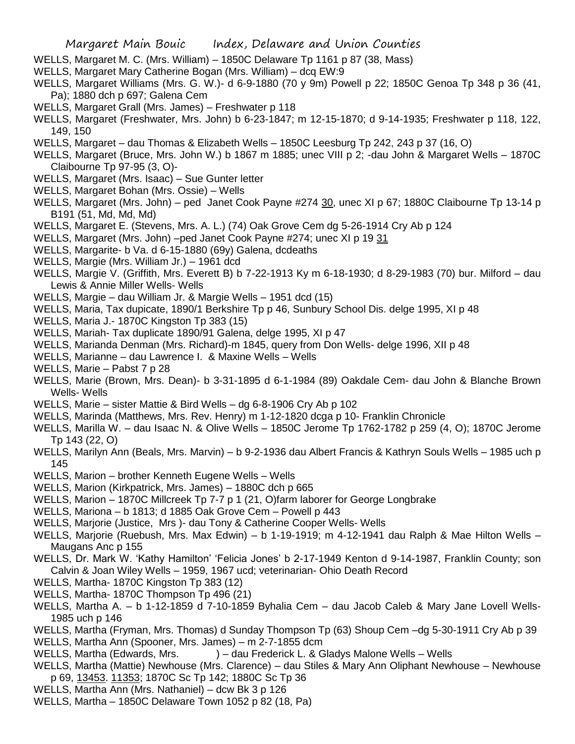WELLS, Margaret M. C. (Mrs. William) – 1850C Delaware Tp 1161 p 87 (38, Mass)

WELLS, Margaret Mary Catherine Bogan (Mrs. William) – dcq EW:9

WELLS, Margaret Williams (Mrs. G. W.)- d 6-9-1880 (70 y 9m) Powell p 22; 1850C Genoa Tp 348 p 36 (41, Pa); 1880 dch p 697; Galena Cem

WELLS, Margaret Grall (Mrs. James) – Freshwater p 118

WELLS, Margaret (Freshwater, Mrs. John) b 6-23-1847; m 12-15-1870; d 9-14-1935; Freshwater p 118, 122, 149, 150

WELLS, Margaret – dau Thomas & Elizabeth Wells – 1850C Leesburg Tp 242, 243 p 37 (16, O)

WELLS, Margaret (Bruce, Mrs. John W.) b 1867 m 1885; unec VIII p 2; -dau John & Margaret Wells – 1870C Claibourne Tp 97-95 (3, O)-

WELLS, Margaret (Mrs. Isaac) – Sue Gunter letter

WELLS, Margaret Bohan (Mrs. Ossie) – Wells

WELLS, Margaret (Mrs. John) – ped Janet Cook Payne #274 30, unec XI p 67; 1880C Claibourne Tp 13-14 p B191 (51, Md, Md, Md)

WELLS, Margaret E. (Stevens, Mrs. A. L.) (74) Oak Grove Cem dg 5-26-1914 Cry Ab p 124

WELLS, Margaret (Mrs. John) –ped Janet Cook Payne #274; unec XI p 19 31

WELLS, Margarite- b Va. d 6-15-1880 (69y) Galena, dcdeaths

WELLS, Margie (Mrs. William Jr.) – 1961 dcd

WELLS, Margie V. (Griffith, Mrs. Everett B) b 7-22-1913 Ky m 6-18-1930; d 8-29-1983 (70) bur. Milford – dau Lewis & Annie Miller Wells- Wells

WELLS, Margie – dau William Jr. & Margie Wells – 1951 dcd (15)

WELLS, Maria, Tax dupicate, 1890/1 Berkshire Tp p 46, Sunbury School Dis. delge 1995, XI p 48

WELLS, Maria J.- 1870C Kingston Tp 383 (15)

WELLS, Mariah- Tax duplicate 1890/91 Galena, delge 1995, XI p 47

WELLS, Marianda Denman (Mrs. Richard)-m 1845, query from Don Wells- delge 1996, XII p 48

WELLS, Marianne – dau Lawrence I. & Maxine Wells – Wells

WELLS, Marie – Pabst 7 p 28

WELLS, Marie (Brown, Mrs. Dean)- b 3-31-1895 d 6-1-1984 (89) Oakdale Cem- dau John & Blanche Brown Wells- Wells

WELLS, Marie – sister Mattie & Bird Wells – dg 6-8-1906 Cry Ab p 102

WELLS, Marinda (Matthews, Mrs. Rev. Henry) m 1-12-1820 dcga p 10- Franklin Chronicle

WELLS, Marilla W. – dau Isaac N. & Olive Wells – 1850C Jerome Tp 1762-1782 p 259 (4, O); 1870C Jerome Tp 143 (22, O)

WELLS, Marilyn Ann (Beals, Mrs. Marvin) – b 9-2-1936 dau Albert Francis & Kathryn Souls Wells – 1985 uch p 145

WELLS, Marion – brother Kenneth Eugene Wells – Wells

WELLS, Marion (Kirkpatrick, Mrs. James) – 1880C dch p 665

WELLS, Marion – 1870C Millcreek Tp 7-7 p 1 (21, O)farm laborer for George Longbrake

WELLS, Mariona – b 1813; d 1885 Oak Grove Cem – Powell p 443

WELLS, Marjorie (Justice, Mrs )- dau Tony & Catherine Cooper Wells- Wells

WELLS, Marjorie (Ruebush, Mrs. Max Edwin) – b 1-19-1919; m 4-12-1941 dau Ralph & Mae Hilton Wells – Maugans Anc p 155

WELLS, Dr. Mark W. 'Kathy Hamilton' 'Felicia Jones' b 2-17-1949 Kenton d 9-14-1987, Franklin County; son Calvin & Joan Wiley Wells – 1959, 1967 ucd; veterinarian- Ohio Death Record

WELLS, Martha- 1870C Kingston Tp 383 (12)

WELLS, Martha- 1870C Thompson Tp 496 (21)

WELLS, Martha A. – b 1-12-1859 d 7-10-1859 Byhalia Cem – dau Jacob Caleb & Mary Jane Lovell Wells- 1985 uch p 146

WELLS, Martha (Fryman, Mrs. Thomas) d Sunday Thompson Tp (63) Shoup Cem –dg 5-30-1911 Cry Ab p 39

WELLS, Martha Ann (Spooner, Mrs. James) – m 2-7-1855 dcm

WELLS, Martha (Edwards, Mrs. ) – dau Frederick L. & Gladys Malone Wells – Wells

WELLS, Martha (Mattie) Newhouse (Mrs. Clarence) – dau Stiles & Mary Ann Oliphant Newhouse – Newhouse p 69, 13453. 11353; 1870C Sc Tp 142; 1880C Sc Tp 36

WELLS, Martha Ann (Mrs. Nathaniel) – dcw Bk 3 p 126

WELLS, Martha – 1850C Delaware Town 1052 p 82 (18, Pa)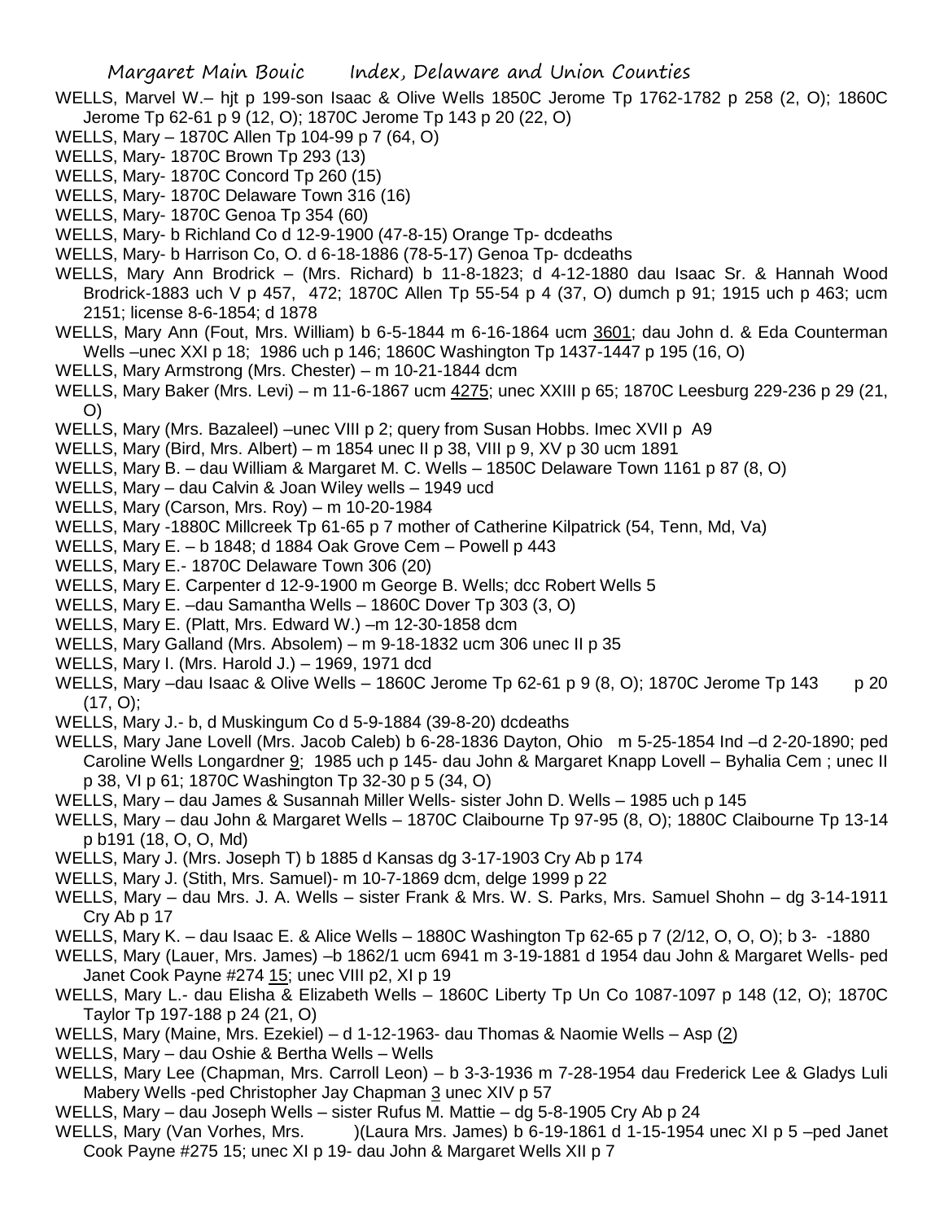WELLS, Marvel W.– hjt p 199-son Isaac & Olive Wells 1850C Jerome Tp 1762-1782 p 258 (2, O); 1860C Jerome Tp 62-61 p 9 (12, O); 1870C Jerome Tp 143 p 20 (22, O)

WELLS, Mary – 1870C Allen Tp 104-99 p 7 (64, O)

WELLS, Mary- 1870C Brown Tp 293 (13)

WELLS, Mary- 1870C Concord Tp 260 (15)

WELLS, Mary- 1870C Delaware Town 316 (16)

WELLS, Mary- 1870C Genoa Tp 354 (60)

WELLS, Mary- b Richland Co d 12-9-1900 (47-8-15) Orange Tp- dcdeaths

WELLS, Mary- b Harrison Co, O. d 6-18-1886 (78-5-17) Genoa Tp- dcdeaths

WELLS, Mary Ann Brodrick – (Mrs. Richard) b 11-8-1823; d 4-12-1880 dau Isaac Sr. & Hannah Wood Brodrick-1883 uch V p 457, 472; 1870C Allen Tp 55-54 p 4 (37, O) dumch p 91; 1915 uch p 463; ucm 2151; license 8-6-1854; d 1878

WELLS, Mary Ann (Fout, Mrs. William) b 6-5-1844 m 6-16-1864 ucm 3601; dau John d. & Eda Counterman Wells –unec XXI p 18; 1986 uch p 146; 1860C Washington Tp 1437-1447 p 195 (16, O)

WELLS, Mary Armstrong (Mrs. Chester) – m 10-21-1844 dcm

WELLS, Mary Baker (Mrs. Levi) – m 11-6-1867 ucm 4275; unec XXIII p 65; 1870C Leesburg 229-236 p 29 (21, O)

WELLS, Mary (Mrs. Bazaleel) –unec VIII p 2; query from Susan Hobbs. Imec XVII p A9

WELLS, Mary (Bird, Mrs. Albert) – m 1854 unec II p 38, VIII p 9, XV p 30 ucm 1891

WELLS, Mary B. – dau William & Margaret M. C. Wells – 1850C Delaware Town 1161 p 87 (8, O)

WELLS, Mary – dau Calvin & Joan Wiley wells – 1949 ucd

WELLS, Mary (Carson, Mrs. Roy) – m 10-20-1984

WELLS, Mary -1880C Millcreek Tp 61-65 p 7 mother of Catherine Kilpatrick (54, Tenn, Md, Va)

WELLS, Mary E. – b 1848; d 1884 Oak Grove Cem – Powell p 443

WELLS, Mary E.- 1870C Delaware Town 306 (20)

WELLS, Mary E. Carpenter d 12-9-1900 m George B. Wells; dcc Robert Wells 5

WELLS, Mary E. –dau Samantha Wells – 1860C Dover Tp 303 (3, O)

WELLS, Mary E. (Platt, Mrs. Edward W.) –m 12-30-1858 dcm

WELLS, Mary Galland (Mrs. Absolem) – m 9-18-1832 ucm 306 unec II p 35

WELLS, Mary I. (Mrs. Harold J.) – 1969, 1971 dcd

WELLS, Mary –dau Isaac & Olive Wells – 1860C Jerome Tp 62-61 p 9 (8, O); 1870C Jerome Tp 143 p 20 (17, O);

WELLS, Mary J.- b, d Muskingum Co d 5-9-1884 (39-8-20) dcdeaths

WELLS, Mary Jane Lovell (Mrs. Jacob Caleb) b 6-28-1836 Dayton, Ohio m 5-25-1854 Ind –d 2-20-1890; ped Caroline Wells Longardner 9; 1985 uch p 145- dau John & Margaret Knapp Lovell – Byhalia Cem ; unec II p 38, VI p 61; 1870C Washington Tp 32-30 p 5 (34, O)

WELLS, Mary – dau James & Susannah Miller Wells- sister John D. Wells – 1985 uch p 145

WELLS, Mary – dau John & Margaret Wells – 1870C Claibourne Tp 97-95 (8, O); 1880C Claibourne Tp 13-14 p b191 (18, O, O, Md)

WELLS, Mary J. (Mrs. Joseph T) b 1885 d Kansas dg 3-17-1903 Cry Ab p 174

WELLS, Mary J. (Stith, Mrs. Samuel)- m 10-7-1869 dcm, delge 1999 p 22

WELLS, Mary – dau Mrs. J. A. Wells – sister Frank & Mrs. W. S. Parks, Mrs. Samuel Shohn – dg 3-14-1911 Cry Ab p 17

WELLS, Mary K. – dau Isaac E. & Alice Wells – 1880C Washington Tp 62-65 p 7 (2/12, O, O, O); b 3- -1880

WELLS, Mary (Lauer, Mrs. James) –b 1862/1 ucm 6941 m 3-19-1881 d 1954 dau John & Margaret Wells- ped Janet Cook Payne #274 15; unec VIII p2, XI p 19

WELLS, Mary L.- dau Elisha & Elizabeth Wells – 1860C Liberty Tp Un Co 1087-1097 p 148 (12, O); 1870C Taylor Tp 197-188 p 24 (21, O)

WELLS, Mary (Maine, Mrs. Ezekiel) – d 1-12-1963- dau Thomas & Naomie Wells – Asp (2)

WELLS, Mary – dau Oshie & Bertha Wells – Wells

WELLS, Mary Lee (Chapman, Mrs. Carroll Leon) – b 3-3-1936 m 7-28-1954 dau Frederick Lee & Gladys Luli Mabery Wells -ped Christopher Jay Chapman 3 unec XIV p 57

WELLS, Mary – dau Joseph Wells – sister Rufus M. Mattie – dg 5-8-1905 Cry Ab p 24

WELLS, Mary (Van Vorhes, Mrs. )(Laura Mrs. James) b 6-19-1861 d 1-15-1954 unec XI p 5 –ped Janet Cook Payne #275 15; unec XI p 19- dau John & Margaret Wells XII p 7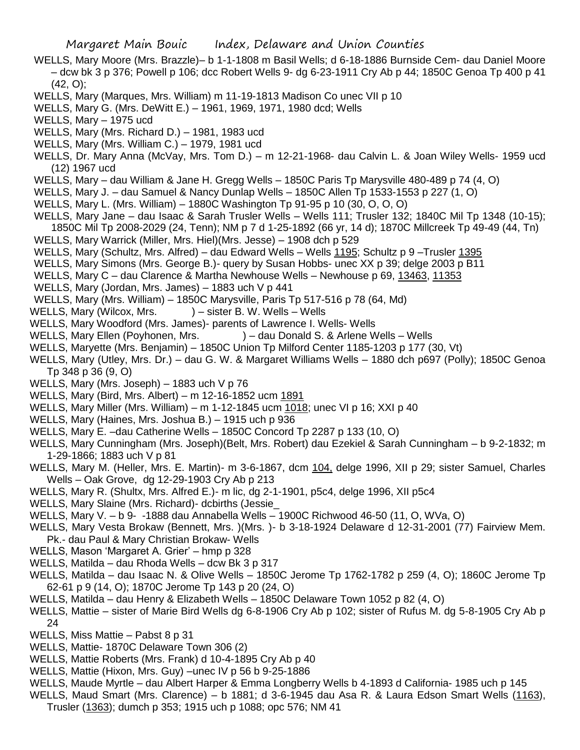WELLS, Mary Moore (Mrs. Brazzle)– b 1-1-1808 m Basil Wells; d 6-18-1886 Burnside Cem- dau Daniel Moore – dcw bk 3 p 376; Powell p 106; dcc Robert Wells 9- dg 6-23-1911 Cry Ab p 44; 1850C Genoa Tp 400 p 41 (42, O);

WELLS, Mary (Marques, Mrs. William) m 11-19-1813 Madison Co unec VII p 10

WELLS, Mary G. (Mrs. DeWitt E.) – 1961, 1969, 1971, 1980 dcd; Wells

WELLS, Mary – 1975 ucd

WELLS, Mary (Mrs. Richard D.) – 1981, 1983 ucd

WELLS, Mary (Mrs. William C.) – 1979, 1981 ucd

WELLS, Dr. Mary Anna (McVay, Mrs. Tom D.) – m 12-21-1968- dau Calvin L. & Joan Wiley Wells- 1959 ucd (12) 1967 ucd

WELLS, Mary – dau William & Jane H. Gregg Wells – 1850C Paris Tp Marysville 480-489 p 74 (4, O)

WELLS, Mary J. – dau Samuel & Nancy Dunlap Wells – 1850C Allen Tp 1533-1553 p 227 (1, O)

WELLS, Mary L. (Mrs. William) – 1880C Washington Tp 91-95 p 10 (30, O, O, O)

WELLS, Mary Jane – dau Isaac & Sarah Trusler Wells – Wells 111; Trusler 132; 1840C Mil Tp 1348 (10-15); 1850C Mil Tp 2008-2029 (24, Tenn); NM p 7 d 1-25-1892 (66 yr, 14 d); 1870C Millcreek Tp 49-49 (44, Tn)

WELLS, Mary Warrick (Miller, Mrs. Hiel)(Mrs. Jesse) – 1908 dch p 529

WELLS, Mary (Schultz, Mrs. Alfred) – dau Edward Wells – Wells 1195; Schultz p 9 –Trusler 1395

WELLS, Mary Simons (Mrs. George B.)- query by Susan Hobbs- unec XX p 39; delge 2003 p B11

WELLS, Mary C – dau Clarence & Martha Newhouse Wells – Newhouse p 69, 13463, 11353

WELLS, Mary (Jordan, Mrs. James) – 1883 uch V p 441

WELLS, Mary (Mrs. William) – 1850C Marysville, Paris Tp 517-516 p 78 (64, Md)

WELLS, Mary (Wilcox, Mrs. ) – sister B. W. Wells – Wells

WELLS, Mary Woodford (Mrs. James)- parents of Lawrence I. Wells- Wells

WELLS, Mary Ellen (Poyhonen, Mrs. ) – dau Donald S. & Arlene Wells – Wells

WELLS, Maryette (Mrs. Benjamin) – 1850C Union Tp Milford Center 1185-1203 p 177 (30, Vt)

WELLS, Mary (Utley, Mrs. Dr.) – dau G. W. & Margaret Williams Wells – 1880 dch p697 (Polly); 1850C Genoa Tp 348 p 36 (9, O)

WELLS, Mary (Mrs. Joseph) – 1883 uch V p 76

WELLS, Mary (Bird, Mrs. Albert) – m 12-16-1852 ucm 1891

WELLS, Mary Miller (Mrs. William) – m 1-12-1845 ucm 1018; unec VI p 16; XXI p 40

WELLS, Mary (Haines, Mrs. Joshua B.) – 1915 uch p 936

WELLS, Mary E. –dau Catherine Wells – 1850C Concord Tp 2287 p 133 (10, O)

WELLS, Mary Cunningham (Mrs. Joseph)(Belt, Mrs. Robert) dau Ezekiel & Sarah Cunningham – b 9-2-1832; m 1-29-1866; 1883 uch V p 81

WELLS, Mary M. (Heller, Mrs. E. Martin)- m 3-6-1867, dcm 104, delge 1996, XII p 29; sister Samuel, Charles Wells – Oak Grove, dg 12-29-1903 Cry Ab p 213

WELLS, Mary R. (Shultx, Mrs. Alfred E.)- m lic, dg 2-1-1901, p5c4, delge 1996, XII p5c4

WELLS, Mary Slaine (Mrs. Richard)- dcbirths (Jessie_

WELLS, Mary V. – b 9- -1888 dau Annabella Wells – 1900C Richwood 46-50 (11, O, WVa, O)

WELLS, Mary Vesta Brokaw (Bennett, Mrs. )(Mrs. )- b 3-18-1924 Delaware d 12-31-2001 (77) Fairview Mem. Pk.- dau Paul & Mary Christian Brokaw- Wells

WELLS, Mason 'Margaret A. Grier' – hmp p 328

WELLS, Matilda – dau Rhoda Wells – dcw Bk 3 p 317

WELLS, Matilda – dau Isaac N. & Olive Wells – 1850C Jerome Tp 1762-1782 p 259 (4, O); 1860C Jerome Tp 62-61 p 9 (14, O); 1870C Jerome Tp 143 p 20 (24, O)

WELLS, Matilda – dau Henry & Elizabeth Wells – 1850C Delaware Town 1052 p 82 (4, O)

WELLS, Mattie – sister of Marie Bird Wells dg 6-8-1906 Cry Ab p 102; sister of Rufus M. dg 5-8-1905 Cry Ab p 24

WELLS, Miss Mattie – Pabst 8 p 31

WELLS, Mattie- 1870C Delaware Town 306 (2)

WELLS, Mattie Roberts (Mrs. Frank) d 10-4-1895 Cry Ab p 40

WELLS, Mattie (Hixon, Mrs. Guy) –unec IV p 56 b 9-25-1886

WELLS, Maude Myrtle – dau Albert Harper & Emma Longberry Wells b 4-1893 d California- 1985 uch p 145

WELLS, Maud Smart (Mrs. Clarence) – b 1881; d 3-6-1945 dau Asa R. & Laura Edson Smart Wells (1163), Trusler (1363); dumch p 353; 1915 uch p 1088; opc 576; NM 41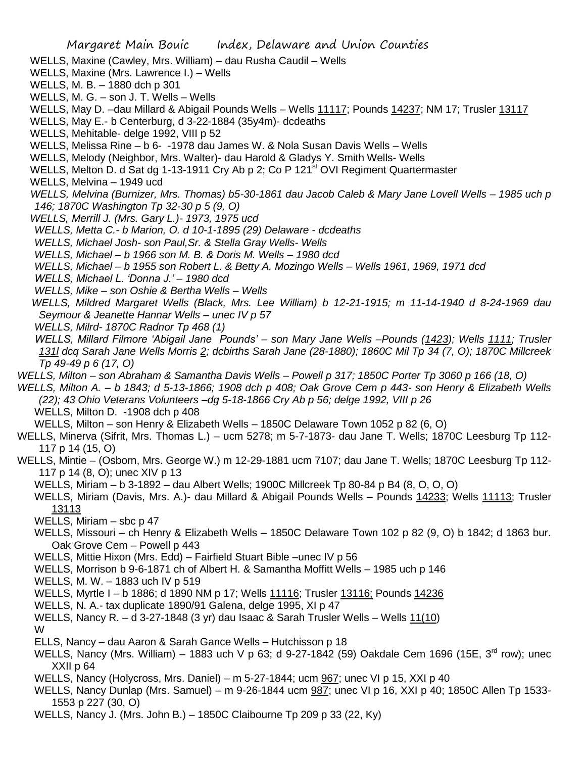WELLS, Maxine (Cawley, Mrs. William) – dau Rusha Caudil – Wells

WELLS, Maxine (Mrs. Lawrence I.) – Wells

WELLS, M. B. – 1880 dch p 301

WELLS, M. G. – son J. T. Wells – Wells

WELLS, May D. –dau Millard & Abigail Pounds Wells – Wells 11117; Pounds 14237; NM 17; Trusler 13117

WELLS, May E.- b Centerburg, d 3-22-1884 (35y4m)- dcdeaths

WELLS, Mehitable- delge 1992, VIII p 52

WELLS, Melissa Rine – b 6- -1978 dau James W. & Nola Susan Davis Wells – Wells

WELLS, Melody (Neighbor, Mrs. Walter)- dau Harold & Gladys Y. Smith Wells- Wells

WELLS, Melton D. d Sat dg 1-13-1911 Cry Ab p 2; Co P 121st OVI Regiment Quartermaster

WELLS, Melvina – 1949 ucd

*WELLS, Melvina (Burnizer, Mrs. Thomas) b5-30-1861 dau Jacob Caleb & Mary Jane Lovell Wells – 1985 uch p 146; 1870C Washington Tp 32-30 p 5 (9, O)*

*WELLS, Merrill J. (Mrs. Gary L.)- 1973, 1975 ucd*

*WELLS, Metta C.- b Marion, O. d 10-1-1895 (29) Delaware - dcdeaths*

*WELLS, Michael Josh- son Paul,Sr. & Stella Gray Wells- Wells*

*WELLS, Michael – b 1966 son M. B. & Doris M. Wells – 1980 dcd*

*WELLS, Michael – b 1955 son Robert L. & Betty A. Mozingo Wells – Wells 1961, 1969, 1971 dcd*

*WELLS, Michael L. 'Donna J.' – 1980 dcd*

*WELLS, Mike – son Oshie & Bertha Wells – Wells*

*WELLS, Mildred Margaret Wells (Black, Mrs. Lee William) b 12-21-1915; m 11-14-1940 d 8-24-1969 dau Seymour & Jeanette Hannar Wells – unec IV p 57*

*WELLS, Milrd- 1870C Radnor Tp 468 (1)*

*WELLS, Millard Filmore 'Abigail Jane Pounds' – son Mary Jane Wells –Pounds (1423); Wells 1111; Trusler 131l dcq Sarah Jane Wells Morris 2; dcbirths Sarah Jane (28-1880); 1860C Mil Tp 34 (7, O); 1870C Millcreek Tp 49-49 p 6 (17, O)*

*WELLS, Milton – son Abraham & Samantha Davis Wells – Powell p 317; 1850C Porter Tp 3060 p 166 (18, O)*

*WELLS, Milton A. – b 1843; d 5-13-1866; 1908 dch p 408; Oak Grove Cem p 443- son Henry & Elizabeth Wells (22); 43 Ohio Veterans Volunteers –dg 5-18-1866 Cry Ab p 56; delge 1992, VIII p 26*

WELLS, Milton D. -1908 dch p 408

WELLS, Milton – son Henry & Elizabeth Wells – 1850C Delaware Town 1052 p 82 (6, O)

WELLS, Minerva (Sifrit, Mrs. Thomas L.) – ucm 5278; m 5-7-1873- dau Jane T. Wells; 1870C Leesburg Tp 112-117 p 14 (15, O)

WELLS, Mintie – (Osborn, Mrs. George W.) m 12-29-1881 ucm 7107; dau Jane T. Wells; 1870C Leesburg Tp 112-117 p 14 (8, O); unec XIV p 13

WELLS, Miriam – b 3-1892 – dau Albert Wells; 1900C Millcreek Tp 80-84 p B4 (8, O, O, O)

WELLS, Miriam (Davis, Mrs. A.)- dau Millard & Abigail Pounds Wells – Pounds 14233; Wells 11113; Trusler 13113

WELLS, Miriam – sbc p 47

WELLS, Missouri – ch Henry & Elizabeth Wells – 1850C Delaware Town 102 p 82 (9, O) b 1842; d 1863 bur. Oak Grove Cem – Powell p 443

WELLS, Mittie Hixon (Mrs. Edd) – Fairfield Stuart Bible –unec IV p 56

WELLS, Morrison b 9-6-1871 ch of Albert H. & Samantha Moffitt Wells – 1985 uch p 146

WELLS, M. W. – 1883 uch IV p 519

WELLS, Myrtle I – b 1886; d 1890 NM p 17; Wells 11116; Trusler 13116; Pounds 14236

WELLS, N. A.- tax duplicate 1890/91 Galena, delge 1995, XI p 47

WELLS, Nancy R. – d 3-27-1848 (3 yr) dau Isaac & Sarah Trusler Wells – Wells 11(10)

W

ELLS, Nancy – dau Aaron & Sarah Gance Wells – Hutchisson p 18

WELLS, Nancy (Mrs. William) – 1883 uch V p 63; d 9-27-1842 (59) Oakdale Cem 1696 (15E, 3rd row); unec XXII p 64

WELLS, Nancy (Holycross, Mrs. Daniel) – m 5-27-1844; ucm 967; unec VI p 15, XXI p 40

WELLS, Nancy Dunlap (Mrs. Samuel) – m 9-26-1844 ucm 987; unec VI p 16, XXI p 40; 1850C Allen Tp 1533-1553 p 227 (30, O)

WELLS, Nancy J. (Mrs. John B.) – 1850C Claibourne Tp 209 p 33 (22, Ky)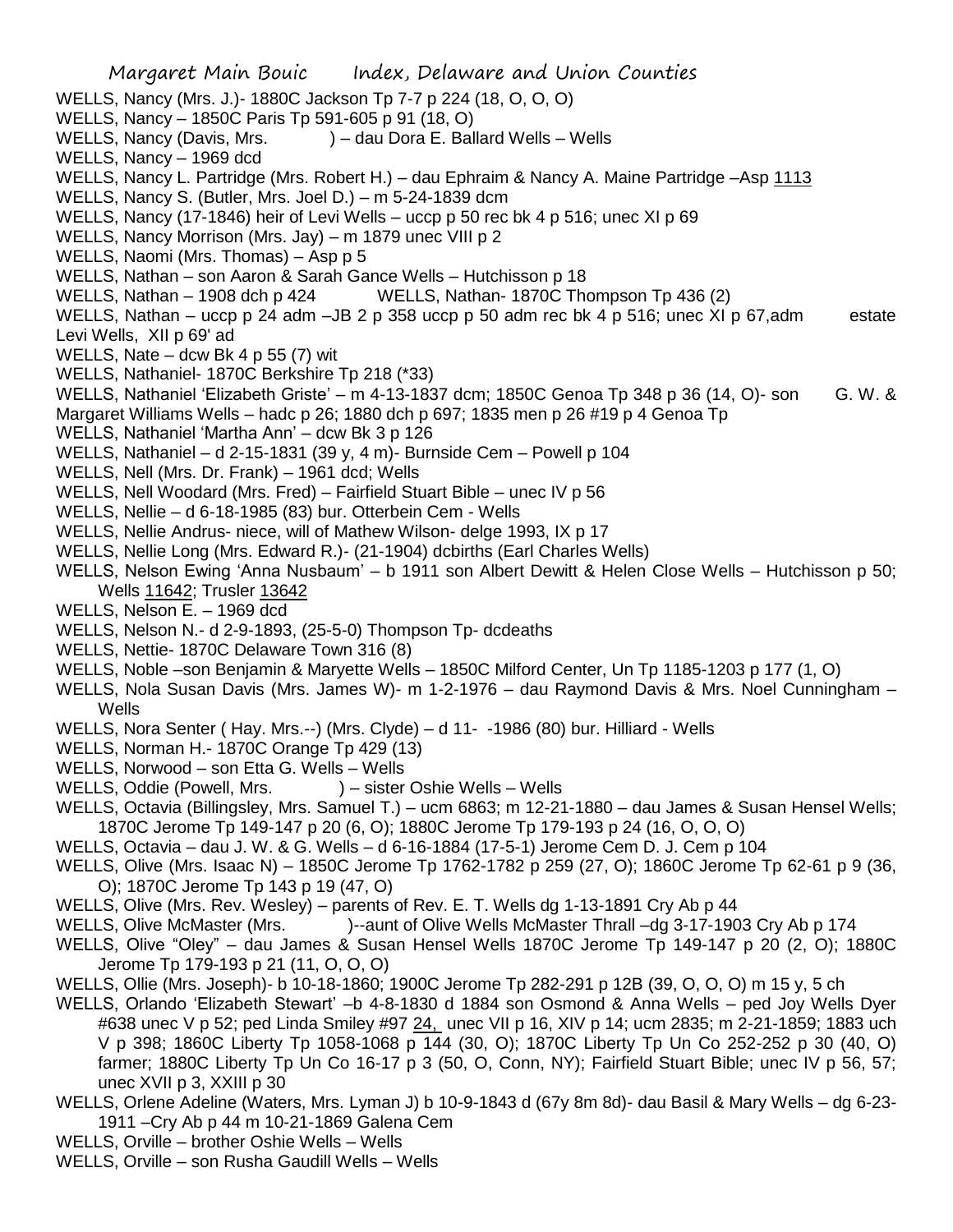WELLS, Nancy (Mrs. J.)- 1880C Jackson Tp 7-7 p 224 (18, O, O, O)

WELLS, Nancy – 1850C Paris Tp 591-605 p 91 (18, O)

WELLS, Nancy (Davis, Mrs. ) – dau Dora E. Ballard Wells – Wells

WELLS, Nancy – 1969 dcd

WELLS, Nancy L. Partridge (Mrs. Robert H.) – dau Ephraim & Nancy A. Maine Partridge –Asp 1113

WELLS, Nancy S. (Butler, Mrs. Joel D.) – m 5-24-1839 dcm

WELLS, Nancy (17-1846) heir of Levi Wells – uccp p 50 rec bk 4 p 516; unec XI p 69

WELLS, Nancy Morrison (Mrs. Jay) – m 1879 unec VIII p 2

WELLS, Naomi (Mrs. Thomas) – Asp p 5

WELLS, Nathan – son Aaron & Sarah Gance Wells – Hutchisson p 18

WELLS, Nathan – 1908 dch p 424 WELLS, Nathan- 1870C Thompson Tp 436 (2)

WELLS, Nathan – uccp p 24 adm –JB 2 p 358 uccp p 50 adm rec bk 4 p 516; unec XI p 67,adm estate Levi Wells, XII p 69' ad

WELLS, Nate – dcw Bk 4 p 55 (7) wit

WELLS, Nathaniel- 1870C Berkshire Tp 218 (*33)

WELLS, Nathaniel 'Elizabeth Griste' – m 4-13-1837 dcm; 1850C Genoa Tp 348 p 36 (14, O)- son G. W. & Margaret Williams Wells – hadc p 26; 1880 dch p 697; 1835 men p 26 #19 p 4 Genoa Tp

WELLS, Nathaniel 'Martha Ann' – dcw Bk 3 p 126

WELLS, Nathaniel – d 2-15-1831 (39 y, 4 m)- Burnside Cem – Powell p 104

WELLS, Nell (Mrs. Dr. Frank) – 1961 dcd; Wells

WELLS, Nell Woodard (Mrs. Fred) – Fairfield Stuart Bible – unec IV p 56

WELLS, Nellie – d 6-18-1985 (83) bur. Otterbein Cem - Wells

WELLS, Nellie Andrus- niece, will of Mathew Wilson- delge 1993, IX p 17

WELLS, Nellie Long (Mrs. Edward R.)- (21-1904) dcbirths (Earl Charles Wells)

WELLS, Nelson Ewing 'Anna Nusbaum' – b 1911 son Albert Dewitt & Helen Close Wells – Hutchisson p 50; Wells 11642; Trusler 13642

WELLS, Nelson E. – 1969 dcd

WELLS, Nelson N.- d 2-9-1893, (25-5-0) Thompson Tp- dcdeaths

WELLS, Nettie- 1870C Delaware Town 316 (8)

WELLS, Noble –son Benjamin & Maryette Wells – 1850C Milford Center, Un Tp 1185-1203 p 177 (1, O)

WELLS, Nola Susan Davis (Mrs. James W)- m 1-2-1976 – dau Raymond Davis & Mrs. Noel Cunningham – Wells

WELLS, Nora Senter ( Hay. Mrs.--) (Mrs. Clyde) – d 11- -1986 (80) bur. Hilliard - Wells

WELLS, Norman H.- 1870C Orange Tp 429 (13)

WELLS, Norwood – son Etta G. Wells – Wells

WELLS, Oddie (Powell, Mrs. ) – sister Oshie Wells – Wells

WELLS, Octavia (Billingsley, Mrs. Samuel T.) – ucm 6863; m 12-21-1880 – dau James & Susan Hensel Wells; 1870C Jerome Tp 149-147 p 20 (6, O); 1880C Jerome Tp 179-193 p 24 (16, O, O, O)

WELLS, Octavia – dau J. W. & G. Wells – d 6-16-1884 (17-5-1) Jerome Cem D. J. Cem p 104

WELLS, Olive (Mrs. Isaac N) – 1850C Jerome Tp 1762-1782 p 259 (27, O); 1860C Jerome Tp 62-61 p 9 (36, O); 1870C Jerome Tp 143 p 19 (47, O)

WELLS, Olive (Mrs. Rev. Wesley) – parents of Rev. E. T. Wells dg 1-13-1891 Cry Ab p 44

WELLS, Olive McMaster (Mrs. )--aunt of Olive Wells McMaster Thrall –dg 3-17-1903 Cry Ab p 174

WELLS, Olive "Oley" – dau James & Susan Hensel Wells 1870C Jerome Tp 149-147 p 20 (2, O); 1880C Jerome Tp 179-193 p 21 (11, O, O, O)

WELLS, Ollie (Mrs. Joseph)- b 10-18-1860; 1900C Jerome Tp 282-291 p 12B (39, O, O, O) m 15 y, 5 ch

WELLS, Orlando 'Elizabeth Stewart' –b 4-8-1830 d 1884 son Osmond & Anna Wells – ped Joy Wells Dyer #638 unec V p 52; ped Linda Smiley #97 24, unec VII p 16, XIV p 14; ucm 2835; m 2-21-1859; 1883 uch V p 398; 1860C Liberty Tp 1058-1068 p 144 (30, O); 1870C Liberty Tp Un Co 252-252 p 30 (40, O) farmer; 1880C Liberty Tp Un Co 16-17 p 3 (50, O, Conn, NY); Fairfield Stuart Bible; unec IV p 56, 57; unec XVII p 3, XXIII p 30

WELLS, Orlene Adeline (Waters, Mrs. Lyman J) b 10-9-1843 d (67y 8m 8d)- dau Basil & Mary Wells – dg 6-23-1911 –Cry Ab p 44 m 10-21-1869 Galena Cem

WELLS, Orville – brother Oshie Wells – Wells

WELLS, Orville – son Rusha Gaudill Wells – Wells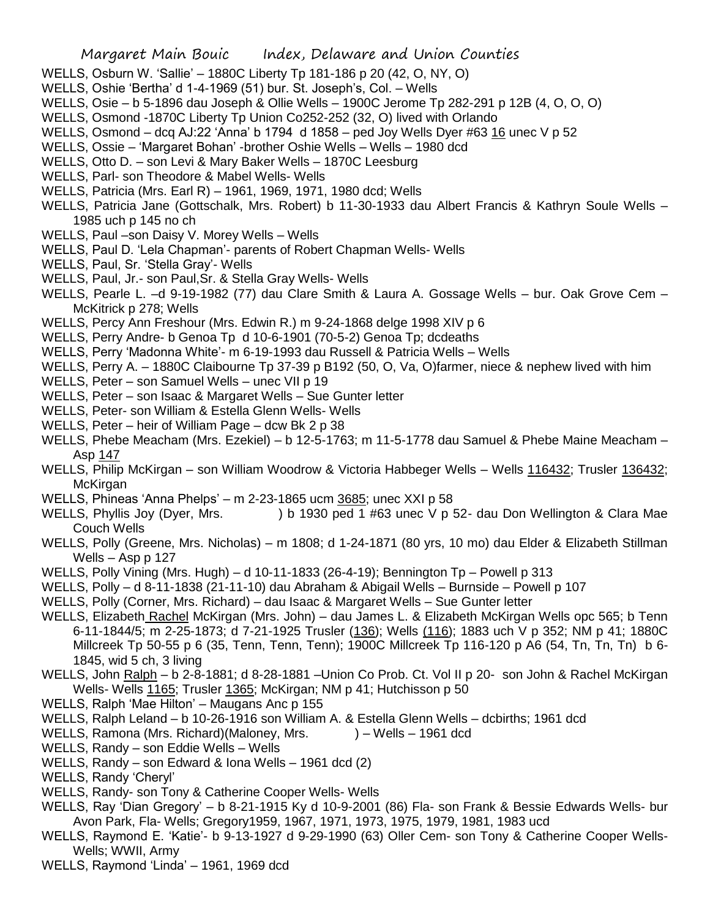WELLS, Osburn W. 'Sallie' – 1880C Liberty Tp 181-186 p 20 (42, O, NY, O)

WELLS, Oshie 'Bertha' d 1-4-1969 (51) bur. St. Joseph's, Col. – Wells

WELLS, Osie – b 5-1896 dau Joseph & Ollie Wells – 1900C Jerome Tp 282-291 p 12B (4, O, O, O)

WELLS, Osmond -1870C Liberty Tp Union Co252-252 (32, O) lived with Orlando

WELLS, Osmond – dcq AJ:22 'Anna' b 1794 d 1858 – ped Joy Wells Dyer #63 16 unec V p 52

WELLS, Ossie – 'Margaret Bohan' -brother Oshie Wells – Wells – 1980 dcd

WELLS, Otto D. – son Levi & Mary Baker Wells – 1870C Leesburg

WELLS, Parl- son Theodore & Mabel Wells- Wells

WELLS, Patricia (Mrs. Earl R) – 1961, 1969, 1971, 1980 dcd; Wells

WELLS, Patricia Jane (Gottschalk, Mrs. Robert) b 11-30-1933 dau Albert Francis & Kathryn Soule Wells – 1985 uch p 145 no ch

WELLS, Paul –son Daisy V. Morey Wells – Wells

WELLS, Paul D. 'Lela Chapman'- parents of Robert Chapman Wells- Wells

WELLS, Paul, Sr. 'Stella Gray'- Wells

WELLS, Paul, Jr.- son Paul,Sr. & Stella Gray Wells- Wells

WELLS, Pearle L. –d 9-19-1982 (77) dau Clare Smith & Laura A. Gossage Wells – bur. Oak Grove Cem – McKitrick p 278; Wells

WELLS, Percy Ann Freshour (Mrs. Edwin R.) m 9-24-1868 delge 1998 XIV p 6

WELLS, Perry Andre- b Genoa Tp d 10-6-1901 (70-5-2) Genoa Tp; dcdeaths

WELLS, Perry 'Madonna White'- m 6-19-1993 dau Russell & Patricia Wells – Wells

WELLS, Perry A. – 1880C Claibourne Tp 37-39 p B192 (50, O, Va, O)farmer, niece & nephew lived with him

WELLS, Peter – son Samuel Wells – unec VII p 19

WELLS, Peter – son Isaac & Margaret Wells – Sue Gunter letter

WELLS, Peter- son William & Estella Glenn Wells- Wells

WELLS, Peter – heir of William Page – dcw Bk 2 p 38

WELLS, Phebe Meacham (Mrs. Ezekiel) – b 12-5-1763; m 11-5-1778 dau Samuel & Phebe Maine Meacham – Asp 147

WELLS, Philip McKirgan – son William Woodrow & Victoria Habbeger Wells – Wells 116432; Trusler 136432; McKirgan

WELLS, Phineas 'Anna Phelps' – m 2-23-1865 ucm 3685; unec XXI p 58

WELLS, Phyllis Joy (Dyer, Mrs. ) b 1930 ped 1 #63 unec V p 52- dau Don Wellington & Clara Mae Couch Wells

WELLS, Polly (Greene, Mrs. Nicholas) – m 1808; d 1-24-1871 (80 yrs, 10 mo) dau Elder & Elizabeth Stillman Wells – Asp p 127

WELLS, Polly Vining (Mrs. Hugh) – d 10-11-1833 (26-4-19); Bennington Tp – Powell p 313

WELLS, Polly – d 8-11-1838 (21-11-10) dau Abraham & Abigail Wells – Burnside – Powell p 107

WELLS, Polly (Corner, Mrs. Richard) – dau Isaac & Margaret Wells – Sue Gunter letter

WELLS, Elizabeth Rachel McKirgan (Mrs. John) – dau James L. & Elizabeth McKirgan Wells opc 565; b Tenn 6-11-1844/5; m 2-25-1873; d 7-21-1925 Trusler (136); Wells (116); 1883 uch V p 352; NM p 41; 1880C Millcreek Tp 50-55 p 6 (35, Tenn, Tenn, Tenn); 1900C Millcreek Tp 116-120 p A6 (54, Tn, Tn, Tn) b 6-1845, wid 5 ch, 3 living

WELLS, John Ralph – b 2-8-1881; d 8-28-1881 –Union Co Prob. Ct. Vol II p 20- son John & Rachel McKirgan Wells- Wells 1165; Trusler 1365; McKirgan; NM p 41; Hutchisson p 50

WELLS, Ralph 'Mae Hilton' – Maugans Anc p 155

WELLS, Ralph Leland – b 10-26-1916 son William A. & Estella Glenn Wells – dcbirths; 1961 dcd

WELLS, Ramona (Mrs. Richard)(Maloney, Mrs. ) – Wells – 1961 dcd

WELLS, Randy – son Eddie Wells – Wells

WELLS, Randy – son Edward & Iona Wells – 1961 dcd (2)

WELLS, Randy 'Cheryl'

WELLS, Randy- son Tony & Catherine Cooper Wells- Wells

WELLS, Ray 'Dian Gregory' – b 8-21-1915 Ky d 10-9-2001 (86) Fla- son Frank & Bessie Edwards Wells- bur Avon Park, Fla- Wells; Gregory1959, 1967, 1971, 1973, 1975, 1979, 1981, 1983 ucd

WELLS, Raymond E. 'Katie'- b 9-13-1927 d 9-29-1990 (63) Oller Cem- son Tony & Catherine Cooper Wells- Wells; WWII, Army

WELLS, Raymond 'Linda' – 1961, 1969 dcd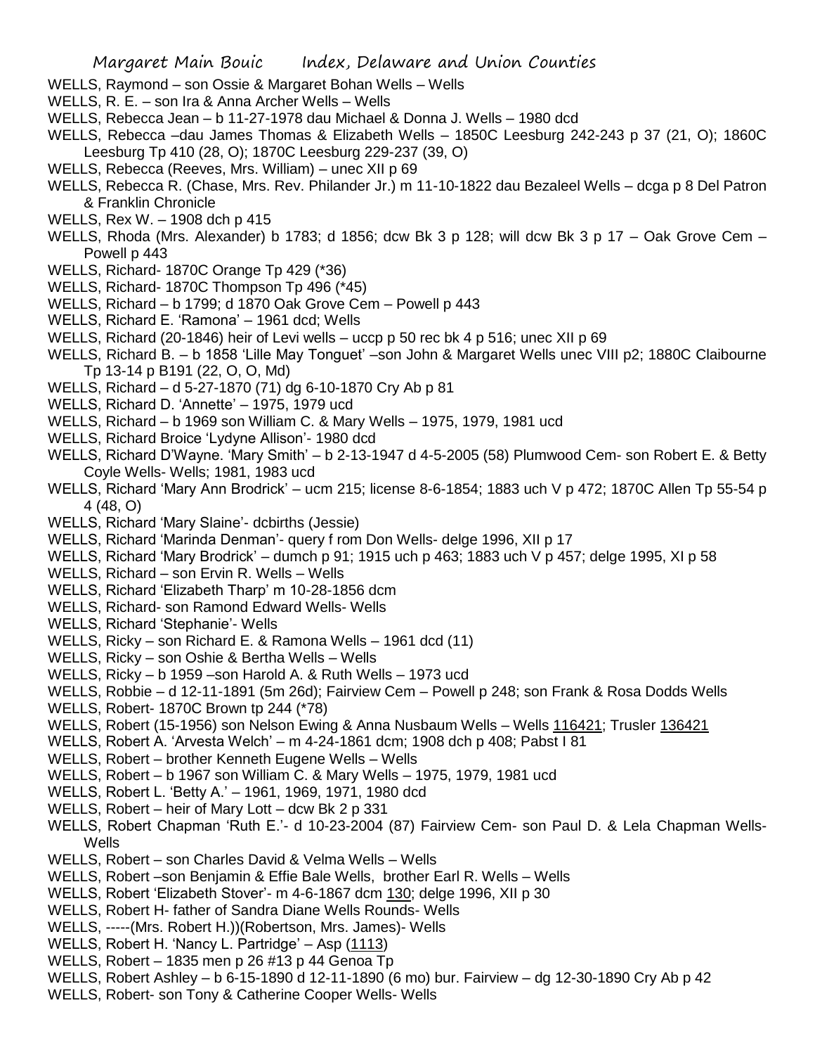WELLS, Raymond – son Ossie & Margaret Bohan Wells – Wells

WELLS, R. E. – son Ira & Anna Archer Wells – Wells

WELLS, Rebecca Jean – b 11-27-1978 dau Michael & Donna J. Wells – 1980 dcd

WELLS, Rebecca –dau James Thomas & Elizabeth Wells – 1850C Leesburg 242-243 p 37 (21, O); 1860C Leesburg Tp 410 (28, O); 1870C Leesburg 229-237 (39, O)

WELLS, Rebecca (Reeves, Mrs. William) – unec XII p 69

WELLS, Rebecca R. (Chase, Mrs. Rev. Philander Jr.) m 11-10-1822 dau Bezaleel Wells – dcga p 8 Del Patron & Franklin Chronicle

WELLS, Rex W. – 1908 dch p 415

WELLS, Rhoda (Mrs. Alexander) b 1783; d 1856; dcw Bk 3 p 128; will dcw Bk 3 p 17 – Oak Grove Cem – Powell p 443

WELLS, Richard- 1870C Orange Tp 429 (*36)

WELLS, Richard- 1870C Thompson Tp 496 (*45)

WELLS, Richard – b 1799; d 1870 Oak Grove Cem – Powell p 443

WELLS, Richard E. 'Ramona' – 1961 dcd; Wells

WELLS, Richard (20-1846) heir of Levi wells – uccp p 50 rec bk 4 p 516; unec XII p 69

WELLS, Richard B. – b 1858 'Lille May Tonguet' –son John & Margaret Wells unec VIII p2; 1880C Claibourne Tp 13-14 p B191 (22, O, O, Md)

WELLS, Richard – d 5-27-1870 (71) dg 6-10-1870 Cry Ab p 81

WELLS, Richard D. 'Annette' – 1975, 1979 ucd

WELLS, Richard – b 1969 son William C. & Mary Wells – 1975, 1979, 1981 ucd

WELLS, Richard Broice 'Lydyne Allison'- 1980 dcd

WELLS, Richard D'Wayne. 'Mary Smith' – b 2-13-1947 d 4-5-2005 (58) Plumwood Cem- son Robert E. & Betty Coyle Wells- Wells; 1981, 1983 ucd

WELLS, Richard 'Mary Ann Brodrick' – ucm 215; license 8-6-1854; 1883 uch V p 472; 1870C Allen Tp 55-54 p 4 (48, O)

WELLS, Richard 'Mary Slaine'- dcbirths (Jessie)

WELLS, Richard 'Marinda Denman'- query f rom Don Wells- delge 1996, XII p 17

WELLS, Richard 'Mary Brodrick' – dumch p 91; 1915 uch p 463; 1883 uch V p 457; delge 1995, XI p 58

WELLS, Richard – son Ervin R. Wells – Wells

WELLS, Richard 'Elizabeth Tharp' m 10-28-1856 dcm

WELLS, Richard- son Ramond Edward Wells- Wells

WELLS, Richard 'Stephanie'- Wells

WELLS, Ricky – son Richard E. & Ramona Wells – 1961 dcd (11)

WELLS, Ricky – son Oshie & Bertha Wells – Wells

WELLS, Ricky – b 1959 –son Harold A. & Ruth Wells – 1973 ucd

WELLS, Robbie – d 12-11-1891 (5m 26d); Fairview Cem – Powell p 248; son Frank & Rosa Dodds Wells

WELLS, Robert- 1870C Brown tp 244 (*78)

WELLS, Robert (15-1956) son Nelson Ewing & Anna Nusbaum Wells – Wells 116421; Trusler 136421

WELLS, Robert A. 'Arvesta Welch' – m 4-24-1861 dcm; 1908 dch p 408; Pabst I 81

WELLS, Robert – brother Kenneth Eugene Wells – Wells

WELLS, Robert – b 1967 son William C. & Mary Wells – 1975, 1979, 1981 ucd

WELLS, Robert L. 'Betty A.' – 1961, 1969, 1971, 1980 dcd

WELLS, Robert – heir of Mary Lott – dcw Bk 2 p 331

WELLS, Robert Chapman 'Ruth E.'- d 10-23-2004 (87) Fairview Cem- son Paul D. & Lela Chapman Wells- Wells

WELLS, Robert – son Charles David & Velma Wells – Wells

WELLS, Robert –son Benjamin & Effie Bale Wells, brother Earl R. Wells – Wells

WELLS, Robert 'Elizabeth Stover'- m 4-6-1867 dcm 130; delge 1996, XII p 30

WELLS, Robert H- father of Sandra Diane Wells Rounds- Wells

WELLS, -----(Mrs. Robert H.))(Robertson, Mrs. James)- Wells

WELLS, Robert H. 'Nancy L. Partridge' – Asp (1113)

WELLS, Robert – 1835 men p 26 #13 p 44 Genoa Tp

WELLS, Robert Ashley – b 6-15-1890 d 12-11-1890 (6 mo) bur. Fairview – dg 12-30-1890 Cry Ab p 42

WELLS, Robert- son Tony & Catherine Cooper Wells- Wells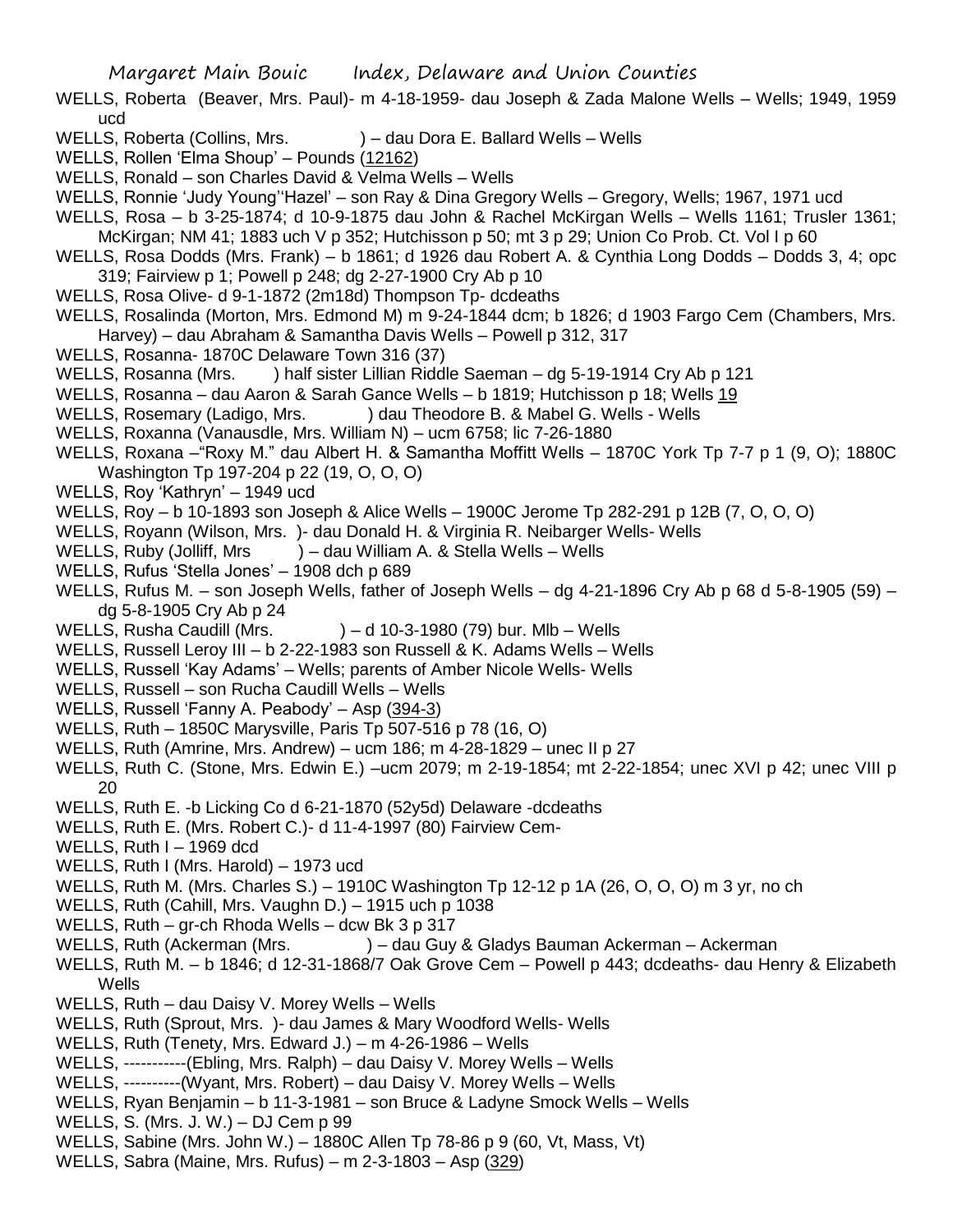WELLS, Roberta (Beaver, Mrs. Paul)- m 4-18-1959- dau Joseph & Zada Malone Wells – Wells; 1949, 1959 ucd

WELLS, Roberta (Collins, Mrs. ) – dau Dora E. Ballard Wells – Wells

WELLS, Rollen 'Elma Shoup' – Pounds (12162)

WELLS, Ronald – son Charles David & Velma Wells – Wells

WELLS, Ronnie 'Judy Young''Hazel' – son Ray & Dina Gregory Wells – Gregory, Wells; 1967, 1971 ucd

WELLS, Rosa – b 3-25-1874; d 10-9-1875 dau John & Rachel McKirgan Wells – Wells 1161; Trusler 1361; McKirgan; NM 41; 1883 uch V p 352; Hutchisson p 50; mt 3 p 29; Union Co Prob. Ct. Vol I p 60

WELLS, Rosa Dodds (Mrs. Frank) – b 1861; d 1926 dau Robert A. & Cynthia Long Dodds – Dodds 3, 4; opc 319; Fairview p 1; Powell p 248; dg 2-27-1900 Cry Ab p 10

WELLS, Rosa Olive- d 9-1-1872 (2m18d) Thompson Tp- dcdeaths

WELLS, Rosalinda (Morton, Mrs. Edmond M) m 9-24-1844 dcm; b 1826; d 1903 Fargo Cem (Chambers, Mrs. Harvey) – dau Abraham & Samantha Davis Wells – Powell p 312, 317

WELLS, Rosanna- 1870C Delaware Town 316 (37)

WELLS, Rosanna (Mrs. ) half sister Lillian Riddle Saeman – dg 5-19-1914 Cry Ab p 121

WELLS, Rosanna – dau Aaron & Sarah Gance Wells – b 1819; Hutchisson p 18; Wells 19

WELLS, Rosemary (Ladigo, Mrs. ) dau Theodore B. & Mabel G. Wells - Wells

WELLS, Roxanna (Vanausdle, Mrs. William N) – ucm 6758; lic 7-26-1880

WELLS, Roxana –"Roxy M." dau Albert H. & Samantha Moffitt Wells – 1870C York Tp 7-7 p 1 (9, O); 1880C Washington Tp 197-204 p 22 (19, O, O, O)

WELLS, Roy 'Kathryn' – 1949 ucd

WELLS, Roy – b 10-1893 son Joseph & Alice Wells – 1900C Jerome Tp 282-291 p 12B (7, O, O, O)

WELLS, Royann (Wilson, Mrs. )- dau Donald H. & Virginia R. Neibarger Wells- Wells

WELLS, Ruby (Jolliff, Mrs ) – dau William A. & Stella Wells – Wells

WELLS, Rufus 'Stella Jones' – 1908 dch p 689

WELLS, Rufus M. – son Joseph Wells, father of Joseph Wells – dg 4-21-1896 Cry Ab p 68 d 5-8-1905 (59) – dg 5-8-1905 Cry Ab p 24

WELLS, Rusha Caudill (Mrs. ) – d 10-3-1980 (79) bur. Mlb – Wells

WELLS, Russell Leroy III – b 2-22-1983 son Russell & K. Adams Wells – Wells

WELLS, Russell 'Kay Adams' – Wells; parents of Amber Nicole Wells- Wells

WELLS, Russell – son Rucha Caudill Wells – Wells

WELLS, Russell 'Fanny A. Peabody' – Asp (394-3)

WELLS, Ruth – 1850C Marysville, Paris Tp 507-516 p 78 (16, O)

WELLS, Ruth (Amrine, Mrs. Andrew) – ucm 186; m 4-28-1829 – unec II p 27

WELLS, Ruth C. (Stone, Mrs. Edwin E.) –ucm 2079; m 2-19-1854; mt 2-22-1854; unec XVI p 42; unec VIII p 20

WELLS, Ruth E. -b Licking Co d 6-21-1870 (52y5d) Delaware -dcdeaths

WELLS, Ruth E. (Mrs. Robert C.)- d 11-4-1997 (80) Fairview Cem-

WELLS, Ruth I – 1969 dcd

WELLS, Ruth I (Mrs. Harold) – 1973 ucd

WELLS, Ruth M. (Mrs. Charles S.) – 1910C Washington Tp 12-12 p 1A (26, O, O, O) m 3 yr, no ch

WELLS, Ruth (Cahill, Mrs. Vaughn D.) – 1915 uch p 1038

WELLS, Ruth – gr-ch Rhoda Wells – dcw Bk 3 p 317

WELLS, Ruth (Ackerman (Mrs. ) – dau Guy & Gladys Bauman Ackerman – Ackerman

WELLS, Ruth M. – b 1846; d 12-31-1868/7 Oak Grove Cem – Powell p 443; dcdeaths- dau Henry & Elizabeth Wells

WELLS, Ruth – dau Daisy V. Morey Wells – Wells

WELLS, Ruth (Sprout, Mrs. )- dau James & Mary Woodford Wells- Wells

WELLS, Ruth (Tenety, Mrs. Edward J.) – m 4-26-1986 – Wells

WELLS, -----------(Ebling, Mrs. Ralph) – dau Daisy V. Morey Wells – Wells

WELLS, ----------(Wyant, Mrs. Robert) – dau Daisy V. Morey Wells – Wells

WELLS, Ryan Benjamin – b 11-3-1981 – son Bruce & Ladyne Smock Wells – Wells

WELLS, S. (Mrs. J. W.) – DJ Cem p 99

WELLS, Sabine (Mrs. John W.) – 1880C Allen Tp 78-86 p 9 (60, Vt, Mass, Vt)

WELLS, Sabra (Maine, Mrs. Rufus) – m 2-3-1803 – Asp (329)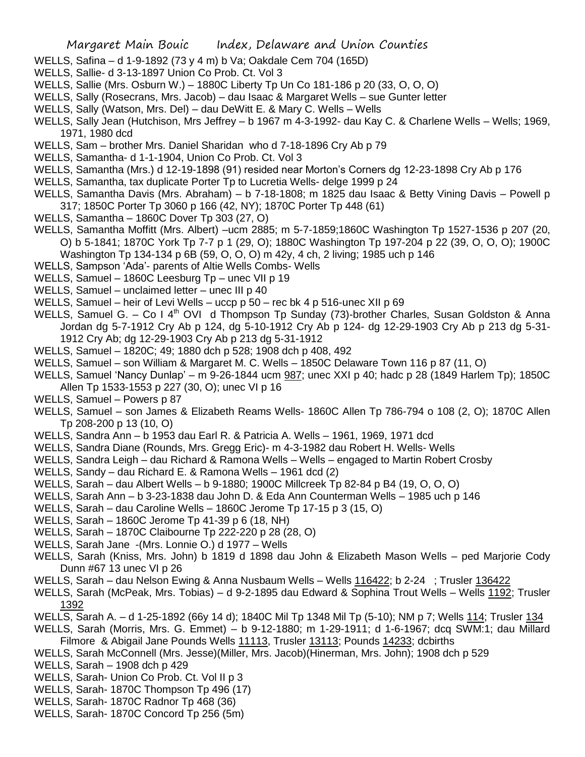WELLS, Safina – d 1-9-1892 (73 y 4 m) b Va; Oakdale Cem 704 (165D)

WELLS, Sallie- d 3-13-1897 Union Co Prob. Ct. Vol 3

WELLS, Sallie (Mrs. Osburn W.) – 1880C Liberty Tp Un Co 181-186 p 20 (33, O, O, O)

WELLS, Sally (Rosecrans, Mrs. Jacob) – dau Isaac & Margaret Wells – sue Gunter letter

WELLS, Sally (Watson, Mrs. Del) – dau DeWitt E. & Mary C. Wells – Wells

WELLS, Sally Jean (Hutchison, Mrs Jeffrey – b 1967 m 4-3-1992- dau Kay C. & Charlene Wells – Wells; 1969, 1971, 1980 dcd

WELLS, Sam – brother Mrs. Daniel Sharidan who d 7-18-1896 Cry Ab p 79

WELLS, Samantha- d 1-1-1904, Union Co Prob. Ct. Vol 3

WELLS, Samantha (Mrs.) d 12-19-1898 (91) resided near Morton's Corners dg 12-23-1898 Cry Ab p 176

WELLS, Samantha, tax duplicate Porter Tp to Lucretia Wells- delge 1999 p 24

WELLS, Samantha Davis (Mrs. Abraham) – b 7-18-1808; m 1825 dau Isaac & Betty Vining Davis – Powell p 317; 1850C Porter Tp 3060 p 166 (42, NY); 1870C Porter Tp 448 (61)

WELLS, Samantha – 1860C Dover Tp 303 (27, O)

WELLS, Samantha Moffitt (Mrs. Albert) –ucm 2885; m 5-7-1859;1860C Washington Tp 1527-1536 p 207 (20, O) b 5-1841; 1870C York Tp 7-7 p 1 (29, O); 1880C Washington Tp 197-204 p 22 (39, O, O, O); 1900C Washington Tp 134-134 p 6B (59, O, O, O) m 42y, 4 ch, 2 living; 1985 uch p 146

WELLS, Sampson 'Ada'- parents of Altie Wells Combs- Wells

WELLS, Samuel – 1860C Leesburg Tp – unec VII p 19

WELLS, Samuel – unclaimed letter – unec III p 40

WELLS, Samuel – heir of Levi Wells – uccp p 50 – rec bk 4 p 516-unec XII p 69

WELLS, Samuel G. – Co I 4th OVI d Thompson Tp Sunday (73)-brother Charles, Susan Goldston & Anna Jordan dg 5-7-1912 Cry Ab p 124, dg 5-10-1912 Cry Ab p 124- dg 12-29-1903 Cry Ab p 213 dg 5-31-1912 Cry Ab; dg 12-29-1903 Cry Ab p 213 dg 5-31-1912

WELLS, Samuel – 1820C; 49; 1880 dch p 528; 1908 dch p 408, 492

WELLS, Samuel – son William & Margaret M. C. Wells – 1850C Delaware Town 116 p 87 (11, O)

WELLS, Samuel 'Nancy Dunlap' – m 9-26-1844 ucm 987; unec XXI p 40; hadc p 28 (1849 Harlem Tp); 1850C Allen Tp 1533-1553 p 227 (30, O); unec VI p 16

WELLS, Samuel – Powers p 87

WELLS, Samuel – son James & Elizabeth Reams Wells- 1860C Allen Tp 786-794 o 108 (2, O); 1870C Allen Tp 208-200 p 13 (10, O)

WELLS, Sandra Ann – b 1953 dau Earl R. & Patricia A. Wells – 1961, 1969, 1971 dcd

WELLS, Sandra Diane (Rounds, Mrs. Gregg Eric)- m 4-3-1982 dau Robert H. Wells- Wells

WELLS, Sandra Leigh – dau Richard & Ramona Wells – Wells – engaged to Martin Robert Crosby

WELLS, Sandy – dau Richard E. & Ramona Wells – 1961 dcd (2)

WELLS, Sarah – dau Albert Wells – b 9-1880; 1900C Millcreek Tp 82-84 p B4 (19, O, O, O)

WELLS, Sarah Ann – b 3-23-1838 dau John D. & Eda Ann Counterman Wells – 1985 uch p 146

WELLS, Sarah – dau Caroline Wells – 1860C Jerome Tp 17-15 p 3 (15, O)

WELLS, Sarah – 1860C Jerome Tp 41-39 p 6 (18, NH)

WELLS, Sarah – 1870C Claibourne Tp 222-220 p 28 (28, O)

WELLS, Sarah Jane -(Mrs. Lonnie O.) d 1977 – Wells

WELLS, Sarah (Kniss, Mrs. John) b 1819 d 1898 dau John & Elizabeth Mason Wells – ped Marjorie Cody Dunn #67 13 unec VI p 26

WELLS, Sarah – dau Nelson Ewing & Anna Nusbaum Wells – Wells 116422; b 2-24 ; Trusler 136422

WELLS, Sarah (McPeak, Mrs. Tobias) – d 9-2-1895 dau Edward & Sophina Trout Wells – Wells 1192; Trusler 1392

WELLS, Sarah A. – d 1-25-1892 (66y 14 d); 1840C Mil Tp 1348 Mil Tp (5-10); NM p 7; Wells 114; Trusler 134

WELLS, Sarah (Morris, Mrs. G. Emmet) – b 9-12-1880; m 1-29-1911; d 1-6-1967; dcq SWM:1; dau Millard Filmore & Abigail Jane Pounds Wells 11113, Trusler 13113; Pounds 14233; dcbirths

WELLS, Sarah McConnell (Mrs. Jesse)(Miller, Mrs. Jacob)(Hinerman, Mrs. John); 1908 dch p 529

WELLS, Sarah – 1908 dch p 429

WELLS, Sarah- Union Co Prob. Ct. Vol II p 3

WELLS, Sarah- 1870C Thompson Tp 496 (17)

WELLS, Sarah- 1870C Radnor Tp 468 (36)

WELLS, Sarah- 1870C Concord Tp 256 (5m)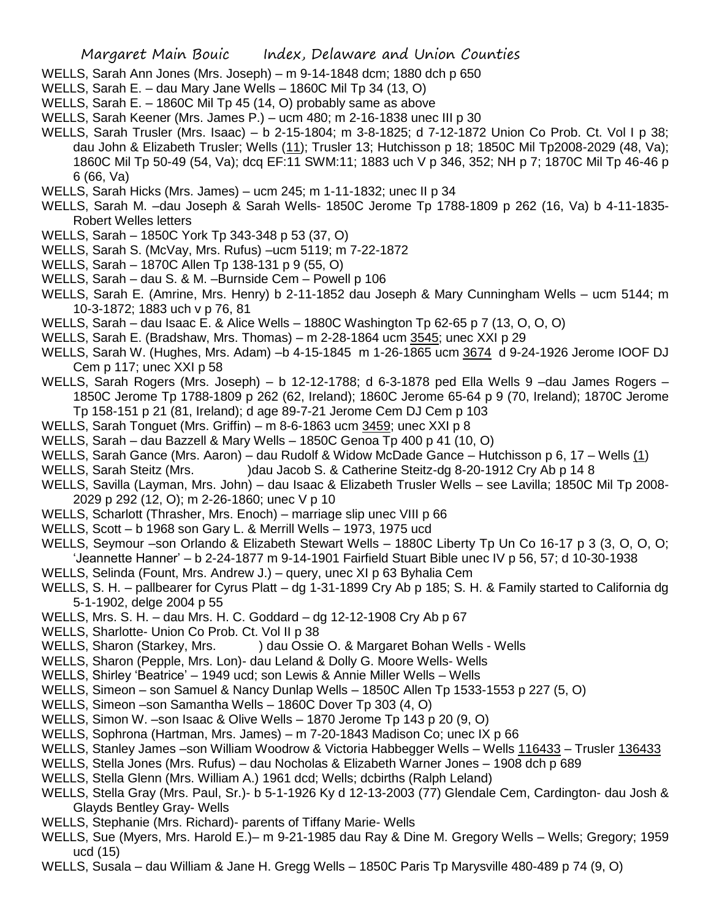WELLS, Sarah Ann Jones (Mrs. Joseph) – m 9-14-1848 dcm; 1880 dch p 650

WELLS, Sarah E. – dau Mary Jane Wells – 1860C Mil Tp 34 (13, O)

WELLS, Sarah E. – 1860C Mil Tp 45 (14, O) probably same as above

WELLS, Sarah Keener (Mrs. James P.) – ucm 480; m 2-16-1838 unec III p 30

WELLS, Sarah Trusler (Mrs. Isaac) – b 2-15-1804; m 3-8-1825; d 7-12-1872 Union Co Prob. Ct. Vol I p 38; dau John & Elizabeth Trusler; Wells (11); Trusler 13; Hutchisson p 18; 1850C Mil Tp2008-2029 (48, Va); 1860C Mil Tp 50-49 (54, Va); dcq EF:11 SWM:11; 1883 uch V p 346, 352; NH p 7; 1870C Mil Tp 46-46 p 6 (66, Va)

WELLS, Sarah Hicks (Mrs. James) – ucm 245; m 1-11-1832; unec II p 34

WELLS, Sarah M. –dau Joseph & Sarah Wells- 1850C Jerome Tp 1788-1809 p 262 (16, Va) b 4-11-1835- Robert Welles letters

WELLS, Sarah – 1850C York Tp 343-348 p 53 (37, O)

WELLS, Sarah S. (McVay, Mrs. Rufus) –ucm 5119; m 7-22-1872

WELLS, Sarah – 1870C Allen Tp 138-131 p 9 (55, O)

WELLS, Sarah – dau S. & M. –Burnside Cem – Powell p 106

WELLS, Sarah E. (Amrine, Mrs. Henry) b 2-11-1852 dau Joseph & Mary Cunningham Wells – ucm 5144; m 10-3-1872; 1883 uch v p 76, 81

WELLS, Sarah – dau Isaac E. & Alice Wells – 1880C Washington Tp 62-65 p 7 (13, O, O, O)

WELLS, Sarah E. (Bradshaw, Mrs. Thomas) – m 2-28-1864 ucm 3545; unec XXI p 29

WELLS, Sarah W. (Hughes, Mrs. Adam) –b 4-15-1845 m 1-26-1865 ucm 3674 d 9-24-1926 Jerome IOOF DJ Cem p 117; unec XXI p 58

WELLS, Sarah Rogers (Mrs. Joseph) – b 12-12-1788; d 6-3-1878 ped Ella Wells 9 –dau James Rogers – 1850C Jerome Tp 1788-1809 p 262 (62, Ireland); 1860C Jerome 65-64 p 9 (70, Ireland); 1870C Jerome Tp 158-151 p 21 (81, Ireland); d age 89-7-21 Jerome Cem DJ Cem p 103

WELLS, Sarah Tonguet (Mrs. Griffin) – m 8-6-1863 ucm 3459; unec XXI p 8

WELLS, Sarah – dau Bazzell & Mary Wells – 1850C Genoa Tp 400 p 41 (10, O)

WELLS, Sarah Gance (Mrs. Aaron) – dau Rudolf & Widow McDade Gance – Hutchisson p 6, 17 – Wells (1)

WELLS, Sarah Steitz (Mrs. )dau Jacob S. & Catherine Steitz-dg 8-20-1912 Cry Ab p 14 8

WELLS, Savilla (Layman, Mrs. John) – dau Isaac & Elizabeth Trusler Wells – see Lavilla; 1850C Mil Tp 2008-2029 p 292 (12, O); m 2-26-1860; unec V p 10

WELLS, Scharlott (Thrasher, Mrs. Enoch) – marriage slip unec VIII p 66

WELLS, Scott – b 1968 son Gary L. & Merrill Wells – 1973, 1975 ucd

WELLS, Seymour –son Orlando & Elizabeth Stewart Wells – 1880C Liberty Tp Un Co 16-17 p 3 (3, O, O, O; 'Jeannette Hanner' – b 2-24-1877 m 9-14-1901 Fairfield Stuart Bible unec IV p 56, 57; d 10-30-1938

WELLS, Selinda (Fount, Mrs. Andrew J.) – query, unec XI p 63 Byhalia Cem

WELLS, S. H. – pallbearer for Cyrus Platt – dg 1-31-1899 Cry Ab p 185; S. H. & Family started to California dg 5-1-1902, delge 2004 p 55

WELLS, Mrs. S. H. – dau Mrs. H. C. Goddard – dg 12-12-1908 Cry Ab p 67

WELLS, Sharlotte- Union Co Prob. Ct. Vol II p 38

WELLS, Sharon (Starkey, Mrs. ) dau Ossie O. & Margaret Bohan Wells - Wells

WELLS, Sharon (Pepple, Mrs. Lon)- dau Leland & Dolly G. Moore Wells- Wells

WELLS, Shirley 'Beatrice' – 1949 ucd; son Lewis & Annie Miller Wells – Wells

WELLS, Simeon – son Samuel & Nancy Dunlap Wells – 1850C Allen Tp 1533-1553 p 227 (5, O)

WELLS, Simeon –son Samantha Wells – 1860C Dover Tp 303 (4, O)

WELLS, Simon W. –son Isaac & Olive Wells – 1870 Jerome Tp 143 p 20 (9, O)

WELLS, Sophrona (Hartman, Mrs. James) – m 7-20-1843 Madison Co; unec IX p 66

WELLS, Stanley James –son William Woodrow & Victoria Habbegger Wells – Wells 116433 – Trusler 136433

WELLS, Stella Jones (Mrs. Rufus) – dau Nocholas & Elizabeth Warner Jones – 1908 dch p 689

WELLS, Stella Glenn (Mrs. William A.) 1961 dcd; Wells; dcbirths (Ralph Leland)

WELLS, Stella Gray (Mrs. Paul, Sr.)- b 5-1-1926 Ky d 12-13-2003 (77) Glendale Cem, Cardington- dau Josh & Glayds Bentley Gray- Wells

WELLS, Stephanie (Mrs. Richard)- parents of Tiffany Marie- Wells

WELLS, Sue (Myers, Mrs. Harold E.)– m 9-21-1985 dau Ray & Dine M. Gregory Wells – Wells; Gregory; 1959 ucd (15)

WELLS, Susala – dau William & Jane H. Gregg Wells – 1850C Paris Tp Marysville 480-489 p 74 (9, O)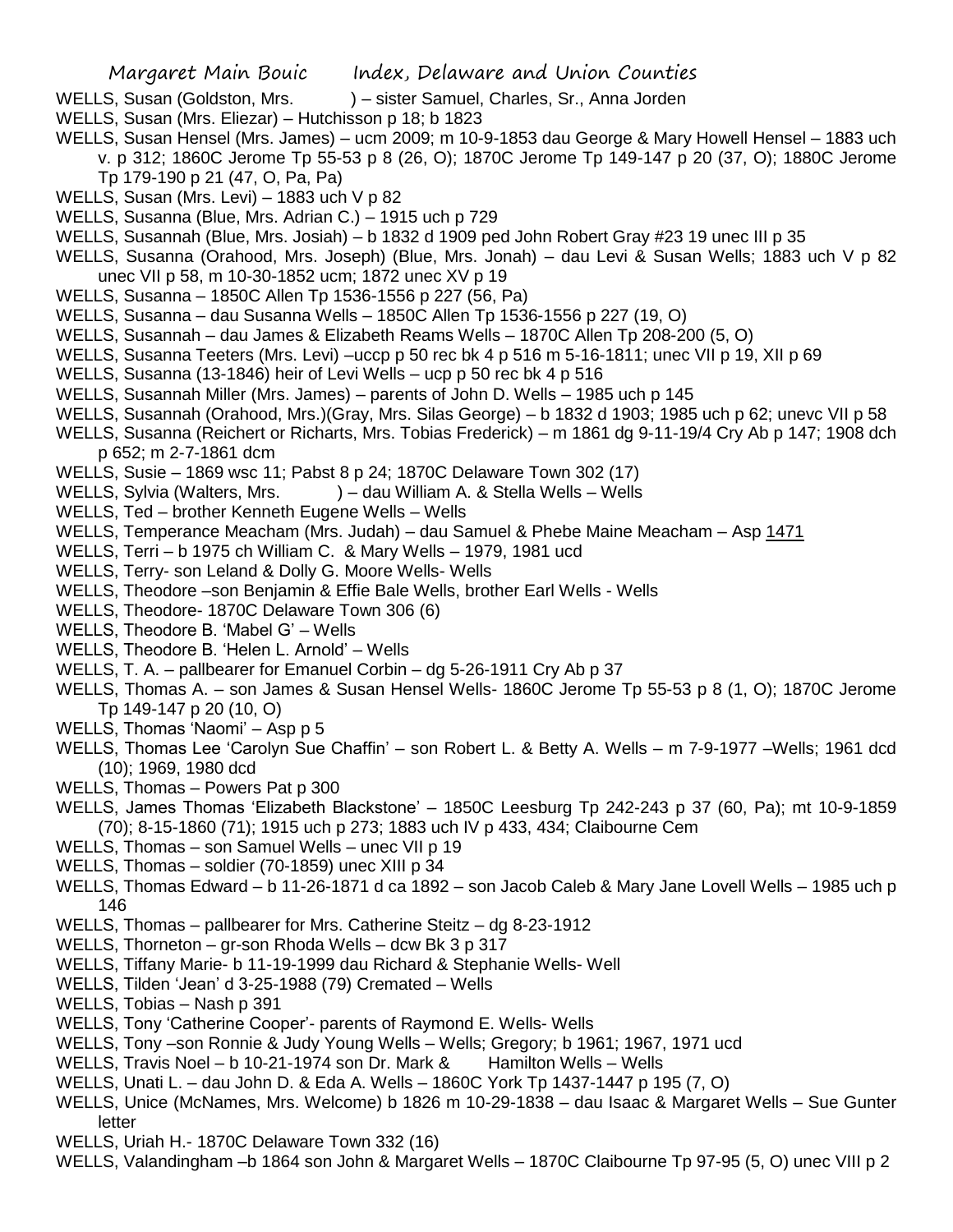WELLS, Susan (Goldston, Mrs. ) – sister Samuel, Charles, Sr., Anna Jorden

WELLS, Susan (Mrs. Eliezar) – Hutchisson p 18; b 1823

WELLS, Susan Hensel (Mrs. James) – ucm 2009; m 10-9-1853 dau George & Mary Howell Hensel – 1883 uch v. p 312; 1860C Jerome Tp 55-53 p 8 (26, O); 1870C Jerome Tp 149-147 p 20 (37, O); 1880C Jerome Tp 179-190 p 21 (47, O, Pa, Pa)

WELLS, Susan (Mrs. Levi) – 1883 uch V p 82

WELLS, Susanna (Blue, Mrs. Adrian C.) – 1915 uch p 729

WELLS, Susannah (Blue, Mrs. Josiah) – b 1832 d 1909 ped John Robert Gray #23 19 unec III p 35

WELLS, Susanna (Orahood, Mrs. Joseph) (Blue, Mrs. Jonah) – dau Levi & Susan Wells; 1883 uch V p 82 unec VII p 58, m 10-30-1852 ucm; 1872 unec XV p 19

WELLS, Susanna – 1850C Allen Tp 1536-1556 p 227 (56, Pa)

WELLS, Susanna – dau Susanna Wells – 1850C Allen Tp 1536-1556 p 227 (19, O)

WELLS, Susannah – dau James & Elizabeth Reams Wells – 1870C Allen Tp 208-200 (5, O)

WELLS, Susanna Teeters (Mrs. Levi) –uccp p 50 rec bk 4 p 516 m 5-16-1811; unec VII p 19, XII p 69

WELLS, Susanna (13-1846) heir of Levi Wells – ucp p 50 rec bk 4 p 516

WELLS, Susannah Miller (Mrs. James) – parents of John D. Wells – 1985 uch p 145

WELLS, Susannah (Orahood, Mrs.)(Gray, Mrs. Silas George) – b 1832 d 1903; 1985 uch p 62; unevc VII p 58

WELLS, Susanna (Reichert or Richarts, Mrs. Tobias Frederick) – m 1861 dg 9-11-19/4 Cry Ab p 147; 1908 dch p 652; m 2-7-1861 dcm

WELLS, Susie – 1869 wsc 11; Pabst 8 p 24; 1870C Delaware Town 302 (17)

WELLS, Sylvia (Walters, Mrs. ) – dau William A. & Stella Wells – Wells

WELLS, Ted – brother Kenneth Eugene Wells – Wells

WELLS, Temperance Meacham (Mrs. Judah) – dau Samuel & Phebe Maine Meacham – Asp 1471

WELLS, Terri – b 1975 ch William C. & Mary Wells – 1979, 1981 ucd

WELLS, Terry- son Leland & Dolly G. Moore Wells- Wells

WELLS, Theodore –son Benjamin & Effie Bale Wells, brother Earl Wells - Wells

WELLS, Theodore- 1870C Delaware Town 306 (6)

WELLS, Theodore B. 'Mabel G' – Wells

WELLS, Theodore B. 'Helen L. Arnold' – Wells

WELLS, T. A. – pallbearer for Emanuel Corbin – dg 5-26-1911 Cry Ab p 37

WELLS, Thomas A. – son James & Susan Hensel Wells- 1860C Jerome Tp 55-53 p 8 (1, O); 1870C Jerome Tp 149-147 p 20 (10, O)

WELLS, Thomas 'Naomi' – Asp p 5

WELLS, Thomas Lee 'Carolyn Sue Chaffin' – son Robert L. & Betty A. Wells – m 7-9-1977 –Wells; 1961 dcd (10); 1969, 1980 dcd

WELLS, Thomas – Powers Pat p 300

WELLS, James Thomas 'Elizabeth Blackstone' – 1850C Leesburg Tp 242-243 p 37 (60, Pa); mt 10-9-1859 (70); 8-15-1860 (71); 1915 uch p 273; 1883 uch IV p 433, 434; Claibourne Cem

WELLS, Thomas – son Samuel Wells – unec VII p 19

WELLS, Thomas – soldier (70-1859) unec XIII p 34

WELLS, Thomas Edward – b 11-26-1871 d ca 1892 – son Jacob Caleb & Mary Jane Lovell Wells – 1985 uch p 146

WELLS, Thomas – pallbearer for Mrs. Catherine Steitz – dg 8-23-1912

WELLS, Thorneton – gr-son Rhoda Wells – dcw Bk 3 p 317

WELLS, Tiffany Marie- b 11-19-1999 dau Richard & Stephanie Wells- Well

WELLS, Tilden 'Jean' d 3-25-1988 (79) Cremated – Wells

WELLS, Tobias – Nash p 391

WELLS, Tony 'Catherine Cooper'- parents of Raymond E. Wells- Wells

WELLS, Tony –son Ronnie & Judy Young Wells – Wells; Gregory; b 1961; 1967, 1971 ucd

WELLS, Travis Noel – b 10-21-1974 son Dr. Mark & Hamilton Wells – Wells

WELLS, Unati L. – dau John D. & Eda A. Wells – 1860C York Tp 1437-1447 p 195 (7, O)

WELLS, Unice (McNames, Mrs. Welcome) b 1826 m 10-29-1838 – dau Isaac & Margaret Wells – Sue Gunter letter

WELLS, Uriah H.- 1870C Delaware Town 332 (16)

WELLS, Valandingham –b 1864 son John & Margaret Wells – 1870C Claibourne Tp 97-95 (5, O) unec VIII p 2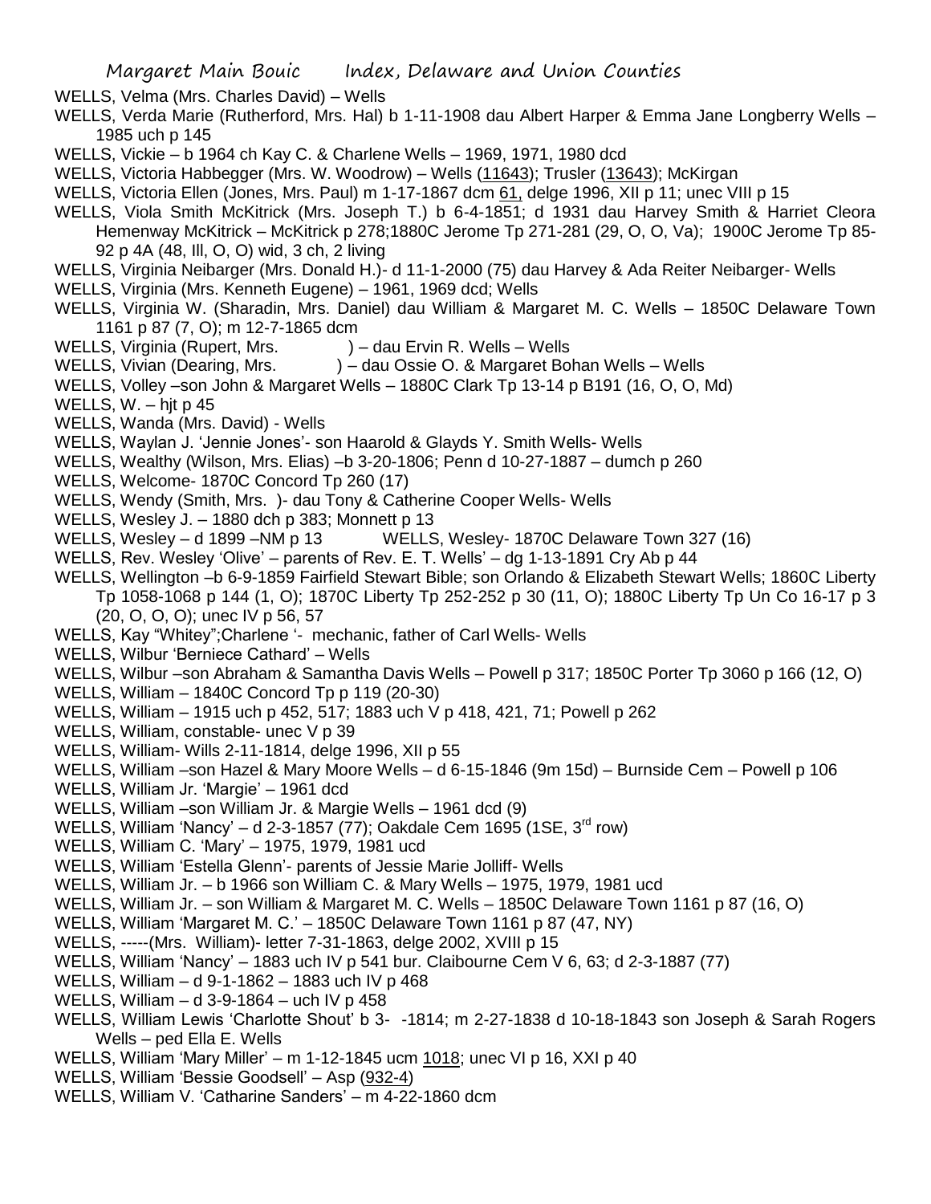WELLS, Velma (Mrs. Charles David) – Wells

WELLS, Verda Marie (Rutherford, Mrs. Hal) b 1-11-1908 dau Albert Harper & Emma Jane Longberry Wells – 1985 uch p 145

WELLS, Vickie – b 1964 ch Kay C. & Charlene Wells – 1969, 1971, 1980 dcd

WELLS, Victoria Habbegger (Mrs. W. Woodrow) – Wells (11643); Trusler (13643); McKirgan

WELLS, Victoria Ellen (Jones, Mrs. Paul) m 1-17-1867 dcm 61, delge 1996, XII p 11; unec VIII p 15

WELLS, Viola Smith McKitrick (Mrs. Joseph T.) b 6-4-1851; d 1931 dau Harvey Smith & Harriet Cleora Hemenway McKitrick – McKitrick p 278;1880C Jerome Tp 271-281 (29, O, O, Va); 1900C Jerome Tp 85-92 p 4A (48, Ill, O, O) wid, 3 ch, 2 living

WELLS, Virginia Neibarger (Mrs. Donald H.)- d 11-1-2000 (75) dau Harvey & Ada Reiter Neibarger- Wells

WELLS, Virginia (Mrs. Kenneth Eugene) – 1961, 1969 dcd; Wells

WELLS, Virginia W. (Sharadin, Mrs. Daniel) dau William & Margaret M. C. Wells – 1850C Delaware Town 1161 p 87 (7, O); m 12-7-1865 dcm

WELLS, Virginia (Rupert, Mrs. ) – dau Ervin R. Wells – Wells

WELLS, Vivian (Dearing, Mrs. ) – dau Ossie O. & Margaret Bohan Wells – Wells

WELLS, Volley –son John & Margaret Wells – 1880C Clark Tp 13-14 p B191 (16, O, O, Md)

WELLS, W. – hjt p 45

WELLS, Wanda (Mrs. David) - Wells

WELLS, Waylan J. 'Jennie Jones'- son Haarold & Glayds Y. Smith Wells- Wells

WELLS, Wealthy (Wilson, Mrs. Elias) –b 3-20-1806; Penn d 10-27-1887 – dumch p 260

WELLS, Welcome- 1870C Concord Tp 260 (17)

WELLS, Wendy (Smith, Mrs. )- dau Tony & Catherine Cooper Wells- Wells

WELLS, Wesley J. – 1880 dch p 383; Monnett p 13

WELLS, Wesley – d 1899 –NM p 13

WELLS, Wesley- 1870C Delaware Town 327 (16)

WELLS, Rev. Wesley 'Olive' – parents of Rev. E. T. Wells' – dg 1-13-1891 Cry Ab p 44

WELLS, Wellington –b 6-9-1859 Fairfield Stewart Bible; son Orlando & Elizabeth Stewart Wells; 1860C Liberty Tp 1058-1068 p 144 (1, O); 1870C Liberty Tp 252-252 p 30 (11, O); 1880C Liberty Tp Un Co 16-17 p 3 (20, O, O, O); unec IV p 56, 57

WELLS, Kay "Whitey";Charlene '- mechanic, father of Carl Wells- Wells

WELLS, Wilbur 'Berniece Cathard' – Wells

WELLS, Wilbur –son Abraham & Samantha Davis Wells – Powell p 317; 1850C Porter Tp 3060 p 166 (12, O)

WELLS, William – 1840C Concord Tp p 119 (20-30)

WELLS, William – 1915 uch p 452, 517; 1883 uch V p 418, 421, 71; Powell p 262

WELLS, William, constable- unec V p 39

WELLS, William- Wills 2-11-1814, delge 1996, XII p 55

WELLS, William –son Hazel & Mary Moore Wells – d 6-15-1846 (9m 15d) – Burnside Cem – Powell p 106

WELLS, William Jr. 'Margie' – 1961 dcd

WELLS, William –son William Jr. & Margie Wells – 1961 dcd (9)

WELLS, William 'Nancy' – d 2-3-1857 (77); Oakdale Cem 1695 (1SE, 3rd row)

WELLS, William C. 'Mary' – 1975, 1979, 1981 ucd

WELLS, William 'Estella Glenn'- parents of Jessie Marie Jolliff- Wells

WELLS, William Jr. – b 1966 son William C. & Mary Wells – 1975, 1979, 1981 ucd

WELLS, William Jr. – son William & Margaret M. C. Wells – 1850C Delaware Town 1161 p 87 (16, O)

WELLS, William 'Margaret M. C.' – 1850C Delaware Town 1161 p 87 (47, NY)

WELLS, -----(Mrs. William)- letter 7-31-1863, delge 2002, XVIII p 15

WELLS, William 'Nancy' – 1883 uch IV p 541 bur. Claibourne Cem V 6, 63; d 2-3-1887 (77)

WELLS, William – d 9-1-1862 – 1883 uch IV p 468

WELLS, William – d 3-9-1864 – uch IV p 458

WELLS, William Lewis 'Charlotte Shout' b 3- -1814; m 2-27-1838 d 10-18-1843 son Joseph & Sarah Rogers Wells – ped Ella E. Wells

WELLS, William 'Mary Miller' – m 1-12-1845 ucm 1018; unec VI p 16, XXI p 40

WELLS, William 'Bessie Goodsell' – Asp (932-4)

WELLS, William V. 'Catharine Sanders' – m 4-22-1860 dcm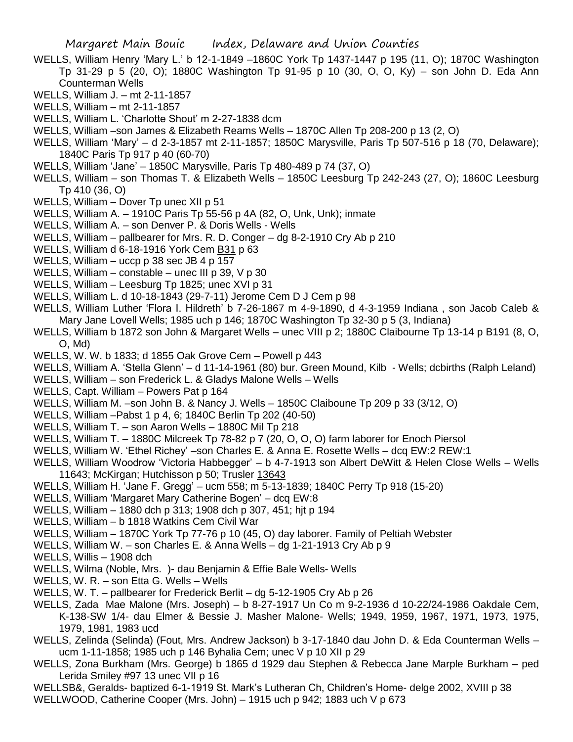WELLS, William Henry 'Mary L.' b 12-1-1849 –1860C York Tp 1437-1447 p 195 (11, O); 1870C Washington Tp 31-29 p 5 (20, O); 1880C Washington Tp 91-95 p 10 (30, O, O, Ky) – son John D. Eda Ann Counterman Wells

WELLS, William J. – mt 2-11-1857

WELLS, William – mt 2-11-1857

WELLS, William L. 'Charlotte Shout' m 2-27-1838 dcm

WELLS, William –son James & Elizabeth Reams Wells – 1870C Allen Tp 208-200 p 13 (2, O)

WELLS, William 'Mary' – d 2-3-1857 mt 2-11-1857; 1850C Marysville, Paris Tp 507-516 p 18 (70, Delaware); 1840C Paris Tp 917 p 40 (60-70)

WELLS, William 'Jane' – 1850C Marysville, Paris Tp 480-489 p 74 (37, O)

WELLS, William – son Thomas T. & Elizabeth Wells – 1850C Leesburg Tp 242-243 (27, O); 1860C Leesburg Tp 410 (36, O)

WELLS, William – Dover Tp unec XII p 51

WELLS, William A. – 1910C Paris Tp 55-56 p 4A (82, O, Unk, Unk); inmate

WELLS, William A. – son Denver P. & Doris Wells - Wells

WELLS, William – pallbearer for Mrs. R. D. Conger – dg 8-2-1910 Cry Ab p 210

WELLS, William d 6-18-1916 York Cem B31 p 63

WELLS, William – uccp p 38 sec JB 4 p 157

WELLS, William – constable – unec III p 39, V p 30

WELLS, William – Leesburg Tp 1825; unec XVI p 31

WELLS, William L. d 10-18-1843 (29-7-11) Jerome Cem D J Cem p 98

WELLS, William Luther 'Flora I. Hildreth' b 7-26-1867 m 4-9-1890, d 4-3-1959 Indiana , son Jacob Caleb & Mary Jane Lovell Wells; 1985 uch p 146; 1870C Washington Tp 32-30 p 5 (3, Indiana)

WELLS, William b 1872 son John & Margaret Wells – unec VIII p 2; 1880C Claibourne Tp 13-14 p B191 (8, O, O, Md)

WELLS, W. W. b 1833; d 1855 Oak Grove Cem – Powell p 443

WELLS, William A. 'Stella Glenn' – d 11-14-1961 (80) bur. Green Mound, Kilb - Wells; dcbirths (Ralph Leland)

WELLS, William – son Frederick L. & Gladys Malone Wells – Wells

WELLS, Capt. William – Powers Pat p 164

WELLS, William M. –son John B. & Nancy J. Wells – 1850C Claiboune Tp 209 p 33 (3/12, O)

WELLS, William –Pabst 1 p 4, 6; 1840C Berlin Tp 202 (40-50)

WELLS, William T. – son Aaron Wells – 1880C Mil Tp 218

WELLS, William T. – 1880C Milcreek Tp 78-82 p 7 (20, O, O, O) farm laborer for Enoch Piersol

WELLS, William W. 'Ethel Richey' –son Charles E. & Anna E. Rosette Wells – dcq EW:2 REW:1

WELLS, William Woodrow 'Victoria Habbegger' – b 4-7-1913 son Albert DeWitt & Helen Close Wells – Wells 11643; McKirgan; Hutchisson p 50; Trusler 13643

WELLS, William H. 'Jane F. Gregg' – ucm 558; m 5-13-1839; 1840C Perry Tp 918 (15-20)

WELLS, William 'Margaret Mary Catherine Bogen' – dcq EW:8

WELLS, William – 1880 dch p 313; 1908 dch p 307, 451; hjt p 194

WELLS, William – b 1818 Watkins Cem Civil War

WELLS, William – 1870C York Tp 77-76 p 10 (45, O) day laborer. Family of Peltiah Webster

WELLS, William W. – son Charles E. & Anna Wells – dg 1-21-1913 Cry Ab p 9

WELLS, Willis – 1908 dch

WELLS, Wilma (Noble, Mrs. )- dau Benjamin & Effie Bale Wells- Wells

WELLS, W. R. – son Etta G. Wells – Wells

WELLS, W. T. – pallbearer for Frederick Berlit – dg 5-12-1905 Cry Ab p 26

WELLS, Zada Mae Malone (Mrs. Joseph) – b 8-27-1917 Un Co m 9-2-1936 d 10-22/24-1986 Oakdale Cem, K-138-SW 1/4- dau Elmer & Bessie J. Masher Malone- Wells; 1949, 1959, 1967, 1971, 1973, 1975, 1979, 1981, 1983 ucd

WELLS, Zelinda (Selinda) (Fout, Mrs. Andrew Jackson) b 3-17-1840 dau John D. & Eda Counterman Wells – ucm 1-11-1858; 1985 uch p 146 Byhalia Cem; unec V p 10 XII p 29

WELLS, Zona Burkham (Mrs. George) b 1865 d 1929 dau Stephen & Rebecca Jane Marple Burkham – ped Lerida Smiley #97 13 unec VII p 16

WELLSB&, Geralds- baptized 6-1-1919 St. Mark's Lutheran Ch, Children's Home- delge 2002, XVIII p 38

WELLWOOD, Catherine Cooper (Mrs. John) – 1915 uch p 942; 1883 uch V p 673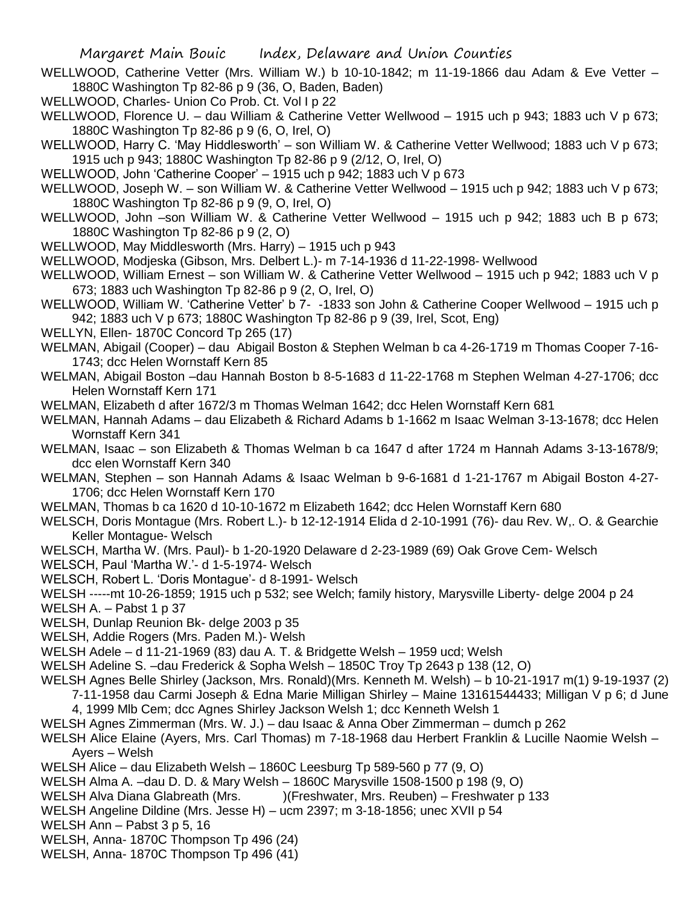WELLWOOD, Catherine Vetter (Mrs. William W.) b 10-10-1842; m 11-19-1866 dau Adam & Eve Vetter – 1880C Washington Tp 82-86 p 9 (36, O, Baden, Baden)

WELLWOOD, Charles- Union Co Prob. Ct. Vol I p 22

WELLWOOD, Florence U. – dau William & Catherine Vetter Wellwood – 1915 uch p 943; 1883 uch V p 673; 1880C Washington Tp 82-86 p 9 (6, O, Irel, O)

WELLWOOD, Harry C. 'May Hiddlesworth' – son William W. & Catherine Vetter Wellwood; 1883 uch V p 673; 1915 uch p 943; 1880C Washington Tp 82-86 p 9 (2/12, O, Irel, O)

WELLWOOD, John 'Catherine Cooper' – 1915 uch p 942; 1883 uch V p 673

WELLWOOD, Joseph W. – son William W. & Catherine Vetter Wellwood – 1915 uch p 942; 1883 uch V p 673; 1880C Washington Tp 82-86 p 9 (9, O, Irel, O)

WELLWOOD, John –son William W. & Catherine Vetter Wellwood – 1915 uch p 942; 1883 uch B p 673; 1880C Washington Tp 82-86 p 9 (2, O)

WELLWOOD, May Middlesworth (Mrs. Harry) – 1915 uch p 943

WELLWOOD, Modjeska (Gibson, Mrs. Delbert L.)- m 7-14-1936 d 11-22-1998- Wellwood

WELLWOOD, William Ernest – son William W. & Catherine Vetter Wellwood – 1915 uch p 942; 1883 uch V p 673; 1883 uch Washington Tp 82-86 p 9 (2, O, Irel, O)

WELLWOOD, William W. 'Catherine Vetter' b 7- -1833 son John & Catherine Cooper Wellwood – 1915 uch p 942; 1883 uch V p 673; 1880C Washington Tp 82-86 p 9 (39, Irel, Scot, Eng)

WELLYN, Ellen- 1870C Concord Tp 265 (17)

WELMAN, Abigail (Cooper) – dau Abigail Boston & Stephen Welman b ca 4-26-1719 m Thomas Cooper 7-16-1743; dcc Helen Wornstaff Kern 85

WELMAN, Abigail Boston –dau Hannah Boston b 8-5-1683 d 11-22-1768 m Stephen Welman 4-27-1706; dcc Helen Wornstaff Kern 171

WELMAN, Elizabeth d after 1672/3 m Thomas Welman 1642; dcc Helen Wornstaff Kern 681

WELMAN, Hannah Adams – dau Elizabeth & Richard Adams b 1-1662 m Isaac Welman 3-13-1678; dcc Helen Wornstaff Kern 341

WELMAN, Isaac – son Elizabeth & Thomas Welman b ca 1647 d after 1724 m Hannah Adams 3-13-1678/9; dcc elen Wornstaff Kern 340

WELMAN, Stephen – son Hannah Adams & Isaac Welman b 9-6-1681 d 1-21-1767 m Abigail Boston 4-27-1706; dcc Helen Wornstaff Kern 170

WELMAN, Thomas b ca 1620 d 10-10-1672 m Elizabeth 1642; dcc Helen Wornstaff Kern 680

WELSCH, Doris Montague (Mrs. Robert L.)- b 12-12-1914 Elida d 2-10-1991 (76)- dau Rev. W,. O. & Gearchie Keller Montague- Welsch

WELSCH, Martha W. (Mrs. Paul)- b 1-20-1920 Delaware d 2-23-1989 (69) Oak Grove Cem- Welsch

WELSCH, Paul 'Martha W.'- d 1-5-1974- Welsch

WELSCH, Robert L. 'Doris Montague'- d 8-1991- Welsch

WELSH -----mt 10-26-1859; 1915 uch p 532; see Welch; family history, Marysville Liberty- delge 2004 p 24

WELSH A. – Pabst 1 p 37

WELSH, Dunlap Reunion Bk- delge 2003 p 35

WELSH, Addie Rogers (Mrs. Paden M.)- Welsh

WELSH Adele – d 11-21-1969 (83) dau A. T. & Bridgette Welsh – 1959 ucd; Welsh

WELSH Adeline S. –dau Frederick & Sopha Welsh – 1850C Troy Tp 2643 p 138 (12, O)

WELSH Agnes Belle Shirley (Jackson, Mrs. Ronald)(Mrs. Kenneth M. Welsh) – b 10-21-1917 m(1) 9-19-1937 (2) 7-11-1958 dau Carmi Joseph & Edna Marie Milligan Shirley – Maine 13161544433; Milligan V p 6; d June 4, 1999 Mlb Cem; dcc Agnes Shirley Jackson Welsh 1; dcc Kenneth Welsh 1

WELSH Agnes Zimmerman (Mrs. W. J.) – dau Isaac & Anna Ober Zimmerman – dumch p 262

WELSH Alice Elaine (Ayers, Mrs. Carl Thomas) m 7-18-1968 dau Herbert Franklin & Lucille Naomie Welsh – Ayers – Welsh

WELSH Alice – dau Elizabeth Welsh – 1860C Leesburg Tp 589-560 p 77 (9, O)

WELSH Alma A. –dau D. D. & Mary Welsh – 1860C Marysville 1508-1500 p 198 (9, O)

WELSH Alva Diana Glabreath (Mrs. )(Freshwater, Mrs. Reuben) – Freshwater p 133

WELSH Angeline Dildine (Mrs. Jesse H) – ucm 2397; m 3-18-1856; unec XVII p 54

WELSH Ann – Pabst 3 p 5, 16

WELSH, Anna- 1870C Thompson Tp 496 (24)

WELSH, Anna- 1870C Thompson Tp 496 (41)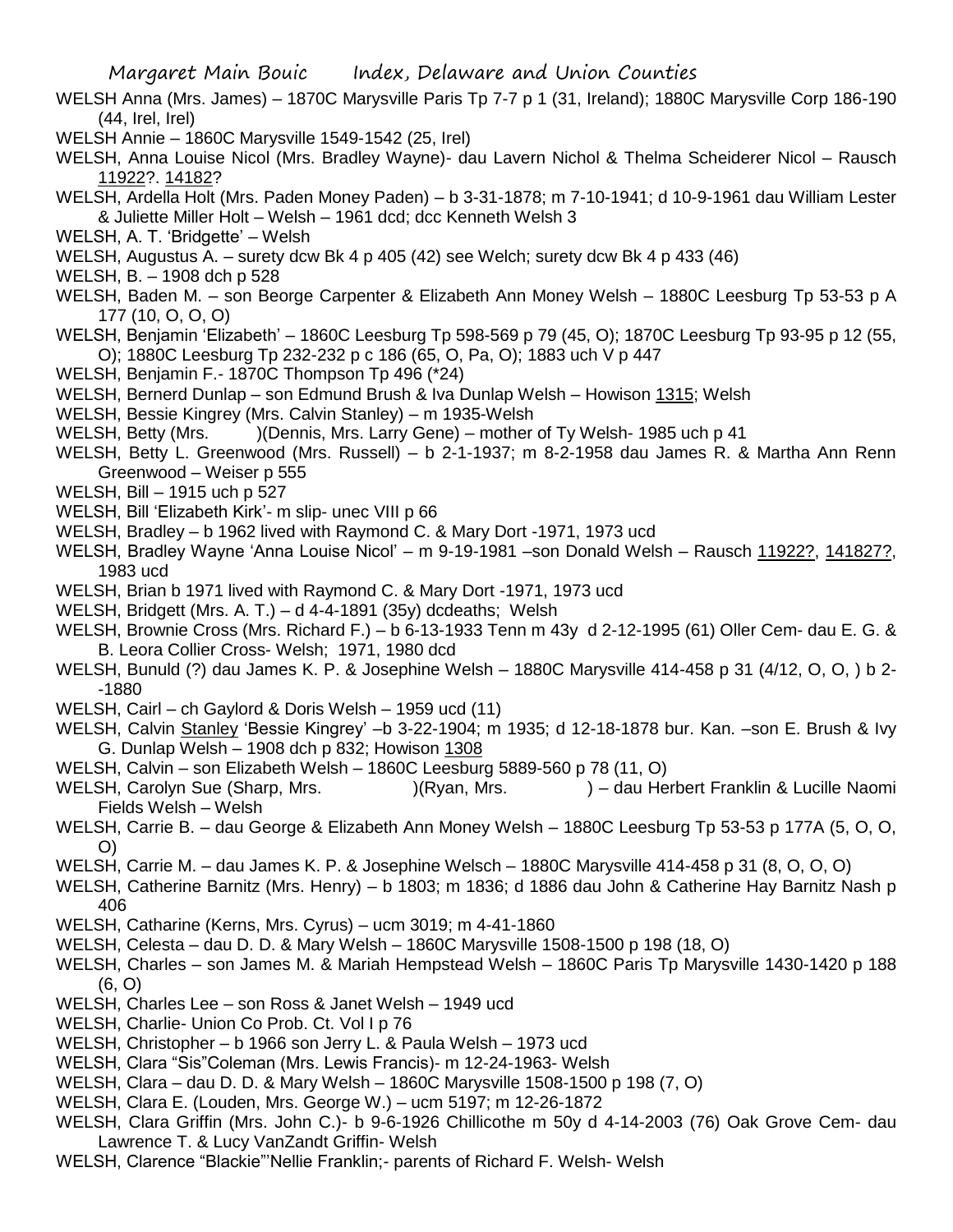WELSH Anna (Mrs. James) – 1870C Marysville Paris Tp 7-7 p 1 (31, Ireland); 1880C Marysville Corp 186-190 (44, Irel, Irel)

WELSH Annie – 1860C Marysville 1549-1542 (25, Irel)

WELSH, Anna Louise Nicol (Mrs. Bradley Wayne)- dau Lavern Nichol & Thelma Scheiderer Nicol – Rausch 11922?. 14182?

WELSH, Ardella Holt (Mrs. Paden Money Paden) – b 3-31-1878; m 7-10-1941; d 10-9-1961 dau William Lester & Juliette Miller Holt – Welsh – 1961 dcd; dcc Kenneth Welsh 3

WELSH, A. T. 'Bridgette' – Welsh

WELSH, Augustus A. – surety dcw Bk 4 p 405 (42) see Welch; surety dcw Bk 4 p 433 (46)

WELSH, B. – 1908 dch p 528

WELSH, Baden M. – son Beorge Carpenter & Elizabeth Ann Money Welsh – 1880C Leesburg Tp 53-53 p A 177 (10, O, O, O)

WELSH, Benjamin 'Elizabeth' – 1860C Leesburg Tp 598-569 p 79 (45, O); 1870C Leesburg Tp 93-95 p 12 (55, O); 1880C Leesburg Tp 232-232 p c 186 (65, O, Pa, O); 1883 uch V p 447

WELSH, Benjamin F.- 1870C Thompson Tp 496 (*24)

WELSH, Bernerd Dunlap – son Edmund Brush & Iva Dunlap Welsh – Howison 1315; Welsh

WELSH, Bessie Kingrey (Mrs. Calvin Stanley) – m 1935-Welsh

WELSH, Betty (Mrs. )(Dennis, Mrs. Larry Gene) – mother of Ty Welsh- 1985 uch p 41

WELSH, Betty L. Greenwood (Mrs. Russell) – b 2-1-1937; m 8-2-1958 dau James R. & Martha Ann Renn Greenwood – Weiser p 555

WELSH, Bill – 1915 uch p 527

WELSH, Bill 'Elizabeth Kirk'- m slip- unec VIII p 66

WELSH, Bradley – b 1962 lived with Raymond C. & Mary Dort -1971, 1973 ucd

WELSH, Bradley Wayne 'Anna Louise Nicol' – m 9-19-1981 –son Donald Welsh – Rausch 11922?, 141827?, 1983 ucd

WELSH, Brian b 1971 lived with Raymond C. & Mary Dort -1971, 1973 ucd

WELSH, Bridgett (Mrs. A. T.) – d 4-4-1891 (35y) dcdeaths; Welsh

WELSH, Brownie Cross (Mrs. Richard F.) – b 6-13-1933 Tenn m 43y d 2-12-1995 (61) Oller Cem- dau E. G. & B. Leora Collier Cross- Welsh; 1971, 1980 dcd

WELSH, Bunuld (?) dau James K. P. & Josephine Welsh – 1880C Marysville 414-458 p 31 (4/12, O, O, ) b 2- -1880

WELSH, Cairl – ch Gaylord & Doris Welsh – 1959 ucd (11)

WELSH, Calvin Stanley 'Bessie Kingrey' –b 3-22-1904; m 1935; d 12-18-1878 bur. Kan. –son E. Brush & Ivy G. Dunlap Welsh – 1908 dch p 832; Howison 1308

WELSH, Calvin – son Elizabeth Welsh – 1860C Leesburg 5889-560 p 78 (11, O)

WELSH, Carolyn Sue (Sharp, Mrs. )(Ryan, Mrs. ) – dau Herbert Franklin & Lucille Naomi Fields Welsh – Welsh

WELSH, Carrie B. – dau George & Elizabeth Ann Money Welsh – 1880C Leesburg Tp 53-53 p 177A (5, O, O, O)

WELSH, Carrie M. – dau James K. P. & Josephine Welsch – 1880C Marysville 414-458 p 31 (8, O, O, O)

WELSH, Catherine Barnitz (Mrs. Henry) – b 1803; m 1836; d 1886 dau John & Catherine Hay Barnitz Nash p 406

WELSH, Catharine (Kerns, Mrs. Cyrus) – ucm 3019; m 4-41-1860

WELSH, Celesta – dau D. D. & Mary Welsh – 1860C Marysville 1508-1500 p 198 (18, O)

WELSH, Charles – son James M. & Mariah Hempstead Welsh – 1860C Paris Tp Marysville 1430-1420 p 188 (6, O)

WELSH, Charles Lee – son Ross & Janet Welsh – 1949 ucd

WELSH, Charlie- Union Co Prob. Ct. Vol I p 76

WELSH, Christopher – b 1966 son Jerry L. & Paula Welsh – 1973 ucd

WELSH, Clara "Sis"Coleman (Mrs. Lewis Francis)- m 12-24-1963- Welsh

WELSH, Clara – dau D. D. & Mary Welsh – 1860C Marysville 1508-1500 p 198 (7, O)

WELSH, Clara E. (Louden, Mrs. George W.) – ucm 5197; m 12-26-1872

WELSH, Clara Griffin (Mrs. John C.)- b 9-6-1926 Chillicothe m 50y d 4-14-2003 (76) Oak Grove Cem- dau Lawrence T. & Lucy VanZandt Griffin- Welsh

WELSH, Clarence "Blackie"'Nellie Franklin;- parents of Richard F. Welsh- Welsh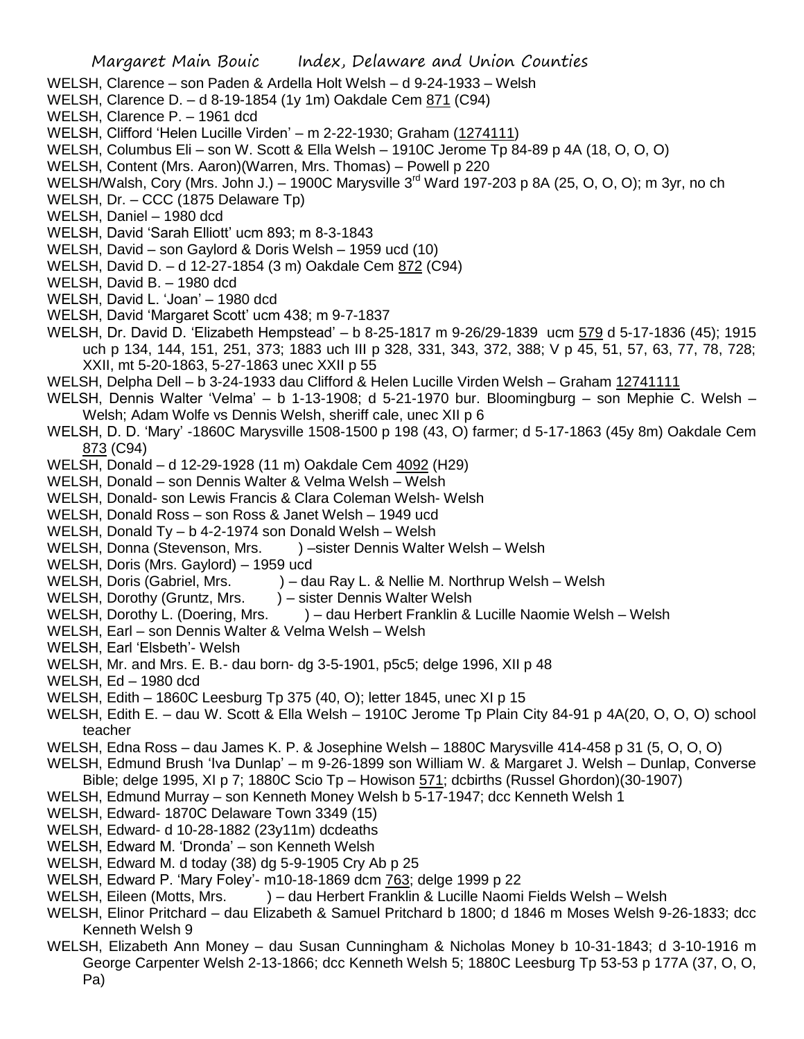WELSH, Clarence – son Paden & Ardella Holt Welsh – d 9-24-1933 – Welsh

WELSH, Clarence D. – d 8-19-1854 (1y 1m) Oakdale Cem 871 (C94)

WELSH, Clarence P. – 1961 dcd

WELSH, Clifford 'Helen Lucille Virden' – m 2-22-1930; Graham (1274111)

WELSH, Columbus Eli – son W. Scott & Ella Welsh – 1910C Jerome Tp 84-89 p 4A (18, O, O, O)

WELSH, Content (Mrs. Aaron)(Warren, Mrs. Thomas) – Powell p 220

WELSH/Walsh, Cory (Mrs. John J.) – 1900C Marysville 3rd Ward 197-203 p 8A (25, O, O, O); m 3yr, no ch

WELSH, Dr. – CCC (1875 Delaware Tp)

WELSH, Daniel – 1980 dcd

WELSH, David 'Sarah Elliott' ucm 893; m 8-3-1843

WELSH, David – son Gaylord & Doris Welsh – 1959 ucd (10)

WELSH, David D. – d 12-27-1854 (3 m) Oakdale Cem 872 (C94)

WELSH, David B. – 1980 dcd

WELSH, David L. 'Joan' – 1980 dcd

WELSH, David 'Margaret Scott' ucm 438; m 9-7-1837

WELSH, Dr. David D. 'Elizabeth Hempstead' – b 8-25-1817 m 9-26/29-1839 ucm 579 d 5-17-1836 (45); 1915 uch p 134, 144, 151, 251, 373; 1883 uch III p 328, 331, 343, 372, 388; V p 45, 51, 57, 63, 77, 78, 728; XXII, mt 5-20-1863, 5-27-1863 unec XXII p 55

WELSH, Delpha Dell – b 3-24-1933 dau Clifford & Helen Lucille Virden Welsh – Graham 12741111

WELSH, Dennis Walter 'Velma' – b 1-13-1908; d 5-21-1970 bur. Bloomingburg – son Mephie C. Welsh – Welsh; Adam Wolfe vs Dennis Welsh, sheriff cale, unec XII p 6

WELSH, D. D. 'Mary' -1860C Marysville 1508-1500 p 198 (43, O) farmer; d 5-17-1863 (45y 8m) Oakdale Cem 873 (C94)

WELSH, Donald – d 12-29-1928 (11 m) Oakdale Cem 4092 (H29)

WELSH, Donald – son Dennis Walter & Velma Welsh – Welsh

WELSH, Donald- son Lewis Francis & Clara Coleman Welsh- Welsh

WELSH, Donald Ross – son Ross & Janet Welsh – 1949 ucd

WELSH, Donald Ty – b 4-2-1974 son Donald Welsh – Welsh

WELSH, Donna (Stevenson, Mrs. ) –sister Dennis Walter Welsh – Welsh

WELSH, Doris (Mrs. Gaylord) – 1959 ucd

WELSH, Doris (Gabriel, Mrs. ) – dau Ray L. & Nellie M. Northrup Welsh – Welsh

WELSH, Dorothy (Gruntz, Mrs. ) – sister Dennis Walter Welsh

WELSH, Dorothy L. (Doering, Mrs. ) – dau Herbert Franklin & Lucille Naomie Welsh – Welsh

WELSH, Earl – son Dennis Walter & Velma Welsh – Welsh

WELSH, Earl 'Elsbeth'- Welsh

WELSH, Mr. and Mrs. E. B.- dau born- dg 3-5-1901, p5c5; delge 1996, XII p 48

WELSH, Ed – 1980 dcd

WELSH, Edith – 1860C Leesburg Tp 375 (40, O); letter 1845, unec XI p 15

WELSH, Edith E. – dau W. Scott & Ella Welsh – 1910C Jerome Tp Plain City 84-91 p 4A(20, O, O, O) school teacher

WELSH, Edna Ross – dau James K. P. & Josephine Welsh – 1880C Marysville 414-458 p 31 (5, O, O, O)

WELSH, Edmund Brush 'Iva Dunlap' – m 9-26-1899 son William W. & Margaret J. Welsh – Dunlap, Converse Bible; delge 1995, XI p 7; 1880C Scio Tp – Howison 571; dcbirths (Russel Ghordon)(30-1907)

WELSH, Edmund Murray – son Kenneth Money Welsh b 5-17-1947; dcc Kenneth Welsh 1

WELSH, Edward- 1870C Delaware Town 3349 (15)

WELSH, Edward- d 10-28-1882 (23y11m) dcdeaths

WELSH, Edward M. 'Dronda' – son Kenneth Welsh

WELSH, Edward M. d today (38) dg 5-9-1905 Cry Ab p 25

WELSH, Edward P. 'Mary Foley'- m10-18-1869 dcm 763; delge 1999 p 22

WELSH, Eileen (Motts, Mrs. ) – dau Herbert Franklin & Lucille Naomi Fields Welsh – Welsh

WELSH, Elinor Pritchard – dau Elizabeth & Samuel Pritchard b 1800; d 1846 m Moses Welsh 9-26-1833; dcc Kenneth Welsh 9

WELSH, Elizabeth Ann Money – dau Susan Cunningham & Nicholas Money b 10-31-1843; d 3-10-1916 m George Carpenter Welsh 2-13-1866; dcc Kenneth Welsh 5; 1880C Leesburg Tp 53-53 p 177A (37, O, O, Pa)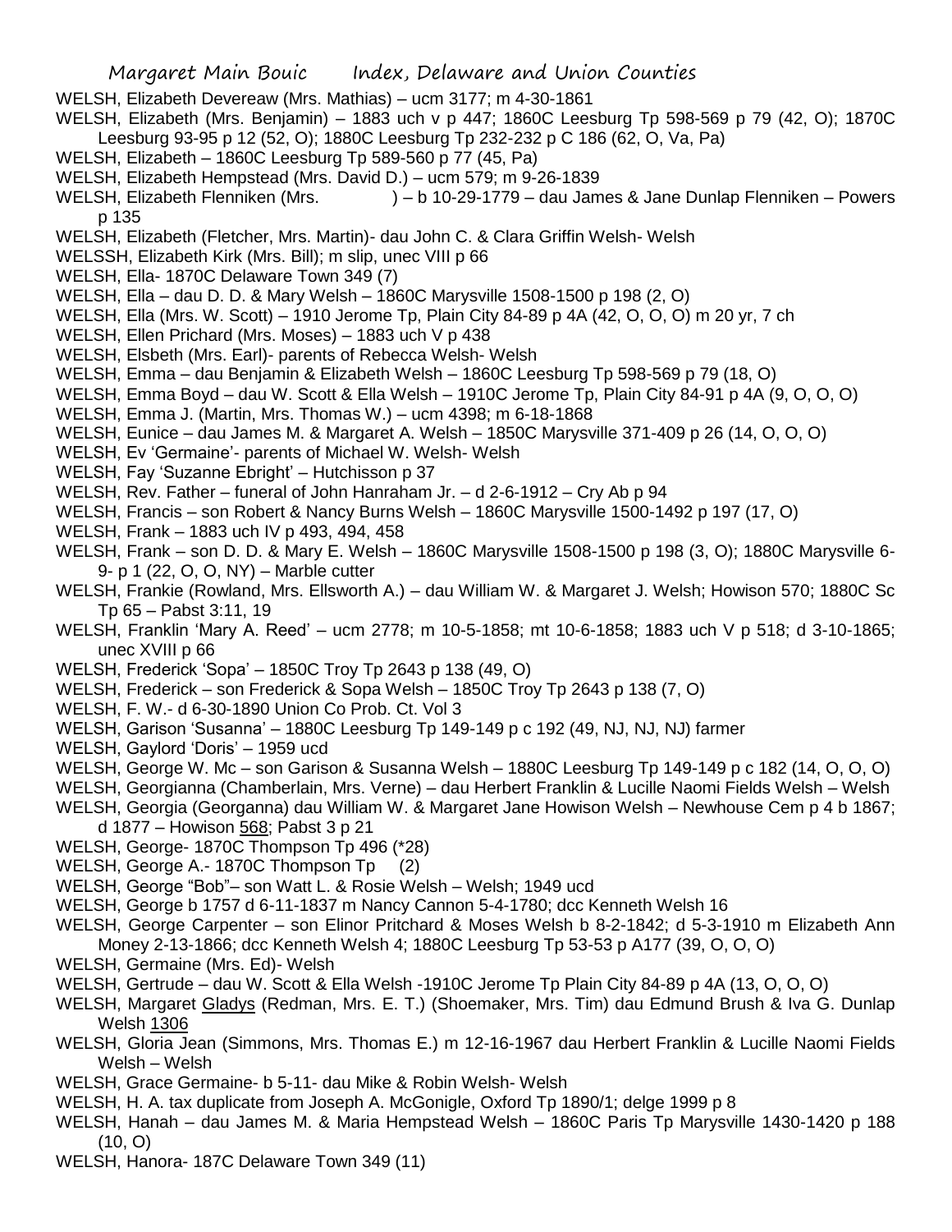WELSH, Elizabeth Devereaw (Mrs. Mathias) – ucm 3177; m 4-30-1861

WELSH, Elizabeth (Mrs. Benjamin) – 1883 uch v p 447; 1860C Leesburg Tp 598-569 p 79 (42, O); 1870C Leesburg 93-95 p 12 (52, O); 1880C Leesburg Tp 232-232 p C 186 (62, O, Va, Pa)

WELSH, Elizabeth – 1860C Leesburg Tp 589-560 p 77 (45, Pa)

WELSH, Elizabeth Hempstead (Mrs. David D.) – ucm 579; m 9-26-1839

WELSH, Elizabeth Flenniken (Mrs. ) – b 10-29-1779 – dau James & Jane Dunlap Flenniken – Powers p 135

WELSH, Elizabeth (Fletcher, Mrs. Martin)- dau John C. & Clara Griffin Welsh- Welsh

WELSSH, Elizabeth Kirk (Mrs. Bill); m slip, unec VIII p 66

WELSH, Ella- 1870C Delaware Town 349 (7)

WELSH, Ella – dau D. D. & Mary Welsh – 1860C Marysville 1508-1500 p 198 (2, O)

WELSH, Ella (Mrs. W. Scott) – 1910 Jerome Tp, Plain City 84-89 p 4A (42, O, O, O) m 20 yr, 7 ch

WELSH, Ellen Prichard (Mrs. Moses) – 1883 uch V p 438

WELSH, Elsbeth (Mrs. Earl)- parents of Rebecca Welsh- Welsh

WELSH, Emma – dau Benjamin & Elizabeth Welsh – 1860C Leesburg Tp 598-569 p 79 (18, O)

WELSH, Emma Boyd – dau W. Scott & Ella Welsh – 1910C Jerome Tp, Plain City 84-91 p 4A (9, O, O, O)

WELSH, Emma J. (Martin, Mrs. Thomas W.) – ucm 4398; m 6-18-1868

WELSH, Eunice – dau James M. & Margaret A. Welsh – 1850C Marysville 371-409 p 26 (14, O, O, O)

WELSH, Ev 'Germaine'- parents of Michael W. Welsh- Welsh

WELSH, Fay 'Suzanne Ebright' – Hutchisson p 37

WELSH, Rev. Father – funeral of John Hanraham Jr. – d 2-6-1912 – Cry Ab p 94

WELSH, Francis – son Robert & Nancy Burns Welsh – 1860C Marysville 1500-1492 p 197 (17, O)

WELSH, Frank – 1883 uch IV p 493, 494, 458

WELSH, Frank – son D. D. & Mary E. Welsh – 1860C Marysville 1508-1500 p 198 (3, O); 1880C Marysville 6-9- p 1 (22, O, O, NY) – Marble cutter

WELSH, Frankie (Rowland, Mrs. Ellsworth A.) – dau William W. & Margaret J. Welsh; Howison 570; 1880C Sc Tp 65 – Pabst 3:11, 19

WELSH, Franklin 'Mary A. Reed' – ucm 2778; m 10-5-1858; mt 10-6-1858; 1883 uch V p 518; d 3-10-1865; unec XVIII p 66

WELSH, Frederick 'Sopa' – 1850C Troy Tp 2643 p 138 (49, O)

WELSH, Frederick – son Frederick & Sopa Welsh – 1850C Troy Tp 2643 p 138 (7, O)

WELSH, F. W.- d 6-30-1890 Union Co Prob. Ct. Vol 3

WELSH, Garison 'Susanna' – 1880C Leesburg Tp 149-149 p c 192 (49, NJ, NJ, NJ) farmer

WELSH, Gaylord 'Doris' – 1959 ucd

WELSH, George W. Mc – son Garison & Susanna Welsh – 1880C Leesburg Tp 149-149 p c 182 (14, O, O, O)

WELSH, Georgianna (Chamberlain, Mrs. Verne) – dau Herbert Franklin & Lucille Naomi Fields Welsh – Welsh

WELSH, Georgia (Georganna) dau William W. & Margaret Jane Howison Welsh – Newhouse Cem p 4 b 1867; d 1877 – Howison 568; Pabst 3 p 21

WELSH, George- 1870C Thompson Tp 496 (*28)

WELSH, George A.- 1870C Thompson Tp (2)

WELSH, George "Bob"– son Watt L. & Rosie Welsh – Welsh; 1949 ucd

WELSH, George b 1757 d 6-11-1837 m Nancy Cannon 5-4-1780; dcc Kenneth Welsh 16

WELSH, George Carpenter – son Elinor Pritchard & Moses Welsh b 8-2-1842; d 5-3-1910 m Elizabeth Ann Money 2-13-1866; dcc Kenneth Welsh 4; 1880C Leesburg Tp 53-53 p A177 (39, O, O, O)

WELSH, Germaine (Mrs. Ed)- Welsh

WELSH, Gertrude – dau W. Scott & Ella Welsh -1910C Jerome Tp Plain City 84-89 p 4A (13, O, O, O)

WELSH, Margaret Gladys (Redman, Mrs. E. T.) (Shoemaker, Mrs. Tim) dau Edmund Brush & Iva G. Dunlap Welsh 1306

WELSH, Gloria Jean (Simmons, Mrs. Thomas E.) m 12-16-1967 dau Herbert Franklin & Lucille Naomi Fields Welsh – Welsh

WELSH, Grace Germaine- b 5-11- dau Mike & Robin Welsh- Welsh

WELSH, H. A. tax duplicate from Joseph A. McGonigle, Oxford Tp 1890/1; delge 1999 p 8

WELSH, Hanah – dau James M. & Maria Hempstead Welsh – 1860C Paris Tp Marysville 1430-1420 p 188 (10, O)

WELSH, Hanora- 187C Delaware Town 349 (11)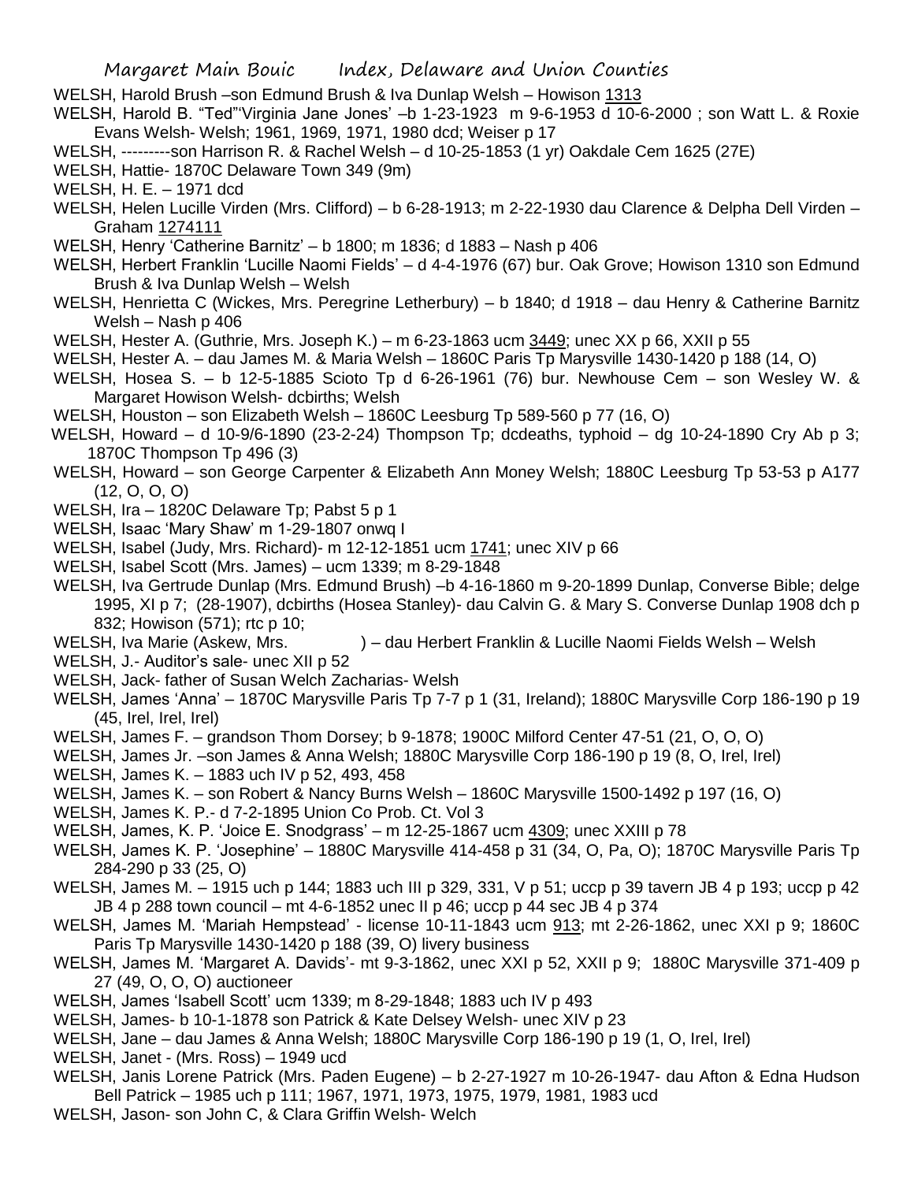WELSH, Harold Brush –son Edmund Brush & Iva Dunlap Welsh – Howison 1313

WELSH, Harold B. "Ted"'Virginia Jane Jones' –b 1-23-1923 m 9-6-1953 d 10-6-2000 ; son Watt L. & Roxie Evans Welsh- Welsh; 1961, 1969, 1971, 1980 dcd; Weiser p 17

WELSH, ---------son Harrison R. & Rachel Welsh – d 10-25-1853 (1 yr) Oakdale Cem 1625 (27E)

WELSH, Hattie- 1870C Delaware Town 349 (9m)

WELSH, H. E. – 1971 dcd

WELSH, Helen Lucille Virden (Mrs. Clifford) – b 6-28-1913; m 2-22-1930 dau Clarence & Delpha Dell Virden – Graham 1274111

WELSH, Henry 'Catherine Barnitz' – b 1800; m 1836; d 1883 – Nash p 406

WELSH, Herbert Franklin 'Lucille Naomi Fields' – d 4-4-1976 (67) bur. Oak Grove; Howison 1310 son Edmund Brush & Iva Dunlap Welsh – Welsh

WELSH, Henrietta C (Wickes, Mrs. Peregrine Letherbury) – b 1840; d 1918 – dau Henry & Catherine Barnitz Welsh – Nash p 406

WELSH, Hester A. (Guthrie, Mrs. Joseph K.) – m 6-23-1863 ucm 3449; unec XX p 66, XXII p 55

WELSH, Hester A. – dau James M. & Maria Welsh – 1860C Paris Tp Marysville 1430-1420 p 188 (14, O)

WELSH, Hosea S. – b 12-5-1885 Scioto Tp d 6-26-1961 (76) bur. Newhouse Cem – son Wesley W. & Margaret Howison Welsh- dcbirths; Welsh

WELSH, Houston – son Elizabeth Welsh – 1860C Leesburg Tp 589-560 p 77 (16, O)

WELSH, Howard – d 10-9/6-1890 (23-2-24) Thompson Tp; dcdeaths, typhoid – dg 10-24-1890 Cry Ab p 3; 1870C Thompson Tp 496 (3)

WELSH, Howard – son George Carpenter & Elizabeth Ann Money Welsh; 1880C Leesburg Tp 53-53 p A177 (12, O, O, O)

WELSH, Ira – 1820C Delaware Tp; Pabst 5 p 1

WELSH, Isaac 'Mary Shaw' m 1-29-1807 onwq I

WELSH, Isabel (Judy, Mrs. Richard)- m 12-12-1851 ucm 1741; unec XIV p 66

WELSH, Isabel Scott (Mrs. James) – ucm 1339; m 8-29-1848

WELSH, Iva Gertrude Dunlap (Mrs. Edmund Brush) –b 4-16-1860 m 9-20-1899 Dunlap, Converse Bible; delge 1995, XI p 7; (28-1907), dcbirths (Hosea Stanley)- dau Calvin G. & Mary S. Converse Dunlap 1908 dch p 832; Howison (571); rtc p 10;

WELSH, Iva Marie (Askew, Mrs. ) – dau Herbert Franklin & Lucille Naomi Fields Welsh – Welsh

WELSH, J.- Auditor's sale- unec XII p 52

WELSH, Jack- father of Susan Welch Zacharias- Welsh

WELSH, James 'Anna' – 1870C Marysville Paris Tp 7-7 p 1 (31, Ireland); 1880C Marysville Corp 186-190 p 19 (45, Irel, Irel, Irel)

WELSH, James F. – grandson Thom Dorsey; b 9-1878; 1900C Milford Center 47-51 (21, O, O, O)

WELSH, James Jr. –son James & Anna Welsh; 1880C Marysville Corp 186-190 p 19 (8, O, Irel, Irel)

WELSH, James K. – 1883 uch IV p 52, 493, 458

WELSH, James K. – son Robert & Nancy Burns Welsh – 1860C Marysville 1500-1492 p 197 (16, O)

WELSH, James K. P.- d 7-2-1895 Union Co Prob. Ct. Vol 3

WELSH, James, K. P. 'Joice E. Snodgrass' – m 12-25-1867 ucm 4309; unec XXIII p 78

WELSH, James K. P. 'Josephine' – 1880C Marysville 414-458 p 31 (34, O, Pa, O); 1870C Marysville Paris Tp 284-290 p 33 (25, O)

WELSH, James M. – 1915 uch p 144; 1883 uch III p 329, 331, V p 51; uccp p 39 tavern JB 4 p 193; uccp p 42 JB 4 p 288 town council – mt 4-6-1852 unec II p 46; uccp p 44 sec JB 4 p 374

WELSH, James M. 'Mariah Hempstead' - license 10-11-1843 ucm 913; mt 2-26-1862, unec XXI p 9; 1860C Paris Tp Marysville 1430-1420 p 188 (39, O) livery business

WELSH, James M. 'Margaret A. Davids'- mt 9-3-1862, unec XXI p 52, XXII p 9; 1880C Marysville 371-409 p 27 (49, O, O, O) auctioneer

WELSH, James 'Isabell Scott' ucm 1339; m 8-29-1848; 1883 uch IV p 493

WELSH, James- b 10-1-1878 son Patrick & Kate Delsey Welsh- unec XIV p 23

WELSH, Jane – dau James & Anna Welsh; 1880C Marysville Corp 186-190 p 19 (1, O, Irel, Irel)

WELSH, Janet - (Mrs. Ross) – 1949 ucd

WELSH, Janis Lorene Patrick (Mrs. Paden Eugene) – b 2-27-1927 m 10-26-1947- dau Afton & Edna Hudson Bell Patrick – 1985 uch p 111; 1967, 1971, 1973, 1975, 1979, 1981, 1983 ucd

WELSH, Jason- son John C, & Clara Griffin Welsh- Welch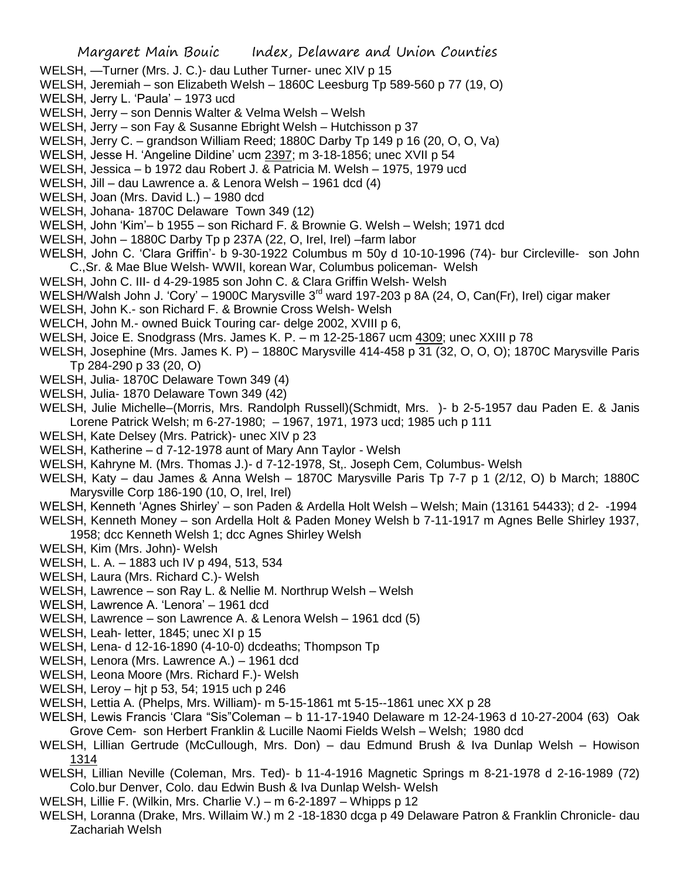WELSH, —Turner (Mrs. J. C.)- dau Luther Turner- unec XIV p 15

WELSH, Jeremiah – son Elizabeth Welsh – 1860C Leesburg Tp 589-560 p 77 (19, O)

WELSH, Jerry L. 'Paula' – 1973 ucd

WELSH, Jerry – son Dennis Walter & Velma Welsh – Welsh

WELSH, Jerry – son Fay & Susanne Ebright Welsh – Hutchisson p 37

WELSH, Jerry C. – grandson William Reed; 1880C Darby Tp 149 p 16 (20, O, O, Va)

WELSH, Jesse H. 'Angeline Dildine' ucm 2397; m 3-18-1856; unec XVII p 54

WELSH, Jessica – b 1972 dau Robert J. & Patricia M. Welsh – 1975, 1979 ucd

WELSH, Jill – dau Lawrence a. & Lenora Welsh – 1961 dcd (4)

WELSH, Joan (Mrs. David L.) – 1980 dcd

WELSH, Johana- 1870C Delaware Town 349 (12)

WELSH, John 'Kim'– b 1955 – son Richard F. & Brownie G. Welsh – Welsh; 1971 dcd

WELSH, John – 1880C Darby Tp p 237A (22, O, Irel, Irel) –farm labor

WELSH, John C. 'Clara Griffin'- b 9-30-1922 Columbus m 50y d 10-10-1996 (74)- bur Circleville- son John C.,Sr. & Mae Blue Welsh- WWII, korean War, Columbus policeman- Welsh

WELSH, John C. III- d 4-29-1985 son John C. & Clara Griffin Welsh- Welsh

WELSH/Walsh John J. 'Cory' – 1900C Marysville 3rd ward 197-203 p 8A (24, O, Can(Fr), Irel) cigar maker

WELSH, John K.- son Richard F. & Brownie Cross Welsh- Welsh

WELCH, John M.- owned Buick Touring car- delge 2002, XVIII p 6,

WELSH, Joice E. Snodgrass (Mrs. James K. P. – m 12-25-1867 ucm 4309; unec XXIII p 78

WELSH, Josephine (Mrs. James K. P) – 1880C Marysville 414-458 p 31 (32, O, O, O); 1870C Marysville Paris Tp 284-290 p 33 (20, O)

WELSH, Julia- 1870C Delaware Town 349 (4)

WELSH, Julia- 1870 Delaware Town 349 (42)

WELSH, Julie Michelle–(Morris, Mrs. Randolph Russell)(Schmidt, Mrs. )- b 2-5-1957 dau Paden E. & Janis Lorene Patrick Welsh; m 6-27-1980; – 1967, 1971, 1973 ucd; 1985 uch p 111

WELSH, Kate Delsey (Mrs. Patrick)- unec XIV p 23

WELSH, Katherine – d 7-12-1978 aunt of Mary Ann Taylor - Welsh

WELSH, Kahryne M. (Mrs. Thomas J.)- d 7-12-1978, St,. Joseph Cem, Columbus- Welsh

WELSH, Katy – dau James & Anna Welsh – 1870C Marysville Paris Tp 7-7 p 1 (2/12, O) b March; 1880C Marysville Corp 186-190 (10, O, Irel, Irel)

WELSH, Kenneth 'Agnes Shirley' – son Paden & Ardella Holt Welsh – Welsh; Main (13161 54433); d 2- -1994

WELSH, Kenneth Money – son Ardella Holt & Paden Money Welsh b 7-11-1917 m Agnes Belle Shirley 1937, 1958; dcc Kenneth Welsh 1; dcc Agnes Shirley Welsh

WELSH, Kim (Mrs. John)- Welsh

WELSH, L. A. – 1883 uch IV p 494, 513, 534

WELSH, Laura (Mrs. Richard C.)- Welsh

WELSH, Lawrence – son Ray L. & Nellie M. Northrup Welsh – Welsh

WELSH, Lawrence A. 'Lenora' – 1961 dcd

WELSH, Lawrence – son Lawrence A. & Lenora Welsh – 1961 dcd (5)

WELSH, Leah- letter, 1845; unec XI p 15

WELSH, Lena- d 12-16-1890 (4-10-0) dcdeaths; Thompson Tp

WELSH, Lenora (Mrs. Lawrence A.) – 1961 dcd

WELSH, Leona Moore (Mrs. Richard F.)- Welsh

WELSH, Leroy – hjt p 53, 54; 1915 uch p 246

WELSH, Lettia A. (Phelps, Mrs. William)- m 5-15-1861 mt 5-15--1861 unec XX p 28

WELSH, Lewis Francis 'Clara "Sis"Coleman – b 11-17-1940 Delaware m 12-24-1963 d 10-27-2004 (63) Oak Grove Cem- son Herbert Franklin & Lucille Naomi Fields Welsh – Welsh; 1980 dcd

WELSH, Lillian Gertrude (McCullough, Mrs. Don) – dau Edmund Brush & Iva Dunlap Welsh – Howison 1314

WELSH, Lillian Neville (Coleman, Mrs. Ted)- b 11-4-1916 Magnetic Springs m 8-21-1978 d 2-16-1989 (72) Colo.bur Denver, Colo. dau Edwin Bush & Iva Dunlap Welsh- Welsh

WELSH, Lillie F. (Wilkin, Mrs. Charlie V.) – m 6-2-1897 – Whipps p 12

WELSH, Loranna (Drake, Mrs. Willaim W.) m 2 -18-1830 dcga p 49 Delaware Patron & Franklin Chronicle- dau Zachariah Welsh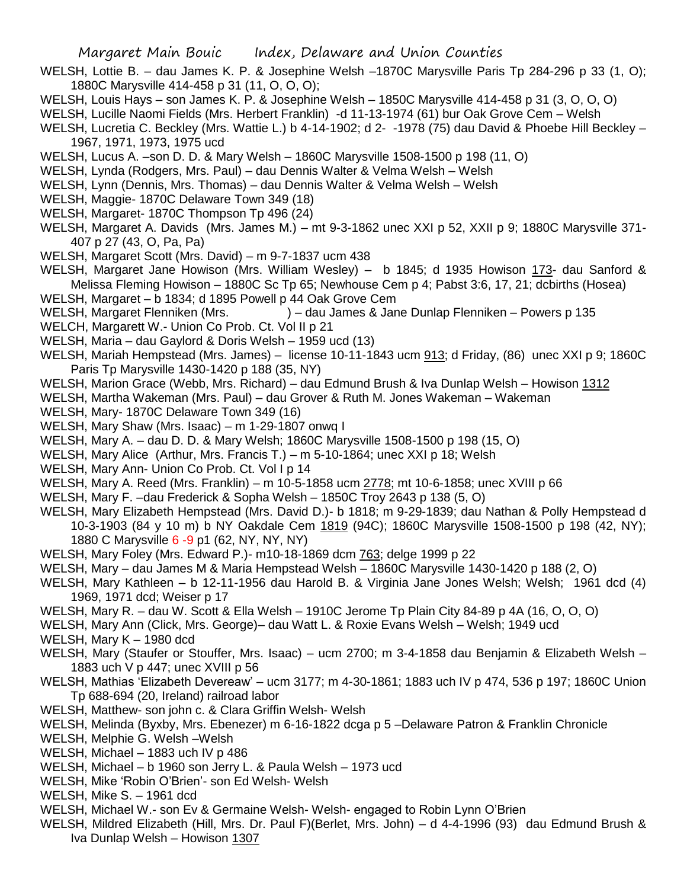WELSH, Lottie B. – dau James K. P. & Josephine Welsh –1870C Marysville Paris Tp 284-296 p 33 (1, O); 1880C Marysville 414-458 p 31 (11, O, O, O);

WELSH, Louis Hays – son James K. P. & Josephine Welsh – 1850C Marysville 414-458 p 31 (3, O, O, O)

WELSH, Lucille Naomi Fields (Mrs. Herbert Franklin) -d 11-13-1974 (61) bur Oak Grove Cem – Welsh

WELSH, Lucretia C. Beckley (Mrs. Wattie L.) b 4-14-1902; d 2- -1978 (75) dau David & Phoebe Hill Beckley – 1967, 1971, 1973, 1975 ucd

WELSH, Lucus A. –son D. D. & Mary Welsh – 1860C Marysville 1508-1500 p 198 (11, O)

WELSH, Lynda (Rodgers, Mrs. Paul) – dau Dennis Walter & Velma Welsh – Welsh

WELSH, Lynn (Dennis, Mrs. Thomas) – dau Dennis Walter & Velma Welsh – Welsh

WELSH, Maggie- 1870C Delaware Town 349 (18)

WELSH, Margaret- 1870C Thompson Tp 496 (24)

WELSH, Margaret A. Davids (Mrs. James M.) – mt 9-3-1862 unec XXI p 52, XXII p 9; 1880C Marysville 371-407 p 27 (43, O, Pa, Pa)

WELSH, Margaret Scott (Mrs. David) – m 9-7-1837 ucm 438

WELSH, Margaret Jane Howison (Mrs. William Wesley) – b 1845; d 1935 Howison 173- dau Sanford & Melissa Fleming Howison – 1880C Sc Tp 65; Newhouse Cem p 4; Pabst 3:6, 17, 21; dcbirths (Hosea)

WELSH, Margaret – b 1834; d 1895 Powell p 44 Oak Grove Cem

WELSH, Margaret Flenniken (Mrs. ) – dau James & Jane Dunlap Flenniken – Powers p 135

WELCH, Margarett W.- Union Co Prob. Ct. Vol II p 21

WELSH, Maria – dau Gaylord & Doris Welsh – 1959 ucd (13)

WELSH, Mariah Hempstead (Mrs. James) – license 10-11-1843 ucm 913; d Friday, (86) unec XXI p 9; 1860C Paris Tp Marysville 1430-1420 p 188 (35, NY)

WELSH, Marion Grace (Webb, Mrs. Richard) – dau Edmund Brush & Iva Dunlap Welsh – Howison 1312

WELSH, Martha Wakeman (Mrs. Paul) – dau Grover & Ruth M. Jones Wakeman – Wakeman

WELSH, Mary- 1870C Delaware Town 349 (16)

WELSH, Mary Shaw (Mrs. Isaac) – m 1-29-1807 onwq I

WELSH, Mary A. – dau D. D. & Mary Welsh; 1860C Marysville 1508-1500 p 198 (15, O)

WELSH, Mary Alice (Arthur, Mrs. Francis T.) – m 5-10-1864; unec XXI p 18; Welsh

WELSH, Mary Ann- Union Co Prob. Ct. Vol I p 14

WELSH, Mary A. Reed (Mrs. Franklin) – m 10-5-1858 ucm 2778; mt 10-6-1858; unec XVIII p 66

WELSH, Mary F. –dau Frederick & Sopha Welsh – 1850C Troy 2643 p 138 (5, O)

WELSH, Mary Elizabeth Hempstead (Mrs. David D.)- b 1818; m 9-29-1839; dau Nathan & Polly Hempstead d 10-3-1903 (84 y 10 m) b NY Oakdale Cem 1819 (94C); 1860C Marysville 1508-1500 p 198 (42, NY); 1880 C Marysville 6 -9 p1 (62, NY, NY, NY)

WELSH, Mary Foley (Mrs. Edward P.)- m10-18-1869 dcm 763; delge 1999 p 22

WELSH, Mary – dau James M & Maria Hempstead Welsh – 1860C Marysville 1430-1420 p 188 (2, O)

WELSH, Mary Kathleen – b 12-11-1956 dau Harold B. & Virginia Jane Jones Welsh; Welsh; 1961 dcd (4) 1969, 1971 dcd; Weiser p 17

WELSH, Mary R. – dau W. Scott & Ella Welsh – 1910C Jerome Tp Plain City 84-89 p 4A (16, O, O, O)

WELSH, Mary Ann (Click, Mrs. George)– dau Watt L. & Roxie Evans Welsh – Welsh; 1949 ucd

WELSH, Mary K – 1980 dcd

WELSH, Mary (Staufer or Stouffer, Mrs. Isaac) – ucm 2700; m 3-4-1858 dau Benjamin & Elizabeth Welsh – 1883 uch V p 447; unec XVIII p 56

WELSH, Mathias 'Elizabeth Devereaw' – ucm 3177; m 4-30-1861; 1883 uch IV p 474, 536 p 197; 1860C Union Tp 688-694 (20, Ireland) railroad labor

WELSH, Matthew- son john c. & Clara Griffin Welsh- Welsh

WELSH, Melinda (Byxby, Mrs. Ebenezer) m 6-16-1822 dcga p 5 –Delaware Patron & Franklin Chronicle

WELSH, Melphie G. Welsh –Welsh

WELSH, Michael – 1883 uch IV p 486

WELSH, Michael – b 1960 son Jerry L. & Paula Welsh – 1973 ucd

WELSH, Mike 'Robin O'Brien'- son Ed Welsh- Welsh

WELSH, Mike S. – 1961 dcd

WELSH, Michael W.- son Ev & Germaine Welsh- Welsh- engaged to Robin Lynn O'Brien

WELSH, Mildred Elizabeth (Hill, Mrs. Dr. Paul F)(Berlet, Mrs. John) – d 4-4-1996 (93) dau Edmund Brush & Iva Dunlap Welsh – Howison 1307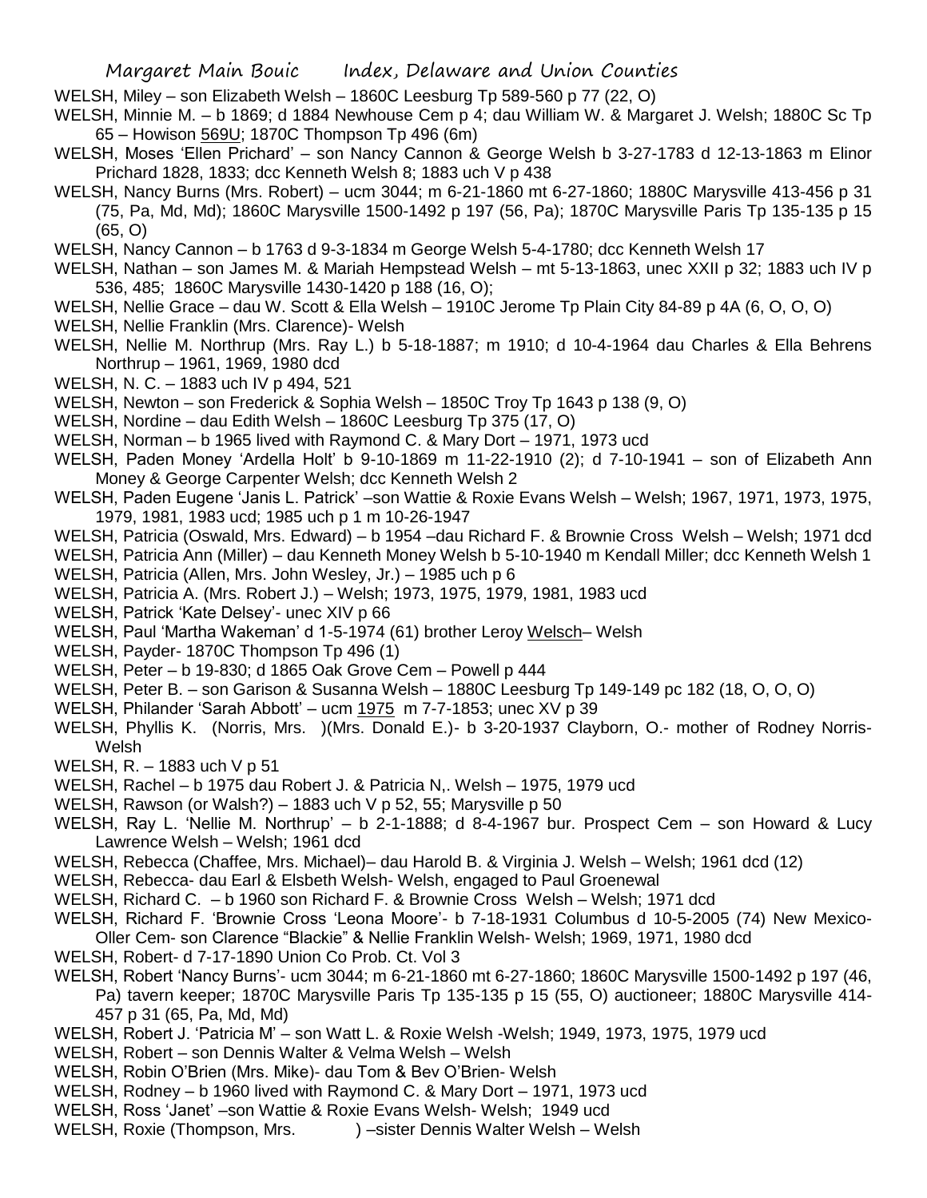WELSH, Miley – son Elizabeth Welsh – 1860C Leesburg Tp 589-560 p 77 (22, O)

WELSH, Minnie M. – b 1869; d 1884 Newhouse Cem p 4; dau William W. & Margaret J. Welsh; 1880C Sc Tp 65 – Howison 569U; 1870C Thompson Tp 496 (6m)

WELSH, Moses 'Ellen Prichard' – son Nancy Cannon & George Welsh b 3-27-1783 d 12-13-1863 m Elinor Prichard 1828, 1833; dcc Kenneth Welsh 8; 1883 uch V p 438

WELSH, Nancy Burns (Mrs. Robert) – ucm 3044; m 6-21-1860 mt 6-27-1860; 1880C Marysville 413-456 p 31 (75, Pa, Md, Md); 1860C Marysville 1500-1492 p 197 (56, Pa); 1870C Marysville Paris Tp 135-135 p 15 (65, O)

WELSH, Nancy Cannon – b 1763 d 9-3-1834 m George Welsh 5-4-1780; dcc Kenneth Welsh 17

WELSH, Nathan – son James M. & Mariah Hempstead Welsh – mt 5-13-1863, unec XXII p 32; 1883 uch IV p 536, 485; 1860C Marysville 1430-1420 p 188 (16, O);

WELSH, Nellie Grace – dau W. Scott & Ella Welsh – 1910C Jerome Tp Plain City 84-89 p 4A (6, O, O, O)

WELSH, Nellie Franklin (Mrs. Clarence)- Welsh

WELSH, Nellie M. Northrup (Mrs. Ray L.) b 5-18-1887; m 1910; d 10-4-1964 dau Charles & Ella Behrens Northrup – 1961, 1969, 1980 dcd

WELSH, N. C. – 1883 uch IV p 494, 521

WELSH, Newton – son Frederick & Sophia Welsh – 1850C Troy Tp 1643 p 138 (9, O)

WELSH, Nordine – dau Edith Welsh – 1860C Leesburg Tp 375 (17, O)

WELSH, Norman – b 1965 lived with Raymond C. & Mary Dort – 1971, 1973 ucd

WELSH, Paden Money 'Ardella Holt' b 9-10-1869 m 11-22-1910 (2); d 7-10-1941 – son of Elizabeth Ann Money & George Carpenter Welsh; dcc Kenneth Welsh 2

WELSH, Paden Eugene 'Janis L. Patrick' –son Wattie & Roxie Evans Welsh – Welsh; 1967, 1971, 1973, 1975, 1979, 1981, 1983 ucd; 1985 uch p 1 m 10-26-1947

WELSH, Patricia (Oswald, Mrs. Edward) – b 1954 –dau Richard F. & Brownie Cross Welsh – Welsh; 1971 dcd

WELSH, Patricia Ann (Miller) – dau Kenneth Money Welsh b 5-10-1940 m Kendall Miller; dcc Kenneth Welsh 1

WELSH, Patricia (Allen, Mrs. John Wesley, Jr.) – 1985 uch p 6

WELSH, Patricia A. (Mrs. Robert J.) – Welsh; 1973, 1975, 1979, 1981, 1983 ucd

WELSH, Patrick 'Kate Delsey'- unec XIV p 66

WELSH, Paul 'Martha Wakeman' d 1-5-1974 (61) brother Leroy Welsch– Welsh

WELSH, Payder- 1870C Thompson Tp 496 (1)

WELSH, Peter – b 19-830; d 1865 Oak Grove Cem – Powell p 444

WELSH, Peter B. – son Garison & Susanna Welsh – 1880C Leesburg Tp 149-149 pc 182 (18, O, O, O)

WELSH, Philander 'Sarah Abbott' – ucm 1975 m 7-7-1853; unec XV p 39

WELSH, Phyllis K. (Norris, Mrs. )(Mrs. Donald E.)- b 3-20-1937 Clayborn, O.- mother of Rodney Norris- Welsh

WELSH, R. – 1883 uch V p 51

WELSH, Rachel – b 1975 dau Robert J. & Patricia N,. Welsh – 1975, 1979 ucd

WELSH, Rawson (or Walsh?) – 1883 uch V p 52, 55; Marysville p 50

WELSH, Ray L. 'Nellie M. Northrup' – b 2-1-1888; d 8-4-1967 bur. Prospect Cem – son Howard & Lucy Lawrence Welsh – Welsh; 1961 dcd

WELSH, Rebecca (Chaffee, Mrs. Michael)– dau Harold B. & Virginia J. Welsh – Welsh; 1961 dcd (12)

WELSH, Rebecca- dau Earl & Elsbeth Welsh- Welsh, engaged to Paul Groenewal

WELSH, Richard C. – b 1960 son Richard F. & Brownie Cross Welsh – Welsh; 1971 dcd

WELSH, Richard F. 'Brownie Cross 'Leona Moore'- b 7-18-1931 Columbus d 10-5-2005 (74) New Mexico- Oller Cem- son Clarence "Blackie" & Nellie Franklin Welsh- Welsh; 1969, 1971, 1980 dcd

WELSH, Robert- d 7-17-1890 Union Co Prob. Ct. Vol 3

WELSH, Robert 'Nancy Burns'- ucm 3044; m 6-21-1860 mt 6-27-1860; 1860C Marysville 1500-1492 p 197 (46, Pa) tavern keeper; 1870C Marysville Paris Tp 135-135 p 15 (55, O) auctioneer; 1880C Marysville 414-457 p 31 (65, Pa, Md, Md)

WELSH, Robert J. 'Patricia M' – son Watt L. & Roxie Welsh -Welsh; 1949, 1973, 1975, 1979 ucd

WELSH, Robert – son Dennis Walter & Velma Welsh – Welsh

WELSH, Robin O'Brien (Mrs. Mike)- dau Tom & Bev O'Brien- Welsh

WELSH, Rodney – b 1960 lived with Raymond C. & Mary Dort – 1971, 1973 ucd

WELSH, Ross 'Janet' –son Wattie & Roxie Evans Welsh- Welsh; 1949 ucd

WELSH, Roxie (Thompson, Mrs. ) –sister Dennis Walter Welsh – Welsh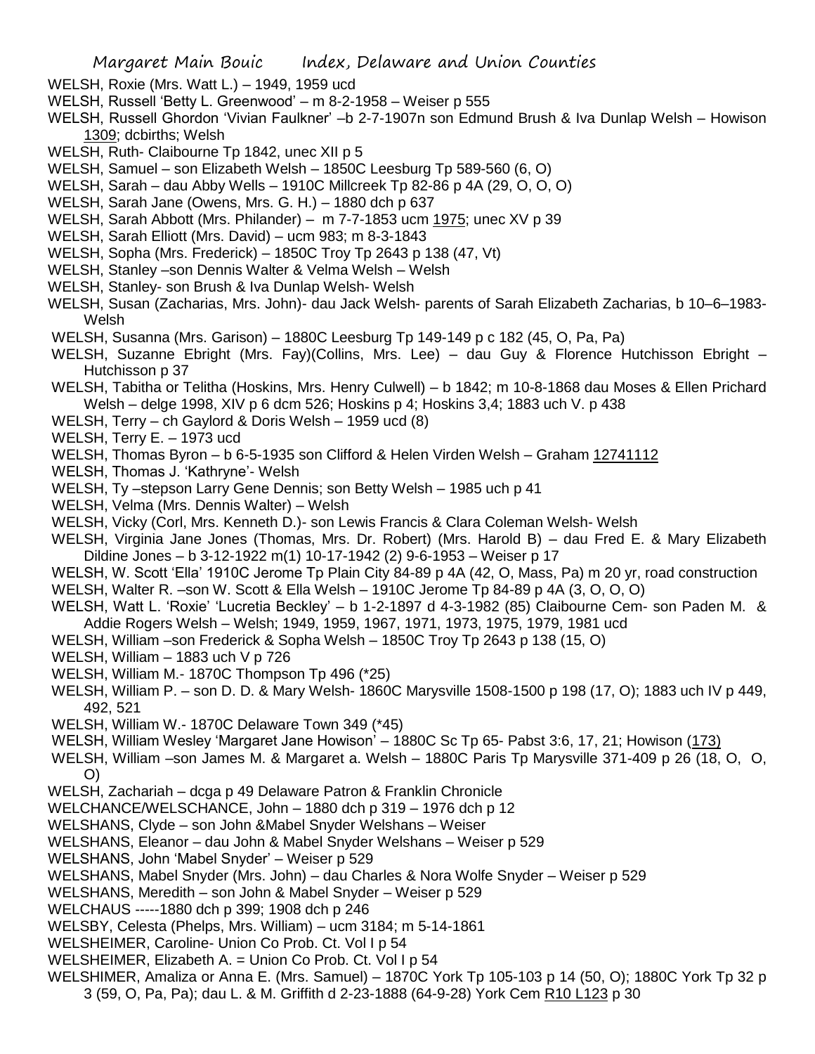WELSH, Roxie (Mrs. Watt L.) – 1949, 1959 ucd

WELSH, Russell 'Betty L. Greenwood' – m 8-2-1958 – Weiser p 555

WELSH, Russell Ghordon 'Vivian Faulkner' –b 2-7-1907n son Edmund Brush & Iva Dunlap Welsh – Howison 1309; dcbirths; Welsh

WELSH, Ruth- Claibourne Tp 1842, unec XII p 5

WELSH, Samuel – son Elizabeth Welsh – 1850C Leesburg Tp 589-560 (6, O)

WELSH, Sarah – dau Abby Wells – 1910C Millcreek Tp 82-86 p 4A (29, O, O, O)

WELSH, Sarah Jane (Owens, Mrs. G. H.) – 1880 dch p 637

WELSH, Sarah Abbott (Mrs. Philander) – m 7-7-1853 ucm 1975; unec XV p 39

WELSH, Sarah Elliott (Mrs. David) – ucm 983; m 8-3-1843

WELSH, Sopha (Mrs. Frederick) – 1850C Troy Tp 2643 p 138 (47, Vt)

WELSH, Stanley –son Dennis Walter & Velma Welsh – Welsh

WELSH, Stanley- son Brush & Iva Dunlap Welsh- Welsh

WELSH, Susan (Zacharias, Mrs. John)- dau Jack Welsh- parents of Sarah Elizabeth Zacharias, b 10–6–1983- Welsh

WELSH, Susanna (Mrs. Garison) – 1880C Leesburg Tp 149-149 p c 182 (45, O, Pa, Pa)

WELSH, Suzanne Ebright (Mrs. Fay)(Collins, Mrs. Lee) – dau Guy & Florence Hutchisson Ebright – Hutchisson p 37

WELSH, Tabitha or Telitha (Hoskins, Mrs. Henry Culwell) – b 1842; m 10-8-1868 dau Moses & Ellen Prichard Welsh – delge 1998, XIV p 6 dcm 526; Hoskins p 4; Hoskins 3,4; 1883 uch V. p 438

WELSH, Terry – ch Gaylord & Doris Welsh – 1959 ucd (8)

WELSH, Terry E. – 1973 ucd

WELSH, Thomas Byron – b 6-5-1935 son Clifford & Helen Virden Welsh – Graham 12741112

WELSH, Thomas J. 'Kathryne'- Welsh

WELSH, Ty –stepson Larry Gene Dennis; son Betty Welsh – 1985 uch p 41

WELSH, Velma (Mrs. Dennis Walter) – Welsh

WELSH, Vicky (Corl, Mrs. Kenneth D.)- son Lewis Francis & Clara Coleman Welsh- Welsh

WELSH, Virginia Jane Jones (Thomas, Mrs. Dr. Robert) (Mrs. Harold B) – dau Fred E. & Mary Elizabeth Dildine Jones – b 3-12-1922 m(1) 10-17-1942 (2) 9-6-1953 – Weiser p 17

WELSH, W. Scott 'Ella' 1910C Jerome Tp Plain City 84-89 p 4A (42, O, Mass, Pa) m 20 yr, road construction

WELSH, Walter R. –son W. Scott & Ella Welsh – 1910C Jerome Tp 84-89 p 4A (3, O, O, O)

WELSH, Watt L. 'Roxie' 'Lucretia Beckley' – b 1-2-1897 d 4-3-1982 (85) Claibourne Cem- son Paden M. & Addie Rogers Welsh – Welsh; 1949, 1959, 1967, 1971, 1973, 1975, 1979, 1981 ucd

WELSH, William –son Frederick & Sopha Welsh – 1850C Troy Tp 2643 p 138 (15, O)

WELSH, William – 1883 uch V p 726

WELSH, William M.- 1870C Thompson Tp 496 (*25)

WELSH, William P. – son D. D. & Mary Welsh- 1860C Marysville 1508-1500 p 198 (17, O); 1883 uch IV p 449, 492, 521

WELSH, William W.- 1870C Delaware Town 349 (*45)

WELSH, William Wesley 'Margaret Jane Howison' – 1880C Sc Tp 65- Pabst 3:6, 17, 21; Howison (173)

WELSH, William –son James M. & Margaret a. Welsh – 1880C Paris Tp Marysville 371-409 p 26 (18, O, O, O)

WELSH, Zachariah – dcga p 49 Delaware Patron & Franklin Chronicle

WELCHANCE/WELSCHANCE, John – 1880 dch p 319 – 1976 dch p 12

WELSHANS, Clyde – son John &Mabel Snyder Welshans – Weiser

WELSHANS, Eleanor – dau John & Mabel Snyder Welshans – Weiser p 529

WELSHANS, John 'Mabel Snyder' – Weiser p 529

WELSHANS, Mabel Snyder (Mrs. John) – dau Charles & Nora Wolfe Snyder – Weiser p 529

WELSHANS, Meredith – son John & Mabel Snyder – Weiser p 529

WELCHAUS -----1880 dch p 399; 1908 dch p 246

WELSBY, Celesta (Phelps, Mrs. William) – ucm 3184; m 5-14-1861

WELSHEIMER, Caroline- Union Co Prob. Ct. Vol I p 54

WELSHEIMER, Elizabeth A. = Union Co Prob. Ct. Vol I p 54

WELSHIMER, Amaliza or Anna E. (Mrs. Samuel) – 1870C York Tp 105-103 p 14 (50, O); 1880C York Tp 32 p 3 (59, O, Pa, Pa); dau L. & M. Griffith d 2-23-1888 (64-9-28) York Cem R10 L123 p 30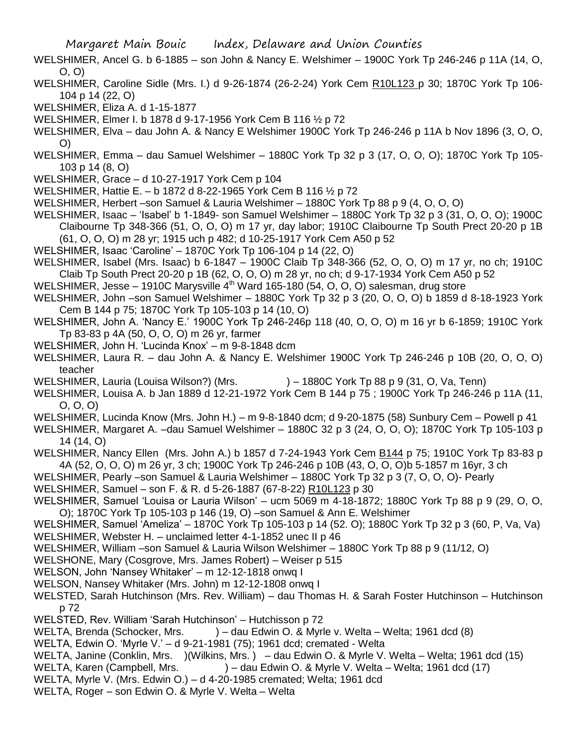WELSHIMER, Ancel G. b 6-1885 – son John & Nancy E. Welshimer – 1900C York Tp 246-246 p 11A (14, O, O, O)

WELSHIMER, Caroline Sidle (Mrs. I.) d 9-26-1874 (26-2-24) York Cem R10L123 p 30; 1870C York Tp 106-104 p 14 (22, O)

WELSHIMER, Eliza A. d 1-15-1877

WELSHIMER, Elmer I. b 1878 d 9-17-1956 York Cem B 116 ½ p 72

WELSHIMER, Elva – dau John A. & Nancy E Welshimer 1900C York Tp 246-246 p 11A b Nov 1896 (3, O, O, O)

WELSHIMER, Emma – dau Samuel Welshimer – 1880C York Tp 32 p 3 (17, O, O, O); 1870C York Tp 105-103 p 14 (8, O)

WELSHIMER, Grace – d 10-27-1917 York Cem p 104

WELSHIMER, Hattie E. – b 1872 d 8-22-1965 York Cem B 116 ½ p 72

WELSHIMER, Herbert –son Samuel & Lauria Welshimer – 1880C York Tp 88 p 9 (4, O, O, O)

WELSHIMER, Isaac – 'Isabel' b 1-1849- son Samuel Welshimer – 1880C York Tp 32 p 3 (31, O, O, O); 1900C Claibourne Tp 348-366 (51, O, O, O) m 17 yr, day labor; 1910C Claibourne Tp South Prect 20-20 p 1B (61, O, O, O) m 28 yr; 1915 uch p 482; d 10-25-1917 York Cem A50 p 52

WELSHIMER, Isaac 'Caroline' – 1870C York Tp 106-104 p 14 (22, O)

WELSHIMER, Isabel (Mrs. Isaac) b 6-1847 – 1900C Claib Tp 348-366 (52, O, O, O) m 17 yr, no ch; 1910C Claib Tp South Prect 20-20 p 1B (62, O, O, O) m 28 yr, no ch; d 9-17-1934 York Cem A50 p 52

WELSHIMER, Jesse – 1910C Marysville 4th Ward 165-180 (54, O, O, O) salesman, drug store

WELSHIMER, John –son Samuel Welshimer – 1880C York Tp 32 p 3 (20, O, O, O) b 1859 d 8-18-1923 York Cem B 144 p 75; 1870C York Tp 105-103 p 14 (10, O)

WELSHIMER, John A. 'Nancy E.' 1900C York Tp 246-246p 118 (40, O, O, O) m 16 yr b 6-1859; 1910C York Tp 83-83 p 4A (50, O, O, O) m 26 yr, farmer

WELSHIMER, John H. 'Lucinda Knox' – m 9-8-1848 dcm

WELSHIMER, Laura R. – dau John A. & Nancy E. Welshimer 1900C York Tp 246-246 p 10B (20, O, O, O) teacher

WELSHIMER, Lauria (Louisa Wilson?) (Mrs. ) – 1880C York Tp 88 p 9 (31, O, Va, Tenn)

WELSHIMER, Louisa A. b Jan 1889 d 12-21-1972 York Cem B 144 p 75 ; 1900C York Tp 246-246 p 11A (11, O, O, O)

WELSHIMER, Lucinda Know (Mrs. John H.) – m 9-8-1840 dcm; d 9-20-1875 (58) Sunbury Cem – Powell p 41

WELSHIMER, Margaret A. –dau Samuel Welshimer – 1880C 32 p 3 (24, O, O, O); 1870C York Tp 105-103 p 14 (14, O)

WELSHIMER, Nancy Ellen (Mrs. John A.) b 1857 d 7-24-1943 York Cem B144 p 75; 1910C York Tp 83-83 p 4A (52, O, O, O) m 26 yr, 3 ch; 1900C York Tp 246-246 p 10B (43, O, O, O)b 5-1857 m 16yr, 3 ch

WELSHIMER, Pearly –son Samuel & Lauria Welshimer – 1880C York Tp 32 p 3 (7, O, O, O)- Pearly

WELSHIMER, Samuel – son F. & R. d 5-26-1887 (67-8-22) R10L123 p 30

WELSHIMER, Samuel 'Louisa or Lauria Wilson' – ucm 5069 m 4-18-1872; 1880C York Tp 88 p 9 (29, O, O, O); 1870C York Tp 105-103 p 146 (19, O) –son Samuel & Ann E. Welshimer

WELSHIMER, Samuel 'Ameliza' – 1870C York Tp 105-103 p 14 (52. O); 1880C York Tp 32 p 3 (60, P, Va, Va)

WELSHIMER, Webster H. – unclaimed letter 4-1-1852 unec II p 46

WELSHIMER, William –son Samuel & Lauria Wilson Welshimer – 1880C York Tp 88 p 9 (11/12, O)

WELSHONE, Mary (Cosgrove, Mrs. James Robert) – Weiser p 515

WELSON, John 'Nansey Whitaker' – m 12-12-1818 onwq I

WELSON, Nansey Whitaker (Mrs. John) m 12-12-1808 onwq I

WELSTED, Sarah Hutchinson (Mrs. Rev. William) – dau Thomas H. & Sarah Foster Hutchinson – Hutchinson p 72

WELSTED, Rev. William 'Sarah Hutchinson' – Hutchisson p 72

WELTA, Brenda (Schocker, Mrs. ) – dau Edwin O. & Myrle v. Welta – Welta; 1961 dcd (8)

WELTA, Edwin O. 'Myrle V.' – d 9-21-1981 (75); 1961 dcd; cremated - Welta

WELTA, Janine (Conklin, Mrs. )(Wilkins, Mrs. ) – dau Edwin O. & Myrle V. Welta – Welta; 1961 dcd (15)

WELTA, Karen (Campbell, Mrs. ) – dau Edwin O. & Myrle V. Welta – Welta; 1961 dcd (17)

WELTA, Myrle V. (Mrs. Edwin O.) – d 4-20-1985 cremated; Welta; 1961 dcd

WELTA, Roger – son Edwin O. & Myrle V. Welta – Welta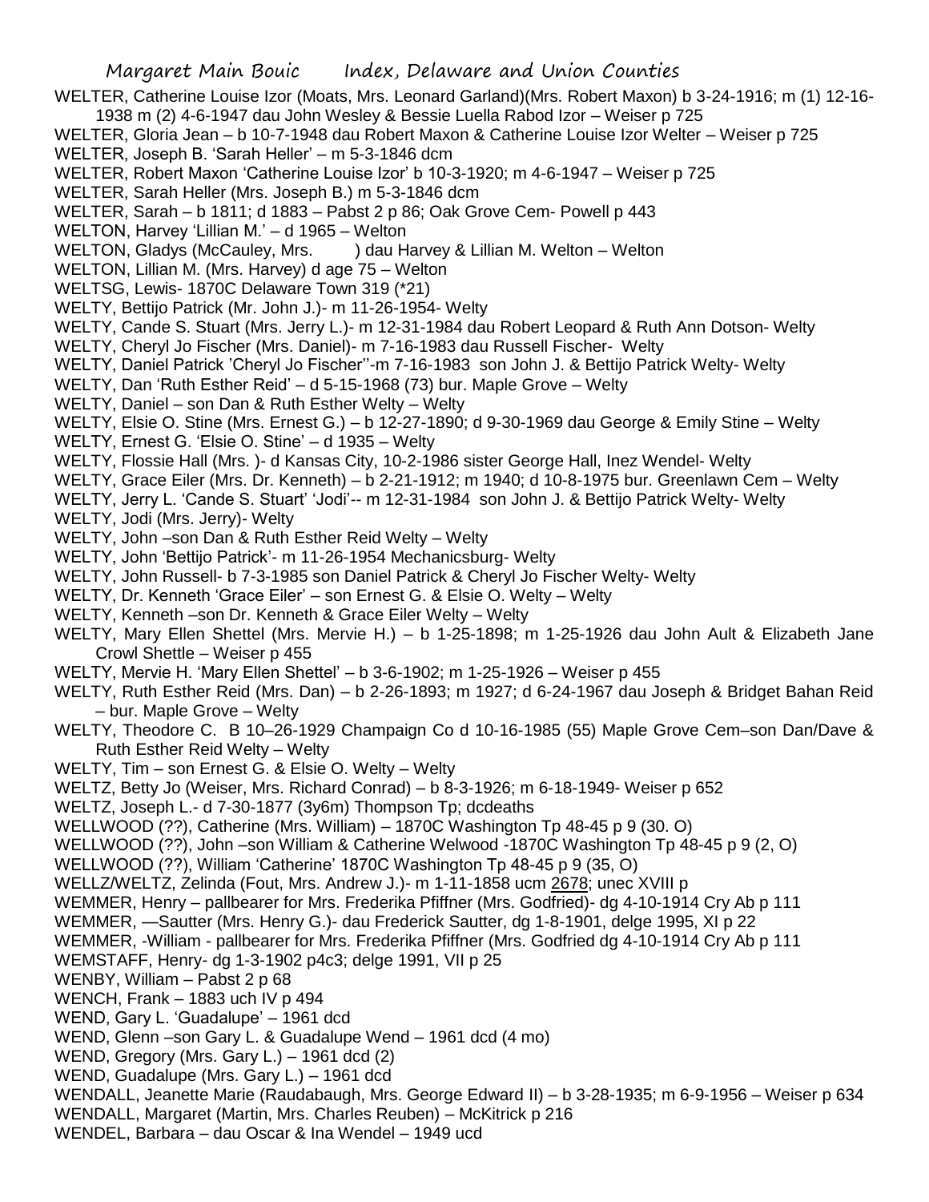WELTER, Catherine Louise Izor (Moats, Mrs. Leonard Garland)(Mrs. Robert Maxon) b 3-24-1916; m (1) 12-16-1938 m (2) 4-6-1947 dau John Wesley & Bessie Luella Rabod Izor – Weiser p 725

WELTER, Gloria Jean – b 10-7-1948 dau Robert Maxon & Catherine Louise Izor Welter – Weiser p 725

WELTER, Joseph B. 'Sarah Heller' – m 5-3-1846 dcm

WELTER, Robert Maxon 'Catherine Louise Izor' b 10-3-1920; m 4-6-1947 – Weiser p 725

WELTER, Sarah Heller (Mrs. Joseph B.) m 5-3-1846 dcm

WELTER, Sarah – b 1811; d 1883 – Pabst 2 p 86; Oak Grove Cem- Powell p 443

WELTON, Harvey 'Lillian M.' – d 1965 – Welton

WELTON, Gladys (McCauley, Mrs. ) dau Harvey & Lillian M. Welton – Welton

WELTON, Lillian M. (Mrs. Harvey) d age 75 – Welton

WELTSG, Lewis- 1870C Delaware Town 319 (*21)

WELTY, Bettijo Patrick (Mr. John J.)- m 11-26-1954- Welty

WELTY, Cande S. Stuart (Mrs. Jerry L.)- m 12-31-1984 dau Robert Leopard & Ruth Ann Dotson- Welty

WELTY, Cheryl Jo Fischer (Mrs. Daniel)- m 7-16-1983 dau Russell Fischer- Welty

WELTY, Daniel Patrick 'Cheryl Jo Fischer''-m 7-16-1983 son John J. & Bettijo Patrick Welty- Welty

WELTY, Dan 'Ruth Esther Reid' – d 5-15-1968 (73) bur. Maple Grove – Welty

WELTY, Daniel – son Dan & Ruth Esther Welty – Welty

WELTY, Elsie O. Stine (Mrs. Ernest G.) – b 12-27-1890; d 9-30-1969 dau George & Emily Stine – Welty

WELTY, Ernest G. 'Elsie O. Stine' – d 1935 – Welty

WELTY, Flossie Hall (Mrs. )- d Kansas City, 10-2-1986 sister George Hall, Inez Wendel- Welty

WELTY, Grace Eiler (Mrs. Dr. Kenneth) – b 2-21-1912; m 1940; d 10-8-1975 bur. Greenlawn Cem – Welty

WELTY, Jerry L. 'Cande S. Stuart' 'Jodi'-- m 12-31-1984 son John J. & Bettijo Patrick Welty- Welty

WELTY, Jodi (Mrs. Jerry)- Welty

WELTY, John –son Dan & Ruth Esther Reid Welty – Welty

WELTY, John 'Bettijo Patrick'- m 11-26-1954 Mechanicsburg- Welty

WELTY, John Russell- b 7-3-1985 son Daniel Patrick & Cheryl Jo Fischer Welty- Welty

WELTY, Dr. Kenneth 'Grace Eiler' – son Ernest G. & Elsie O. Welty – Welty

WELTY, Kenneth –son Dr. Kenneth & Grace Eiler Welty – Welty

WELTY, Mary Ellen Shettel (Mrs. Mervie H.) – b 1-25-1898; m 1-25-1926 dau John Ault & Elizabeth Jane Crowl Shettle – Weiser p 455

WELTY, Mervie H. 'Mary Ellen Shettel' – b 3-6-1902; m 1-25-1926 – Weiser p 455

WELTY, Ruth Esther Reid (Mrs. Dan) – b 2-26-1893; m 1927; d 6-24-1967 dau Joseph & Bridget Bahan Reid – bur. Maple Grove – Welty

WELTY, Theodore C. B 10–26-1929 Champaign Co d 10-16-1985 (55) Maple Grove Cem–son Dan/Dave & Ruth Esther Reid Welty – Welty

WELTY, Tim – son Ernest G. & Elsie O. Welty – Welty

WELTZ, Betty Jo (Weiser, Mrs. Richard Conrad) – b 8-3-1926; m 6-18-1949- Weiser p 652

WELTZ, Joseph L.- d 7-30-1877 (3y6m) Thompson Tp; dcdeaths

WELLWOOD (??), Catherine (Mrs. William) – 1870C Washington Tp 48-45 p 9 (30. O)

WELLWOOD (??), John –son William & Catherine Welwood -1870C Washington Tp 48-45 p 9 (2, O)

WELLWOOD (??), William 'Catherine' 1870C Washington Tp 48-45 p 9 (35, O)

WELLZ/WELTZ, Zelinda (Fout, Mrs. Andrew J.)- m 1-11-1858 ucm 2678; unec XVIII p

WEMMER, Henry – pallbearer for Mrs. Frederika Pfiffner (Mrs. Godfried)- dg 4-10-1914 Cry Ab p 111

WEMMER, —Sautter (Mrs. Henry G.)- dau Frederick Sautter, dg 1-8-1901, delge 1995, XI p 22

WEMMER, -William - pallbearer for Mrs. Frederika Pfiffner (Mrs. Godfried dg 4-10-1914 Cry Ab p 111

WEMSTAFF, Henry- dg 1-3-1902 p4c3; delge 1991, VII p 25

WENBY, William – Pabst 2 p 68

WENCH, Frank – 1883 uch IV p 494

WEND, Gary L. 'Guadalupe' – 1961 dcd

WEND, Glenn –son Gary L. & Guadalupe Wend – 1961 dcd (4 mo)

WEND, Gregory (Mrs. Gary L.) – 1961 dcd (2)

WEND, Guadalupe (Mrs. Gary L.) – 1961 dcd

WENDALL, Jeanette Marie (Raudabaugh, Mrs. George Edward II) – b 3-28-1935; m 6-9-1956 – Weiser p 634

WENDALL, Margaret (Martin, Mrs. Charles Reuben) – McKitrick p 216

WENDEL, Barbara – dau Oscar & Ina Wendel – 1949 ucd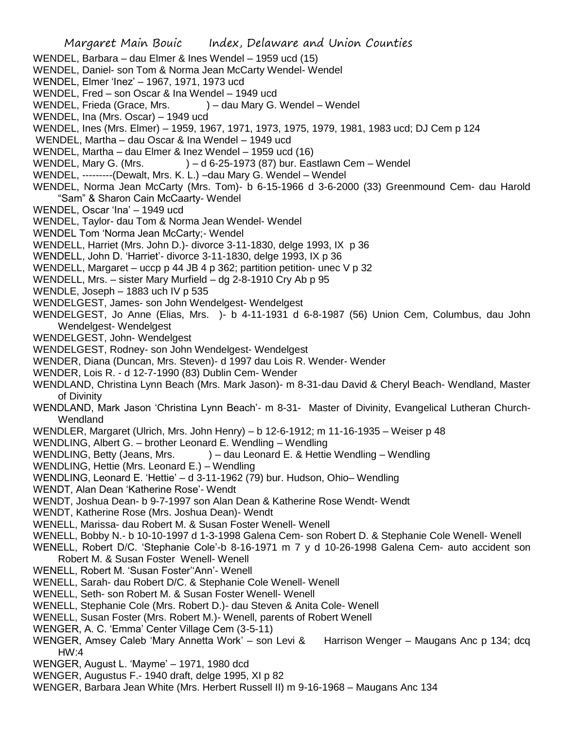WENDEL, Barbara – dau Elmer & Ines Wendel – 1959 ucd (15)
WENDEL, Daniel- son Tom & Norma Jean McCarty Wendel- Wendel
WENDEL, Elmer 'Inez' – 1967, 1971, 1973 ucd
WENDEL, Fred – son Oscar & Ina Wendel – 1949 ucd
WENDEL, Frieda (Grace, Mrs. ) – dau Mary G. Wendel – Wendel
WENDEL, Ina (Mrs. Oscar) – 1949 ucd
WENDEL, Ines (Mrs. Elmer) – 1959, 1967, 1971, 1973, 1975, 1979, 1981, 1983 ucd; DJ Cem p 124
WENDEL, Martha – dau Oscar & Ina Wendel – 1949 ucd
WENDEL, Martha – dau Elmer & Inez Wendel – 1959 ucd (16)
WENDEL, Mary G. (Mrs. ) – d 6-25-1973 (87) bur. Eastlawn Cem – Wendel
WENDEL, ---------(Dewalt, Mrs. K. L.) –dau Mary G. Wendel – Wendel
WENDEL, Norma Jean McCarty (Mrs. Tom)- b 6-15-1966 d 3-6-2000 (33) Greenmound Cem- dau Harold "Sam" & Sharon Cain McCaarty- Wendel
WENDEL, Oscar 'Ina' – 1949 ucd
WENDEL, Taylor- dau Tom & Norma Jean Wendel- Wendel
WENDEL Tom 'Norma Jean McCarty;- Wendel
WENDELL, Harriet (Mrs. John D.)- divorce 3-11-1830, delge 1993, IX p 36
WENDELL, John D. 'Harriet'- divorce 3-11-1830, delge 1993, IX p 36
WENDELL, Margaret – uccp p 44 JB 4 p 362; partition petition- unec V p 32
WENDELL, Mrs. – sister Mary Murfield – dg 2-8-1910 Cry Ab p 95
WENDLE, Joseph – 1883 uch IV p 535
WENDELGEST, James- son John Wendelgest- Wendelgest
WENDELGEST, Jo Anne (Elias, Mrs. )- b 4-11-1931 d 6-8-1987 (56) Union Cem, Columbus, dau John Wendelgest- Wendelgest
WENDELGEST, John- Wendelgest
WENDELGEST, Rodney- son John Wendelgest- Wendelgest
WENDER, Diana (Duncan, Mrs. Steven)- d 1997 dau Lois R. Wender- Wender
WENDER, Lois R. - d 12-7-1990 (83) Dublin Cem- Wender
WENDLAND, Christina Lynn Beach (Mrs. Mark Jason)- m 8-31-dau David & Cheryl Beach- Wendland, Master of Divinity
WENDLAND, Mark Jason 'Christina Lynn Beach'- m 8-31- Master of Divinity, Evangelical Lutheran Church- Wendland
WENDLER, Margaret (Ulrich, Mrs. John Henry) – b 12-6-1912; m 11-16-1935 – Weiser p 48
WENDLING, Albert G. – brother Leonard E. Wendling – Wendling
WENDLING, Betty (Jeans, Mrs. ) – dau Leonard E. & Hettie Wendling – Wendling
WENDLING, Hettie (Mrs. Leonard E.) – Wendling
WENDLING, Leonard E. 'Hettie' – d 3-11-1962 (79) bur. Hudson, Ohio– Wendling
WENDT, Alan Dean 'Katherine Rose'- Wendt
WENDT, Joshua Dean- b 9-7-1997 son Alan Dean & Katherine Rose Wendt- Wendt
WENDT, Katherine Rose (Mrs. Joshua Dean)- Wendt
WENELL, Marissa- dau Robert M. & Susan Foster Wenell- Wenell
WENELL, Bobby N.- b 10-10-1997 d 1-3-1998 Galena Cem- son Robert D. & Stephanie Cole Wenell- Wenell
WENELL, Robert D/C. 'Stephanie Cole'-b 8-16-1971 m 7 y d 10-26-1998 Galena Cem- auto accident son Robert M. & Susan Foster Wenell- Wenell
WENELL, Robert M. 'Susan Foster''Ann'- Wenell
WENELL, Sarah- dau Robert D/C. & Stephanie Cole Wenell- Wenell
WENELL, Seth- son Robert M. & Susan Foster Wenell- Wenell
WENELL, Stephanie Cole (Mrs. Robert D.)- dau Steven & Anita Cole- Wenell
WENELL, Susan Foster (Mrs. Robert M.)- Wenell, parents of Robert Wenell
WENGER, A. C. 'Emma' Center Village Cem (3-5-11)
WENGER, Amsey Caleb 'Mary Annetta Work' – son Levi & Harrison Wenger – Maugans Anc p 134; dcq HW:4
WENGER, August L. 'Mayme' – 1971, 1980 dcd
WENGER, Augustus F.- 1940 draft, delge 1995, XI p 82
WENGER, Barbara Jean White (Mrs. Herbert Russell II) m 9-16-1968 – Maugans Anc 134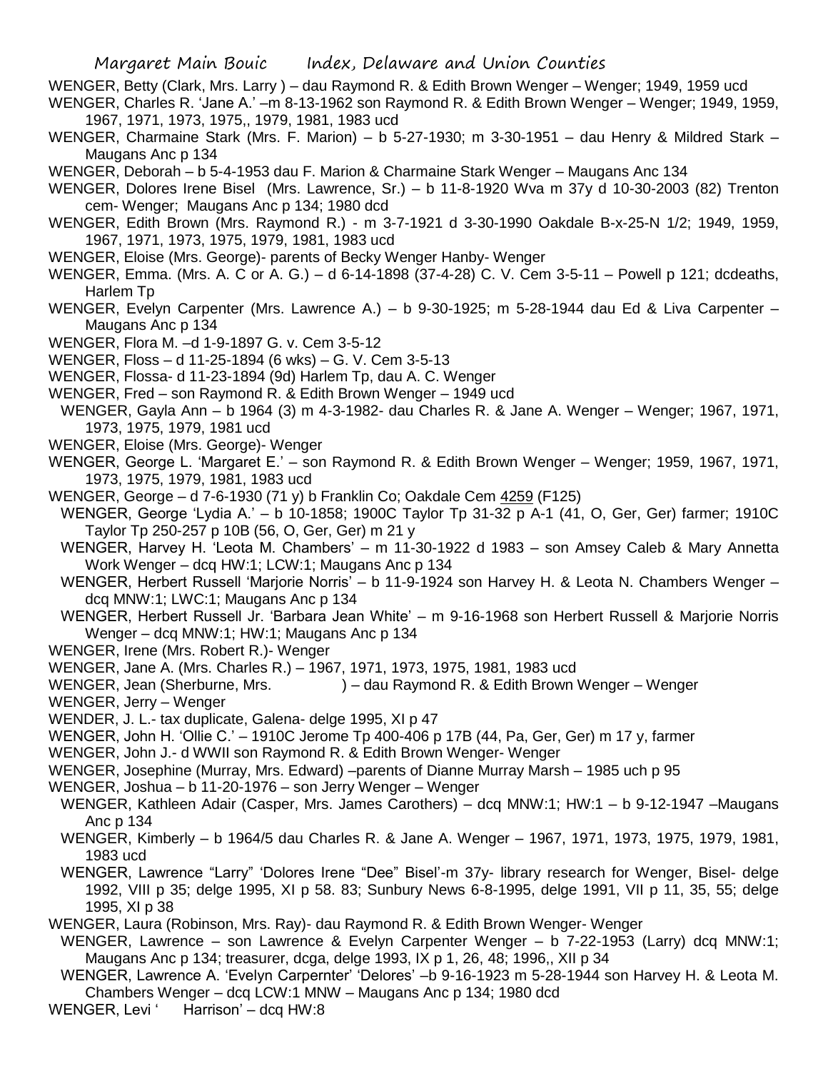WENGER, Betty (Clark, Mrs. Larry ) – dau Raymond R. & Edith Brown Wenger – Wenger; 1949, 1959 ucd

WENGER, Charles R. 'Jane A.' –m 8-13-1962 son Raymond R. & Edith Brown Wenger – Wenger; 1949, 1959, 1967, 1971, 1973, 1975,, 1979, 1981, 1983 ucd

WENGER, Charmaine Stark (Mrs. F. Marion) – b 5-27-1930; m 3-30-1951 – dau Henry & Mildred Stark – Maugans Anc p 134

WENGER, Deborah – b 5-4-1953 dau F. Marion & Charmaine Stark Wenger – Maugans Anc 134

WENGER, Dolores Irene Bisel (Mrs. Lawrence, Sr.) – b 11-8-1920 Wva m 37y d 10-30-2003 (82) Trenton cem- Wenger; Maugans Anc p 134; 1980 dcd

WENGER, Edith Brown (Mrs. Raymond R.) - m 3-7-1921 d 3-30-1990 Oakdale B-x-25-N 1/2; 1949, 1959, 1967, 1971, 1973, 1975, 1979, 1981, 1983 ucd

WENGER, Eloise (Mrs. George)- parents of Becky Wenger Hanby- Wenger

WENGER, Emma. (Mrs. A. C or A. G.) – d 6-14-1898 (37-4-28) C. V. Cem 3-5-11 – Powell p 121; dcdeaths, Harlem Tp

WENGER, Evelyn Carpenter (Mrs. Lawrence A.) – b 9-30-1925; m 5-28-1944 dau Ed & Liva Carpenter – Maugans Anc p 134

WENGER, Flora M. –d 1-9-1897 G. v. Cem 3-5-12

WENGER, Floss – d 11-25-1894 (6 wks) – G. V. Cem 3-5-13

WENGER, Flossa- d 11-23-1894 (9d) Harlem Tp, dau A. C. Wenger

WENGER, Fred – son Raymond R. & Edith Brown Wenger – 1949 ucd

WENGER, Gayla Ann – b 1964 (3) m 4-3-1982- dau Charles R. & Jane A. Wenger – Wenger; 1967, 1971, 1973, 1975, 1979, 1981 ucd

WENGER, Eloise (Mrs. George)- Wenger

WENGER, George L. 'Margaret E.' – son Raymond R. & Edith Brown Wenger – Wenger; 1959, 1967, 1971, 1973, 1975, 1979, 1981, 1983 ucd

WENGER, George – d 7-6-1930 (71 y) b Franklin Co; Oakdale Cem 4259 (F125)

WENGER, George 'Lydia A.' – b 10-1858; 1900C Taylor Tp 31-32 p A-1 (41, O, Ger, Ger) farmer; 1910C Taylor Tp 250-257 p 10B (56, O, Ger, Ger) m 21 y

WENGER, Harvey H. 'Leota M. Chambers' – m 11-30-1922 d 1983 – son Amsey Caleb & Mary Annetta Work Wenger – dcq HW:1; LCW:1; Maugans Anc p 134

WENGER, Herbert Russell 'Marjorie Norris' – b 11-9-1924 son Harvey H. & Leota N. Chambers Wenger – dcq MNW:1; LWC:1; Maugans Anc p 134

WENGER, Herbert Russell Jr. 'Barbara Jean White' – m 9-16-1968 son Herbert Russell & Marjorie Norris Wenger – dcq MNW:1; HW:1; Maugans Anc p 134

WENGER, Irene (Mrs. Robert R.)- Wenger

WENGER, Jane A. (Mrs. Charles R.) – 1967, 1971, 1973, 1975, 1981, 1983 ucd

WENGER, Jean (Sherburne, Mrs. ) – dau Raymond R. & Edith Brown Wenger – Wenger

WENGER, Jerry – Wenger

WENDER, J. L.- tax duplicate, Galena- delge 1995, XI p 47

WENGER, John H. 'Ollie C.' – 1910C Jerome Tp 400-406 p 17B (44, Pa, Ger, Ger) m 17 y, farmer

WENGER, John J.- d WWII son Raymond R. & Edith Brown Wenger- Wenger

WENGER, Josephine (Murray, Mrs. Edward) –parents of Dianne Murray Marsh – 1985 uch p 95

WENGER, Joshua – b 11-20-1976 – son Jerry Wenger – Wenger

WENGER, Kathleen Adair (Casper, Mrs. James Carothers) – dcq MNW:1; HW:1 – b 9-12-1947 –Maugans Anc p 134

WENGER, Kimberly – b 1964/5 dau Charles R. & Jane A. Wenger – 1967, 1971, 1973, 1975, 1979, 1981, 1983 ucd

WENGER, Lawrence "Larry" 'Dolores Irene "Dee" Bisel'-m 37y- library research for Wenger, Bisel- delge 1992, VIII p 35; delge 1995, XI p 58. 83; Sunbury News 6-8-1995, delge 1991, VII p 11, 35, 55; delge 1995, XI p 38

WENGER, Laura (Robinson, Mrs. Ray)- dau Raymond R. & Edith Brown Wenger- Wenger

WENGER, Lawrence – son Lawrence & Evelyn Carpenter Wenger – b 7-22-1953 (Larry) dcq MNW:1; Maugans Anc p 134; treasurer, dcga, delge 1993, IX p 1, 26, 48; 1996,, XII p 34

WENGER, Lawrence A. 'Evelyn Carpernter' 'Delores' –b 9-16-1923 m 5-28-1944 son Harvey H. & Leota M. Chambers Wenger – dcq LCW:1 MNW – Maugans Anc p 134; 1980 dcd

WENGER, Levi ' Harrison' – dcq HW:8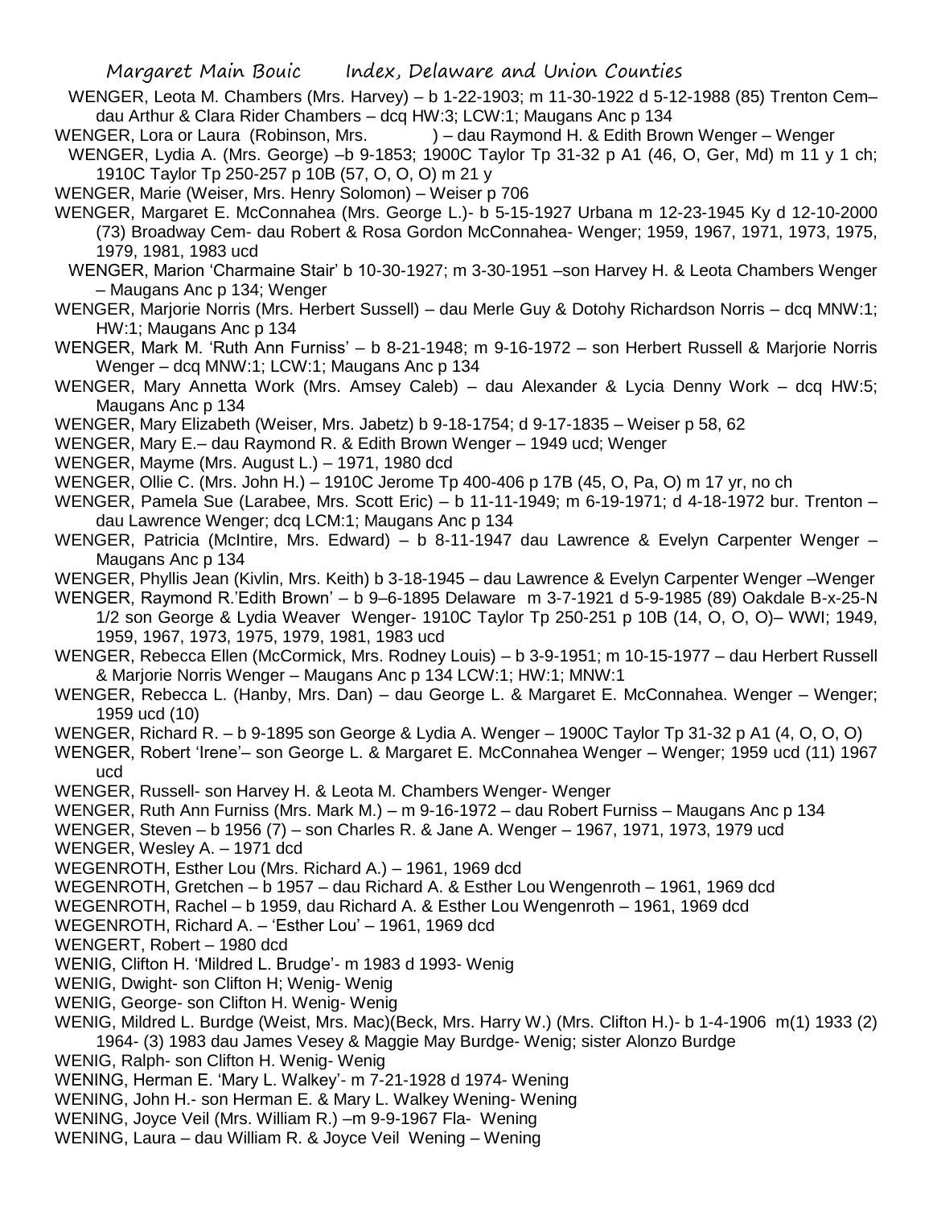WENGER, Leota M. Chambers (Mrs. Harvey) – b 1-22-1903; m 11-30-1922 d 5-12-1988 (85) Trenton Cem– dau Arthur & Clara Rider Chambers – dcq HW:3; LCW:1; Maugans Anc p 134

WENGER, Lora or Laura (Robinson, Mrs. ) – dau Raymond H. & Edith Brown Wenger – Wenger

WENGER, Lydia A. (Mrs. George) –b 9-1853; 1900C Taylor Tp 31-32 p A1 (46, O, Ger, Md) m 11 y 1 ch; 1910C Taylor Tp 250-257 p 10B (57, O, O, O) m 21 y

WENGER, Marie (Weiser, Mrs. Henry Solomon) – Weiser p 706

WENGER, Margaret E. McConnahea (Mrs. George L.)- b 5-15-1927 Urbana m 12-23-1945 Ky d 12-10-2000 (73) Broadway Cem- dau Robert & Rosa Gordon McConnahea- Wenger; 1959, 1967, 1971, 1973, 1975, 1979, 1981, 1983 ucd

WENGER, Marion 'Charmaine Stair' b 10-30-1927; m 3-30-1951 –son Harvey H. & Leota Chambers Wenger – Maugans Anc p 134; Wenger

WENGER, Marjorie Norris (Mrs. Herbert Sussell) – dau Merle Guy & Dotohy Richardson Norris – dcq MNW:1; HW:1; Maugans Anc p 134

WENGER, Mark M. 'Ruth Ann Furniss' – b 8-21-1948; m 9-16-1972 – son Herbert Russell & Marjorie Norris Wenger – dcq MNW:1; LCW:1; Maugans Anc p 134

WENGER, Mary Annetta Work (Mrs. Amsey Caleb) – dau Alexander & Lycia Denny Work – dcq HW:5; Maugans Anc p 134

WENGER, Mary Elizabeth (Weiser, Mrs. Jabetz) b 9-18-1754; d 9-17-1835 – Weiser p 58, 62

WENGER, Mary E.– dau Raymond R. & Edith Brown Wenger – 1949 ucd; Wenger

WENGER, Mayme (Mrs. August L.) – 1971, 1980 dcd

WENGER, Ollie C. (Mrs. John H.) – 1910C Jerome Tp 400-406 p 17B (45, O, Pa, O) m 17 yr, no ch

WENGER, Pamela Sue (Larabee, Mrs. Scott Eric) – b 11-11-1949; m 6-19-1971; d 4-18-1972 bur. Trenton – dau Lawrence Wenger; dcq LCM:1; Maugans Anc p 134

WENGER, Patricia (McIntire, Mrs. Edward) – b 8-11-1947 dau Lawrence & Evelyn Carpenter Wenger – Maugans Anc p 134

WENGER, Phyllis Jean (Kivlin, Mrs. Keith) b 3-18-1945 – dau Lawrence & Evelyn Carpenter Wenger –Wenger

WENGER, Raymond R.'Edith Brown' – b 9–6-1895 Delaware m 3-7-1921 d 5-9-1985 (89) Oakdale B-x-25-N 1/2 son George & Lydia Weaver Wenger- 1910C Taylor Tp 250-251 p 10B (14, O, O, O)– WWI; 1949, 1959, 1967, 1973, 1975, 1979, 1981, 1983 ucd

WENGER, Rebecca Ellen (McCormick, Mrs. Rodney Louis) – b 3-9-1951; m 10-15-1977 – dau Herbert Russell & Marjorie Norris Wenger – Maugans Anc p 134 LCW:1; HW:1; MNW:1

WENGER, Rebecca L. (Hanby, Mrs. Dan) – dau George L. & Margaret E. McConnahea. Wenger – Wenger; 1959 ucd (10)

WENGER, Richard R. – b 9-1895 son George & Lydia A. Wenger – 1900C Taylor Tp 31-32 p A1 (4, O, O, O)

WENGER, Robert 'Irene'– son George L. & Margaret E. McConnahea Wenger – Wenger; 1959 ucd (11) 1967 ucd

WENGER, Russell- son Harvey H. & Leota M. Chambers Wenger- Wenger

WENGER, Ruth Ann Furniss (Mrs. Mark M.) – m 9-16-1972 – dau Robert Furniss – Maugans Anc p 134

WENGER, Steven – b 1956 (7) – son Charles R. & Jane A. Wenger – 1967, 1971, 1973, 1979 ucd

WENGER, Wesley A. – 1971 dcd

WEGENROTH, Esther Lou (Mrs. Richard A.) – 1961, 1969 dcd

WEGENROTH, Gretchen – b 1957 – dau Richard A. & Esther Lou Wengenroth – 1961, 1969 dcd

WEGENROTH, Rachel – b 1959, dau Richard A. & Esther Lou Wengenroth – 1961, 1969 dcd

WEGENROTH, Richard A. – 'Esther Lou' – 1961, 1969 dcd

WENGERT, Robert – 1980 dcd

WENIG, Clifton H. 'Mildred L. Brudge'- m 1983 d 1993- Wenig

WENIG, Dwight- son Clifton H; Wenig- Wenig

WENIG, George- son Clifton H. Wenig- Wenig

WENIG, Mildred L. Burdge (Weist, Mrs. Mac)(Beck, Mrs. Harry W.) (Mrs. Clifton H.)- b 1-4-1906 m(1) 1933 (2) 1964- (3) 1983 dau James Vesey & Maggie May Burdge- Wenig; sister Alonzo Burdge

WENIG, Ralph- son Clifton H. Wenig- Wenig

WENING, Herman E. 'Mary L. Walkey'- m 7-21-1928 d 1974- Wening

WENING, John H.- son Herman E. & Mary L. Walkey Wening- Wening

WENING, Joyce Veil (Mrs. William R.) –m 9-9-1967 Fla- Wening

WENING, Laura – dau William R. & Joyce Veil Wening – Wening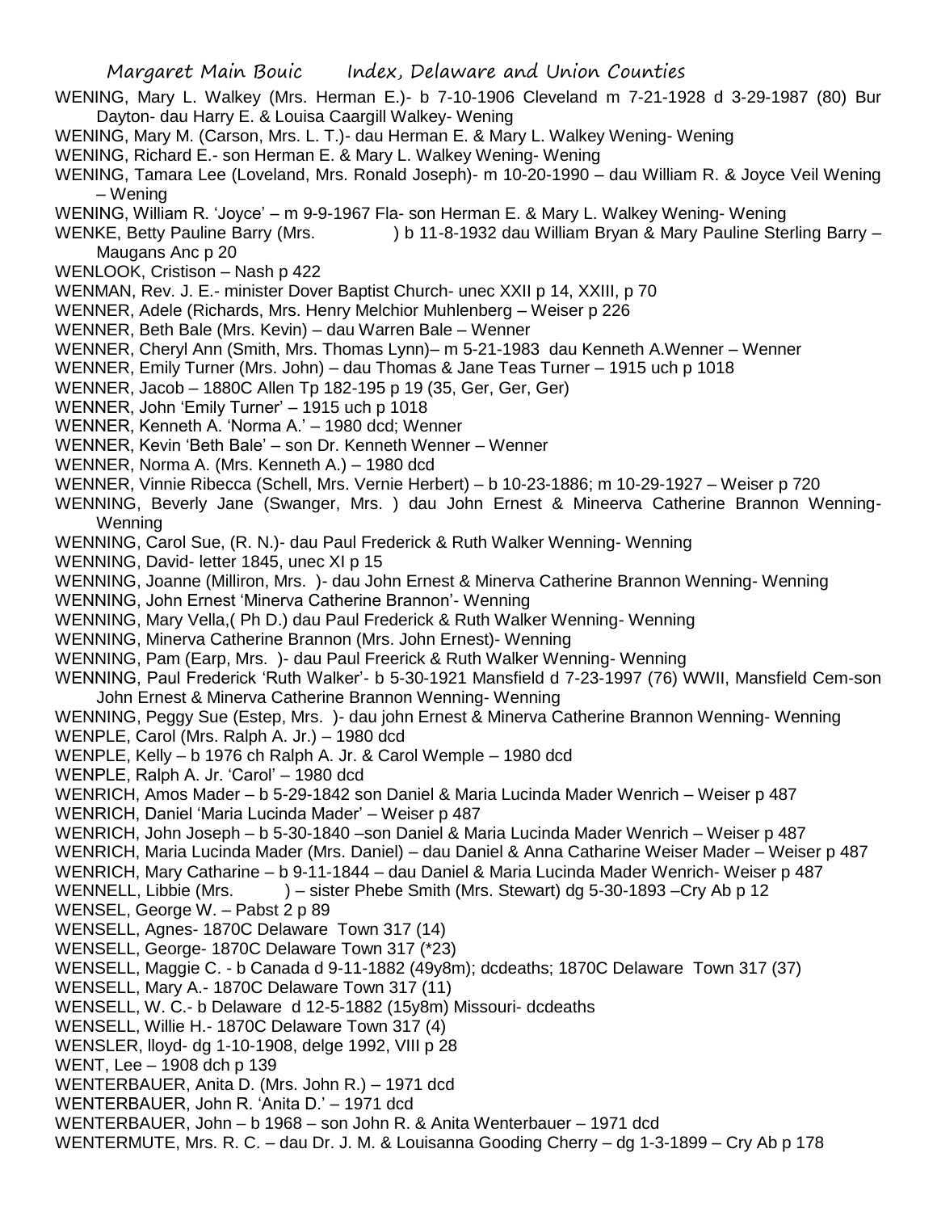WENING, Mary L. Walkey (Mrs. Herman E.)- b 7-10-1906 Cleveland m 7-21-1928 d 3-29-1987 (80) Bur Dayton- dau Harry E. & Louisa Caargill Walkey- Wening

WENING, Mary M. (Carson, Mrs. L. T.)- dau Herman E. & Mary L. Walkey Wening- Wening

WENING, Richard E.- son Herman E. & Mary L. Walkey Wening- Wening

WENING, Tamara Lee (Loveland, Mrs. Ronald Joseph)- m 10-20-1990 – dau William R. & Joyce Veil Wening – Wening

WENING, William R. 'Joyce' – m 9-9-1967 Fla- son Herman E. & Mary L. Walkey Wening- Wening

WENKE, Betty Pauline Barry (Mrs. ) b 11-8-1932 dau William Bryan & Mary Pauline Sterling Barry – Maugans Anc p 20

WENLOOK, Cristison – Nash p 422

WENMAN, Rev. J. E.- minister Dover Baptist Church- unec XXII p 14, XXIII, p 70

WENNER, Adele (Richards, Mrs. Henry Melchior Muhlenberg – Weiser p 226

WENNER, Beth Bale (Mrs. Kevin) – dau Warren Bale – Wenner

WENNER, Cheryl Ann (Smith, Mrs. Thomas Lynn)– m 5-21-1983 dau Kenneth A.Wenner – Wenner

WENNER, Emily Turner (Mrs. John) – dau Thomas & Jane Teas Turner – 1915 uch p 1018

WENNER, Jacob – 1880C Allen Tp 182-195 p 19 (35, Ger, Ger, Ger)

WENNER, John 'Emily Turner' – 1915 uch p 1018

WENNER, Kenneth A. 'Norma A.' – 1980 dcd; Wenner

WENNER, Kevin 'Beth Bale' – son Dr. Kenneth Wenner – Wenner

WENNER, Norma A. (Mrs. Kenneth A.) – 1980 dcd

WENNER, Vinnie Ribecca (Schell, Mrs. Vernie Herbert) – b 10-23-1886; m 10-29-1927 – Weiser p 720

WENNING, Beverly Jane (Swanger, Mrs. ) dau John Ernest & Mineerva Catherine Brannon Wenning- Wenning

WENNING, Carol Sue, (R. N.)- dau Paul Frederick & Ruth Walker Wenning- Wenning

WENNING, David- letter 1845, unec XI p 15

WENNING, Joanne (Milliron, Mrs. )- dau John Ernest & Minerva Catherine Brannon Wenning- Wenning

WENNING, John Ernest 'Minerva Catherine Brannon'- Wenning

WENNING, Mary Vella,( Ph D.) dau Paul Frederick & Ruth Walker Wenning- Wenning

WENNING, Minerva Catherine Brannon (Mrs. John Ernest)- Wenning

WENNING, Pam (Earp, Mrs. )- dau Paul Freerick & Ruth Walker Wenning- Wenning

WENNING, Paul Frederick 'Ruth Walker'- b 5-30-1921 Mansfield d 7-23-1997 (76) WWII, Mansfield Cem-son John Ernest & Minerva Catherine Brannon Wenning- Wenning

WENNING, Peggy Sue (Estep, Mrs. )- dau john Ernest & Minerva Catherine Brannon Wenning- Wenning

WENPLE, Carol (Mrs. Ralph A. Jr.) – 1980 dcd

WENPLE, Kelly – b 1976 ch Ralph A. Jr. & Carol Wemple – 1980 dcd

WENPLE, Ralph A. Jr. 'Carol' – 1980 dcd

WENRICH, Amos Mader – b 5-29-1842 son Daniel & Maria Lucinda Mader Wenrich – Weiser p 487

WENRICH, Daniel 'Maria Lucinda Mader' – Weiser p 487

WENRICH, John Joseph – b 5-30-1840 –son Daniel & Maria Lucinda Mader Wenrich – Weiser p 487

WENRICH, Maria Lucinda Mader (Mrs. Daniel) – dau Daniel & Anna Catharine Weiser Mader – Weiser p 487

WENRICH, Mary Catharine – b 9-11-1844 – dau Daniel & Maria Lucinda Mader Wenrich- Weiser p 487

WENNELL, Libbie (Mrs. ) – sister Phebe Smith (Mrs. Stewart) dg 5-30-1893 –Cry Ab p 12

WENSEL, George W. – Pabst 2 p 89

WENSELL, Agnes- 1870C Delaware Town 317 (14)

WENSELL, George- 1870C Delaware Town 317 (*23)

WENSELL, Maggie C. - b Canada d 9-11-1882 (49y8m); dcdeaths; 1870C Delaware Town 317 (37)

WENSELL, Mary A.- 1870C Delaware Town 317 (11)

WENSELL, W. C.- b Delaware d 12-5-1882 (15y8m) Missouri- dcdeaths

WENSELL, Willie H.- 1870C Delaware Town 317 (4)

WENSLER, lloyd- dg 1-10-1908, delge 1992, VIII p 28

WENT, Lee – 1908 dch p 139

WENTERBAUER, Anita D. (Mrs. John R.) – 1971 dcd

WENTERBAUER, John R. 'Anita D.' – 1971 dcd

WENTERBAUER, John – b 1968 – son John R. & Anita Wenterbauer – 1971 dcd

WENTERMUTE, Mrs. R. C. – dau Dr. J. M. & Louisanna Gooding Cherry – dg 1-3-1899 – Cry Ab p 178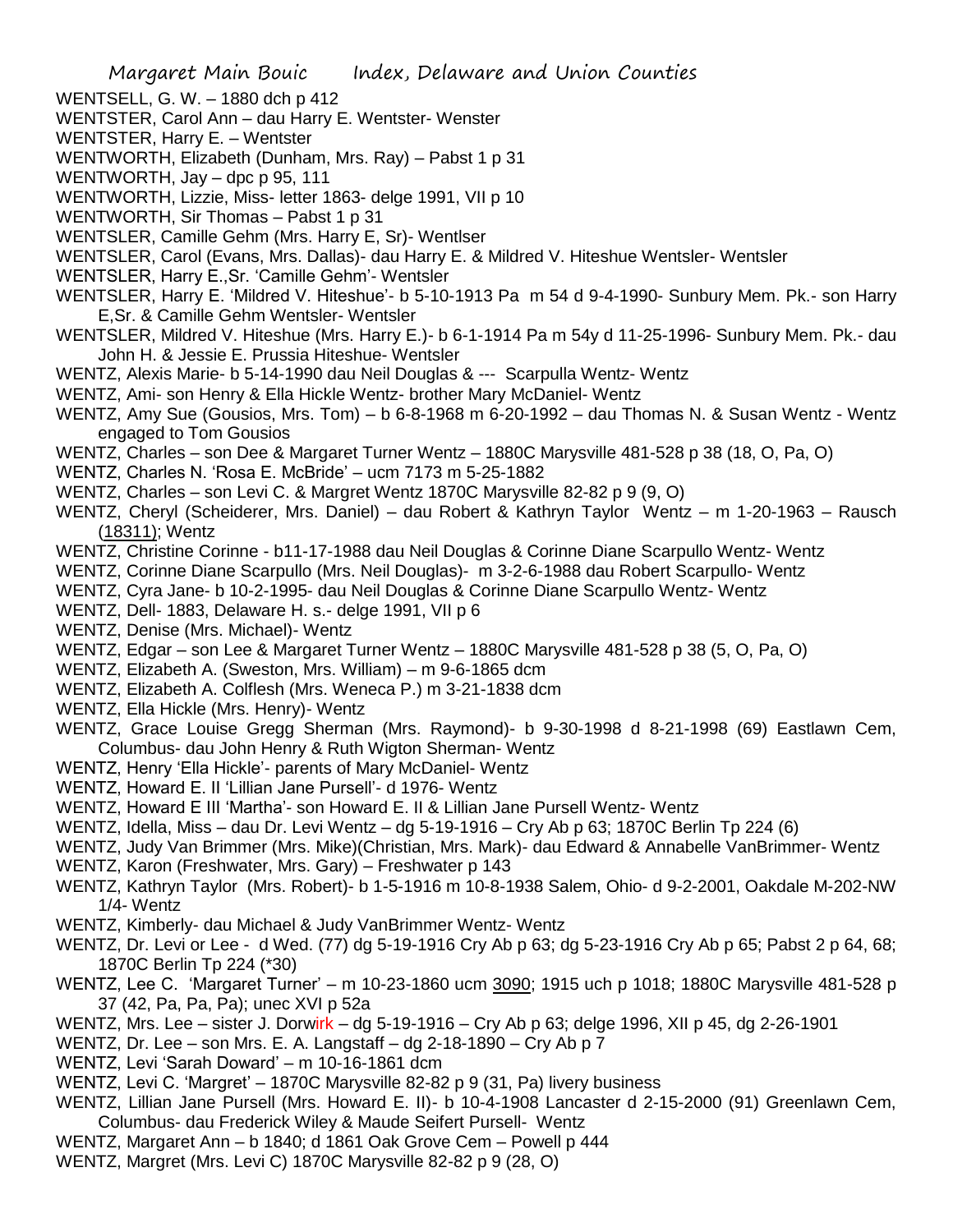WENTSELL, G. W. – 1880 dch p 412

WENTSTER, Carol Ann – dau Harry E. Wentster- Wenster

WENTSTER, Harry E. – Wentster

WENTWORTH, Elizabeth (Dunham, Mrs. Ray) – Pabst 1 p 31

WENTWORTH, Jay – dpc p 95, 111

WENTWORTH, Lizzie, Miss- letter 1863- delge 1991, VII p 10

WENTWORTH, Sir Thomas – Pabst 1 p 31

WENTSLER, Camille Gehm (Mrs. Harry E, Sr)- Wentlser

WENTSLER, Carol (Evans, Mrs. Dallas)- dau Harry E. & Mildred V. Hiteshue Wentsler- Wentsler

WENTSLER, Harry E.,Sr. 'Camille Gehm'- Wentsler

WENTSLER, Harry E. 'Mildred V. Hiteshue'- b 5-10-1913 Pa m 54 d 9-4-1990- Sunbury Mem. Pk.- son Harry E,Sr. & Camille Gehm Wentsler- Wentsler

WENTSLER, Mildred V. Hiteshue (Mrs. Harry E.)- b 6-1-1914 Pa m 54y d 11-25-1996- Sunbury Mem. Pk.- dau John H. & Jessie E. Prussia Hiteshue- Wentsler

WENTZ, Alexis Marie- b 5-14-1990 dau Neil Douglas & --- Scarpulla Wentz- Wentz

WENTZ, Ami- son Henry & Ella Hickle Wentz- brother Mary McDaniel- Wentz

WENTZ, Amy Sue (Gousios, Mrs. Tom) – b 6-8-1968 m 6-20-1992 – dau Thomas N. & Susan Wentz - Wentz engaged to Tom Gousios

WENTZ, Charles – son Dee & Margaret Turner Wentz – 1880C Marysville 481-528 p 38 (18, O, Pa, O)

WENTZ, Charles N. 'Rosa E. McBride' – ucm 7173 m 5-25-1882

WENTZ, Charles – son Levi C. & Margret Wentz 1870C Marysville 82-82 p 9 (9, O)

WENTZ, Cheryl (Scheiderer, Mrs. Daniel) – dau Robert & Kathryn Taylor Wentz – m 1-20-1963 – Rausch (18311); Wentz

WENTZ, Christine Corinne - b11-17-1988 dau Neil Douglas & Corinne Diane Scarpullo Wentz- Wentz

WENTZ, Corinne Diane Scarpullo (Mrs. Neil Douglas)- m 3-2-6-1988 dau Robert Scarpullo- Wentz

WENTZ, Cyra Jane- b 10-2-1995- dau Neil Douglas & Corinne Diane Scarpullo Wentz- Wentz

WENTZ, Dell- 1883, Delaware H. s.- delge 1991, VII p 6

WENTZ, Denise (Mrs. Michael)- Wentz

WENTZ, Edgar – son Lee & Margaret Turner Wentz – 1880C Marysville 481-528 p 38 (5, O, Pa, O)

WENTZ, Elizabeth A. (Sweston, Mrs. William) – m 9-6-1865 dcm

WENTZ, Elizabeth A. Colflesh (Mrs. Weneca P.) m 3-21-1838 dcm

WENTZ, Ella Hickle (Mrs. Henry)- Wentz

WENTZ, Grace Louise Gregg Sherman (Mrs. Raymond)- b 9-30-1998 d 8-21-1998 (69) Eastlawn Cem, Columbus- dau John Henry & Ruth Wigton Sherman- Wentz

WENTZ, Henry 'Ella Hickle'- parents of Mary McDaniel- Wentz

WENTZ, Howard E. II 'Lillian Jane Pursell'- d 1976- Wentz

WENTZ, Howard E III 'Martha'- son Howard E. II & Lillian Jane Pursell Wentz- Wentz

WENTZ, Idella, Miss – dau Dr. Levi Wentz – dg 5-19-1916 – Cry Ab p 63; 1870C Berlin Tp 224 (6)

WENTZ, Judy Van Brimmer (Mrs. Mike)(Christian, Mrs. Mark)- dau Edward & Annabelle VanBrimmer- Wentz

WENTZ, Karon (Freshwater, Mrs. Gary) – Freshwater p 143

WENTZ, Kathryn Taylor (Mrs. Robert)- b 1-5-1916 m 10-8-1938 Salem, Ohio- d 9-2-2001, Oakdale M-202-NW 1/4- Wentz

WENTZ, Kimberly- dau Michael & Judy VanBrimmer Wentz- Wentz

WENTZ, Dr. Levi or Lee - d Wed. (77) dg 5-19-1916 Cry Ab p 63; dg 5-23-1916 Cry Ab p 65; Pabst 2 p 64, 68; 1870C Berlin Tp 224 (*30)

WENTZ, Lee C. 'Margaret Turner' – m 10-23-1860 ucm 3090; 1915 uch p 1018; 1880C Marysville 481-528 p 37 (42, Pa, Pa, Pa); unec XVI p 52a

WENTZ, Mrs. Lee – sister J. Dorwirk – dg 5-19-1916 – Cry Ab p 63; delge 1996, XII p 45, dg 2-26-1901

WENTZ, Dr. Lee – son Mrs. E. A. Langstaff – dg 2-18-1890 – Cry Ab p 7

WENTZ, Levi 'Sarah Doward' – m 10-16-1861 dcm

WENTZ, Levi C. 'Margret' – 1870C Marysville 82-82 p 9 (31, Pa) livery business

WENTZ, Lillian Jane Pursell (Mrs. Howard E. II)- b 10-4-1908 Lancaster d 2-15-2000 (91) Greenlawn Cem, Columbus- dau Frederick Wiley & Maude Seifert Pursell- Wentz

WENTZ, Margaret Ann – b 1840; d 1861 Oak Grove Cem – Powell p 444

WENTZ, Margret (Mrs. Levi C) 1870C Marysville 82-82 p 9 (28, O)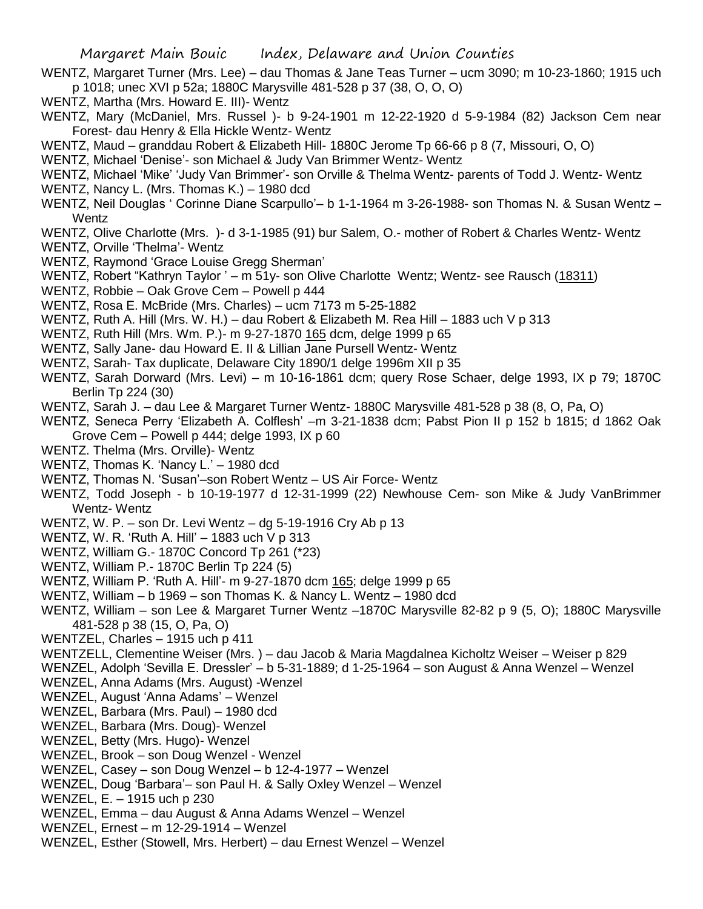WENTZ, Margaret Turner (Mrs. Lee) – dau Thomas & Jane Teas Turner – ucm 3090; m 10-23-1860; 1915 uch p 1018; unec XVI p 52a; 1880C Marysville 481-528 p 37 (38, O, O, O)

WENTZ, Martha (Mrs. Howard E. III)- Wentz

WENTZ, Mary (McDaniel, Mrs. Russel )- b 9-24-1901 m 12-22-1920 d 5-9-1984 (82) Jackson Cem near Forest- dau Henry & Ella Hickle Wentz- Wentz

WENTZ, Maud – granddau Robert & Elizabeth Hill- 1880C Jerome Tp 66-66 p 8 (7, Missouri, O, O)

WENTZ, Michael 'Denise'- son Michael & Judy Van Brimmer Wentz- Wentz

WENTZ, Michael 'Mike' 'Judy Van Brimmer'- son Orville & Thelma Wentz- parents of Todd J. Wentz- Wentz

WENTZ, Nancy L. (Mrs. Thomas K.) – 1980 dcd

WENTZ, Neil Douglas ' Corinne Diane Scarpullo'– b 1-1-1964 m 3-26-1988- son Thomas N. & Susan Wentz – Wentz

WENTZ, Olive Charlotte (Mrs. )- d 3-1-1985 (91) bur Salem, O.- mother of Robert & Charles Wentz- Wentz

WENTZ, Orville 'Thelma'- Wentz

WENTZ, Raymond 'Grace Louise Gregg Sherman'

WENTZ, Robert "Kathryn Taylor ' – m 51y- son Olive Charlotte Wentz; Wentz- see Rausch (18311)

WENTZ, Robbie – Oak Grove Cem – Powell p 444

WENTZ, Rosa E. McBride (Mrs. Charles) – ucm 7173 m 5-25-1882

WENTZ, Ruth A. Hill (Mrs. W. H.) – dau Robert & Elizabeth M. Rea Hill – 1883 uch V p 313

WENTZ, Ruth Hill (Mrs. Wm. P.)- m 9-27-1870 165 dcm, delge 1999 p 65

WENTZ, Sally Jane- dau Howard E. II & Lillian Jane Pursell Wentz- Wentz

WENTZ, Sarah- Tax duplicate, Delaware City 1890/1 delge 1996m XII p 35

WENTZ, Sarah Dorward (Mrs. Levi) – m 10-16-1861 dcm; query Rose Schaer, delge 1993, IX p 79; 1870C Berlin Tp 224 (30)

WENTZ, Sarah J. – dau Lee & Margaret Turner Wentz- 1880C Marysville 481-528 p 38 (8, O, Pa, O)

WENTZ, Seneca Perry 'Elizabeth A. Colflesh' –m 3-21-1838 dcm; Pabst Pion II p 152 b 1815; d 1862 Oak Grove Cem – Powell p 444; delge 1993, IX p 60

WENTZ. Thelma (Mrs. Orville)- Wentz

WENTZ, Thomas K. 'Nancy L.' – 1980 dcd

WENTZ, Thomas N. 'Susan'–son Robert Wentz – US Air Force- Wentz

WENTZ, Todd Joseph - b 10-19-1977 d 12-31-1999 (22) Newhouse Cem- son Mike & Judy VanBrimmer Wentz- Wentz

WENTZ, W. P. – son Dr. Levi Wentz – dg 5-19-1916 Cry Ab p 13

WENTZ, W. R. 'Ruth A. Hill' – 1883 uch V p 313

WENTZ, William G.- 1870C Concord Tp 261 (*23)

WENTZ, William P.- 1870C Berlin Tp 224 (5)

WENTZ, William P. 'Ruth A. Hill'- m 9-27-1870 dcm 165; delge 1999 p 65

WENTZ, William – b 1969 – son Thomas K. & Nancy L. Wentz – 1980 dcd

WENTZ, William – son Lee & Margaret Turner Wentz –1870C Marysville 82-82 p 9 (5, O); 1880C Marysville 481-528 p 38 (15, O, Pa, O)

WENTZEL, Charles – 1915 uch p 411

WENTZELL, Clementine Weiser (Mrs. ) – dau Jacob & Maria Magdalnea Kicholtz Weiser – Weiser p 829

WENZEL, Adolph 'Sevilla E. Dressler' – b 5-31-1889; d 1-25-1964 – son August & Anna Wenzel – Wenzel

WENZEL, Anna Adams (Mrs. August) -Wenzel

WENZEL, August 'Anna Adams' – Wenzel

WENZEL, Barbara (Mrs. Paul) – 1980 dcd

WENZEL, Barbara (Mrs. Doug)- Wenzel

WENZEL, Betty (Mrs. Hugo)- Wenzel

WENZEL, Brook – son Doug Wenzel - Wenzel

WENZEL, Casey – son Doug Wenzel – b 12-4-1977 – Wenzel

WENZEL, Doug 'Barbara'– son Paul H. & Sally Oxley Wenzel – Wenzel

WENZEL, E. – 1915 uch p 230

WENZEL, Emma – dau August & Anna Adams Wenzel – Wenzel

WENZEL, Ernest – m 12-29-1914 – Wenzel

WENZEL, Esther (Stowell, Mrs. Herbert) – dau Ernest Wenzel – Wenzel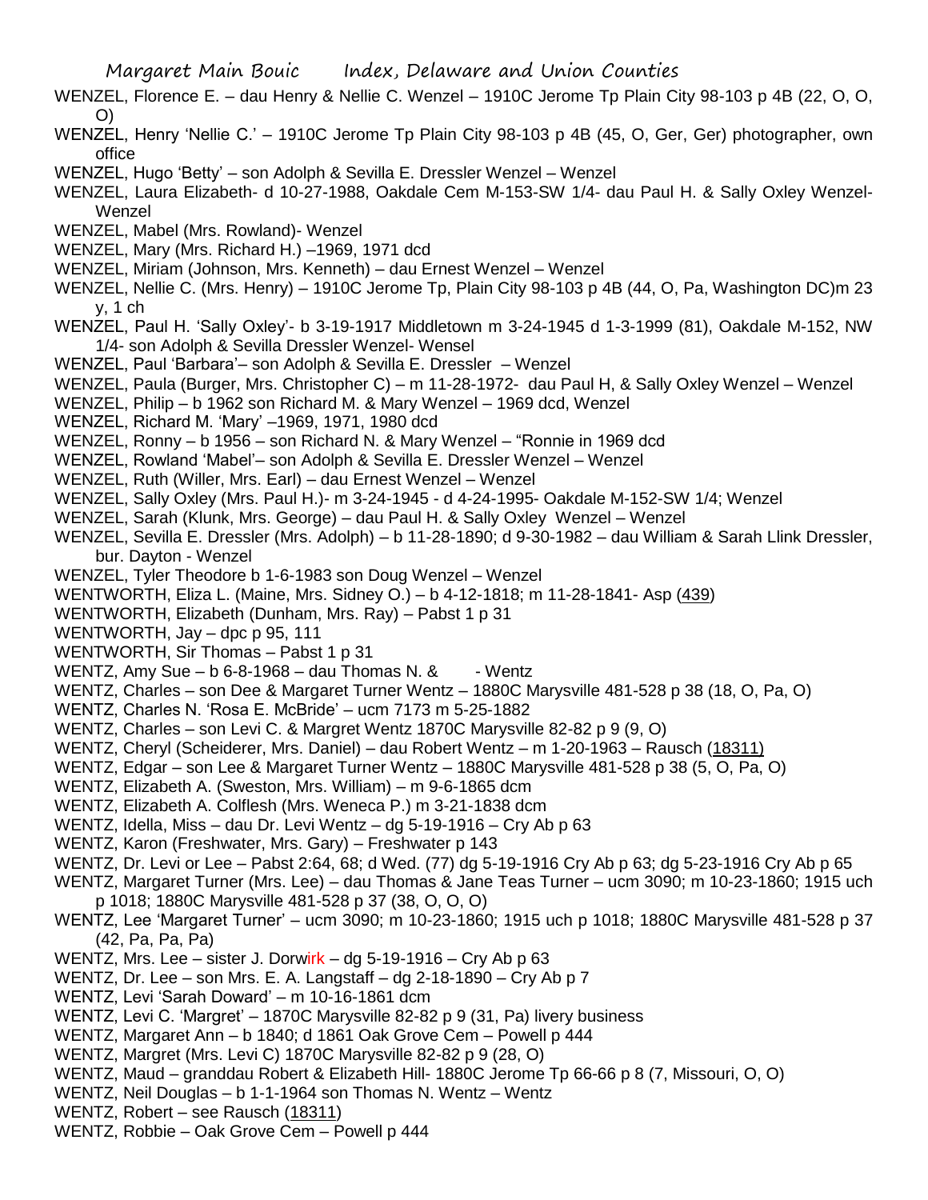WENZEL, Florence E. – dau Henry & Nellie C. Wenzel – 1910C Jerome Tp Plain City 98-103 p 4B (22, O, O, O)

WENZEL, Henry 'Nellie C.' – 1910C Jerome Tp Plain City 98-103 p 4B (45, O, Ger, Ger) photographer, own office

WENZEL, Hugo 'Betty' – son Adolph & Sevilla E. Dressler Wenzel – Wenzel

WENZEL, Laura Elizabeth- d 10-27-1988, Oakdale Cem M-153-SW 1/4- dau Paul H. & Sally Oxley Wenzel- Wenzel

WENZEL, Mabel (Mrs. Rowland)- Wenzel

WENZEL, Mary (Mrs. Richard H.) –1969, 1971 dcd

WENZEL, Miriam (Johnson, Mrs. Kenneth) – dau Ernest Wenzel – Wenzel

WENZEL, Nellie C. (Mrs. Henry) – 1910C Jerome Tp, Plain City 98-103 p 4B (44, O, Pa, Washington DC)m 23 y, 1 ch

WENZEL, Paul H. 'Sally Oxley'- b 3-19-1917 Middletown m 3-24-1945 d 1-3-1999 (81), Oakdale M-152, NW 1/4- son Adolph & Sevilla Dressler Wenzel- Wensel

WENZEL, Paul 'Barbara'– son Adolph & Sevilla E. Dressler – Wenzel

WENZEL, Paula (Burger, Mrs. Christopher C) – m 11-28-1972- dau Paul H, & Sally Oxley Wenzel – Wenzel

WENZEL, Philip – b 1962 son Richard M. & Mary Wenzel – 1969 dcd, Wenzel

WENZEL, Richard M. 'Mary' –1969, 1971, 1980 dcd

WENZEL, Ronny – b 1956 – son Richard N. & Mary Wenzel – "Ronnie in 1969 dcd

WENZEL, Rowland 'Mabel'– son Adolph & Sevilla E. Dressler Wenzel – Wenzel

WENZEL, Ruth (Willer, Mrs. Earl) – dau Ernest Wenzel – Wenzel

WENZEL, Sally Oxley (Mrs. Paul H.)- m 3-24-1945 - d 4-24-1995- Oakdale M-152-SW 1/4; Wenzel

WENZEL, Sarah (Klunk, Mrs. George) – dau Paul H. & Sally Oxley Wenzel – Wenzel

WENZEL, Sevilla E. Dressler (Mrs. Adolph) – b 11-28-1890; d 9-30-1982 – dau William & Sarah Llink Dressler, bur. Dayton - Wenzel

WENZEL, Tyler Theodore b 1-6-1983 son Doug Wenzel – Wenzel

WENTWORTH, Eliza L. (Maine, Mrs. Sidney O.) – b 4-12-1818; m 11-28-1841- Asp (439)

WENTWORTH, Elizabeth (Dunham, Mrs. Ray) – Pabst 1 p 31

WENTWORTH, Jay – dpc p 95, 111

WENTWORTH, Sir Thomas – Pabst 1 p 31

WENTZ, Amy Sue – b 6-8-1968 – dau Thomas N. &   - Wentz

WENTZ, Charles – son Dee & Margaret Turner Wentz – 1880C Marysville 481-528 p 38 (18, O, Pa, O)

WENTZ, Charles N. 'Rosa E. McBride' – ucm 7173 m 5-25-1882

WENTZ, Charles – son Levi C. & Margret Wentz 1870C Marysville 82-82 p 9 (9, O)

WENTZ, Cheryl (Scheiderer, Mrs. Daniel) – dau Robert Wentz – m 1-20-1963 – Rausch (18311)

WENTZ, Edgar – son Lee & Margaret Turner Wentz – 1880C Marysville 481-528 p 38 (5, O, Pa, O)

WENTZ, Elizabeth A. (Sweston, Mrs. William) – m 9-6-1865 dcm

WENTZ, Elizabeth A. Colflesh (Mrs. Weneca P.) m 3-21-1838 dcm

WENTZ, Idella, Miss – dau Dr. Levi Wentz – dg 5-19-1916 – Cry Ab p 63

WENTZ, Karon (Freshwater, Mrs. Gary) – Freshwater p 143

WENTZ, Dr. Levi or Lee – Pabst 2:64, 68; d Wed. (77) dg 5-19-1916 Cry Ab p 63; dg 5-23-1916 Cry Ab p 65

WENTZ, Margaret Turner (Mrs. Lee) – dau Thomas & Jane Teas Turner – ucm 3090; m 10-23-1860; 1915 uch p 1018; 1880C Marysville 481-528 p 37 (38, O, O, O)

WENTZ, Lee 'Margaret Turner' – ucm 3090; m 10-23-1860; 1915 uch p 1018; 1880C Marysville 481-528 p 37 (42, Pa, Pa, Pa)

WENTZ, Mrs. Lee – sister J. Dorwirk – dg 5-19-1916 – Cry Ab p 63

WENTZ, Dr. Lee – son Mrs. E. A. Langstaff – dg 2-18-1890 – Cry Ab p 7

WENTZ, Levi 'Sarah Doward' – m 10-16-1861 dcm

WENTZ, Levi C. 'Margret' – 1870C Marysville 82-82 p 9 (31, Pa) livery business

WENTZ, Margaret Ann – b 1840; d 1861 Oak Grove Cem – Powell p 444

WENTZ, Margret (Mrs. Levi C) 1870C Marysville 82-82 p 9 (28, O)

WENTZ, Maud – granddau Robert & Elizabeth Hill- 1880C Jerome Tp 66-66 p 8 (7, Missouri, O, O)

WENTZ, Neil Douglas – b 1-1-1964 son Thomas N. Wentz – Wentz

WENTZ, Robert – see Rausch (18311)

WENTZ, Robbie – Oak Grove Cem – Powell p 444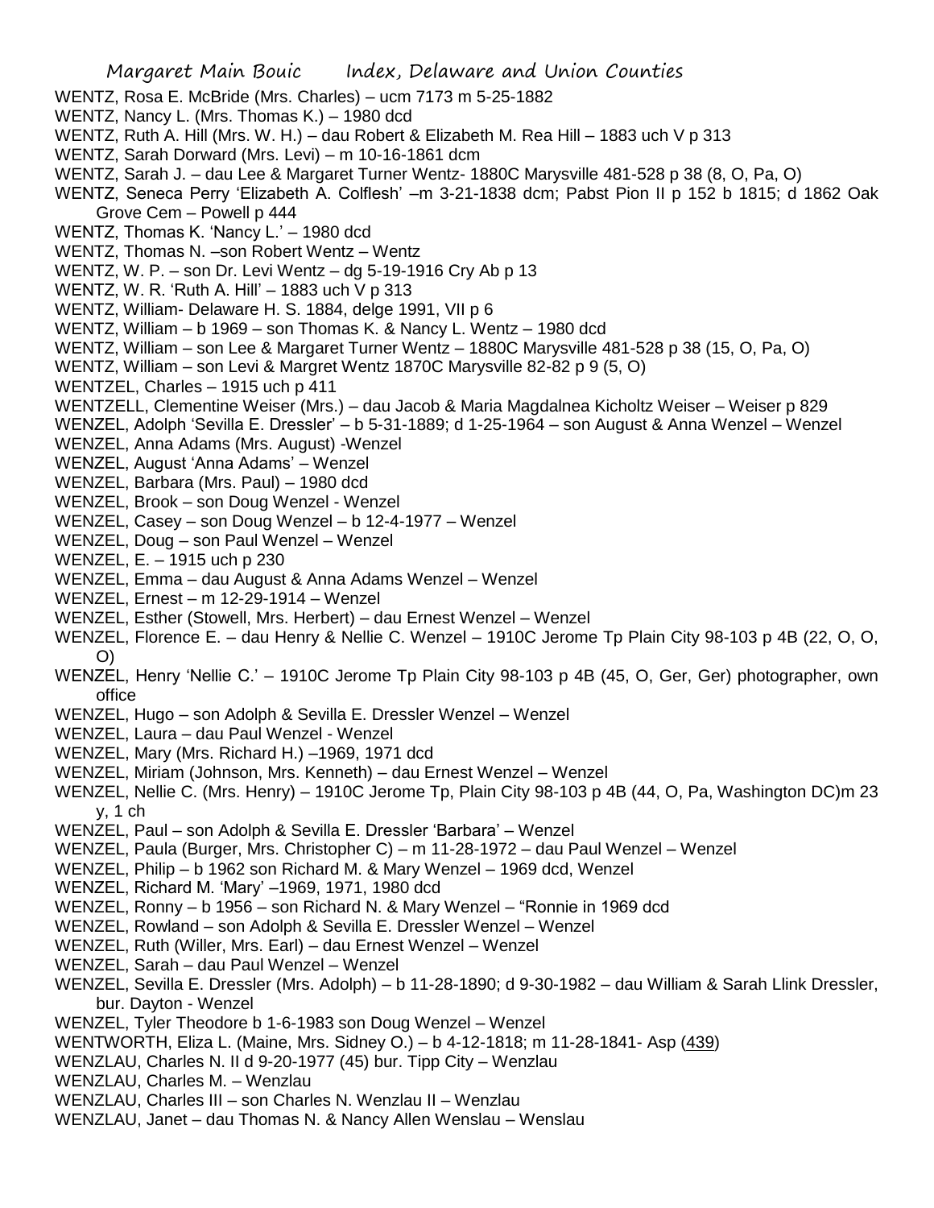WENTZ, Rosa E. McBride (Mrs. Charles) – ucm 7173 m 5-25-1882

WENTZ, Nancy L. (Mrs. Thomas K.) – 1980 dcd

WENTZ, Ruth A. Hill (Mrs. W. H.) – dau Robert & Elizabeth M. Rea Hill – 1883 uch V p 313

WENTZ, Sarah Dorward (Mrs. Levi) – m 10-16-1861 dcm

WENTZ, Sarah J. – dau Lee & Margaret Turner Wentz- 1880C Marysville 481-528 p 38 (8, O, Pa, O)

WENTZ, Seneca Perry 'Elizabeth A. Colflesh' –m 3-21-1838 dcm; Pabst Pion II p 152 b 1815; d 1862 Oak Grove Cem – Powell p 444

WENTZ, Thomas K. 'Nancy L.' – 1980 dcd

WENTZ, Thomas N. –son Robert Wentz – Wentz

WENTZ, W. P. – son Dr. Levi Wentz – dg 5-19-1916 Cry Ab p 13

WENTZ, W. R. 'Ruth A. Hill' – 1883 uch V p 313

WENTZ, William- Delaware H. S. 1884, delge 1991, VII p 6

WENTZ, William – b 1969 – son Thomas K. & Nancy L. Wentz – 1980 dcd

WENTZ, William – son Lee & Margaret Turner Wentz – 1880C Marysville 481-528 p 38 (15, O, Pa, O)

WENTZ, William – son Levi & Margret Wentz 1870C Marysville 82-82 p 9 (5, O)

WENTZEL, Charles – 1915 uch p 411

WENTZELL, Clementine Weiser (Mrs.) – dau Jacob & Maria Magdalnea Kicholtz Weiser – Weiser p 829

WENZEL, Adolph 'Sevilla E. Dressler' – b 5-31-1889; d 1-25-1964 – son August & Anna Wenzel – Wenzel

WENZEL, Anna Adams (Mrs. August) -Wenzel

WENZEL, August 'Anna Adams' – Wenzel

WENZEL, Barbara (Mrs. Paul) – 1980 dcd

WENZEL, Brook – son Doug Wenzel - Wenzel

WENZEL, Casey – son Doug Wenzel – b 12-4-1977 – Wenzel

WENZEL, Doug – son Paul Wenzel – Wenzel

WENZEL, E. – 1915 uch p 230

WENZEL, Emma – dau August & Anna Adams Wenzel – Wenzel

WENZEL, Ernest – m 12-29-1914 – Wenzel

WENZEL, Esther (Stowell, Mrs. Herbert) – dau Ernest Wenzel – Wenzel

WENZEL, Florence E. – dau Henry & Nellie C. Wenzel – 1910C Jerome Tp Plain City 98-103 p 4B (22, O, O, O)

WENZEL, Henry 'Nellie C.' – 1910C Jerome Tp Plain City 98-103 p 4B (45, O, Ger, Ger) photographer, own office

WENZEL, Hugo – son Adolph & Sevilla E. Dressler Wenzel – Wenzel

WENZEL, Laura – dau Paul Wenzel - Wenzel

WENZEL, Mary (Mrs. Richard H.) –1969, 1971 dcd

WENZEL, Miriam (Johnson, Mrs. Kenneth) – dau Ernest Wenzel – Wenzel

WENZEL, Nellie C. (Mrs. Henry) – 1910C Jerome Tp, Plain City 98-103 p 4B (44, O, Pa, Washington DC)m 23 y, 1 ch

WENZEL, Paul – son Adolph & Sevilla E. Dressler 'Barbara' – Wenzel

WENZEL, Paula (Burger, Mrs. Christopher C) – m 11-28-1972 – dau Paul Wenzel – Wenzel

WENZEL, Philip – b 1962 son Richard M. & Mary Wenzel – 1969 dcd, Wenzel

WENZEL, Richard M. 'Mary' –1969, 1971, 1980 dcd

WENZEL, Ronny – b 1956 – son Richard N. & Mary Wenzel – "Ronnie in 1969 dcd

WENZEL, Rowland – son Adolph & Sevilla E. Dressler Wenzel – Wenzel

WENZEL, Ruth (Willer, Mrs. Earl) – dau Ernest Wenzel – Wenzel

WENZEL, Sarah – dau Paul Wenzel – Wenzel

WENZEL, Sevilla E. Dressler (Mrs. Adolph) – b 11-28-1890; d 9-30-1982 – dau William & Sarah Llink Dressler, bur. Dayton - Wenzel

WENZEL, Tyler Theodore b 1-6-1983 son Doug Wenzel – Wenzel

WENTWORTH, Eliza L. (Maine, Mrs. Sidney O.) – b 4-12-1818; m 11-28-1841- Asp (439)

WENZLAU, Charles N. II d 9-20-1977 (45) bur. Tipp City – Wenzlau

WENZLAU, Charles M. – Wenzlau

WENZLAU, Charles III – son Charles N. Wenzlau II – Wenzlau

WENZLAU, Janet – dau Thomas N. & Nancy Allen Wenslau – Wenslau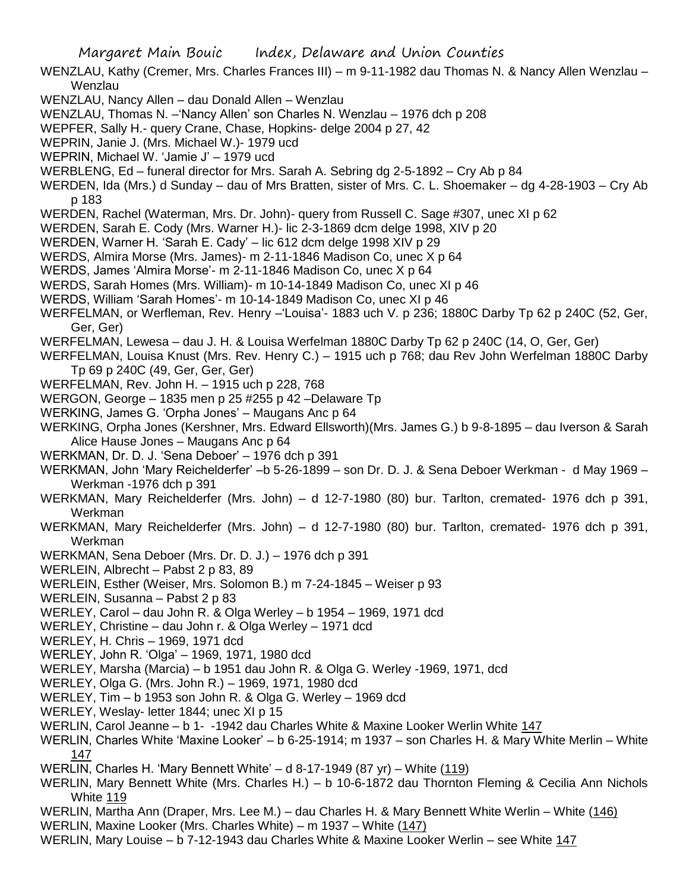WENZLAU, Kathy (Cremer, Mrs. Charles Frances III) – m 9-11-1982 dau Thomas N. & Nancy Allen Wenzlau – Wenzlau

WENZLAU, Nancy Allen – dau Donald Allen – Wenzlau

WENZLAU, Thomas N. –'Nancy Allen' son Charles N. Wenzlau – 1976 dch p 208

WEPFER, Sally H.- query Crane, Chase, Hopkins- delge 2004 p 27, 42

WEPRIN, Janie J. (Mrs. Michael W.)- 1979 ucd

WEPRIN, Michael W. 'Jamie J' – 1979 ucd

WERBLENG, Ed – funeral director for Mrs. Sarah A. Sebring dg 2-5-1892 – Cry Ab p 84

WERDEN, Ida (Mrs.) d Sunday – dau of Mrs Bratten, sister of Mrs. C. L. Shoemaker – dg 4-28-1903 – Cry Ab p 183

WERDEN, Rachel (Waterman, Mrs. Dr. John)- query from Russell C. Sage #307, unec XI p 62

WERDEN, Sarah E. Cody (Mrs. Warner H.)- lic 2-3-1869 dcm delge 1998, XIV p 20

WERDEN, Warner H. 'Sarah E. Cady' – lic 612 dcm delge 1998 XIV p 29

WERDS, Almira Morse (Mrs. James)- m 2-11-1846 Madison Co, unec X p 64

WERDS, James 'Almira Morse'- m 2-11-1846 Madison Co, unec X p 64

WERDS, Sarah Homes (Mrs. William)- m 10-14-1849 Madison Co, unec XI p 46

WERDS, William 'Sarah Homes'- m 10-14-1849 Madison Co, unec XI p 46

WERFELMAN, or Werfleman, Rev. Henry –'Louisa'- 1883 uch V. p 236; 1880C Darby Tp 62 p 240C (52, Ger, Ger, Ger)

WERFELMAN, Lewesa – dau J. H. & Louisa Werfelman 1880C Darby Tp 62 p 240C (14, O, Ger, Ger)

WERFELMAN, Louisa Knust (Mrs. Rev. Henry C.) – 1915 uch p 768; dau Rev John Werfelman 1880C Darby Tp 69 p 240C (49, Ger, Ger, Ger)

WERFELMAN, Rev. John H. – 1915 uch p 228, 768

WERGON, George – 1835 men p 25 #255 p 42 –Delaware Tp

WERKING, James G. 'Orpha Jones' – Maugans Anc p 64

WERKING, Orpha Jones (Kershner, Mrs. Edward Ellsworth)(Mrs. James G.) b 9-8-1895 – dau Iverson & Sarah Alice Hause Jones – Maugans Anc p 64

WERKMAN, Dr. D. J. 'Sena Deboer' – 1976 dch p 391

WERKMAN, John 'Mary Reichelderfer' –b 5-26-1899 – son Dr. D. J. & Sena Deboer Werkman - d May 1969 – Werkman -1976 dch p 391

WERKMAN, Mary Reichelderfer (Mrs. John) – d 12-7-1980 (80) bur. Tarlton, cremated- 1976 dch p 391, Werkman

WERKMAN, Mary Reichelderfer (Mrs. John) – d 12-7-1980 (80) bur. Tarlton, cremated- 1976 dch p 391, Werkman

WERKMAN, Sena Deboer (Mrs. Dr. D. J.) – 1976 dch p 391

WERLEIN, Albrecht – Pabst 2 p 83, 89

WERLEIN, Esther (Weiser, Mrs. Solomon B.) m 7-24-1845 – Weiser p 93

WERLEIN, Susanna – Pabst 2 p 83

WERLEY, Carol – dau John R. & Olga Werley – b 1954 – 1969, 1971 dcd

WERLEY, Christine – dau John r. & Olga Werley – 1971 dcd

WERLEY, H. Chris – 1969, 1971 dcd

WERLEY, John R. 'Olga' – 1969, 1971, 1980 dcd

WERLEY, Marsha (Marcia) – b 1951 dau John R. & Olga G. Werley -1969, 1971, dcd

WERLEY, Olga G. (Mrs. John R.) – 1969, 1971, 1980 dcd

WERLEY, Tim – b 1953 son John R. & Olga G. Werley – 1969 dcd

WERLEY, Weslay- letter 1844; unec XI p 15

WERLIN, Carol Jeanne – b 1- -1942 dau Charles White & Maxine Looker Werlin White 147

WERLIN, Charles White 'Maxine Looker' – b 6-25-1914; m 1937 – son Charles H. & Mary White Merlin – White 147

WERLIN, Charles H. 'Mary Bennett White' – d 8-17-1949 (87 yr) – White (119)

WERLIN, Mary Bennett White (Mrs. Charles H.) – b 10-6-1872 dau Thornton Fleming & Cecilia Ann Nichols White 119

WERLIN, Martha Ann (Draper, Mrs. Lee M.) – dau Charles H. & Mary Bennett White Werlin – White (146)

WERLIN, Maxine Looker (Mrs. Charles White) – m 1937 – White (147)

WERLIN, Mary Louise – b 7-12-1943 dau Charles White & Maxine Looker Werlin – see White 147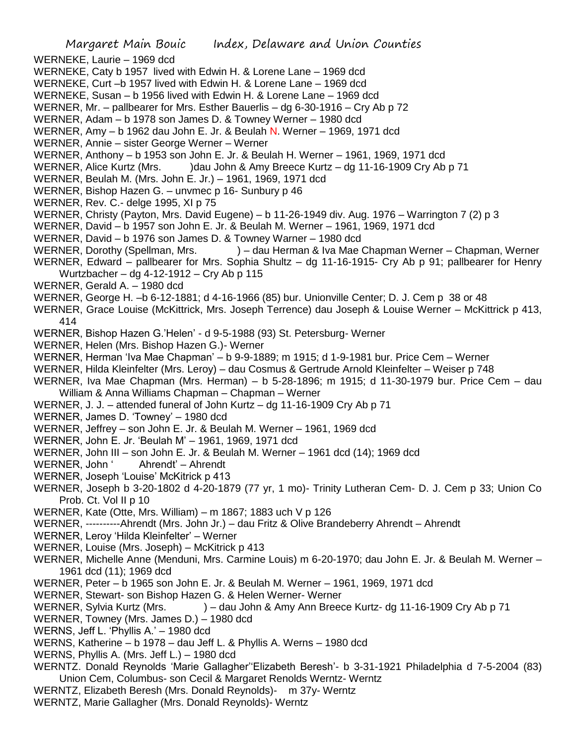WERNEKE, Laurie – 1969 dcd
WERNEKE, Caty b 1957 lived with Edwin H. & Lorene Lane – 1969 dcd
WERNEKE, Curt –b 1957 lived with Edwin H. & Lorene Lane – 1969 dcd
WERNEKE, Susan – b 1956 lived with Edwin H. & Lorene Lane – 1969 dcd
WERNER, Mr. – pallbearer for Mrs. Esther Bauerlis – dg 6-30-1916 – Cry Ab p 72
WERNER, Adam – b 1978 son James D. & Towney Werner – 1980 dcd
WERNER, Amy – b 1962 dau John E. Jr. & Beulah N. Werner – 1969, 1971 dcd
WERNER, Annie – sister George Werner – Werner
WERNER, Anthony – b 1953 son John E. Jr. & Beulah H. Werner – 1961, 1969, 1971 dcd
WERNER, Alice Kurtz (Mrs. )dau John & Amy Breece Kurtz – dg 11-16-1909 Cry Ab p 71
WERNER, Beulah M. (Mrs. John E. Jr.) – 1961, 1969, 1971 dcd
WERNER, Bishop Hazen G. – unvmec p 16- Sunbury p 46
WERNER, Rev. C.- delge 1995, XI p 75
WERNER, Christy (Payton, Mrs. David Eugene) – b 11-26-1949 div. Aug. 1976 – Warrington 7 (2) p 3
WERNER, David – b 1957 son John E. Jr. & Beulah M. Werner – 1961, 1969, 1971 dcd
WERNER, David – b 1976 son James D. & Towney Warner – 1980 dcd
WERNER, Dorothy (Spellman, Mrs. ) – dau Herman & Iva Mae Chapman Werner – Chapman, Werner
WERNER, Edward – pallbearer for Mrs. Sophia Shultz – dg 11-16-1915- Cry Ab p 91; pallbearer for Henry Wurtzbacher – dg 4-12-1912 – Cry Ab p 115
WERNER, Gerald A. – 1980 dcd
WERNER, George H. –b 6-12-1881; d 4-16-1966 (85) bur. Unionville Center; D. J. Cem p 38 or 48
WERNER, Grace Louise (McKittrick, Mrs. Joseph Terrence) dau Joseph & Louise Werner – McKittrick p 413, 414
WERNER, Bishop Hazen G.'Helen' - d 9-5-1988 (93) St. Petersburg- Werner
WERNER, Helen (Mrs. Bishop Hazen G.)- Werner
WERNER, Herman 'Iva Mae Chapman' – b 9-9-1889; m 1915; d 1-9-1981 bur. Price Cem – Werner
WERNER, Hilda Kleinfelter (Mrs. Leroy) – dau Cosmus & Gertrude Arnold Kleinfelter – Weiser p 748
WERNER, Iva Mae Chapman (Mrs. Herman) – b 5-28-1896; m 1915; d 11-30-1979 bur. Price Cem – dau William & Anna Williams Chapman – Chapman – Werner
WERNER, J. J. – attended funeral of John Kurtz – dg 11-16-1909 Cry Ab p 71
WERNER, James D. 'Towney' – 1980 dcd
WERNER, Jeffrey – son John E. Jr. & Beulah M. Werner – 1961, 1969 dcd
WERNER, John E. Jr. 'Beulah M' – 1961, 1969, 1971 dcd
WERNER, John III – son John E. Jr. & Beulah M. Werner – 1961 dcd (14); 1969 dcd
WERNER, John ' Ahrendt' – Ahrendt
WERNER, Joseph 'Louise' McKitrick p 413
WERNER, Joseph b 3-20-1802 d 4-20-1879 (77 yr, 1 mo)- Trinity Lutheran Cem- D. J. Cem p 33; Union Co Prob. Ct. Vol II p 10
WERNER, Kate (Otte, Mrs. William) – m 1867; 1883 uch V p 126
WERNER, ----------Ahrendt (Mrs. John Jr.) – dau Fritz & Olive Brandeberry Ahrendt – Ahrendt
WERNER, Leroy 'Hilda Kleinfelter' – Werner
WERNER, Louise (Mrs. Joseph) – McKitrick p 413
WERNER, Michelle Anne (Menduni, Mrs. Carmine Louis) m 6-20-1970; dau John E. Jr. & Beulah M. Werner – 1961 dcd (11); 1969 dcd
WERNER, Peter – b 1965 son John E. Jr. & Beulah M. Werner – 1961, 1969, 1971 dcd
WERNER, Stewart- son Bishop Hazen G. & Helen Werner- Werner
WERNER, Sylvia Kurtz (Mrs. ) – dau John & Amy Ann Breece Kurtz- dg 11-16-1909 Cry Ab p 71
WERNER, Towney (Mrs. James D.) – 1980 dcd
WERNS, Jeff L. 'Phyllis A.' – 1980 dcd
WERNS, Katherine – b 1978 – dau Jeff L. & Phyllis A. Werns – 1980 dcd
WERNS, Phyllis A. (Mrs. Jeff L.) – 1980 dcd
WERNTZ. Donald Reynolds 'Marie Gallagher''Elizabeth Beresh'- b 3-31-1921 Philadelphia d 7-5-2004 (83) Union Cem, Columbus- son Cecil & Margaret Renolds Werntz- Werntz
WERNTZ, Elizabeth Beresh (Mrs. Donald Reynolds)- m 37y- Werntz
WERNTZ, Marie Gallagher (Mrs. Donald Reynolds)- Werntz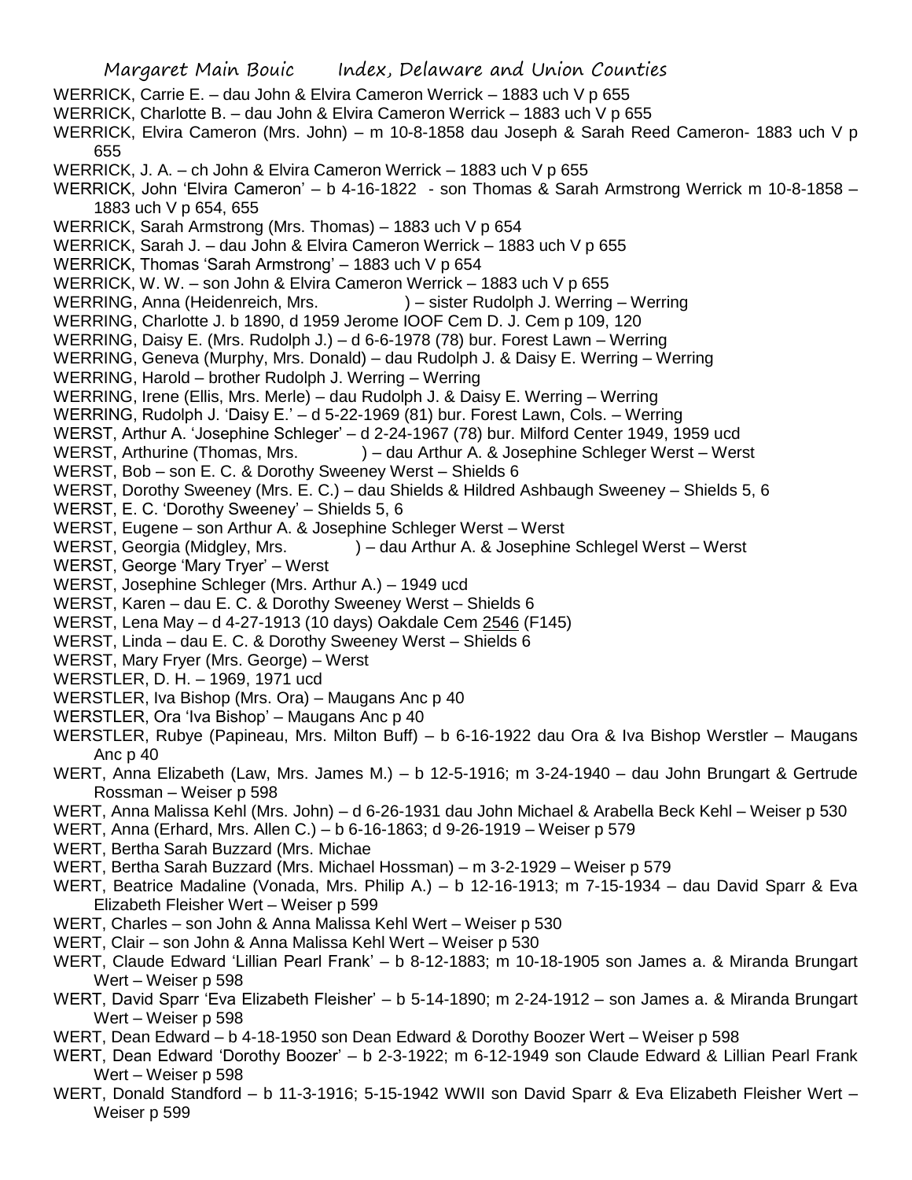WERRICK, Carrie E. – dau John & Elvira Cameron Werrick – 1883 uch V p 655

WERRICK, Charlotte B. – dau John & Elvira Cameron Werrick – 1883 uch V p 655

WERRICK, Elvira Cameron (Mrs. John) – m 10-8-1858 dau Joseph & Sarah Reed Cameron- 1883 uch V p 655

WERRICK, J. A. – ch John & Elvira Cameron Werrick – 1883 uch V p 655

WERRICK, John 'Elvira Cameron' – b 4-16-1822 - son Thomas & Sarah Armstrong Werrick m 10-8-1858 – 1883 uch V p 654, 655

WERRICK, Sarah Armstrong (Mrs. Thomas) – 1883 uch V p 654

WERRICK, Sarah J. – dau John & Elvira Cameron Werrick – 1883 uch V p 655

WERRICK, Thomas 'Sarah Armstrong' – 1883 uch V p 654

WERRICK, W. W. – son John & Elvira Cameron Werrick – 1883 uch V p 655

WERRING, Anna (Heidenreich, Mrs. ) – sister Rudolph J. Werring – Werring

WERRING, Charlotte J. b 1890, d 1959 Jerome IOOF Cem D. J. Cem p 109, 120

WERRING, Daisy E. (Mrs. Rudolph J.) – d 6-6-1978 (78) bur. Forest Lawn – Werring

WERRING, Geneva (Murphy, Mrs. Donald) – dau Rudolph J. & Daisy E. Werring – Werring

WERRING, Harold – brother Rudolph J. Werring – Werring

WERRING, Irene (Ellis, Mrs. Merle) – dau Rudolph J. & Daisy E. Werring – Werring

WERRING, Rudolph J. 'Daisy E.' – d 5-22-1969 (81) bur. Forest Lawn, Cols. – Werring

WERST, Arthur A. 'Josephine Schleger' – d 2-24-1967 (78) bur. Milford Center 1949, 1959 ucd

WERST, Arthurine (Thomas, Mrs. ) – dau Arthur A. & Josephine Schleger Werst – Werst

WERST, Bob – son E. C. & Dorothy Sweeney Werst – Shields 6

WERST, Dorothy Sweeney (Mrs. E. C.) – dau Shields & Hildred Ashbaugh Sweeney – Shields 5, 6

WERST, E. C. 'Dorothy Sweeney' – Shields 5, 6

WERST, Eugene – son Arthur A. & Josephine Schleger Werst – Werst

WERST, Georgia (Midgley, Mrs. ) – dau Arthur A. & Josephine Schlegel Werst – Werst

WERST, George 'Mary Tryer' – Werst

WERST, Josephine Schleger (Mrs. Arthur A.) – 1949 ucd

WERST, Karen – dau E. C. & Dorothy Sweeney Werst – Shields 6

WERST, Lena May – d 4-27-1913 (10 days) Oakdale Cem 2546 (F145)

WERST, Linda – dau E. C. & Dorothy Sweeney Werst – Shields 6

WERST, Mary Fryer (Mrs. George) – Werst

WERSTLER, D. H. – 1969, 1971 ucd

WERSTLER, Iva Bishop (Mrs. Ora) – Maugans Anc p 40

WERSTLER, Ora 'Iva Bishop' – Maugans Anc p 40

WERSTLER, Rubye (Papineau, Mrs. Milton Buff) – b 6-16-1922 dau Ora & Iva Bishop Werstler – Maugans Anc p 40

WERT, Anna Elizabeth (Law, Mrs. James M.) – b 12-5-1916; m 3-24-1940 – dau John Brungart & Gertrude Rossman – Weiser p 598

WERT, Anna Malissa Kehl (Mrs. John) – d 6-26-1931 dau John Michael & Arabella Beck Kehl – Weiser p 530

WERT, Anna (Erhard, Mrs. Allen C.) – b 6-16-1863; d 9-26-1919 – Weiser p 579

WERT, Bertha Sarah Buzzard (Mrs. Michae

WERT, Bertha Sarah Buzzard (Mrs. Michael Hossman) – m 3-2-1929 – Weiser p 579

WERT, Beatrice Madaline (Vonada, Mrs. Philip A.) – b 12-16-1913; m 7-15-1934 – dau David Sparr & Eva Elizabeth Fleisher Wert – Weiser p 599

WERT, Charles – son John & Anna Malissa Kehl Wert – Weiser p 530

WERT, Clair – son John & Anna Malissa Kehl Wert – Weiser p 530

WERT, Claude Edward 'Lillian Pearl Frank' – b 8-12-1883; m 10-18-1905 son James a. & Miranda Brungart Wert – Weiser p 598

WERT, David Sparr 'Eva Elizabeth Fleisher' – b 5-14-1890; m 2-24-1912 – son James a. & Miranda Brungart Wert – Weiser p 598

WERT, Dean Edward – b 4-18-1950 son Dean Edward & Dorothy Boozer Wert – Weiser p 598

WERT, Dean Edward 'Dorothy Boozer' – b 2-3-1922; m 6-12-1949 son Claude Edward & Lillian Pearl Frank Wert – Weiser p 598

WERT, Donald Standford – b 11-3-1916; 5-15-1942 WWII son David Sparr & Eva Elizabeth Fleisher Wert – Weiser p 599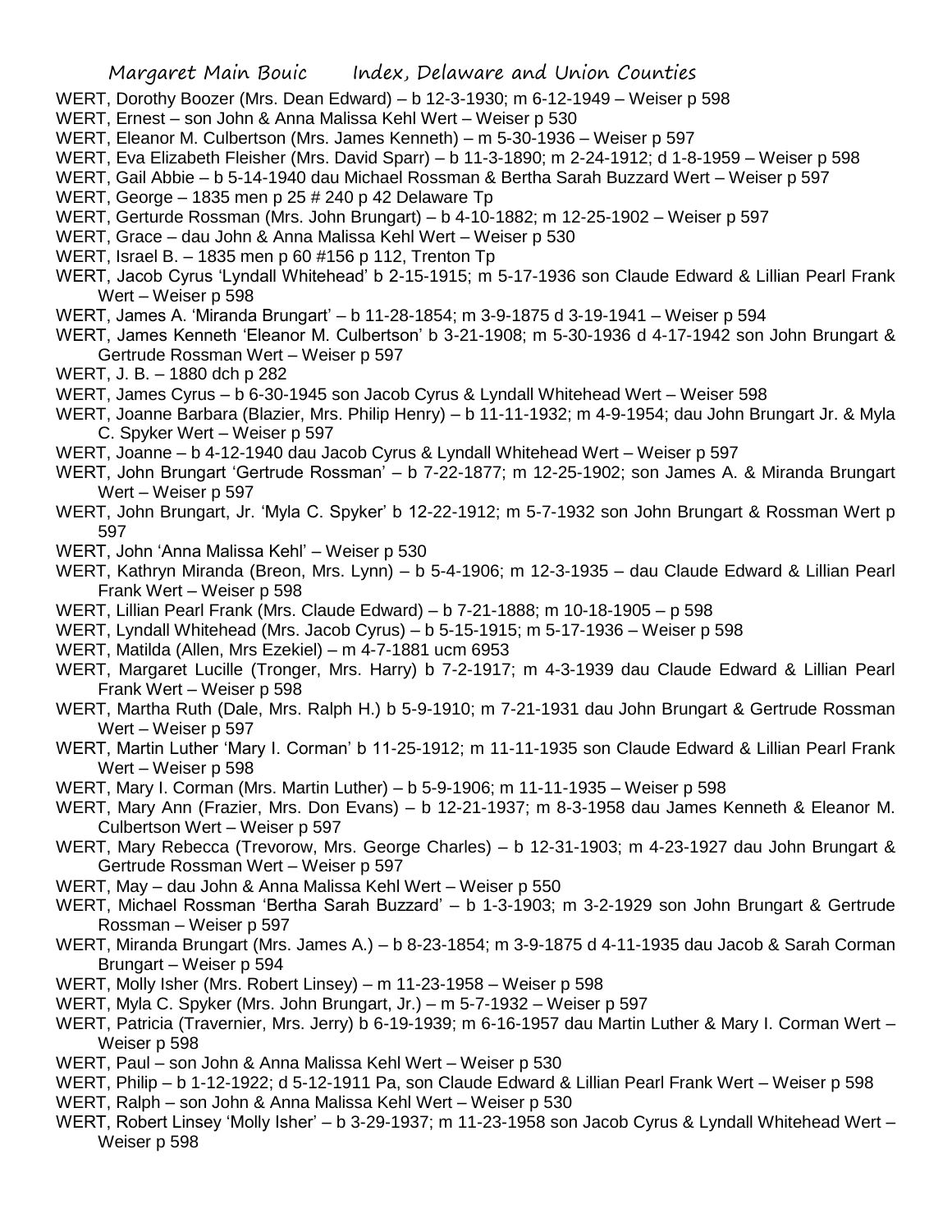WERT, Dorothy Boozer (Mrs. Dean Edward) – b 12-3-1930; m 6-12-1949 – Weiser p 598

WERT, Ernest – son John & Anna Malissa Kehl Wert – Weiser p 530

WERT, Eleanor M. Culbertson (Mrs. James Kenneth) – m 5-30-1936 – Weiser p 597

WERT, Eva Elizabeth Fleisher (Mrs. David Sparr) – b 11-3-1890; m 2-24-1912; d 1-8-1959 – Weiser p 598

WERT, Gail Abbie – b 5-14-1940 dau Michael Rossman & Bertha Sarah Buzzard Wert – Weiser p 597

WERT, George – 1835 men p 25 # 240 p 42 Delaware Tp

WERT, Gerturde Rossman (Mrs. John Brungart) – b 4-10-1882; m 12-25-1902 – Weiser p 597

WERT, Grace – dau John & Anna Malissa Kehl Wert – Weiser p 530

WERT, Israel B. – 1835 men p 60 #156 p 112, Trenton Tp

WERT, Jacob Cyrus 'Lyndall Whitehead' b 2-15-1915; m 5-17-1936 son Claude Edward & Lillian Pearl Frank Wert – Weiser p 598

WERT, James A. 'Miranda Brungart' – b 11-28-1854; m 3-9-1875 d 3-19-1941 – Weiser p 594

WERT, James Kenneth 'Eleanor M. Culbertson' b 3-21-1908; m 5-30-1936 d 4-17-1942 son John Brungart & Gertrude Rossman Wert – Weiser p 597

WERT, J. B. – 1880 dch p 282

WERT, James Cyrus – b 6-30-1945 son Jacob Cyrus & Lyndall Whitehead Wert – Weiser 598

WERT, Joanne Barbara (Blazier, Mrs. Philip Henry) – b 11-11-1932; m 4-9-1954; dau John Brungart Jr. & Myla C. Spyker Wert – Weiser p 597

WERT, Joanne – b 4-12-1940 dau Jacob Cyrus & Lyndall Whitehead Wert – Weiser p 597

WERT, John Brungart 'Gertrude Rossman' – b 7-22-1877; m 12-25-1902; son James A. & Miranda Brungart Wert – Weiser p 597

WERT, John Brungart, Jr. 'Myla C. Spyker' b 12-22-1912; m 5-7-1932 son John Brungart & Rossman Wert p 597

WERT, John 'Anna Malissa Kehl' – Weiser p 530

WERT, Kathryn Miranda (Breon, Mrs. Lynn) – b 5-4-1906; m 12-3-1935 – dau Claude Edward & Lillian Pearl Frank Wert – Weiser p 598

WERT, Lillian Pearl Frank (Mrs. Claude Edward) – b 7-21-1888; m 10-18-1905 – p 598

WERT, Lyndall Whitehead (Mrs. Jacob Cyrus) – b 5-15-1915; m 5-17-1936 – Weiser p 598

WERT, Matilda (Allen, Mrs Ezekiel) – m 4-7-1881 ucm 6953

WERT, Margaret Lucille (Tronger, Mrs. Harry) b 7-2-1917; m 4-3-1939 dau Claude Edward & Lillian Pearl Frank Wert – Weiser p 598

WERT, Martha Ruth (Dale, Mrs. Ralph H.) b 5-9-1910; m 7-21-1931 dau John Brungart & Gertrude Rossman Wert – Weiser p 597

WERT, Martin Luther 'Mary I. Corman' b 11-25-1912; m 11-11-1935 son Claude Edward & Lillian Pearl Frank Wert – Weiser p 598

WERT, Mary I. Corman (Mrs. Martin Luther) – b 5-9-1906; m 11-11-1935 – Weiser p 598

WERT, Mary Ann (Frazier, Mrs. Don Evans) – b 12-21-1937; m 8-3-1958 dau James Kenneth & Eleanor M. Culbertson Wert – Weiser p 597

WERT, Mary Rebecca (Trevorow, Mrs. George Charles) – b 12-31-1903; m 4-23-1927 dau John Brungart & Gertrude Rossman Wert – Weiser p 597

WERT, May – dau John & Anna Malissa Kehl Wert – Weiser p 550

WERT, Michael Rossman 'Bertha Sarah Buzzard' – b 1-3-1903; m 3-2-1929 son John Brungart & Gertrude Rossman – Weiser p 597

WERT, Miranda Brungart (Mrs. James A.) – b 8-23-1854; m 3-9-1875 d 4-11-1935 dau Jacob & Sarah Corman Brungart – Weiser p 594

WERT, Molly Isher (Mrs. Robert Linsey) – m 11-23-1958 – Weiser p 598

WERT, Myla C. Spyker (Mrs. John Brungart, Jr.) – m 5-7-1932 – Weiser p 597

WERT, Patricia (Travernier, Mrs. Jerry) b 6-19-1939; m 6-16-1957 dau Martin Luther & Mary I. Corman Wert – Weiser p 598

WERT, Paul – son John & Anna Malissa Kehl Wert – Weiser p 530

WERT, Philip – b 1-12-1922; d 5-12-1911 Pa, son Claude Edward & Lillian Pearl Frank Wert – Weiser p 598

WERT, Ralph – son John & Anna Malissa Kehl Wert – Weiser p 530

WERT, Robert Linsey 'Molly Isher' – b 3-29-1937; m 11-23-1958 son Jacob Cyrus & Lyndall Whitehead Wert – Weiser p 598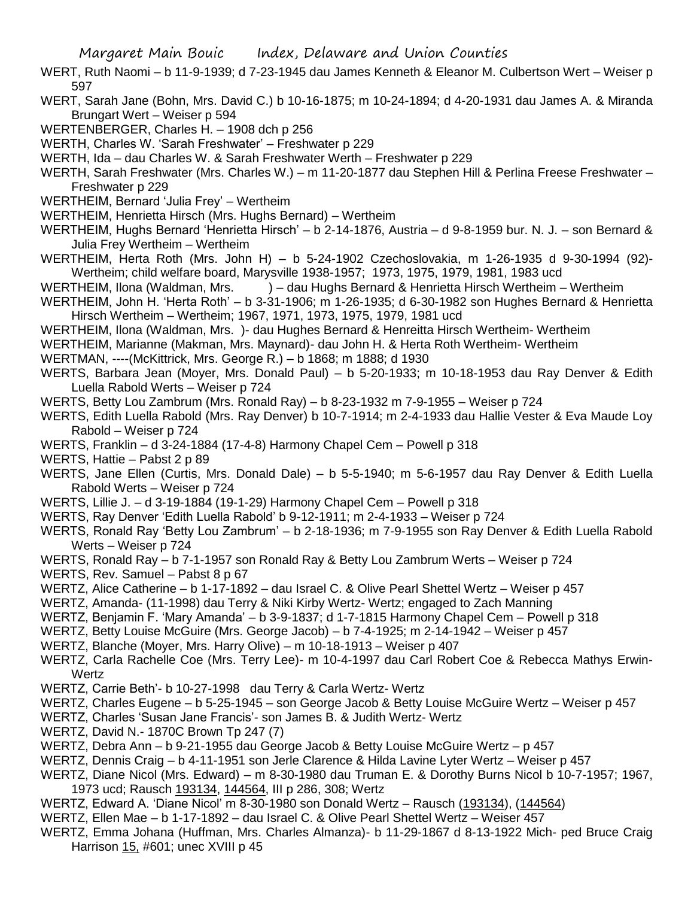WERT, Ruth Naomi – b 11-9-1939; d 7-23-1945 dau James Kenneth & Eleanor M. Culbertson Wert – Weiser p 597

WERT, Sarah Jane (Bohn, Mrs. David C.) b 10-16-1875; m 10-24-1894; d 4-20-1931 dau James A. & Miranda Brungart Wert – Weiser p 594

WERTENBERGER, Charles H. – 1908 dch p 256

WERTH, Charles W. 'Sarah Freshwater' – Freshwater p 229

WERTH, Ida – dau Charles W. & Sarah Freshwater Werth – Freshwater p 229

WERTH, Sarah Freshwater (Mrs. Charles W.) – m 11-20-1877 dau Stephen Hill & Perlina Freese Freshwater – Freshwater p 229

WERTHEIM, Bernard 'Julia Frey' – Wertheim

WERTHEIM, Henrietta Hirsch (Mrs. Hughs Bernard) – Wertheim

WERTHEIM, Hughs Bernard 'Henrietta Hirsch' – b 2-14-1876, Austria – d 9-8-1959 bur. N. J. – son Bernard & Julia Frey Wertheim – Wertheim

WERTHEIM, Herta Roth (Mrs. John H) – b 5-24-1902 Czechoslovakia, m 1-26-1935 d 9-30-1994 (92)- Wertheim; child welfare board, Marysville 1938-1957; 1973, 1975, 1979, 1981, 1983 ucd

WERTHEIM, Ilona (Waldman, Mrs. ) – dau Hughs Bernard & Henrietta Hirsch Wertheim – Wertheim

WERTHEIM, John H. 'Herta Roth' – b 3-31-1906; m 1-26-1935; d 6-30-1982 son Hughes Bernard & Henrietta Hirsch Wertheim – Wertheim; 1967, 1971, 1973, 1975, 1979, 1981 ucd

WERTHEIM, Ilona (Waldman, Mrs. )- dau Hughes Bernard & Henreitta Hirsch Wertheim- Wertheim

WERTHEIM, Marianne (Makman, Mrs. Maynard)- dau John H. & Herta Roth Wertheim- Wertheim

WERTMAN, ----(McKittrick, Mrs. George R.) – b 1868; m 1888; d 1930

WERTS, Barbara Jean (Moyer, Mrs. Donald Paul) – b 5-20-1933; m 10-18-1953 dau Ray Denver & Edith Luella Rabold Werts – Weiser p 724

WERTS, Betty Lou Zambrum (Mrs. Ronald Ray) – b 8-23-1932 m 7-9-1955 – Weiser p 724

WERTS, Edith Luella Rabold (Mrs. Ray Denver) b 10-7-1914; m 2-4-1933 dau Hallie Vester & Eva Maude Loy Rabold – Weiser p 724

WERTS, Franklin – d 3-24-1884 (17-4-8) Harmony Chapel Cem – Powell p 318

WERTS, Hattie – Pabst 2 p 89

WERTS, Jane Ellen (Curtis, Mrs. Donald Dale) – b 5-5-1940; m 5-6-1957 dau Ray Denver & Edith Luella Rabold Werts – Weiser p 724

WERTS, Lillie J. – d 3-19-1884 (19-1-29) Harmony Chapel Cem – Powell p 318

WERTS, Ray Denver 'Edith Luella Rabold' b 9-12-1911; m 2-4-1933 – Weiser p 724

WERTS, Ronald Ray 'Betty Lou Zambrum' – b 2-18-1936; m 7-9-1955 son Ray Denver & Edith Luella Rabold Werts – Weiser p 724

WERTS, Ronald Ray – b 7-1-1957 son Ronald Ray & Betty Lou Zambrum Werts – Weiser p 724

WERTS, Rev. Samuel – Pabst 8 p 67

WERTZ, Alice Catherine – b 1-17-1892 – dau Israel C. & Olive Pearl Shettel Wertz – Weiser p 457

WERTZ, Amanda- (11-1998) dau Terry & Niki Kirby Wertz- Wertz; engaged to Zach Manning

WERTZ, Benjamin F. 'Mary Amanda' – b 3-9-1837; d 1-7-1815 Harmony Chapel Cem – Powell p 318

WERTZ, Betty Louise McGuire (Mrs. George Jacob) – b 7-4-1925; m 2-14-1942 – Weiser p 457

WERTZ, Blanche (Moyer, Mrs. Harry Olive) – m 10-18-1913 – Weiser p 407

WERTZ, Carla Rachelle Coe (Mrs. Terry Lee)- m 10-4-1997 dau Carl Robert Coe & Rebecca Mathys Erwin-Wertz

WERTZ, Carrie Beth'- b 10-27-1998 dau Terry & Carla Wertz- Wertz

WERTZ, Charles Eugene – b 5-25-1945 – son George Jacob & Betty Louise McGuire Wertz – Weiser p 457

WERTZ, Charles 'Susan Jane Francis'- son James B. & Judith Wertz- Wertz

WERTZ, David N.- 1870C Brown Tp 247 (7)

WERTZ, Debra Ann – b 9-21-1955 dau George Jacob & Betty Louise McGuire Wertz – p 457

WERTZ, Dennis Craig – b 4-11-1951 son Jerle Clarence & Hilda Lavine Lyter Wertz – Weiser p 457

WERTZ, Diane Nicol (Mrs. Edward) – m 8-30-1980 dau Truman E. & Dorothy Burns Nicol b 10-7-1957; 1967, 1973 ucd; Rausch 193134, 144564, III p 286, 308; Wertz

WERTZ, Edward A. 'Diane Nicol' m 8-30-1980 son Donald Wertz – Rausch (193134), (144564)

WERTZ, Ellen Mae – b 1-17-1892 – dau Israel C. & Olive Pearl Shettel Wertz – Weiser 457

WERTZ, Emma Johana (Huffman, Mrs. Charles Almanza)- b 11-29-1867 d 8-13-1922 Mich- ped Bruce Craig Harrison 15, #601; unec XVIII p 45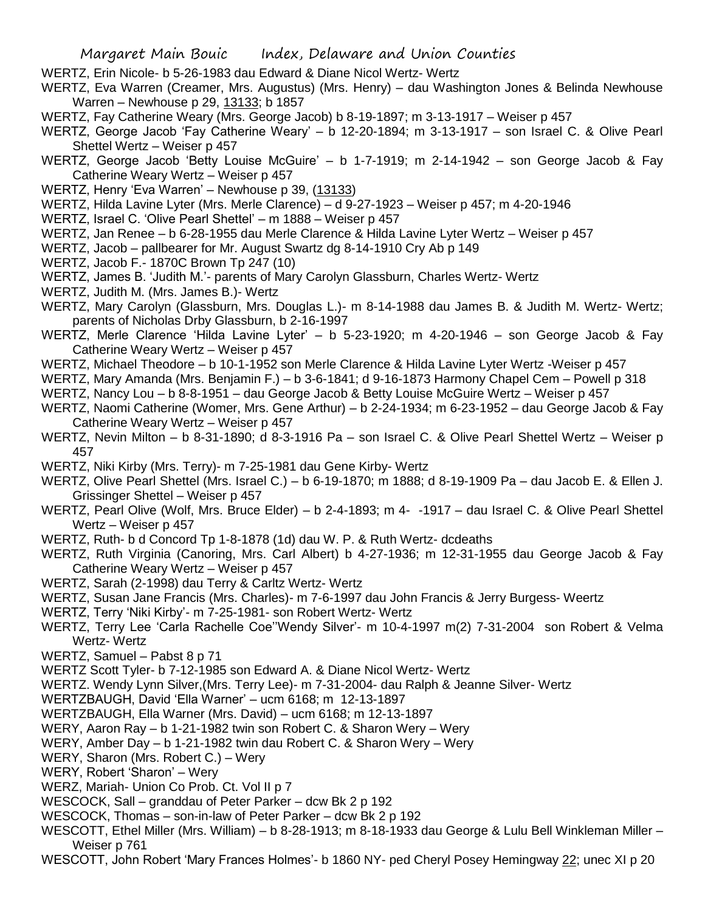WERTZ, Erin Nicole- b 5-26-1983 dau Edward & Diane Nicol Wertz- Wertz

WERTZ, Eva Warren (Creamer, Mrs. Augustus) (Mrs. Henry) – dau Washington Jones & Belinda Newhouse Warren – Newhouse p 29, 13133; b 1857

WERTZ, Fay Catherine Weary (Mrs. George Jacob) b 8-19-1897; m 3-13-1917 – Weiser p 457

WERTZ, George Jacob 'Fay Catherine Weary' – b 12-20-1894; m 3-13-1917 – son Israel C. & Olive Pearl Shettel Wertz – Weiser p 457

WERTZ, George Jacob 'Betty Louise McGuire' – b 1-7-1919; m 2-14-1942 – son George Jacob & Fay Catherine Weary Wertz – Weiser p 457

WERTZ, Henry 'Eva Warren' – Newhouse p 39, (13133)

WERTZ, Hilda Lavine Lyter (Mrs. Merle Clarence) – d 9-27-1923 – Weiser p 457; m 4-20-1946

WERTZ, Israel C. 'Olive Pearl Shettel' – m 1888 – Weiser p 457

WERTZ, Jan Renee – b 6-28-1955 dau Merle Clarence & Hilda Lavine Lyter Wertz – Weiser p 457

WERTZ, Jacob – pallbearer for Mr. August Swartz dg 8-14-1910 Cry Ab p 149

WERTZ, Jacob F.- 1870C Brown Tp 247 (10)

WERTZ, James B. 'Judith M.'- parents of Mary Carolyn Glassburn, Charles Wertz- Wertz

WERTZ, Judith M. (Mrs. James B.)- Wertz

WERTZ, Mary Carolyn (Glassburn, Mrs. Douglas L.)- m 8-14-1988 dau James B. & Judith M. Wertz- Wertz; parents of Nicholas Drby Glassburn, b 2-16-1997

WERTZ, Merle Clarence 'Hilda Lavine Lyter' – b 5-23-1920; m 4-20-1946 – son George Jacob & Fay Catherine Weary Wertz – Weiser p 457

WERTZ, Michael Theodore – b 10-1-1952 son Merle Clarence & Hilda Lavine Lyter Wertz -Weiser p 457

WERTZ, Mary Amanda (Mrs. Benjamin F.) – b 3-6-1841; d 9-16-1873 Harmony Chapel Cem – Powell p 318

WERTZ, Nancy Lou – b 8-8-1951 – dau George Jacob & Betty Louise McGuire Wertz – Weiser p 457

WERTZ, Naomi Catherine (Womer, Mrs. Gene Arthur) – b 2-24-1934; m 6-23-1952 – dau George Jacob & Fay Catherine Weary Wertz – Weiser p 457

WERTZ, Nevin Milton – b 8-31-1890; d 8-3-1916 Pa – son Israel C. & Olive Pearl Shettel Wertz – Weiser p 457

WERTZ, Niki Kirby (Mrs. Terry)- m 7-25-1981 dau Gene Kirby- Wertz

WERTZ, Olive Pearl Shettel (Mrs. Israel C.) – b 6-19-1870; m 1888; d 8-19-1909 Pa – dau Jacob E. & Ellen J. Grissinger Shettel – Weiser p 457

WERTZ, Pearl Olive (Wolf, Mrs. Bruce Elder) – b 2-4-1893; m 4- -1917 – dau Israel C. & Olive Pearl Shettel Wertz – Weiser p 457

WERTZ, Ruth- b d Concord Tp 1-8-1878 (1d) dau W. P. & Ruth Wertz- dcdeaths

WERTZ, Ruth Virginia (Canoring, Mrs. Carl Albert) b 4-27-1936; m 12-31-1955 dau George Jacob & Fay Catherine Weary Wertz – Weiser p 457

WERTZ, Sarah (2-1998) dau Terry & Carltz Wertz- Wertz

WERTZ, Susan Jane Francis (Mrs. Charles)- m 7-6-1997 dau John Francis & Jerry Burgess- Weertz

WERTZ, Terry 'Niki Kirby'- m 7-25-1981- son Robert Wertz- Wertz

WERTZ, Terry Lee 'Carla Rachelle Coe''Wendy Silver'- m 10-4-1997 m(2) 7-31-2004 son Robert & Velma Wertz- Wertz

WERTZ, Samuel – Pabst 8 p 71

WERTZ Scott Tyler- b 7-12-1985 son Edward A. & Diane Nicol Wertz- Wertz

WERTZ. Wendy Lynn Silver,(Mrs. Terry Lee)- m 7-31-2004- dau Ralph & Jeanne Silver- Wertz

WERTZBAUGH, David 'Ella Warner' – ucm 6168; m 12-13-1897

WERTZBAUGH, Ella Warner (Mrs. David) – ucm 6168; m 12-13-1897

WERY, Aaron Ray – b 1-21-1982 twin son Robert C. & Sharon Wery – Wery

WERY, Amber Day – b 1-21-1982 twin dau Robert C. & Sharon Wery – Wery

WERY, Sharon (Mrs. Robert C.) – Wery

WERY, Robert 'Sharon' – Wery

WERZ, Mariah- Union Co Prob. Ct. Vol II p 7

WESCOCK, Sall – granddau of Peter Parker – dcw Bk 2 p 192

WESCOCK, Thomas – son-in-law of Peter Parker – dcw Bk 2 p 192

WESCOTT, Ethel Miller (Mrs. William) – b 8-28-1913; m 8-18-1933 dau George & Lulu Bell Winkleman Miller – Weiser p 761

WESCOTT, John Robert 'Mary Frances Holmes'- b 1860 NY- ped Cheryl Posey Hemingway 22; unec XI p 20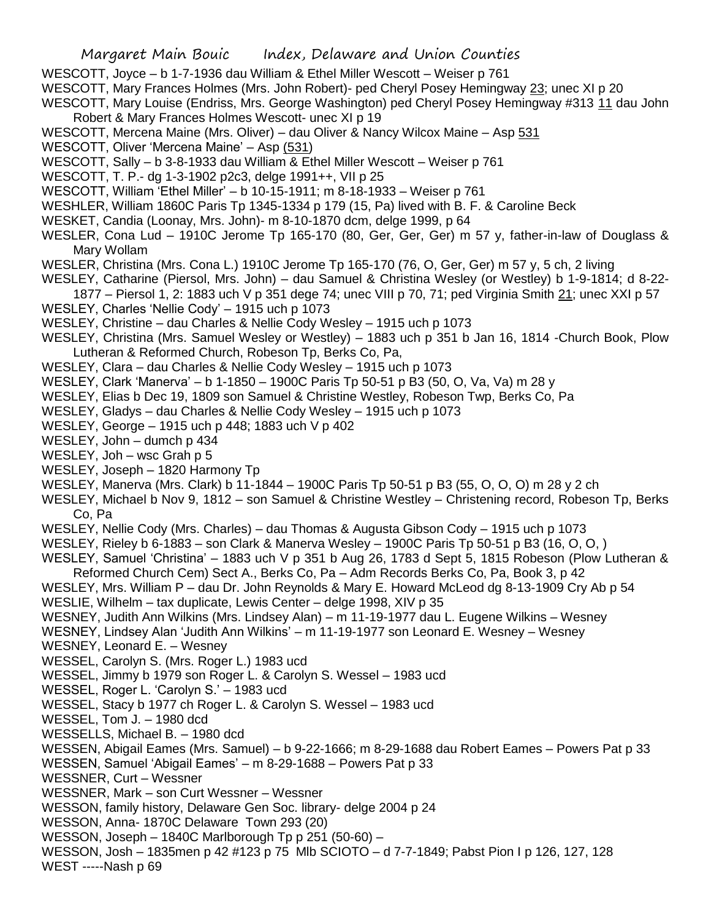WESCOTT, Joyce – b 1-7-1936 dau William & Ethel Miller Wescott – Weiser p 761

WESCOTT, Mary Frances Holmes (Mrs. John Robert)- ped Cheryl Posey Hemingway 23; unec XI p 20

WESCOTT, Mary Louise (Endriss, Mrs. George Washington) ped Cheryl Posey Hemingway #313 11 dau John Robert & Mary Frances Holmes Wescott- unec XI p 19

WESCOTT, Mercena Maine (Mrs. Oliver) – dau Oliver & Nancy Wilcox Maine – Asp 531

WESCOTT, Oliver 'Mercena Maine' – Asp (531)

WESCOTT, Sally – b 3-8-1933 dau William & Ethel Miller Wescott – Weiser p 761

WESCOTT, T. P.- dg 1-3-1902 p2c3, delge 1991++, VII p 25

WESCOTT, William 'Ethel Miller' – b 10-15-1911; m 8-18-1933 – Weiser p 761

WESHLER, William 1860C Paris Tp 1345-1334 p 179 (15, Pa) lived with B. F. & Caroline Beck

WESKET, Candia (Loonay, Mrs. John)- m 8-10-1870 dcm, delge 1999, p 64

WESLER, Cona Lud – 1910C Jerome Tp 165-170 (80, Ger, Ger, Ger) m 57 y, father-in-law of Douglass & Mary Wollam

WESLER, Christina (Mrs. Cona L.) 1910C Jerome Tp 165-170 (76, O, Ger, Ger) m 57 y, 5 ch, 2 living

WESLEY, Catharine (Piersol, Mrs. John) – dau Samuel & Christina Wesley (or Westley) b 1-9-1814; d 8-22-1877 – Piersol 1, 2: 1883 uch V p 351 dege 74; unec VIII p 70, 71; ped Virginia Smith 21; unec XXI p 57

WESLEY, Charles 'Nellie Cody' – 1915 uch p 1073

WESLEY, Christine – dau Charles & Nellie Cody Wesley – 1915 uch p 1073

WESLEY, Christina (Mrs. Samuel Wesley or Westley) – 1883 uch p 351 b Jan 16, 1814 -Church Book, Plow Lutheran & Reformed Church, Robeson Tp, Berks Co, Pa,

WESLEY, Clara – dau Charles & Nellie Cody Wesley – 1915 uch p 1073

WESLEY, Clark 'Manerva' – b 1-1850 – 1900C Paris Tp 50-51 p B3 (50, O, Va, Va) m 28 y

WESLEY, Elias b Dec 19, 1809 son Samuel & Christine Westley, Robeson Twp, Berks Co, Pa

WESLEY, Gladys – dau Charles & Nellie Cody Wesley – 1915 uch p 1073

WESLEY, George – 1915 uch p 448; 1883 uch V p 402

WESLEY, John – dumch p 434

WESLEY, Joh – wsc Grah p 5

WESLEY, Joseph – 1820 Harmony Tp

WESLEY, Manerva (Mrs. Clark) b 11-1844 – 1900C Paris Tp 50-51 p B3 (55, O, O, O) m 28 y 2 ch

WESLEY, Michael b Nov 9, 1812 – son Samuel & Christine Westley – Christening record, Robeson Tp, Berks Co, Pa

WESLEY, Nellie Cody (Mrs. Charles) – dau Thomas & Augusta Gibson Cody – 1915 uch p 1073

WESLEY, Rieley b 6-1883 – son Clark & Manerva Wesley – 1900C Paris Tp 50-51 p B3 (16, O, O, )

WESLEY, Samuel 'Christina' – 1883 uch V p 351 b Aug 26, 1783 d Sept 5, 1815 Robeson (Plow Lutheran & Reformed Church Cem) Sect A., Berks Co, Pa – Adm Records Berks Co, Pa, Book 3, p 42

WESLEY, Mrs. William P – dau Dr. John Reynolds & Mary E. Howard McLeod dg 8-13-1909 Cry Ab p 54

WESLIE, Wilhelm – tax duplicate, Lewis Center – delge 1998, XIV p 35

WESNEY, Judith Ann Wilkins (Mrs. Lindsey Alan) – m 11-19-1977 dau L. Eugene Wilkins – Wesney

WESNEY, Lindsey Alan 'Judith Ann Wilkins' – m 11-19-1977 son Leonard E. Wesney – Wesney

WESNEY, Leonard E. – Wesney

WESSEL, Carolyn S. (Mrs. Roger L.) 1983 ucd

WESSEL, Jimmy b 1979 son Roger L. & Carolyn S. Wessel – 1983 ucd

WESSEL, Roger L. 'Carolyn S.' – 1983 ucd

WESSEL, Stacy b 1977 ch Roger L. & Carolyn S. Wessel – 1983 ucd

WESSEL, Tom J. – 1980 dcd

WESSELLS, Michael B. – 1980 dcd

WESSEN, Abigail Eames (Mrs. Samuel) – b 9-22-1666; m 8-29-1688 dau Robert Eames – Powers Pat p 33

WESSEN, Samuel 'Abigail Eames' – m 8-29-1688 – Powers Pat p 33

WESSNER, Curt – Wessner

WESSNER, Mark – son Curt Wessner – Wessner

WESSON, family history, Delaware Gen Soc. library- delge 2004 p 24

WESSON, Anna- 1870C Delaware Town 293 (20)

WESSON, Joseph – 1840C Marlborough Tp p 251 (50-60) –

WESSON, Josh – 1835men p 42 #123 p 75 Mlb SCIOTO – d 7-7-1849; Pabst Pion I p 126, 127, 128

WEST -----Nash p 69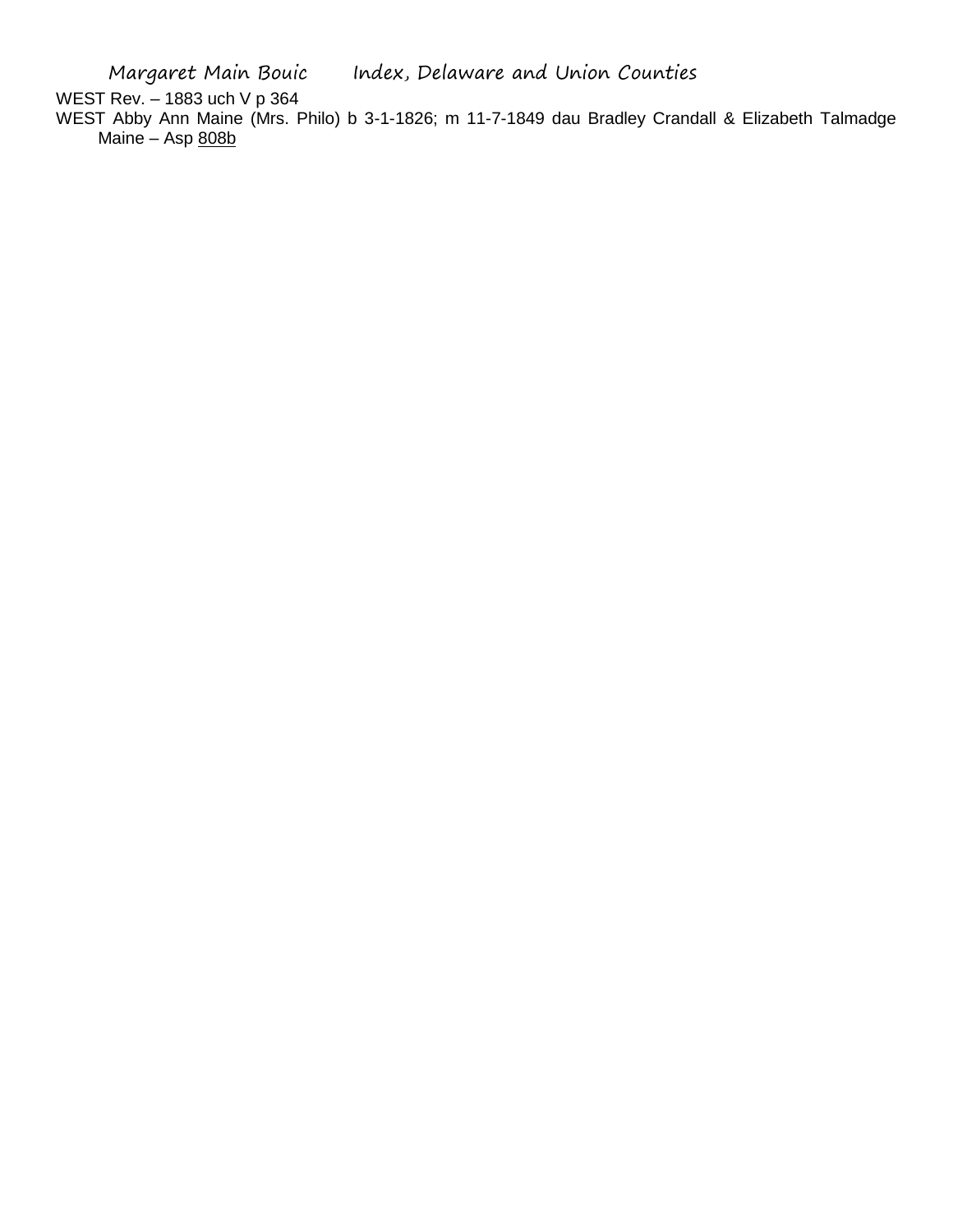WEST Rev. – 1883 uch V p 364

WEST Abby Ann Maine (Mrs. Philo) b 3-1-1826; m 11-7-1849 dau Bradley Crandall & Elizabeth Talmadge Maine – Asp 808b